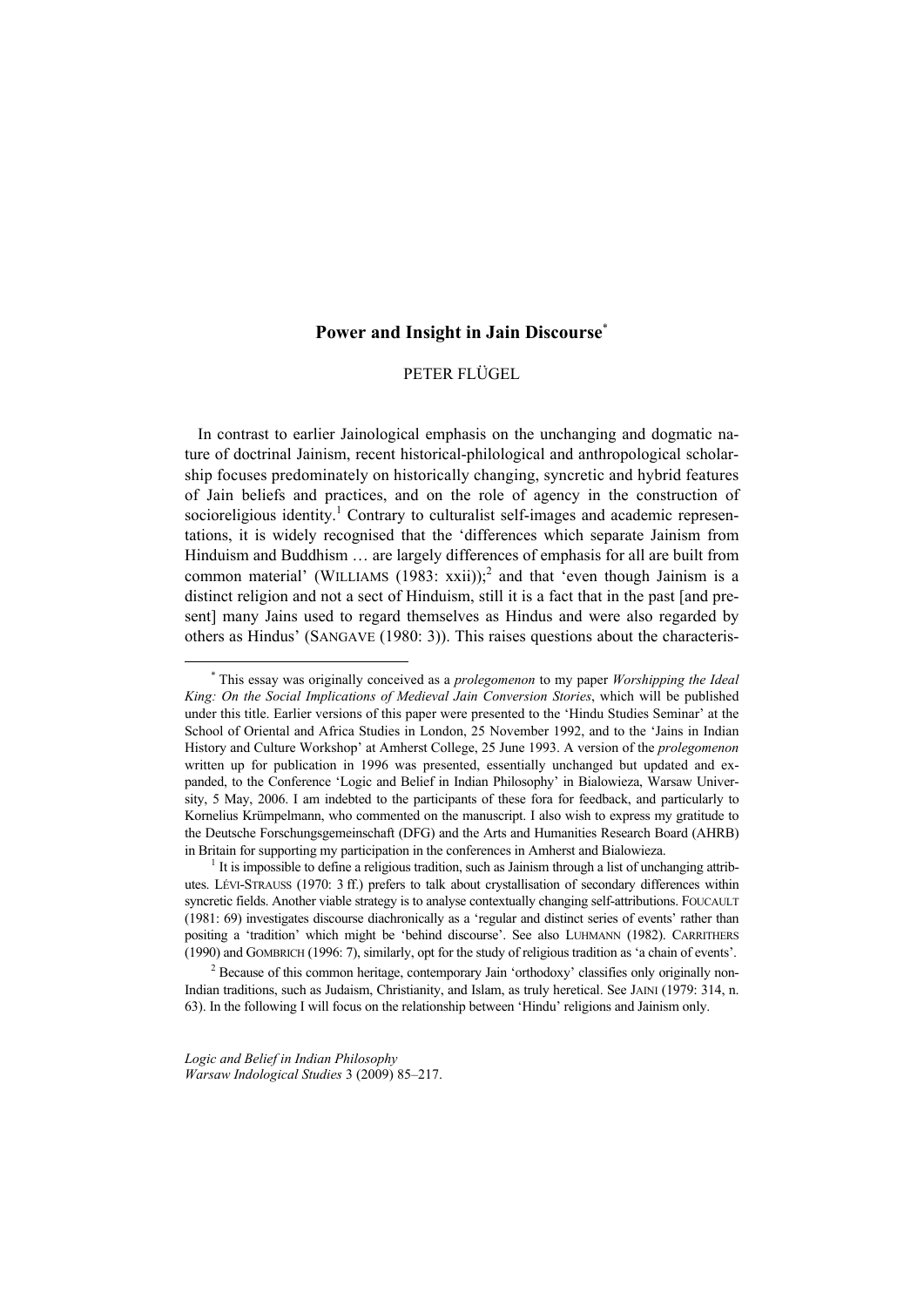# Power and Insight in Jain Discourse*

PETER FLÜGEL

In contrast to earlier Jainological emphasis on the unchanging and dogmatic nature of doctrinal Jainism, recent historical-philological and anthropological scholarship focuses predominately on historically changing, syncretic and hybrid features of Jain beliefs and practices, and on the role of agency in the construction of socioreligious identity.[1] Contrary to culturalist self-images and academic representations, it is widely recognised that the 'differences which separate Jainism from Hinduism and Buddhism … are largely differences of emphasis for all are built from common material' (WILLIAMS (1983: xxii));[2] and that 'even though Jainism is a distinct religion and not a sect of Hinduism, still it is a fact that in the past [and present] many Jains used to regard themselves as Hindus and were also regarded by others as Hindus' (SANGAVE (1980: 3)). This raises questions about the characteris-

---

* This essay was originally conceived as a *prolegomenon* to my paper *Worshipping the Ideal King: On the Social Implications of Medieval Jain Conversion Stories*, which will be published under this title. Earlier versions of this paper were presented to the 'Hindu Studies Seminar' at the School of Oriental and Africa Studies in London, 25 November 1992, and to the 'Jains in Indian History and Culture Workshop' at Amherst College, 25 June 1993. A version of the *prolegomenon* written up for publication in 1996 was presented, essentially unchanged but updated and expanded, to the Conference 'Logic and Belief in Indian Philosophy' in Bialowieza, Warsaw University, 5 May, 2006. I am indebted to the participants of these fora for feedback, and particularly to Kornelius Krümpelmann, who commented on the manuscript. I also wish to express my gratitude to the Deutsche Forschungsgemeinschaft (DFG) and the Arts and Humanities Research Board (AHRB) in Britain for supporting my participation in the conferences in Amherst and Bialowieza.

[1] It is impossible to define a religious tradition, such as Jainism through a list of unchanging attributes. LÉVI-STRAUSS (1970: 3 ff.) prefers to talk about crystallisation of secondary differences within syncretic fields. Another viable strategy is to analyse contextually changing self-attributions. FOUCAULT (1981: 69) investigates discourse diachronically as a 'regular and distinct series of events' rather than positing a 'tradition' which might be 'behind discourse'. See also LUHMANN (1982). CARRITHERS (1990) and GOMBRICH (1996: 7), similarly, opt for the study of religious tradition as 'a chain of events'.

[2] Because of this common heritage, contemporary Jain 'orthodoxy' classifies only originally non-Indian traditions, such as Judaism, Christianity, and Islam, as truly heretical. See JAINI (1979: 314, n. 63). In the following I will focus on the relationship between 'Hindu' religions and Jainism only.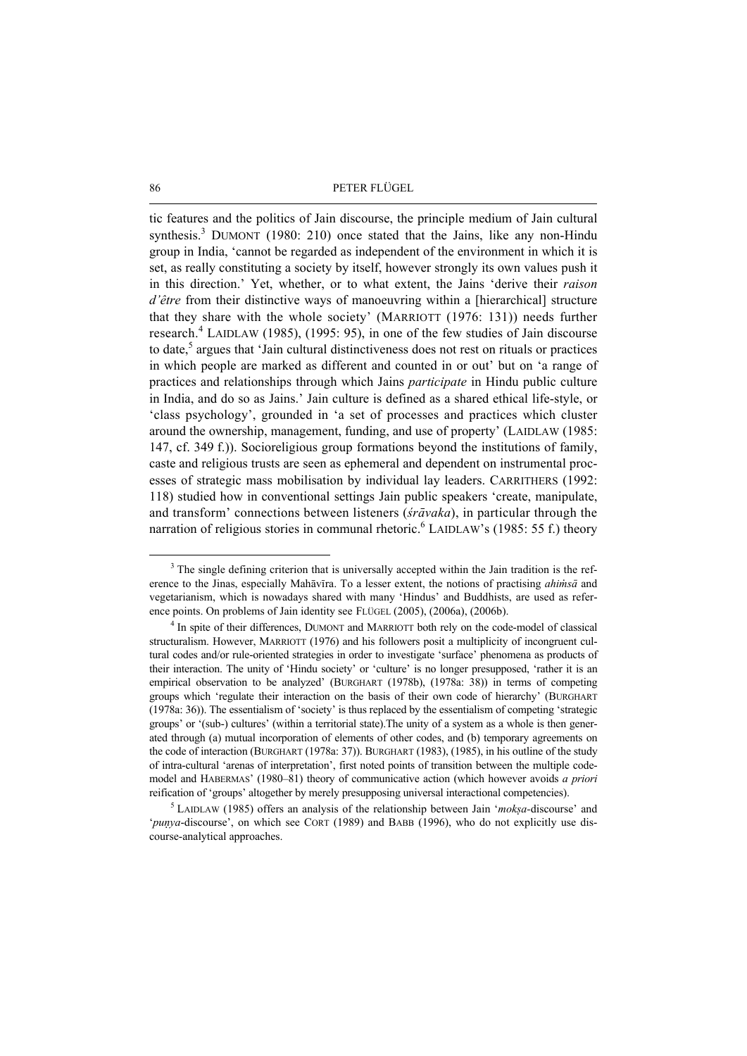tic features and the politics of Jain discourse, the principle medium of Jain cultural synthesis.[3] DUMONT (1980: 210) once stated that the Jains, like any non-Hindu group in India, 'cannot be regarded as independent of the environment in which it is set, as really constituting a society by itself, however strongly its own values push it in this direction.' Yet, whether, or to what extent, the Jains 'derive their *raison d'être* from their distinctive ways of manoeuvring within a [hierarchical] structure that they share with the whole society' (MARRIOTT (1976: 131)) needs further research.[4] LAIDLAW (1985), (1995: 95), in one of the few studies of Jain discourse to date,[5] argues that 'Jain cultural distinctiveness does not rest on rituals or practices in which people are marked as different and counted in or out' but on 'a range of practices and relationships through which Jains *participate* in Hindu public culture in India, and do so as Jains.' Jain culture is defined as a shared ethical life-style, or 'class psychology', grounded in 'a set of processes and practices which cluster around the ownership, management, funding, and use of property' (LAIDLAW (1985: 147, cf. 349 f.)). Socioreligious group formations beyond the institutions of family, caste and religious trusts are seen as ephemeral and dependent on instrumental processes of strategic mass mobilisation by individual lay leaders. CARRITHERS (1992: 118) studied how in conventional settings Jain public speakers 'create, manipulate, and transform' connections between listeners (*śrāvaka*), in particular through the narration of religious stories in communal rhetoric.[6] LAIDLAW's (1985: 55 f.) theory

[3] The single defining criterion that is universally accepted within the Jain tradition is the reference to the Jinas, especially Mahāvīra. To a lesser extent, the notions of practising *ahiṁsā* and vegetarianism, which is nowadays shared with many 'Hindus' and Buddhists, are used as reference points. On problems of Jain identity see FLÜGEL (2005), (2006a), (2006b).

[4] In spite of their differences, DUMONT and MARRIOTT both rely on the code-model of classical structuralism. However, MARRIOTT (1976) and his followers posit a multiplicity of incongruent cultural codes and/or rule-oriented strategies in order to investigate 'surface' phenomena as products of their interaction. The unity of 'Hindu society' or 'culture' is no longer presupposed, 'rather it is an empirical observation to be analyzed' (BURGHART (1978b), (1978a: 38)) in terms of competing groups which 'regulate their interaction on the basis of their own code of hierarchy' (BURGHART (1978a: 36)). The essentialism of 'society' is thus replaced by the essentialism of competing 'strategic groups' or '(sub-) cultures' (within a territorial state).The unity of a system as a whole is then generated through (a) mutual incorporation of elements of other codes, and (b) temporary agreements on the code of interaction (BURGHART (1978a: 37)). BURGHART (1983), (1985), in his outline of the study of intra-cultural 'arenas of interpretation', first noted points of transition between the multiple code-model and HABERMAS' (1980–81) theory of communicative action (which however avoids *a priori* reification of 'groups' altogether by merely presupposing universal interactional competencies).

[5] LAIDLAW (1985) offers an analysis of the relationship between Jain '*mokṣa*-discourse' and '*puṇya*-discourse', on which see CORT (1989) and BABB (1996), who do not explicitly use discourse-analytical approaches.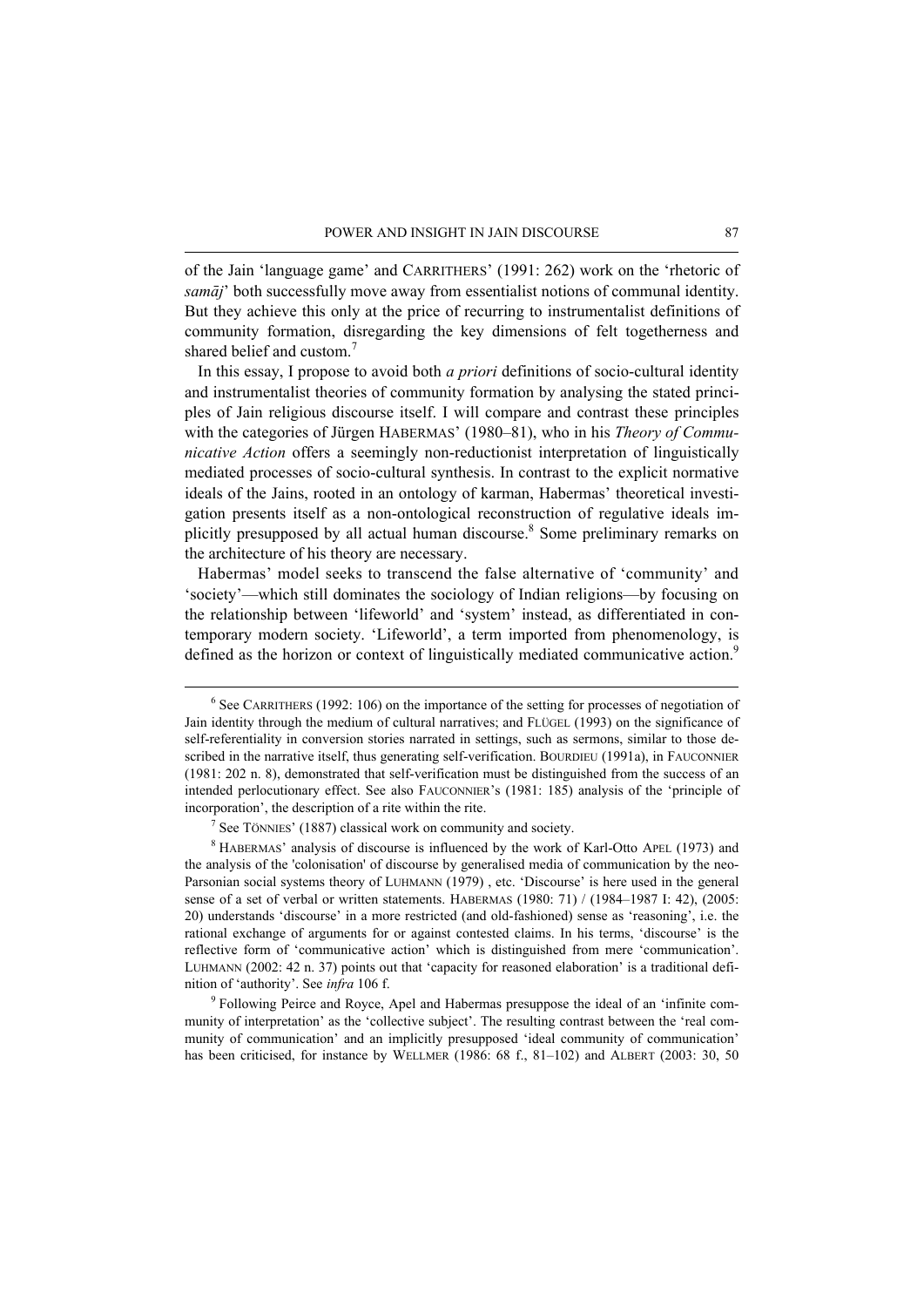of the Jain 'language game' and CARRITHERS' (1991: 262) work on the 'rhetoric of *samāj*' both successfully move away from essentialist notions of communal identity. But they achieve this only at the price of recurring to instrumentalist definitions of community formation, disregarding the key dimensions of felt togetherness and shared belief and custom.[7]

In this essay, I propose to avoid both *a priori* definitions of socio-cultural identity and instrumentalist theories of community formation by analysing the stated principles of Jain religious discourse itself. I will compare and contrast these principles with the categories of Jürgen HABERMAS' (1980–81), who in his *Theory of Communicative Action* offers a seemingly non-reductionist interpretation of linguistically mediated processes of socio-cultural synthesis. In contrast to the explicit normative ideals of the Jains, rooted in an ontology of karman, Habermas' theoretical investigation presents itself as a non-ontological reconstruction of regulative ideals implicitly presupposed by all actual human discourse.[8] Some preliminary remarks on the architecture of his theory are necessary.

Habermas' model seeks to transcend the false alternative of 'community' and 'society'—which still dominates the sociology of Indian religions—by focusing on the relationship between 'lifeworld' and 'system' instead, as differentiated in contemporary modern society. 'Lifeworld', a term imported from phenomenology, is defined as the horizon or context of linguistically mediated communicative action.[9]

---

[6] See CARRITHERS (1992: 106) on the importance of the setting for processes of negotiation of Jain identity through the medium of cultural narratives; and FLÜGEL (1993) on the significance of self-referentiality in conversion stories narrated in settings, such as sermons, similar to those described in the narrative itself, thus generating self-verification. BOURDIEU (1991a), in FAUCONNIER (1981: 202 n. 8), demonstrated that self-verification must be distinguished from the success of an intended perlocutionary effect. See also FAUCONNIER's (1981: 185) analysis of the 'principle of incorporation', the description of a rite within the rite.

[7] See TÖNNIES' (1887) classical work on community and society.

[8] HABERMAS' analysis of discourse is influenced by the work of Karl-Otto APEL (1973) and the analysis of the 'colonisation' of discourse by generalised media of communication by the neo-Parsonian social systems theory of LUHMANN (1979) , etc. 'Discourse' is here used in the general sense of a set of verbal or written statements. HABERMAS (1980: 71) / (1984–1987 I: 42), (2005: 20) understands 'discourse' in a more restricted (and old-fashioned) sense as 'reasoning', i.e. the rational exchange of arguments for or against contested claims. In his terms, 'discourse' is the reflective form of 'communicative action' which is distinguished from mere 'communication'. LUHMANN (2002: 42 n. 37) points out that 'capacity for reasoned elaboration' is a traditional definition of 'authority'. See *infra* 106 f.

[9] Following Peirce and Royce, Apel and Habermas presuppose the ideal of an 'infinite community of interpretation' as the 'collective subject'. The resulting contrast between the 'real community of communication' and an implicitly presupposed 'ideal community of communication' has been criticised, for instance by WELLMER (1986: 68 f., 81–102) and ALBERT (2003: 30, 50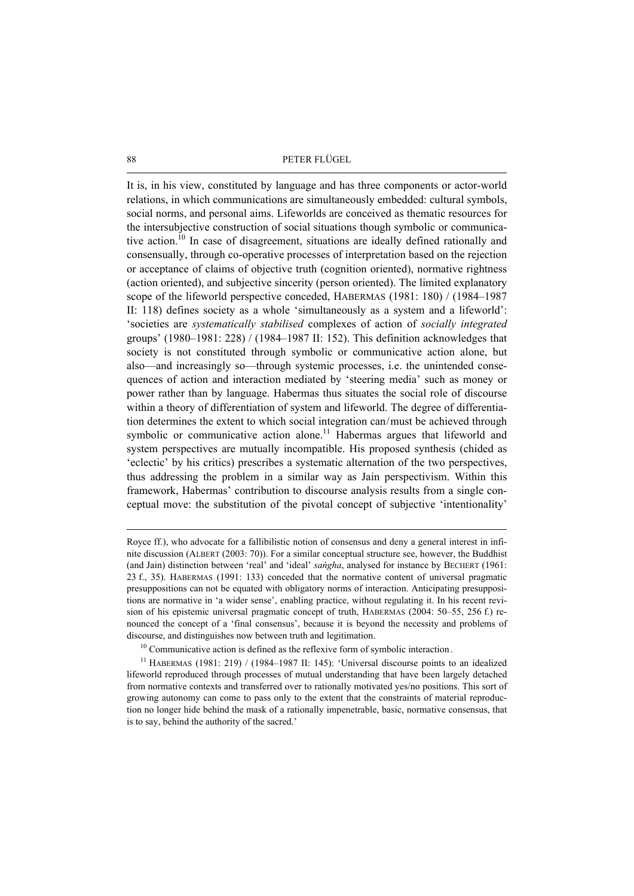It is, in his view, constituted by language and has three components or actor-world relations, in which communications are simultaneously embedded: cultural symbols, social norms, and personal aims. Lifeworlds are conceived as thematic resources for the intersubjective construction of social situations though symbolic or communicative action.[10] In case of disagreement, situations are ideally defined rationally and consensually, through co-operative processes of interpretation based on the rejection or acceptance of claims of objective truth (cognition oriented), normative rightness (action oriented), and subjective sincerity (person oriented). The limited explanatory scope of the lifeworld perspective conceded, HABERMAS (1981: 180) / (1984–1987 II: 118) defines society as a whole 'simultaneously as a system and a lifeworld': 'societies are *systematically stabilised* complexes of action of *socially integrated* groups' (1980–1981: 228) / (1984–1987 II: 152). This definition acknowledges that society is not constituted through symbolic or communicative action alone, but also—and increasingly so—through systemic processes, i.e. the unintended consequences of action and interaction mediated by 'steering media' such as money or power rather than by language. Habermas thus situates the social role of discourse within a theory of differentiation of system and lifeworld. The degree of differentiation determines the extent to which social integration can/must be achieved through symbolic or communicative action alone.[11] Habermas argues that lifeworld and system perspectives are mutually incompatible. His proposed synthesis (chided as 'eclectic' by his critics) prescribes a systematic alternation of the two perspectives, thus addressing the problem in a similar way as Jain perspectivism. Within this framework, Habermas' contribution to discourse analysis results from a single conceptual move: the substitution of the pivotal concept of subjective 'intentionality'

---

Royce ff.), who advocate for a fallibilistic notion of consensus and deny a general interest in infinite discussion (ALBERT (2003: 70)). For a similar conceptual structure see, however, the Buddhist (and Jain) distinction between 'real' and 'ideal' *saṅgha*, analysed for instance by BECHERT (1961: 23 f., 35). HABERMAS (1991: 133) conceded that the normative content of universal pragmatic presuppositions can not be equated with obligatory norms of interaction. Anticipating presuppositions are normative in 'a wider sense', enabling practice, without regulating it. In his recent revision of his epistemic universal pragmatic concept of truth, HABERMAS (2004: 50–55, 256 f.) renounced the concept of a 'final consensus', because it is beyond the necessity and problems of discourse, and distinguishes now between truth and legitimation.

[10] Communicative action is defined as the reflexive form of symbolic interaction.

[11] HABERMAS (1981: 219) / (1984–1987 II: 145): 'Universal discourse points to an idealized lifeworld reproduced through processes of mutual understanding that have been largely detached from normative contexts and transferred over to rationally motivated yes/no positions. This sort of growing autonomy can come to pass only to the extent that the constraints of material reproduction no longer hide behind the mask of a rationally impenetrable, basic, normative consensus, that is to say, behind the authority of the sacred.'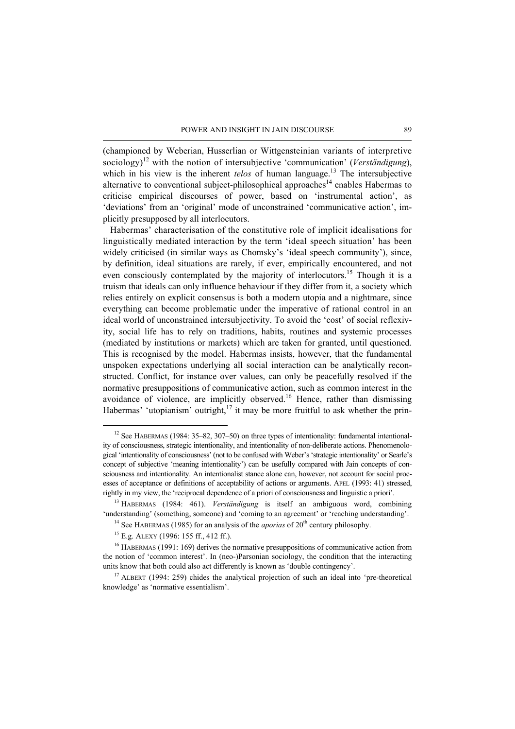(championed by Weberian, Husserlian or Wittgensteinian variants of interpretive sociology)[12] with the notion of intersubjective 'communication' (*Verständigung*), which in his view is the inherent *telos* of human language.[13] The intersubjective alternative to conventional subject-philosophical approaches[14] enables Habermas to criticise empirical discourses of power, based on 'instrumental action', as 'deviations' from an 'original' mode of unconstrained 'communicative action', implicitly presupposed by all interlocutors.

Habermas' characterisation of the constitutive role of implicit idealisations for linguistically mediated interaction by the term 'ideal speech situation' has been widely criticised (in similar ways as Chomsky's 'ideal speech community'), since, by definition, ideal situations are rarely, if ever, empirically encountered, and not even consciously contemplated by the majority of interlocutors.[15] Though it is a truism that ideals can only influence behaviour if they differ from it, a society which relies entirely on explicit consensus is both a modern utopia and a nightmare, since everything can become problematic under the imperative of rational control in an ideal world of unconstrained intersubjectivity. To avoid the 'cost' of social reflexivity, social life has to rely on traditions, habits, routines and systemic processes (mediated by institutions or markets) which are taken for granted, until questioned. This is recognised by the model. Habermas insists, however, that the fundamental unspoken expectations underlying all social interaction can be analytically reconstructed. Conflict, for instance over values, can only be peacefully resolved if the normative presuppositions of communicative action, such as common interest in the avoidance of violence, are implicitly observed.[16] Hence, rather than dismissing Habermas' 'utopianism' outright,[17] it may be more fruitful to ask whether the prin-

---

[12] See HABERMAS (1984: 35–82, 307–50) on three types of intentionality: fundamental intentionality of consciousness, strategic intentionality, and intentionality of non-deliberate actions. Phenomenological 'intentionality of consciousness' (not to be confused with Weber's 'strategic intentionality' or Searle's concept of subjective 'meaning intentionality') can be usefully compared with Jain concepts of consciousness and intentionality. An intentionalist stance alone can, however, not account for social processes of acceptance or definitions of acceptability of actions or arguments. APEL (1993: 41) stressed, rightly in my view, the 'reciprocal dependence of a priori of consciousness and linguistic a priori'.

[13] HABERMAS (1984: 461). *Verständigung* is itself an ambiguous word, combining 'understanding' (something, someone) and 'coming to an agreement' or 'reaching understanding'.

[14] See HABERMAS (1985) for an analysis of the *aporias* of 20th century philosophy.

[15] E.g. ALEXY (1996: 155 ff., 412 ff.).

[16] HABERMAS (1991: 169) derives the normative presuppositions of communicative action from the notion of 'common interest'. In (neo-)Parsonian sociology, the condition that the interacting units know that both could also act differently is known as 'double contingency'.

[17] ALBERT (1994: 259) chides the analytical projection of such an ideal into 'pre-theoretical knowledge' as 'normative essentialism'.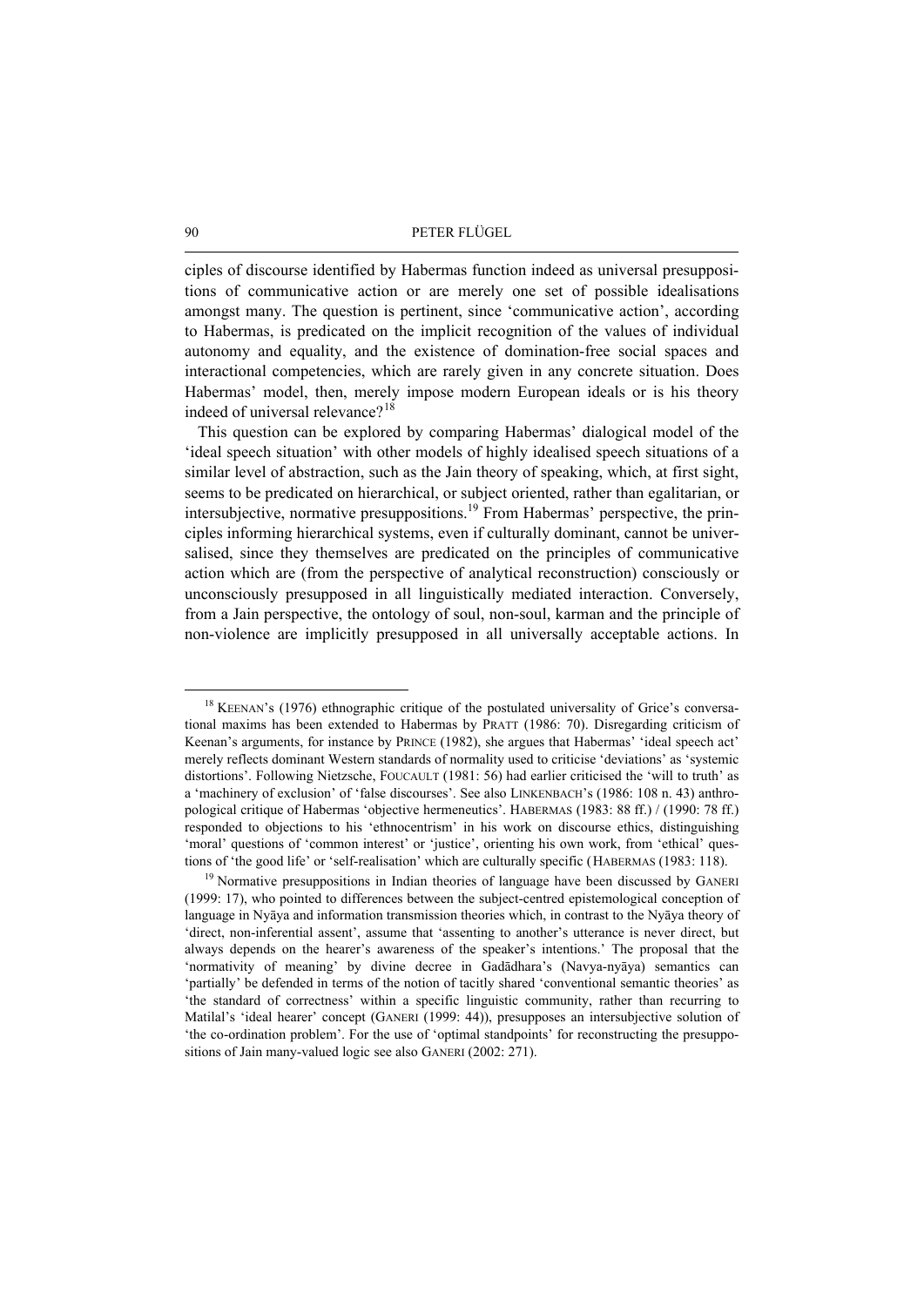ciples of discourse identified by Habermas function indeed as universal presuppositions of communicative action or are merely one set of possible idealisations amongst many. The question is pertinent, since 'communicative action', according to Habermas, is predicated on the implicit recognition of the values of individual autonomy and equality, and the existence of domination-free social spaces and interactional competencies, which are rarely given in any concrete situation. Does Habermas' model, then, merely impose modern European ideals or is his theory indeed of universal relevance?[18]

This question can be explored by comparing Habermas' dialogical model of the 'ideal speech situation' with other models of highly idealised speech situations of a similar level of abstraction, such as the Jain theory of speaking, which, at first sight, seems to be predicated on hierarchical, or subject oriented, rather than egalitarian, or intersubjective, normative presuppositions.[19] From Habermas' perspective, the principles informing hierarchical systems, even if culturally dominant, cannot be universalised, since they themselves are predicated on the principles of communicative action which are (from the perspective of analytical reconstruction) consciously or unconsciously presupposed in all linguistically mediated interaction. Conversely, from a Jain perspective, the ontology of soul, non-soul, karman and the principle of non-violence are implicitly presupposed in all universally acceptable actions. In

---

[18] KEENAN's (1976) ethnographic critique of the postulated universality of Grice's conversational maxims has been extended to Habermas by PRATT (1986: 70). Disregarding criticism of Keenan's arguments, for instance by PRINCE (1982), she argues that Habermas' 'ideal speech act' merely reflects dominant Western standards of normality used to criticise 'deviations' as 'systemic distortions'. Following Nietzsche, FOUCAULT (1981: 56) had earlier criticised the 'will to truth' as a 'machinery of exclusion' of 'false discourses'. See also LINKENBACH's (1986: 108 n. 43) anthropological critique of Habermas 'objective hermeneutics'. HABERMAS (1983: 88 ff.) / (1990: 78 ff.) responded to objections to his 'ethnocentrism' in his work on discourse ethics, distinguishing 'moral' questions of 'common interest' or 'justice', orienting his own work, from 'ethical' questions of 'the good life' or 'self-realisation' which are culturally specific (HABERMAS (1983: 118).

[19] Normative presuppositions in Indian theories of language have been discussed by GANERI (1999: 17), who pointed to differences between the subject-centred epistemological conception of language in Nyāya and information transmission theories which, in contrast to the Nyāya theory of 'direct, non-inferential assent', assume that 'assenting to another's utterance is never direct, but always depends on the hearer's awareness of the speaker's intentions.' The proposal that the 'normativity of meaning' by divine decree in Gadādhara's (Navya-nyāya) semantics can 'partially' be defended in terms of the notion of tacitly shared 'conventional semantic theories' as 'the standard of correctness' within a specific linguistic community, rather than recurring to Matilal's 'ideal hearer' concept (GANERI (1999: 44)), presupposes an intersubjective solution of 'the co-ordination problem'. For the use of 'optimal standpoints' for reconstructing the presuppositions of Jain many-valued logic see also GANERI (2002: 271).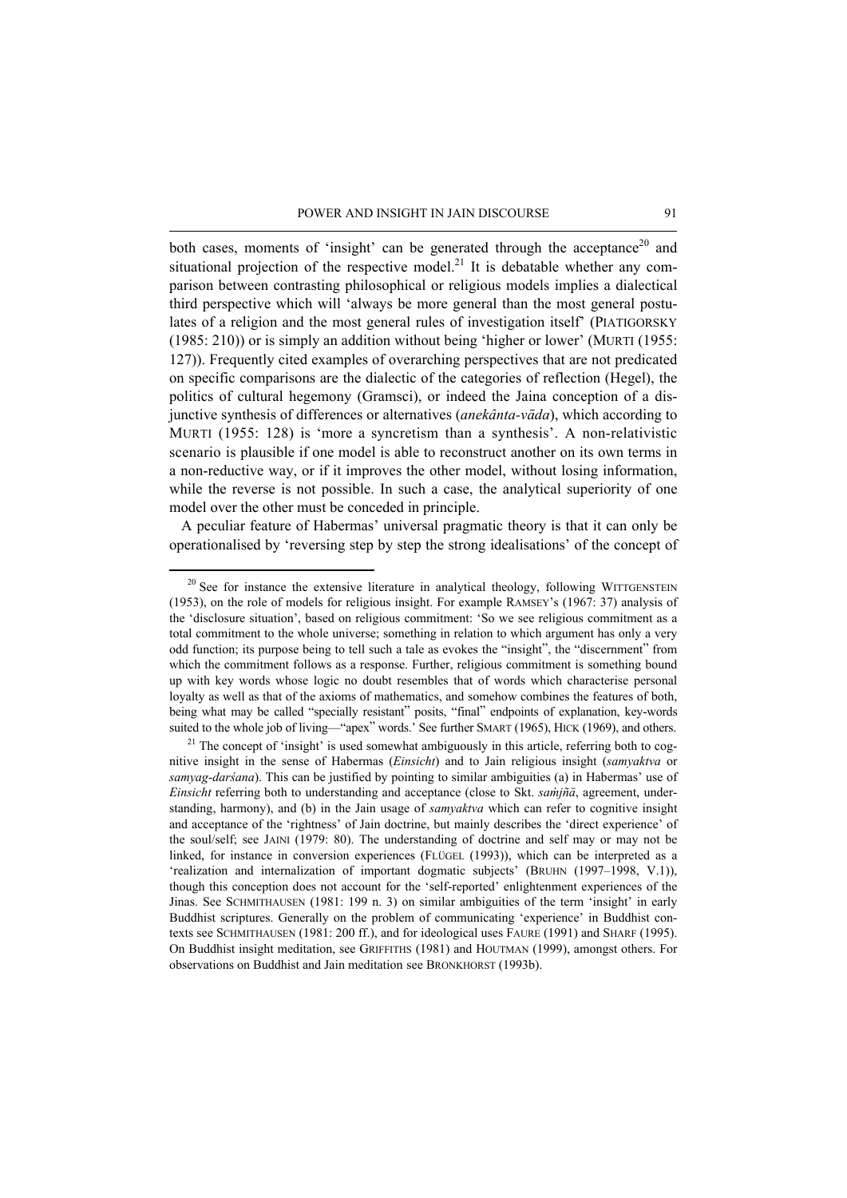both cases, moments of 'insight' can be generated through the acceptance[20] and situational projection of the respective model.[21] It is debatable whether any comparison between contrasting philosophical or religious models implies a dialectical third perspective which will 'always be more general than the most general postulates of a religion and the most general rules of investigation itself' (PIATIGORSKY (1985: 210)) or is simply an addition without being 'higher or lower' (MURTI (1955: 127)). Frequently cited examples of overarching perspectives that are not predicated on specific comparisons are the dialectic of the categories of reflection (Hegel), the politics of cultural hegemony (Gramsci), or indeed the Jaina conception of a disjunctive synthesis of differences or alternatives (*anekânta-vāda*), which according to MURTI (1955: 128) is 'more a syncretism than a synthesis'. A non-relativistic scenario is plausible if one model is able to reconstruct another on its own terms in a non-reductive way, or if it improves the other model, without losing information, while the reverse is not possible. In such a case, the analytical superiority of one model over the other must be conceded in principle.

A peculiar feature of Habermas' universal pragmatic theory is that it can only be operationalised by 'reversing step by step the strong idealisations' of the concept of

---

[20] See for instance the extensive literature in analytical theology, following WITTGENSTEIN (1953), on the role of models for religious insight. For example RAMSEY's (1967: 37) analysis of the 'disclosure situation', based on religious commitment: 'So we see religious commitment as a total commitment to the whole universe; something in relation to which argument has only a very odd function; its purpose being to tell such a tale as evokes the "insight", the "discernment" from which the commitment follows as a response. Further, religious commitment is something bound up with key words whose logic no doubt resembles that of words which characterise personal loyalty as well as that of the axioms of mathematics, and somehow combines the features of both, being what may be called "specially resistant" posits, "final" endpoints of explanation, key-words suited to the whole job of living—"apex" words.' See further SMART (1965), HICK (1969), and others.

[21] The concept of 'insight' is used somewhat ambiguously in this article, referring both to cognitive insight in the sense of Habermas (*Einsicht*) and to Jain religious insight (*samyaktva* or *samyag-darśana*). This can be justified by pointing to similar ambiguities (a) in Habermas' use of *Einsicht* referring both to understanding and acceptance (close to Skt. *saṁjñā*, agreement, understanding, harmony), and (b) in the Jain usage of *samyaktva* which can refer to cognitive insight and acceptance of the 'rightness' of Jain doctrine, but mainly describes the 'direct experience' of the soul/self; see JAINI (1979: 80). The understanding of doctrine and self may or may not be linked, for instance in conversion experiences (FLÜGEL (1993)), which can be interpreted as a 'realization and internalization of important dogmatic subjects' (BRUHN (1997–1998, V.1)), though this conception does not account for the 'self-reported' enlightenment experiences of the Jinas. See SCHMITHAUSEN (1981: 199 n. 3) on similar ambiguities of the term 'insight' in early Buddhist scriptures. Generally on the problem of communicating 'experience' in Buddhist contexts see SCHMITHAUSEN (1981: 200 ff.), and for ideological uses FAURE (1991) and SHARF (1995). On Buddhist insight meditation, see GRIFFITHS (1981) and HOUTMAN (1999), amongst others. For observations on Buddhist and Jain meditation see BRONKHORST (1993b).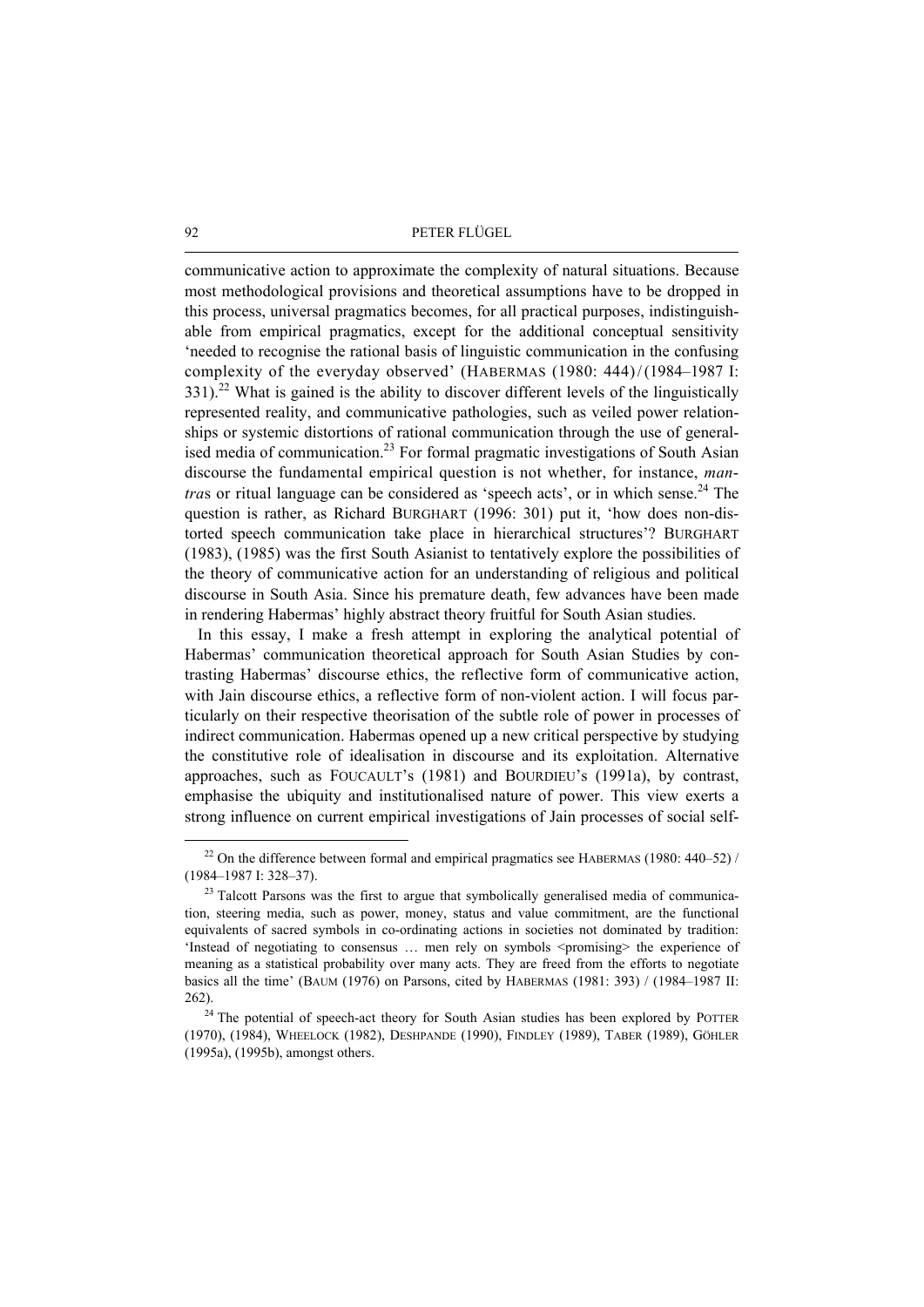communicative action to approximate the complexity of natural situations. Because most methodological provisions and theoretical assumptions have to be dropped in this process, universal pragmatics becomes, for all practical purposes, indistinguishable from empirical pragmatics, except for the additional conceptual sensitivity 'needed to recognise the rational basis of linguistic communication in the confusing complexity of the everyday observed' (HABERMAS (1980: 444) / (1984–1987 I: 331).[22] What is gained is the ability to discover different levels of the linguistically represented reality, and communicative pathologies, such as veiled power relationships or systemic distortions of rational communication through the use of generalised media of communication.[23] For formal pragmatic investigations of South Asian discourse the fundamental empirical question is not whether, for instance, *mantras* or ritual language can be considered as 'speech acts', or in which sense.[24] The question is rather, as Richard BURGHART (1996: 301) put it, 'how does non-distorted speech communication take place in hierarchical structures'? BURGHART (1983), (1985) was the first South Asianist to tentatively explore the possibilities of the theory of communicative action for an understanding of religious and political discourse in South Asia. Since his premature death, few advances have been made in rendering Habermas' highly abstract theory fruitful for South Asian studies.

In this essay, I make a fresh attempt in exploring the analytical potential of Habermas' communication theoretical approach for South Asian Studies by contrasting Habermas' discourse ethics, the reflective form of communicative action, with Jain discourse ethics, a reflective form of non-violent action. I will focus particularly on their respective theorisation of the subtle role of power in processes of indirect communication. Habermas opened up a new critical perspective by studying the constitutive role of idealisation in discourse and its exploitation. Alternative approaches, such as FOUCAULT's (1981) and BOURDIEU's (1991a), by contrast, emphasise the ubiquity and institutionalised nature of power. This view exerts a strong influence on current empirical investigations of Jain processes of social self-

---

[22] On the difference between formal and empirical pragmatics see HABERMAS (1980: 440–52) / (1984–1987 I: 328–37).

[23] Talcott Parsons was the first to argue that symbolically generalised media of communication, steering media, such as power, money, status and value commitment, are the functional equivalents of sacred symbols in co-ordinating actions in societies not dominated by tradition: 'Instead of negotiating to consensus … men rely on symbols <promising> the experience of meaning as a statistical probability over many acts. They are freed from the efforts to negotiate basics all the time' (BAUM (1976) on Parsons, cited by HABERMAS (1981: 393) / (1984–1987 II: 262).

[24] The potential of speech-act theory for South Asian studies has been explored by POTTER (1970), (1984), WHEELOCK (1982), DESHPANDE (1990), FINDLEY (1989), TABER (1989), GÖHLER (1995a), (1995b), amongst others.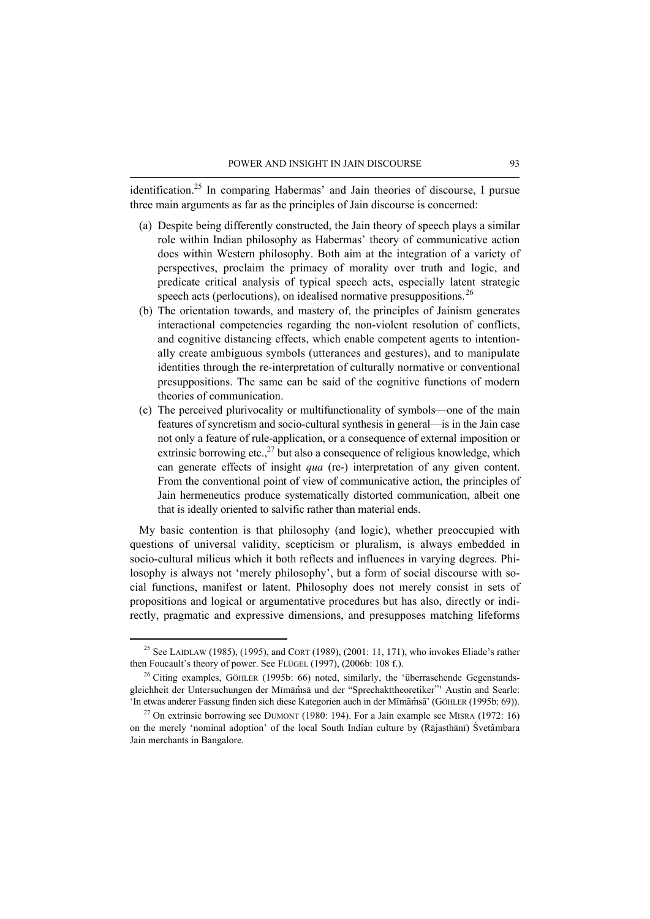identification.[25] In comparing Habermas' and Jain theories of discourse, I pursue three main arguments as far as the principles of Jain discourse is concerned:

(a) Despite being differently constructed, the Jain theory of speech plays a similar role within Indian philosophy as Habermas' theory of communicative action does within Western philosophy. Both aim at the integration of a variety of perspectives, proclaim the primacy of morality over truth and logic, and predicate critical analysis of typical speech acts, especially latent strategic speech acts (perlocutions), on idealised normative presuppositions.[26]

(b) The orientation towards, and mastery of, the principles of Jainism generates interactional competencies regarding the non-violent resolution of conflicts, and cognitive distancing effects, which enable competent agents to intentionally create ambiguous symbols (utterances and gestures), and to manipulate identities through the re-interpretation of culturally normative or conventional presuppositions. The same can be said of the cognitive functions of modern theories of communication.

(c) The perceived plurivocality or multifunctionality of symbols—one of the main features of syncretism and socio-cultural synthesis in general—is in the Jain case not only a feature of rule-application, or a consequence of external imposition or extrinsic borrowing etc.,[27] but also a consequence of religious knowledge, which can generate effects of insight *qua* (re-) interpretation of any given content. From the conventional point of view of communicative action, the principles of Jain hermeneutics produce systematically distorted communication, albeit one that is ideally oriented to salvific rather than material ends.

My basic contention is that philosophy (and logic), whether preoccupied with questions of universal validity, scepticism or pluralism, is always embedded in socio-cultural milieus which it both reflects and influences in varying degrees. Philosophy is always not 'merely philosophy', but a form of social discourse with social functions, manifest or latent. Philosophy does not merely consist in sets of propositions and logical or argumentative procedures but has also, directly or indirectly, pragmatic and expressive dimensions, and presupposes matching lifeforms

---

[25] See LAIDLAW (1985), (1995), and CORT (1989), (2001: 11, 171), who invokes Eliade's rather then Foucault's theory of power. See FLÜGEL (1997), (2006b: 108 f.).

[26] Citing examples, GÖHLER (1995b: 66) noted, similarly, the 'überraschende Gegenstandsgleichheit der Untersuchungen der Mīmāṁsā und der "Sprechakttheoretiker"' Austin and Searle: 'In etwas anderer Fassung finden sich diese Kategorien auch in der Mīmāṁsā' (GÖHLER (1995b: 69)).

[27] On extrinsic borrowing see DUMONT (1980: 194). For a Jain example see MISRA (1972: 16) on the merely 'nominal adoption' of the local South Indian culture by (Rājasthānī) Śvetâmbara Jain merchants in Bangalore.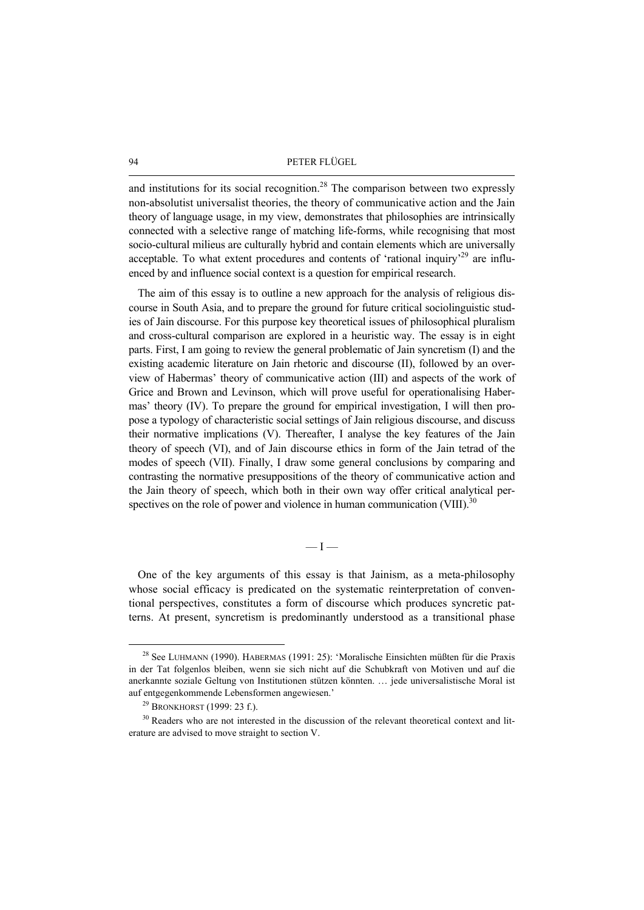and institutions for its social recognition.[28] The comparison between two expressly non-absolutist universalist theories, the theory of communicative action and the Jain theory of language usage, in my view, demonstrates that philosophies are intrinsically connected with a selective range of matching life-forms, while recognising that most socio-cultural milieus are culturally hybrid and contain elements which are universally acceptable. To what extent procedures and contents of 'rational inquiry'[29] are influenced by and influence social context is a question for empirical research.

The aim of this essay is to outline a new approach for the analysis of religious discourse in South Asia, and to prepare the ground for future critical sociolinguistic studies of Jain discourse. For this purpose key theoretical issues of philosophical pluralism and cross-cultural comparison are explored in a heuristic way. The essay is in eight parts. First, I am going to review the general problematic of Jain syncretism (I) and the existing academic literature on Jain rhetoric and discourse (II), followed by an overview of Habermas' theory of communicative action (III) and aspects of the work of Grice and Brown and Levinson, which will prove useful for operationalising Habermas' theory (IV). To prepare the ground for empirical investigation, I will then propose a typology of characteristic social settings of Jain religious discourse, and discuss their normative implications (V). Thereafter, I analyse the key features of the Jain theory of speech (VI), and of Jain discourse ethics in form of the Jain tetrad of the modes of speech (VII). Finally, I draw some general conclusions by comparing and contrasting the normative presuppositions of the theory of communicative action and the Jain theory of speech, which both in their own way offer critical analytical perspectives on the role of power and violence in human communication (VIII).[30]

## — I —

One of the key arguments of this essay is that Jainism, as a meta-philosophy whose social efficacy is predicated on the systematic reinterpretation of conventional perspectives, constitutes a form of discourse which produces syncretic patterns. At present, syncretism is predominantly understood as a transitional phase

---

[28] See LUHMANN (1990). HABERMAS (1991: 25): 'Moralische Einsichten müßten für die Praxis in der Tat folgenlos bleiben, wenn sie sich nicht auf die Schubkraft von Motiven und auf die anerkannte soziale Geltung von Institutionen stützen könnten. … jede universalistische Moral ist auf entgegenkommende Lebensformen angewiesen.'

[29] BRONKHORST (1999: 23 f.).

[30] Readers who are not interested in the discussion of the relevant theoretical context and literature are advised to move straight to section V.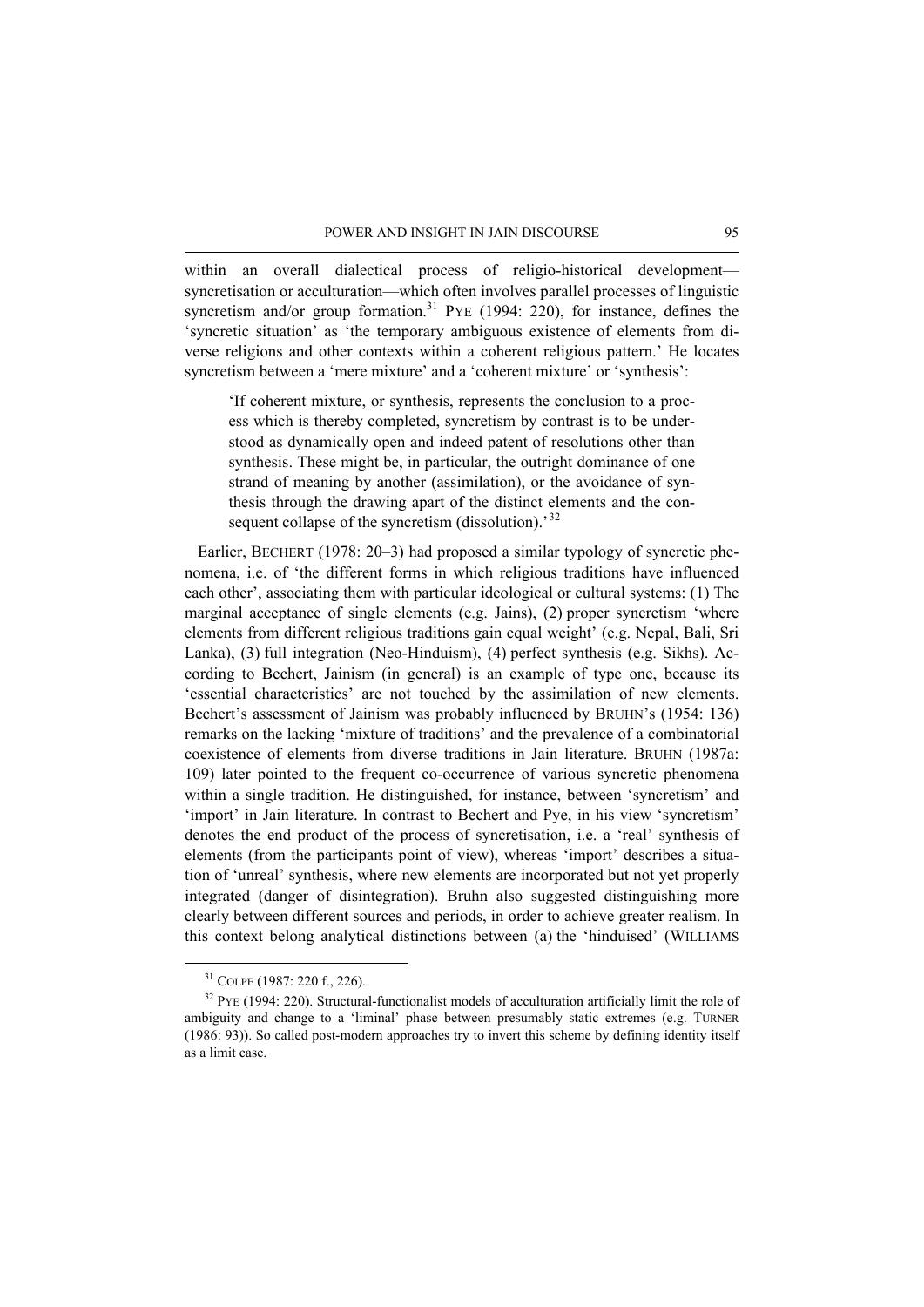within an overall dialectical process of religio-historical development—syncretisation or acculturation—which often involves parallel processes of linguistic syncretism and/or group formation.[31] PYE (1994: 220), for instance, defines the 'syncretic situation' as 'the temporary ambiguous existence of elements from diverse religions and other contexts within a coherent religious pattern.' He locates syncretism between a 'mere mixture' and a 'coherent mixture' or 'synthesis':

> 'If coherent mixture, or synthesis, represents the conclusion to a process which is thereby completed, syncretism by contrast is to be understood as dynamically open and indeed patent of resolutions other than synthesis. These might be, in particular, the outright dominance of one strand of meaning by another (assimilation), or the avoidance of synthesis through the drawing apart of the distinct elements and the consequent collapse of the syncretism (dissolution).'[32]

Earlier, BECHERT (1978: 20–3) had proposed a similar typology of syncretic phenomena, i.e. of 'the different forms in which religious traditions have influenced each other', associating them with particular ideological or cultural systems: (1) The marginal acceptance of single elements (e.g. Jains), (2) proper syncretism 'where elements from different religious traditions gain equal weight' (e.g. Nepal, Bali, Sri Lanka), (3) full integration (Neo-Hinduism), (4) perfect synthesis (e.g. Sikhs). According to Bechert, Jainism (in general) is an example of type one, because its 'essential characteristics' are not touched by the assimilation of new elements. Bechert's assessment of Jainism was probably influenced by BRUHN's (1954: 136) remarks on the lacking 'mixture of traditions' and the prevalence of a combinatorial coexistence of elements from diverse traditions in Jain literature. BRUHN (1987a: 109) later pointed to the frequent co-occurrence of various syncretic phenomena within a single tradition. He distinguished, for instance, between 'syncretism' and 'import' in Jain literature. In contrast to Bechert and Pye, in his view 'syncretism' denotes the end product of the process of syncretisation, i.e. a 'real' synthesis of elements (from the participants point of view), whereas 'import' describes a situation of 'unreal' synthesis, where new elements are incorporated but not yet properly integrated (danger of disintegration). Bruhn also suggested distinguishing more clearly between different sources and periods, in order to achieve greater realism. In this context belong analytical distinctions between (a) the 'hinduised' (WILLIAMS

---

[31] COLPE (1987: 220 f., 226).

[32] PYE (1994: 220). Structural-functionalist models of acculturation artificially limit the role of ambiguity and change to a 'liminal' phase between presumably static extremes (e.g. TURNER (1986: 93)). So called post-modern approaches try to invert this scheme by defining identity itself as a limit case.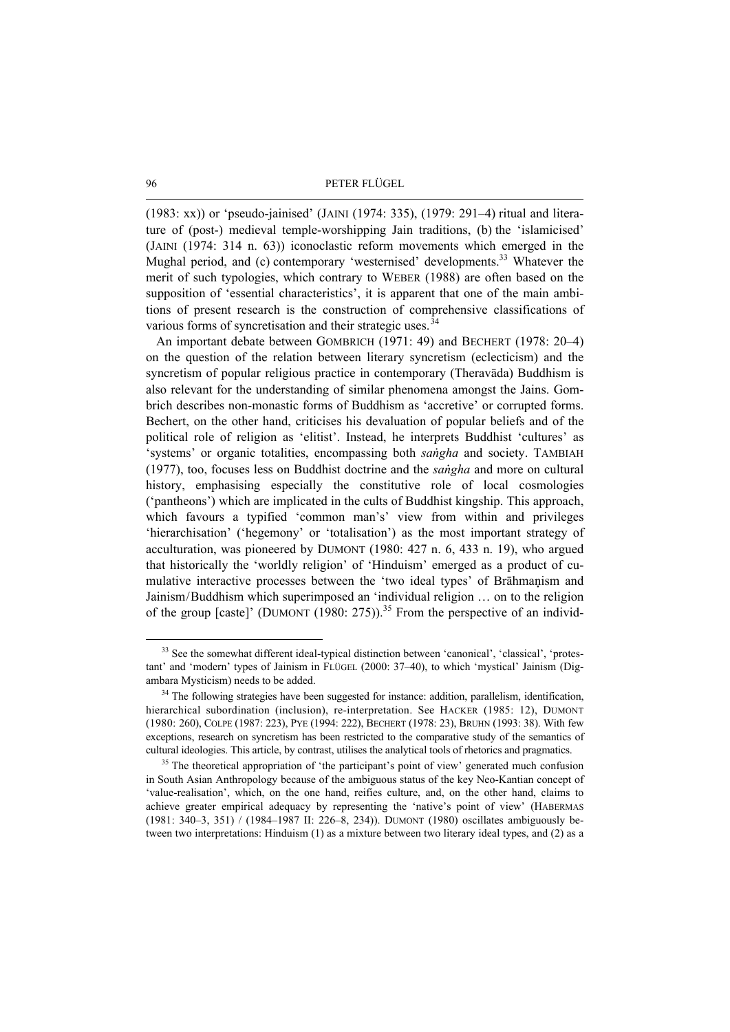(1983: xx)) or 'pseudo-jainised' (JAINI (1974: 335), (1979: 291–4) ritual and literature of (post-) medieval temple-worshipping Jain traditions, (b) the 'islamicised' (JAINI (1974: 314 n. 63)) iconoclastic reform movements which emerged in the Mughal period, and (c) contemporary 'westernised' developments.[33] Whatever the merit of such typologies, which contrary to WEBER (1988) are often based on the supposition of 'essential characteristics', it is apparent that one of the main ambitions of present research is the construction of comprehensive classifications of various forms of syncretisation and their strategic uses.[34]

An important debate between GOMBRICH (1971: 49) and BECHERT (1978: 20–4) on the question of the relation between literary syncretism (eclecticism) and the syncretism of popular religious practice in contemporary (Theravāda) Buddhism is also relevant for the understanding of similar phenomena amongst the Jains. Gombrich describes non-monastic forms of Buddhism as 'accretive' or corrupted forms. Bechert, on the other hand, criticises his devaluation of popular beliefs and of the political role of religion as 'elitist'. Instead, he interprets Buddhist 'cultures' as 'systems' or organic totalities, encompassing both *saṅgha* and society. TAMBIAH (1977), too, focuses less on Buddhist doctrine and the *saṅgha* and more on cultural history, emphasising especially the constitutive role of local cosmologies ('pantheons') which are implicated in the cults of Buddhist kingship. This approach, which favours a typified 'common man's' view from within and privileges 'hierarchisation' ('hegemony' or 'totalisation') as the most important strategy of acculturation, was pioneered by DUMONT (1980: 427 n. 6, 433 n. 19), who argued that historically the 'worldly religion' of 'Hinduism' emerged as a product of cumulative interactive processes between the 'two ideal types' of Brāhmaṇism and Jainism/Buddhism which superimposed an 'individual religion … on to the religion of the group [caste]' (DUMONT (1980: 275)).[35] From the perspective of an individ-

[33] See the somewhat different ideal-typical distinction between 'canonical', 'classical', 'protestant' and 'modern' types of Jainism in FLÜGEL (2000: 37–40), to which 'mystical' Jainism (Digambara Mysticism) needs to be added.

[34] The following strategies have been suggested for instance: addition, parallelism, identification, hierarchical subordination (inclusion), re-interpretation. See HACKER (1985: 12), DUMONT (1980: 260), COLPE (1987: 223), PYE (1994: 222), BECHERT (1978: 23), BRUHN (1993: 38). With few exceptions, research on syncretism has been restricted to the comparative study of the semantics of cultural ideologies. This article, by contrast, utilises the analytical tools of rhetorics and pragmatics.

[35] The theoretical appropriation of 'the participant's point of view' generated much confusion in South Asian Anthropology because of the ambiguous status of the key Neo-Kantian concept of 'value-realisation', which, on the one hand, reifies culture, and, on the other hand, claims to achieve greater empirical adequacy by representing the 'native's point of view' (HABERMAS (1981: 340–3, 351) / (1984–1987 II: 226–8, 234)). DUMONT (1980) oscillates ambiguously between two interpretations: Hinduism (1) as a mixture between two literary ideal types, and (2) as a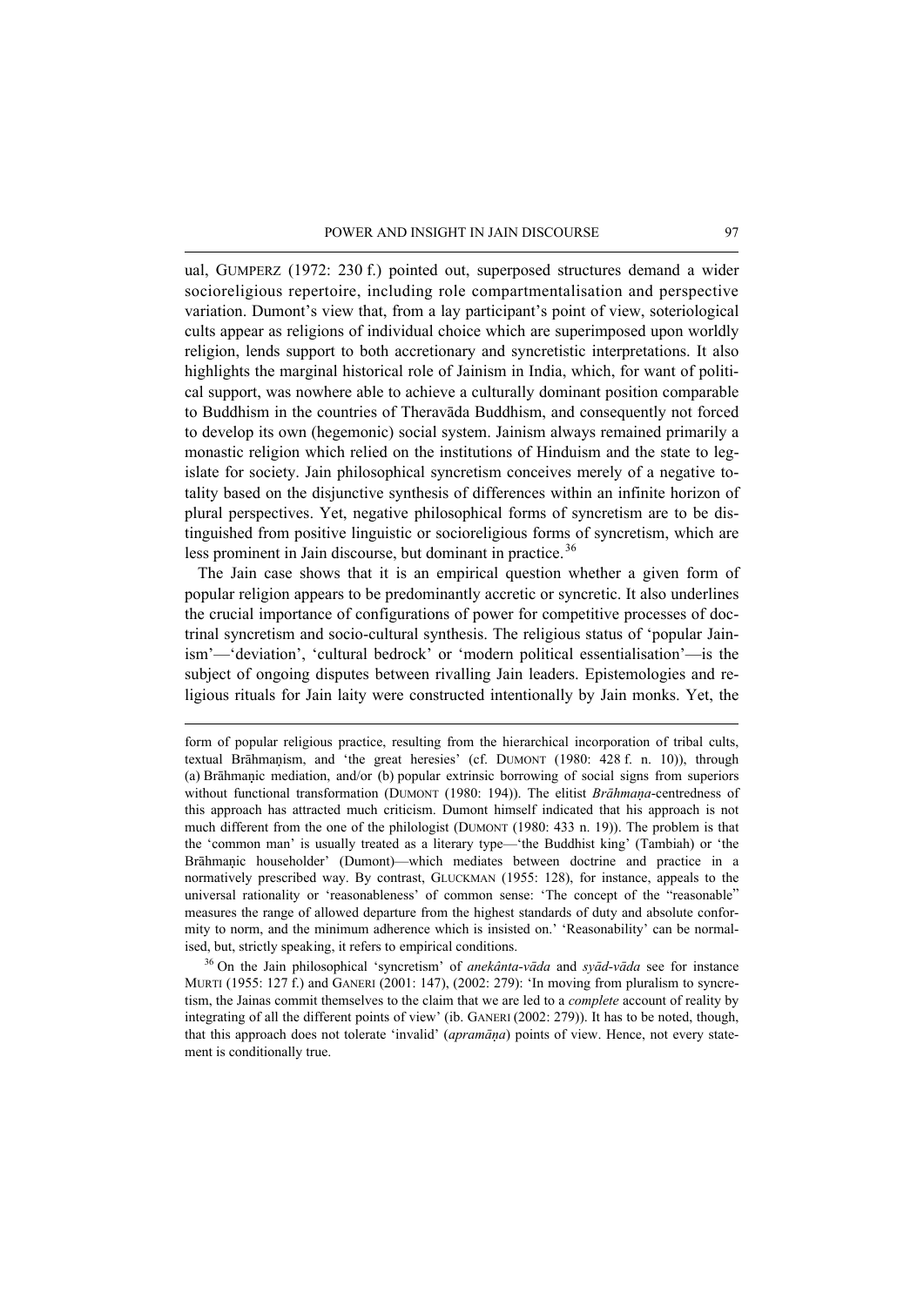ual, GUMPERZ (1972: 230 f.) pointed out, superposed structures demand a wider socioreligious repertoire, including role compartmentalisation and perspective variation. Dumont's view that, from a lay participant's point of view, soteriological cults appear as religions of individual choice which are superimposed upon worldly religion, lends support to both accretionary and syncretistic interpretations. It also highlights the marginal historical role of Jainism in India, which, for want of political support, was nowhere able to achieve a culturally dominant position comparable to Buddhism in the countries of Theravāda Buddhism, and consequently not forced to develop its own (hegemonic) social system. Jainism always remained primarily a monastic religion which relied on the institutions of Hinduism and the state to legislate for society. Jain philosophical syncretism conceives merely of a negative totality based on the disjunctive synthesis of differences within an infinite horizon of plural perspectives. Yet, negative philosophical forms of syncretism are to be distinguished from positive linguistic or socioreligious forms of syncretism, which are less prominent in Jain discourse, but dominant in practice.[36]

The Jain case shows that it is an empirical question whether a given form of popular religion appears to be predominantly accretic or syncretic. It also underlines the crucial importance of configurations of power for competitive processes of doctrinal syncretism and socio-cultural synthesis. The religious status of 'popular Jainism'—'deviation', 'cultural bedrock' or 'modern political essentialisation'—is the subject of ongoing disputes between rivalling Jain leaders. Epistemologies and religious rituals for Jain laity were constructed intentionally by Jain monks. Yet, the

form of popular religious practice, resulting from the hierarchical incorporation of tribal cults, textual Brāhmaṇism, and 'the great heresies' (cf. DUMONT (1980: 428 f. n. 10)), through (a) Brāhmaṇic mediation, and/or (b) popular extrinsic borrowing of social signs from superiors without functional transformation (DUMONT (1980: 194)). The elitist *Brāhmaṇa*-centredness of this approach has attracted much criticism. Dumont himself indicated that his approach is not much different from the one of the philologist (DUMONT (1980: 433 n. 19)). The problem is that the 'common man' is usually treated as a literary type—'the Buddhist king' (Tambiah) or 'the Brāhmaṇic householder' (Dumont)—which mediates between doctrine and practice in a normatively prescribed way. By contrast, GLUCKMAN (1955: 128), for instance, appeals to the universal rationality or 'reasonableness' of common sense: 'The concept of the "reasonable" measures the range of allowed departure from the highest standards of duty and absolute conformity to norm, and the minimum adherence which is insisted on.' 'Reasonability' can be normalised, but, strictly speaking, it refers to empirical conditions.

[36] On the Jain philosophical 'syncretism' of *anekânta-vāda* and *syād-vāda* see for instance MURTI (1955: 127 f.) and GANERI (2001: 147), (2002: 279): 'In moving from pluralism to syncretism, the Jainas commit themselves to the claim that we are led to a *complete* account of reality by integrating of all the different points of view' (ib. GANERI (2002: 279)). It has to be noted, though, that this approach does not tolerate 'invalid' (*apramāṇa*) points of view. Hence, not every statement is conditionally true.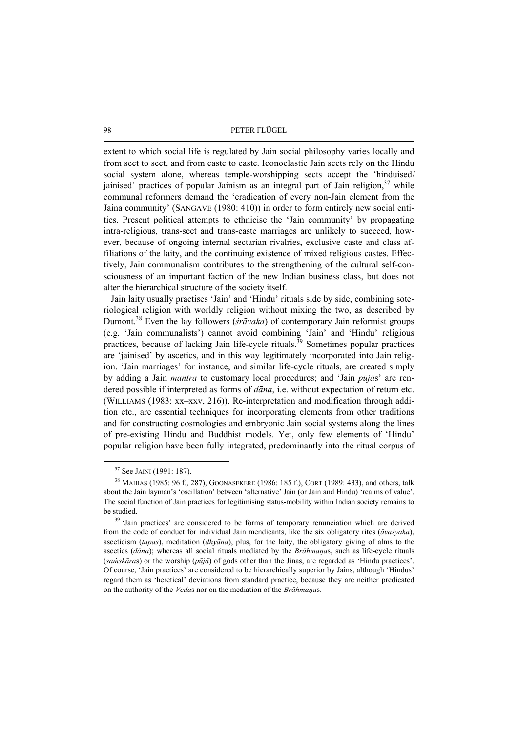extent to which social life is regulated by Jain social philosophy varies locally and from sect to sect, and from caste to caste. Iconoclastic Jain sects rely on the Hindu social system alone, whereas temple-worshipping sects accept the 'hinduised/jainised' practices of popular Jainism as an integral part of Jain religion,[37] while communal reformers demand the 'eradication of every non-Jain element from the Jaina community' (SANGAVE (1980: 410)) in order to form entirely new social entities. Present political attempts to ethnicise the 'Jain community' by propagating intra-religious, trans-sect and trans-caste marriages are unlikely to succeed, however, because of ongoing internal sectarian rivalries, exclusive caste and class affiliations of the laity, and the continuing existence of mixed religious castes. Effectively, Jain communalism contributes to the strengthening of the cultural self-consciousness of an important faction of the new Indian business class, but does not alter the hierarchical structure of the society itself.

Jain laity usually practises 'Jain' and 'Hindu' rituals side by side, combining soteriological religion with worldly religion without mixing the two, as described by Dumont.[38] Even the lay followers (*śrāvaka*) of contemporary Jain reformist groups (e.g. 'Jain communalists') cannot avoid combining 'Jain' and 'Hindu' religious practices, because of lacking Jain life-cycle rituals.[39] Sometimes popular practices are 'jainised' by ascetics, and in this way legitimately incorporated into Jain religion. 'Jain marriages' for instance, and similar life-cycle rituals, are created simply by adding a Jain *mantra* to customary local procedures; and 'Jain *pūjā*s' are rendered possible if interpreted as forms of *dāna*, i.e. without expectation of return etc. (WILLIAMS (1983: xx–xxv, 216)). Re-interpretation and modification through addition etc., are essential techniques for incorporating elements from other traditions and for constructing cosmologies and embryonic Jain social systems along the lines of pre-existing Hindu and Buddhist models. Yet, only few elements of 'Hindu' popular religion have been fully integrated, predominantly into the ritual corpus of

---

[37] See JAINI (1991: 187).

[38] MAHIAS (1985: 96 f., 287), GOONASEKERE (1986: 185 f.), CORT (1989: 433), and others, talk about the Jain layman's 'oscillation' between 'alternative' Jain (or Jain and Hindu) 'realms of value'. The social function of Jain practices for legitimising status-mobility within Indian society remains to be studied.

[39] 'Jain practices' are considered to be forms of temporary renunciation which are derived from the code of conduct for individual Jain mendicants, like the six obligatory rites (*āvaśyaka*), asceticism (*tapas*), meditation (*dhyāna*), plus, for the laity, the obligatory giving of alms to the ascetics (*dāna*); whereas all social rituals mediated by the *Brāhmaṇa*s, such as life-cycle rituals (*saṁskāra*s) or the worship (*pūjā*) of gods other than the Jinas, are regarded as 'Hindu practices'. Of course, 'Jain practices' are considered to be hierarchically superior by Jains, although 'Hindus' regard them as 'heretical' deviations from standard practice, because they are neither predicated on the authority of the *Veda*s nor on the mediation of the *Brāhmaṇa*s.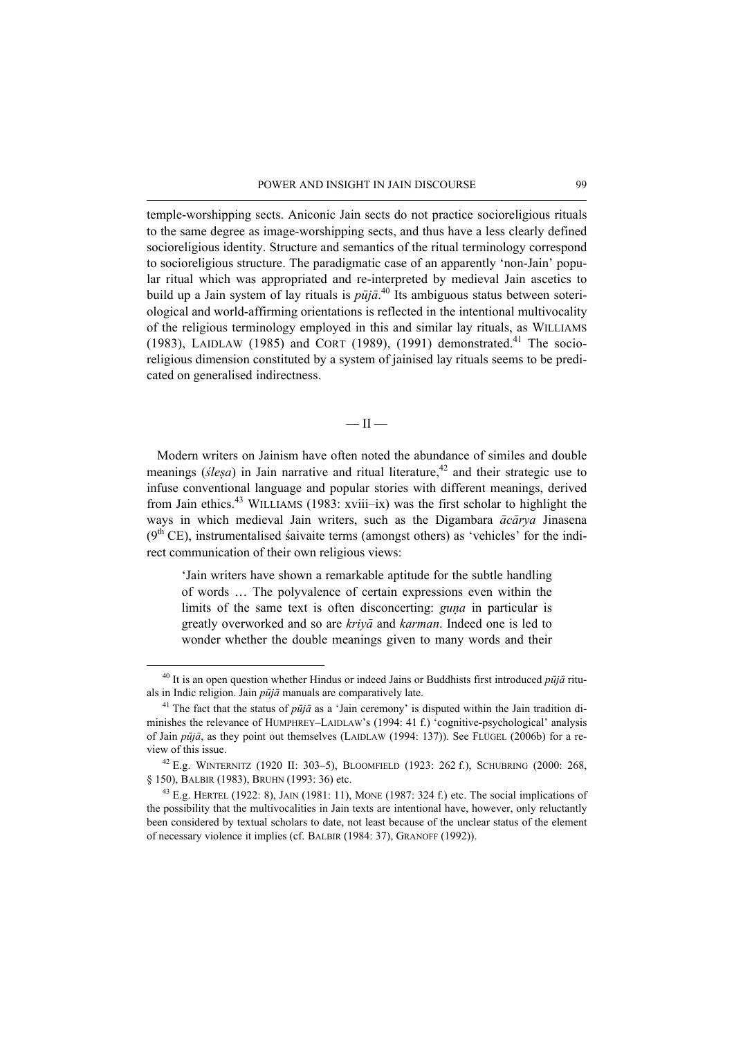temple-worshipping sects. Aniconic Jain sects do not practice socioreligious rituals to the same degree as image-worshipping sects, and thus have a less clearly defined socioreligious identity. Structure and semantics of the ritual terminology correspond to socioreligious structure. The paradigmatic case of an apparently 'non-Jain' popular ritual which was appropriated and re-interpreted by medieval Jain ascetics to build up a Jain system of lay rituals is *pūjā*.[40] Its ambiguous status between soteriological and world-affirming orientations is reflected in the intentional multivocality of the religious terminology employed in this and similar lay rituals, as WILLIAMS (1983), LAIDLAW (1985) and CORT (1989), (1991) demonstrated.[41] The socioreligious dimension constituted by a system of jainised lay rituals seems to be predicated on generalised indirectness.

## — II —

Modern writers on Jainism have often noted the abundance of similes and double meanings (*śleṣa*) in Jain narrative and ritual literature,[42] and their strategic use to infuse conventional language and popular stories with different meanings, derived from Jain ethics.[43] WILLIAMS (1983: xviii–ix) was the first scholar to highlight the ways in which medieval Jain writers, such as the Digambara *ācārya* Jinasena (9th CE), instrumentalised śaivaite terms (amongst others) as 'vehicles' for the indirect communication of their own religious views:

> 'Jain writers have shown a remarkable aptitude for the subtle handling of words … The polyvalence of certain expressions even within the limits of the same text is often disconcerting: *guṇa* in particular is greatly overworked and so are *kriyā* and *karman*. Indeed one is led to wonder whether the double meanings given to many words and their

---

[40] It is an open question whether Hindus or indeed Jains or Buddhists first introduced *pūjā* rituals in Indic religion. Jain *pūjā* manuals are comparatively late.

[41] The fact that the status of *pūjā* as a 'Jain ceremony' is disputed within the Jain tradition diminishes the relevance of HUMPHREY–LAIDLAW's (1994: 41 f.) 'cognitive-psychological' analysis of Jain *pūjā*, as they point out themselves (LAIDLAW (1994: 137)). See FLÜGEL (2006b) for a review of this issue.

[42] E.g. WINTERNITZ (1920 II: 303–5), BLOOMFIELD (1923: 262 f.), SCHUBRING (2000: 268, § 150), BALBIR (1983), BRUHN (1993: 36) etc.

[43] E.g. HERTEL (1922: 8), JAIN (1981: 11), MONE (1987: 324 f.) etc. The social implications of the possibility that the multivocalities in Jain texts are intentional have, however, only reluctantly been considered by textual scholars to date, not least because of the unclear status of the element of necessary violence it implies (cf. BALBIR (1984: 37), GRANOFF (1992)).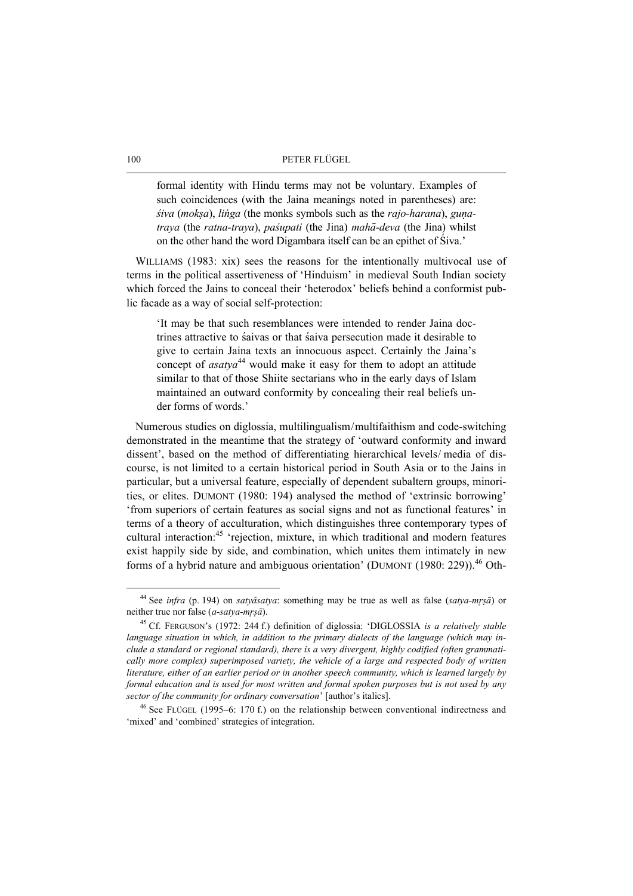> formal identity with Hindu terms may not be voluntary. Examples of such coincidences (with the Jaina meanings noted in parentheses) are: *śiva* (*mokṣa*), *liṅga* (the monks symbols such as the *rajo-harana*), *guṇa-traya* (the *ratna-traya*), *paśupati* (the Jina) *mahā-deva* (the Jina) whilst on the other hand the word Digambara itself can be an epithet of Śiva.'

WILLIAMS (1983: xix) sees the reasons for the intentionally multivocal use of terms in the political assertiveness of 'Hinduism' in medieval South Indian society which forced the Jains to conceal their 'heterodox' beliefs behind a conformist public facade as a way of social self-protection:

> 'It may be that such resemblances were intended to render Jaina doctrines attractive to śaivas or that śaiva persecution made it desirable to give to certain Jaina texts an innocuous aspect. Certainly the Jaina's concept of *asatya*[44] would make it easy for them to adopt an attitude similar to that of those Shiite sectarians who in the early days of Islam maintained an outward conformity by concealing their real beliefs under forms of words.'

Numerous studies on diglossia, multilingualism/multifaithism and code-switching demonstrated in the meantime that the strategy of 'outward conformity and inward dissent', based on the method of differentiating hierarchical levels/media of discourse, is not limited to a certain historical period in South Asia or to the Jains in particular, but a universal feature, especially of dependent subaltern groups, minorities, or elites. DUMONT (1980: 194) analysed the method of 'extrinsic borrowing' 'from superiors of certain features as social signs and not as functional features' in terms of a theory of acculturation, which distinguishes three contemporary types of cultural interaction:[45] 'rejection, mixture, in which traditional and modern features exist happily side by side, and combination, which unites them intimately in new forms of a hybrid nature and ambiguous orientation' (DUMONT (1980: 229)).[46] Oth-

---

[44] See *infra* (p. 194) on *satyâsatya*: something may be true as well as false (*satya-mṛṣā*) or neither true nor false (*a-satya-mṛṣā*).

[45] Cf. FERGUSON's (1972: 244 f.) definition of diglossia: 'DIGLOSSIA *is a relatively stable language situation in which, in addition to the primary dialects of the language (which may include a standard or regional standard), there is a very divergent, highly codified (often grammatically more complex) superimposed variety, the vehicle of a large and respected body of written literature, either of an earlier period or in another speech community, which is learned largely by formal education and is used for most written and formal spoken purposes but is not used by any sector of the community for ordinary conversation*' [author's italics].

[46] See FLÜGEL (1995–6: 170 f.) on the relationship between conventional indirectness and 'mixed' and 'combined' strategies of integration.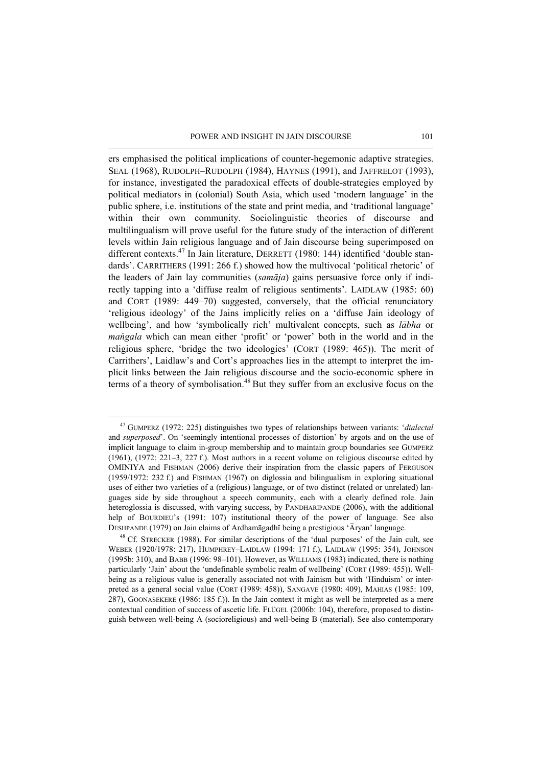ers emphasised the political implications of counter-hegemonic adaptive strategies. SEAL (1968), RUDOLPH–RUDOLPH (1984), HAYNES (1991), and JAFFRELOT (1993), for instance, investigated the paradoxical effects of double-strategies employed by political mediators in (colonial) South Asia, which used 'modern language' in the public sphere, i.e. institutions of the state and print media, and 'traditional language' within their own community. Sociolinguistic theories of discourse and multilingualism will prove useful for the future study of the interaction of different levels within Jain religious language and of Jain discourse being superimposed on different contexts.[47] In Jain literature, DERRETT (1980: 144) identified 'double standards'. CARRITHERS (1991: 266 f.) showed how the multivocal 'political rhetoric' of the leaders of Jain lay communities (*samāja*) gains persuasive force only if indirectly tapping into a 'diffuse realm of religious sentiments'. LAIDLAW (1985: 60) and CORT (1989: 449–70) suggested, conversely, that the official renunciatory 'religious ideology' of the Jains implicitly relies on a 'diffuse Jain ideology of wellbeing', and how 'symbolically rich' multivalent concepts, such as *lābha* or *maṅgala* which can mean either 'profit' or 'power' both in the world and in the religious sphere, 'bridge the two ideologies' (CORT (1989: 465)). The merit of Carrithers', Laidlaw's and Cort's approaches lies in the attempt to interpret the implicit links between the Jain religious discourse and the socio-economic sphere in terms of a theory of symbolisation.[48] But they suffer from an exclusive focus on the

---

[47] GUMPERZ (1972: 225) distinguishes two types of relationships between variants: '*dialectal* and *superposed*'. On 'seemingly intentional processes of distortion' by argots and on the use of implicit language to claim in-group membership and to maintain group boundaries see GUMPERZ (1961), (1972: 221–3, 227 f.). Most authors in a recent volume on religious discourse edited by OMINIYA and FISHMAN (2006) derive their inspiration from the classic papers of FERGUSON (1959/1972: 232 f.) and FISHMAN (1967) on diglossia and bilingualism in exploring situational uses of either two varieties of a (religious) language, or of two distinct (related or unrelated) languages side by side throughout a speech community, each with a clearly defined role. Jain heteroglossia is discussed, with varying success, by PANDHARIPANDE (2006), with the additional help of BOURDIEU's (1991: 107) institutional theory of the power of language. See also DESHPANDE (1979) on Jain claims of Ardhamāgadhī being a prestigious 'Āryan' language.

[48] Cf. STRECKER (1988). For similar descriptions of the 'dual purposes' of the Jain cult, see WEBER (1920/1978: 217), HUMPHREY–LAIDLAW (1994: 171 f.), LAIDLAW (1995: 354), JOHNSON (1995b: 310), and BABB (1996: 98–101). However, as WILLIAMS (1983) indicated, there is nothing particularly 'Jain' about the 'undefinable symbolic realm of wellbeing' (CORT (1989: 455)). Wellbeing as a religious value is generally associated not with Jainism but with 'Hinduism' or interpreted as a general social value (CORT (1989: 458)), SANGAVE (1980: 409), MAHIAS (1985: 109, 287), GOONASEKERE (1986: 185 f.)). In the Jain context it might as well be interpreted as a mere contextual condition of success of ascetic life. FLÜGEL (2006b: 104), therefore, proposed to distinguish between well-being A (socioreligious) and well-being B (material). See also contemporary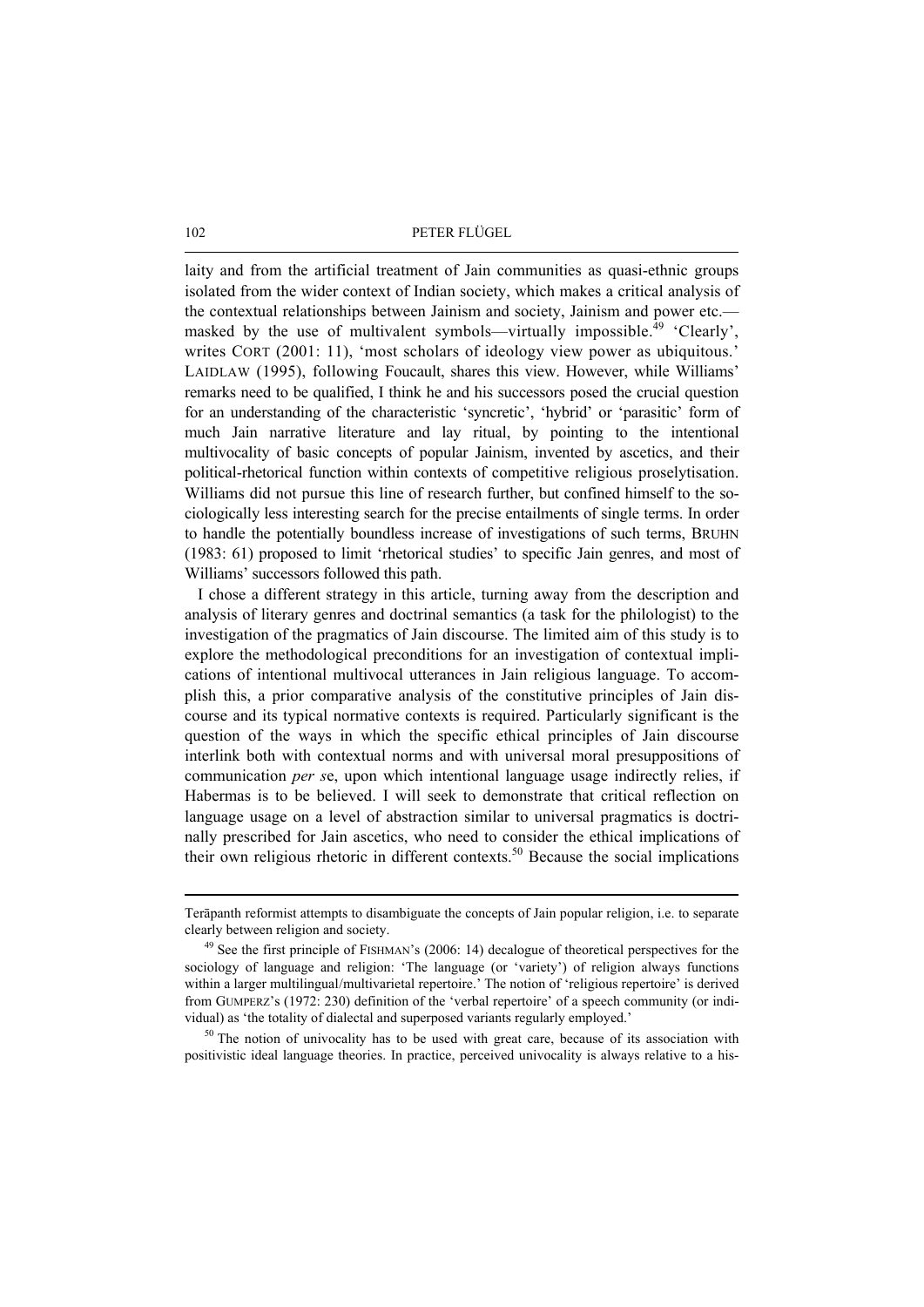laity and from the artificial treatment of Jain communities as quasi-ethnic groups isolated from the wider context of Indian society, which makes a critical analysis of the contextual relationships between Jainism and society, Jainism and power etc.—masked by the use of multivalent symbols—virtually impossible.[49] 'Clearly', writes CORT (2001: 11), 'most scholars of ideology view power as ubiquitous.' LAIDLAW (1995), following Foucault, shares this view. However, while Williams' remarks need to be qualified, I think he and his successors posed the crucial question for an understanding of the characteristic 'syncretic', 'hybrid' or 'parasitic' form of much Jain narrative literature and lay ritual, by pointing to the intentional multivocality of basic concepts of popular Jainism, invented by ascetics, and their political-rhetorical function within contexts of competitive religious proselytisation. Williams did not pursue this line of research further, but confined himself to the sociologically less interesting search for the precise entailments of single terms. In order to handle the potentially boundless increase of investigations of such terms, BRUHN (1983: 61) proposed to limit 'rhetorical studies' to specific Jain genres, and most of Williams' successors followed this path.

I chose a different strategy in this article, turning away from the description and analysis of literary genres and doctrinal semantics (a task for the philologist) to the investigation of the pragmatics of Jain discourse. The limited aim of this study is to explore the methodological preconditions for an investigation of contextual implications of intentional multivocal utterances in Jain religious language. To accomplish this, a prior comparative analysis of the constitutive principles of Jain discourse and its typical normative contexts is required. Particularly significant is the question of the ways in which the specific ethical principles of Jain discourse interlink both with contextual norms and with universal moral presuppositions of communication *per se*, upon which intentional language usage indirectly relies, if Habermas is to be believed. I will seek to demonstrate that critical reflection on language usage on a level of abstraction similar to universal pragmatics is doctrinally prescribed for Jain ascetics, who need to consider the ethical implications of their own religious rhetoric in different contexts.[50] Because the social implications

---

Terāpanth reformist attempts to disambiguate the concepts of Jain popular religion, i.e. to separate clearly between religion and society.

[49] See the first principle of FISHMAN's (2006: 14) decalogue of theoretical perspectives for the sociology of language and religion: 'The language (or 'variety') of religion always functions within a larger multilingual/multivarietal repertoire.' The notion of 'religious repertoire' is derived from GUMPERZ's (1972: 230) definition of the 'verbal repertoire' of a speech community (or individual) as 'the totality of dialectal and superposed variants regularly employed.'

[50] The notion of univocality has to be used with great care, because of its association with positivistic ideal language theories. In practice, perceived univocality is always relative to a his-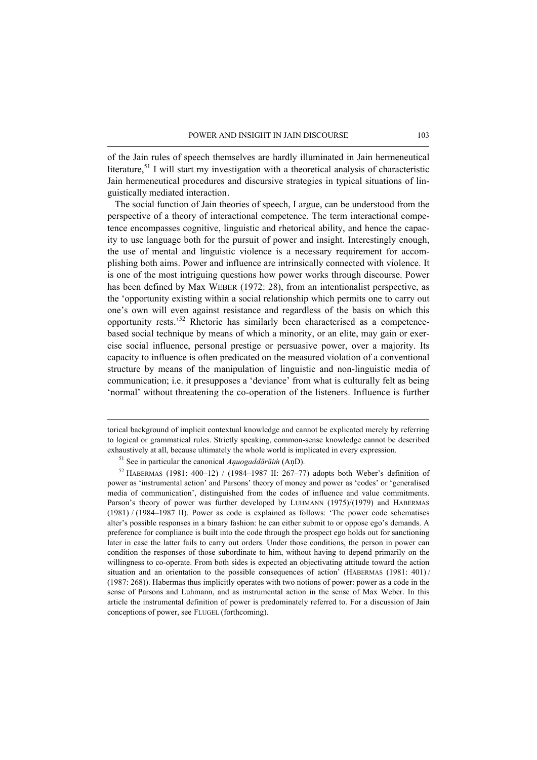of the Jain rules of speech themselves are hardly illuminated in Jain hermeneutical literature,[51] I will start my investigation with a theoretical analysis of characteristic Jain hermeneutical procedures and discursive strategies in typical situations of linguistically mediated interaction.

The social function of Jain theories of speech, I argue, can be understood from the perspective of a theory of interactional competence. The term interactional competence encompasses cognitive, linguistic and rhetorical ability, and hence the capacity to use language both for the pursuit of power and insight. Interestingly enough, the use of mental and linguistic violence is a necessary requirement for accomplishing both aims. Power and influence are intrinsically connected with violence. It is one of the most intriguing questions how power works through discourse. Power has been defined by Max WEBER (1972: 28), from an intentionalist perspective, as the 'opportunity existing within a social relationship which permits one to carry out one's own will even against resistance and regardless of the basis on which this opportunity rests.'[52] Rhetoric has similarly been characterised as a competence-based social technique by means of which a minority, or an elite, may gain or exercise social influence, personal prestige or persuasive power, over a majority. Its capacity to influence is often predicated on the measured violation of a conventional structure by means of the manipulation of linguistic and non-linguistic media of communication; i.e. it presupposes a 'deviance' from what is culturally felt as being 'normal' without threatening the co-operation of the listeners. Influence is further

---

torical background of implicit contextual knowledge and cannot be explicated merely by referring to logical or grammatical rules. Strictly speaking, common-sense knowledge cannot be described exhaustively at all, because ultimately the whole world is implicated in every expression.

[51] See in particular the canonical *Aṇuogaddārāiṁ* (AṇD).

[52] HABERMAS (1981: 400–12) / (1984–1987 II: 267–77) adopts both Weber's definition of power as 'instrumental action' and Parsons' theory of money and power as 'codes' or 'generalised media of communication', distinguished from the codes of influence and value commitments. Parson's theory of power was further developed by LUHMANN (1975)/(1979) and HABERMAS (1981) / (1984–1987 II). Power as code is explained as follows: 'The power code schematises alter's possible responses in a binary fashion: he can either submit to or oppose ego's demands. A preference for compliance is built into the code through the prospect ego holds out for sanctioning later in case the latter fails to carry out orders. Under those conditions, the person in power can condition the responses of those subordinate to him, without having to depend primarily on the willingness to co-operate. From both sides is expected an objectivating attitude toward the action situation and an orientation to the possible consequences of action' (HABERMAS (1981: 401) / (1987: 268)). Habermas thus implicitly operates with two notions of power: power as a code in the sense of Parsons and Luhmann, and as instrumental action in the sense of Max Weber. In this article the instrumental definition of power is predominately referred to. For a discussion of Jain conceptions of power, see FLUGEL (forthcoming).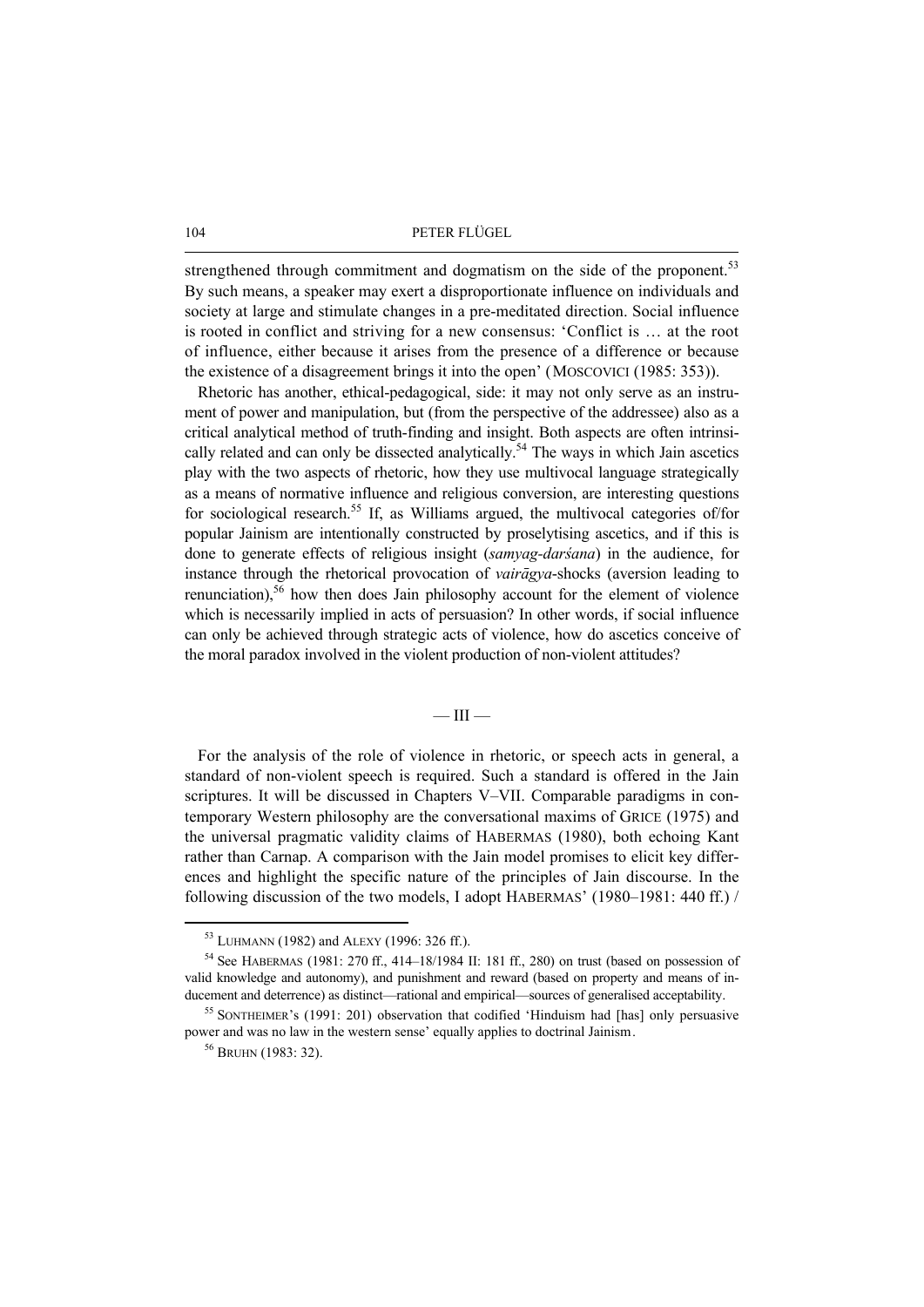strengthened through commitment and dogmatism on the side of the proponent.[53] By such means, a speaker may exert a disproportionate influence on individuals and society at large and stimulate changes in a pre-meditated direction. Social influence is rooted in conflict and striving for a new consensus: 'Conflict is … at the root of influence, either because it arises from the presence of a difference or because the existence of a disagreement brings it into the open' (MOSCOVICI (1985: 353)).

Rhetoric has another, ethical-pedagogical, side: it may not only serve as an instrument of power and manipulation, but (from the perspective of the addressee) also as a critical analytical method of truth-finding and insight. Both aspects are often intrinsically related and can only be dissected analytically.[54] The ways in which Jain ascetics play with the two aspects of rhetoric, how they use multivocal language strategically as a means of normative influence and religious conversion, are interesting questions for sociological research.[55] If, as Williams argued, the multivocal categories of/for popular Jainism are intentionally constructed by proselytising ascetics, and if this is done to generate effects of religious insight (*samyag-darśana*) in the audience, for instance through the rhetorical provocation of *vairāgya*-shocks (aversion leading to renunciation),[56] how then does Jain philosophy account for the element of violence which is necessarily implied in acts of persuasion? In other words, if social influence can only be achieved through strategic acts of violence, how do ascetics conceive of the moral paradox involved in the violent production of non-violent attitudes?

## — III —

For the analysis of the role of violence in rhetoric, or speech acts in general, a standard of non-violent speech is required. Such a standard is offered in the Jain scriptures. It will be discussed in Chapters V–VII. Comparable paradigms in contemporary Western philosophy are the conversational maxims of GRICE (1975) and the universal pragmatic validity claims of HABERMAS (1980), both echoing Kant rather than Carnap. A comparison with the Jain model promises to elicit key differences and highlight the specific nature of the principles of Jain discourse. In the following discussion of the two models, I adopt HABERMAS' (1980–1981: 440 ff.) /

---

[53] LUHMANN (1982) and ALEXY (1996: 326 ff.).

[54] See HABERMAS (1981: 270 ff., 414–18/1984 II: 181 ff., 280) on trust (based on possession of valid knowledge and autonomy), and punishment and reward (based on property and means of inducement and deterrence) as distinct—rational and empirical—sources of generalised acceptability.

[55] SONTHEIMER's (1991: 201) observation that codified 'Hinduism had [has] only persuasive power and was no law in the western sense' equally applies to doctrinal Jainism.

[56] BRUHN (1983: 32).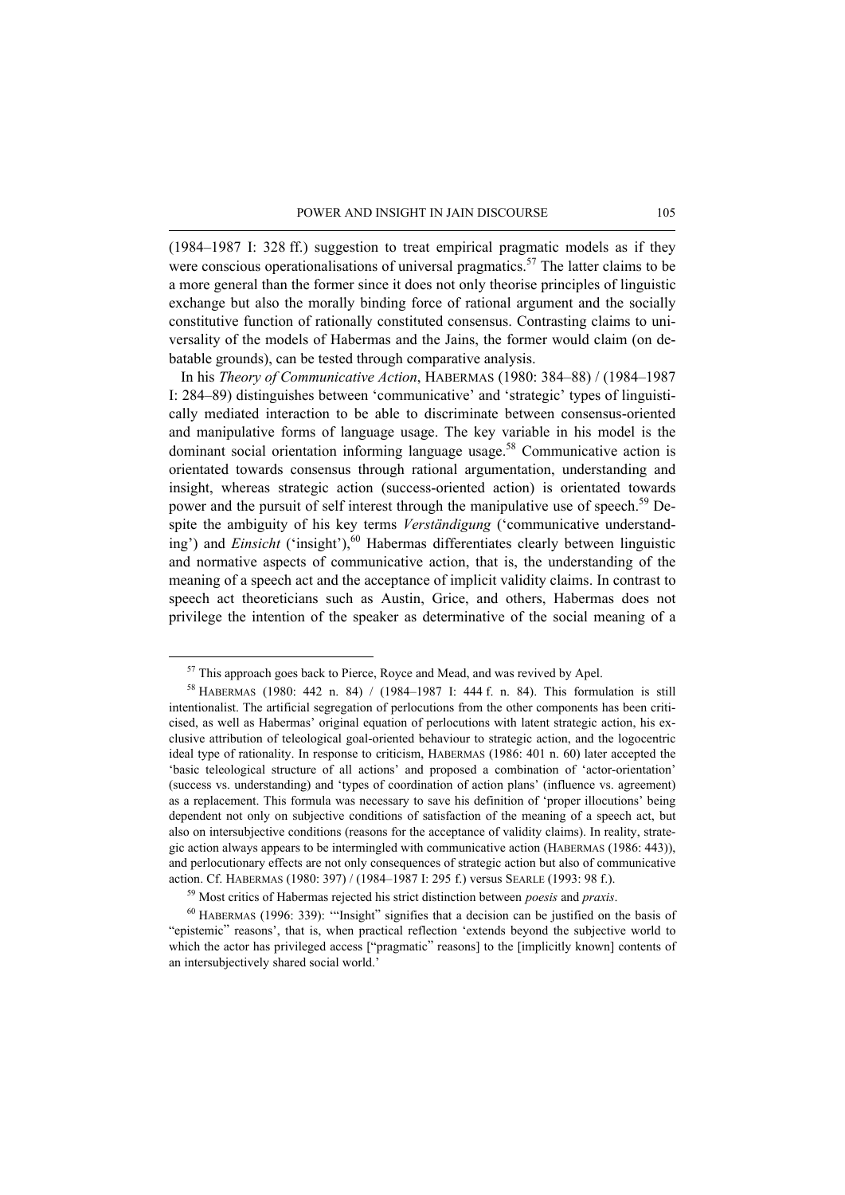(1984–1987 I: 328 ff.) suggestion to treat empirical pragmatic models as if they were conscious operationalisations of universal pragmatics.[57] The latter claims to be a more general than the former since it does not only theorise principles of linguistic exchange but also the morally binding force of rational argument and the socially constitutive function of rationally constituted consensus. Contrasting claims to universality of the models of Habermas and the Jains, the former would claim (on debatable grounds), can be tested through comparative analysis.

In his *Theory of Communicative Action*, HABERMAS (1980: 384–88) / (1984–1987 I: 284–89) distinguishes between 'communicative' and 'strategic' types of linguistically mediated interaction to be able to discriminate between consensus-oriented and manipulative forms of language usage. The key variable in his model is the dominant social orientation informing language usage.[58] Communicative action is orientated towards consensus through rational argumentation, understanding and insight, whereas strategic action (success-oriented action) is orientated towards power and the pursuit of self interest through the manipulative use of speech.[59] Despite the ambiguity of his key terms *Verständigung* ('communicative understanding') and *Einsicht* ('insight'),[60] Habermas differentiates clearly between linguistic and normative aspects of communicative action, that is, the understanding of the meaning of a speech act and the acceptance of implicit validity claims. In contrast to speech act theoreticians such as Austin, Grice, and others, Habermas does not privilege the intention of the speaker as determinative of the social meaning of a

---

[57] This approach goes back to Pierce, Royce and Mead, and was revived by Apel.

[58] HABERMAS (1980: 442 n. 84) / (1984–1987 I: 444 f. n. 84). This formulation is still intentionalist. The artificial segregation of perlocutions from the other components has been criticised, as well as Habermas' original equation of perlocutions with latent strategic action, his exclusive attribution of teleological goal-oriented behaviour to strategic action, and the logocentric ideal type of rationality. In response to criticism, HABERMAS (1986: 401 n. 60) later accepted the 'basic teleological structure of all actions' and proposed a combination of 'actor-orientation' (success vs. understanding) and 'types of coordination of action plans' (influence vs. agreement) as a replacement. This formula was necessary to save his definition of 'proper illocutions' being dependent not only on subjective conditions of satisfaction of the meaning of a speech act, but also on intersubjective conditions (reasons for the acceptance of validity claims). In reality, strategic action always appears to be intermingled with communicative action (HABERMAS (1986: 443)), and perlocutionary effects are not only consequences of strategic action but also of communicative action. Cf. HABERMAS (1980: 397) / (1984–1987 I: 295 f.) versus SEARLE (1993: 98 f.).

[59] Most critics of Habermas rejected his strict distinction between *poesis* and *praxis*.

[60] HABERMAS (1996: 339): '"Insight" signifies that a decision can be justified on the basis of "epistemic" reasons', that is, when practical reflection 'extends beyond the subjective world to which the actor has privileged access ["pragmatic" reasons] to the [implicitly known] contents of an intersubjectively shared social world.'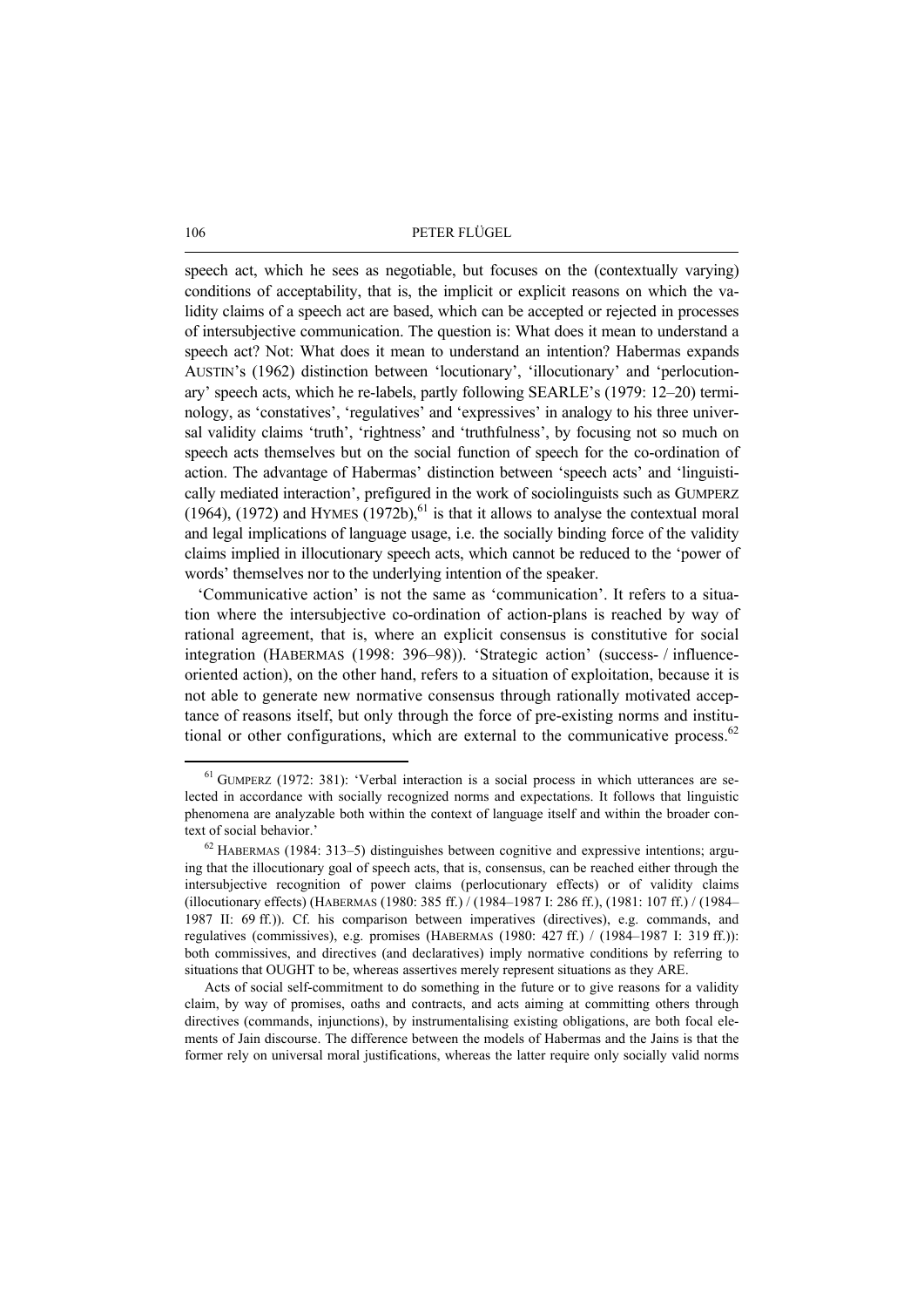speech act, which he sees as negotiable, but focuses on the (contextually varying) conditions of acceptability, that is, the implicit or explicit reasons on which the validity claims of a speech act are based, which can be accepted or rejected in processes of intersubjective communication. The question is: What does it mean to understand a speech act? Not: What does it mean to understand an intention? Habermas expands AUSTIN's (1962) distinction between 'locutionary', 'illocutionary' and 'perlocutionary' speech acts, which he re-labels, partly following SEARLE's (1979: 12–20) terminology, as 'constatives', 'regulatives' and 'expressives' in analogy to his three universal validity claims 'truth', 'rightness' and 'truthfulness', by focusing not so much on speech acts themselves but on the social function of speech for the co-ordination of action. The advantage of Habermas' distinction between 'speech acts' and 'linguistically mediated interaction', prefigured in the work of sociolinguists such as GUMPERZ (1964), (1972) and HYMES (1972b),[61] is that it allows to analyse the contextual moral and legal implications of language usage, i.e. the socially binding force of the validity claims implied in illocutionary speech acts, which cannot be reduced to the 'power of words' themselves nor to the underlying intention of the speaker.

'Communicative action' is not the same as 'communication'. It refers to a situation where the intersubjective co-ordination of action-plans is reached by way of rational agreement, that is, where an explicit consensus is constitutive for social integration (HABERMAS (1998: 396–98)). 'Strategic action' (success- / influence-oriented action), on the other hand, refers to a situation of exploitation, because it is not able to generate new normative consensus through rationally motivated acceptance of reasons itself, but only through the force of pre-existing norms and institutional or other configurations, which are external to the communicative process.[62]

[61] GUMPERZ (1972: 381): 'Verbal interaction is a social process in which utterances are selected in accordance with socially recognized norms and expectations. It follows that linguistic phenomena are analyzable both within the context of language itself and within the broader context of social behavior.'

[62] HABERMAS (1984: 313–5) distinguishes between cognitive and expressive intentions; arguing that the illocutionary goal of speech acts, that is, consensus, can be reached either through the intersubjective recognition of power claims (perlocutionary effects) or of validity claims (illocutionary effects) (HABERMAS (1980: 385 ff.) / (1984–1987 I: 286 ff.), (1981: 107 ff.) / (1984–1987 II: 69 ff.)). Cf. his comparison between imperatives (directives), e.g. commands, and regulatives (commissives), e.g. promises (HABERMAS (1980: 427 ff.) / (1984–1987 I: 319 ff.)): both commissives, and directives (and declaratives) imply normative conditions by referring to situations that OUGHT to be, whereas assertives merely represent situations as they ARE.

Acts of social self-commitment to do something in the future or to give reasons for a validity claim, by way of promises, oaths and contracts, and acts aiming at committing others through directives (commands, injunctions), by instrumentalising existing obligations, are both focal elements of Jain discourse. The difference between the models of Habermas and the Jains is that the former rely on universal moral justifications, whereas the latter require only socially valid norms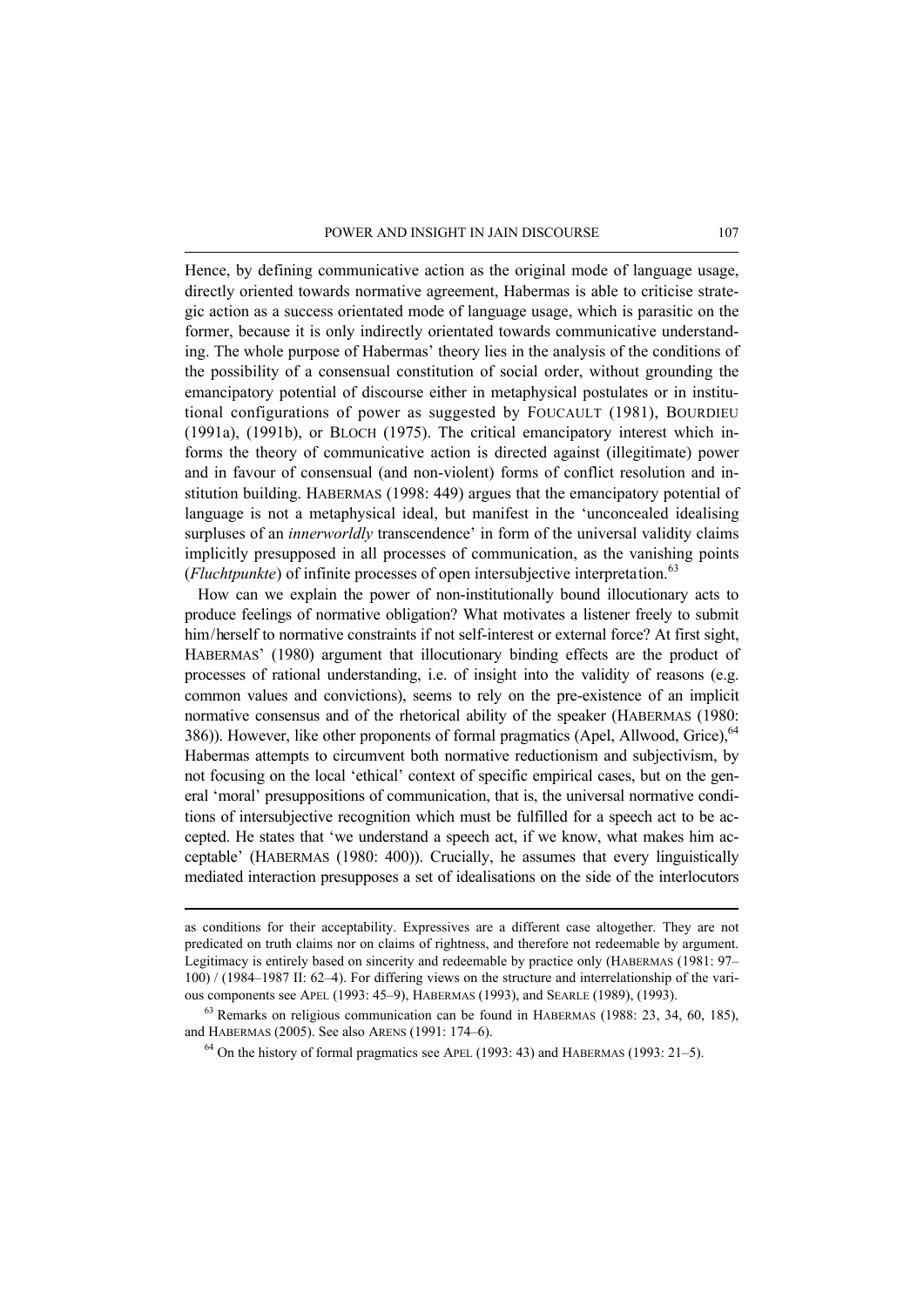Hence, by defining communicative action as the original mode of language usage, directly oriented towards normative agreement, Habermas is able to criticise strategic action as a success orientated mode of language usage, which is parasitic on the former, because it is only indirectly orientated towards communicative understanding. The whole purpose of Habermas' theory lies in the analysis of the conditions of the possibility of a consensual constitution of social order, without grounding the emancipatory potential of discourse either in metaphysical postulates or in institutional configurations of power as suggested by FOUCAULT (1981), BOURDIEU (1991a), (1991b), or BLOCH (1975). The critical emancipatory interest which informs the theory of communicative action is directed against (illegitimate) power and in favour of consensual (and non-violent) forms of conflict resolution and institution building. HABERMAS (1998: 449) argues that the emancipatory potential of language is not a metaphysical ideal, but manifest in the 'unconcealed idealising surpluses of an *innerworldly* transcendence' in form of the universal validity claims implicitly presupposed in all processes of communication, as the vanishing points (*Fluchtpunkte*) of infinite processes of open intersubjective interpretation.[63]

How can we explain the power of non-institutionally bound illocutionary acts to produce feelings of normative obligation? What motivates a listener freely to submit him/herself to normative constraints if not self-interest or external force? At first sight, HABERMAS' (1980) argument that illocutionary binding effects are the product of processes of rational understanding, i.e. of insight into the validity of reasons (e.g. common values and convictions), seems to rely on the pre-existence of an implicit normative consensus and of the rhetorical ability of the speaker (HABERMAS (1980: 386)). However, like other proponents of formal pragmatics (Apel, Allwood, Grice),[64] Habermas attempts to circumvent both normative reductionism and subjectivism, by not focusing on the local 'ethical' context of specific empirical cases, but on the general 'moral' presuppositions of communication, that is, the universal normative conditions of intersubjective recognition which must be fulfilled for a speech act to be accepted. He states that 'we understand a speech act, if we know, what makes him acceptable' (HABERMAS (1980: 400)). Crucially, he assumes that every linguistically mediated interaction presupposes a set of idealisations on the side of the interlocutors

---

as conditions for their acceptability. Expressives are a different case altogether. They are not predicated on truth claims nor on claims of rightness, and therefore not redeemable by argument. Legitimacy is entirely based on sincerity and redeemable by practice only (HABERMAS (1981: 97–100) / (1984–1987 II: 62–4). For differing views on the structure and interrelationship of the various components see APEL (1993: 45–9), HABERMAS (1993), and SEARLE (1989), (1993).

[63] Remarks on religious communication can be found in HABERMAS (1988: 23, 34, 60, 185), and HABERMAS (2005). See also ARENS (1991: 174–6).

[64] On the history of formal pragmatics see APEL (1993: 43) and HABERMAS (1993: 21–5).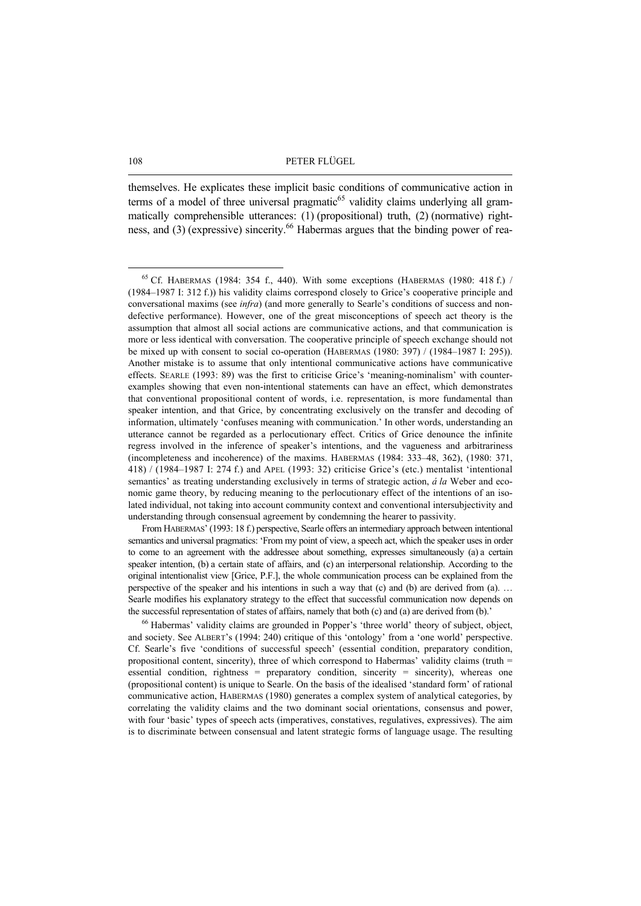themselves. He explicates these implicit basic conditions of communicative action in terms of a model of three universal pragmatic[65] validity claims underlying all grammatically comprehensible utterances: (1) (propositional) truth, (2) (normative) rightness, and (3) (expressive) sincerity.[66] Habermas argues that the binding power of rea-

---

[65] Cf. HABERMAS (1984: 354 f., 440). With some exceptions (HABERMAS (1980: 418 f.) / (1984–1987 I: 312 f.)) his validity claims correspond closely to Grice's cooperative principle and conversational maxims (see *infra*) (and more generally to Searle's conditions of success and non-defective performance). However, one of the great misconceptions of speech act theory is the assumption that almost all social actions are communicative actions, and that communication is more or less identical with conversation. The cooperative principle of speech exchange should not be mixed up with consent to social co-operation (HABERMAS (1980: 397) / (1984–1987 I: 295)). Another mistake is to assume that only intentional communicative actions have communicative effects. SEARLE (1993: 89) was the first to criticise Grice's 'meaning-nominalism' with counter-examples showing that even non-intentional statements can have an effect, which demonstrates that conventional propositional content of words, i.e. representation, is more fundamental than speaker intention, and that Grice, by concentrating exclusively on the transfer and decoding of information, ultimately 'confuses meaning with communication.' In other words, understanding an utterance cannot be regarded as a perlocutionary effect. Critics of Grice denounce the infinite regress involved in the inference of speaker's intentions, and the vagueness and arbitrariness (incompleteness and incoherence) of the maxims. HABERMAS (1984: 333–48, 362), (1980: 371, 418) / (1984–1987 I: 274 f.) and APEL (1993: 32) criticise Grice's (etc.) mentalist 'intentional semantics' as treating understanding exclusively in terms of strategic action, *á la* Weber and economic game theory, by reducing meaning to the perlocutionary effect of the intentions of an isolated individual, not taking into account community context and conventional intersubjectivity and understanding through consensual agreement by condemning the hearer to passivity.

From HABERMAS' (1993: 18 f.) perspective, Searle offers an intermediary approach between intentional semantics and universal pragmatics: 'From my point of view, a speech act, which the speaker uses in order to come to an agreement with the addressee about something, expresses simultaneously (a) a certain speaker intention, (b) a certain state of affairs, and (c) an interpersonal relationship. According to the original intentionalist view [Grice, P.F.], the whole communication process can be explained from the perspective of the speaker and his intentions in such a way that (c) and (b) are derived from (a). … Searle modifies his explanatory strategy to the effect that successful communication now depends on the successful representation of states of affairs, namely that both (c) and (a) are derived from (b).'

[66] Habermas' validity claims are grounded in Popper's 'three world' theory of subject, object, and society. See ALBERT's (1994: 240) critique of this 'ontology' from a 'one world' perspective. Cf. Searle's five 'conditions of successful speech' (essential condition, preparatory condition, propositional content, sincerity), three of which correspond to Habermas' validity claims (truth = essential condition, rightness = preparatory condition, sincerity = sincerity), whereas one (propositional content) is unique to Searle. On the basis of the idealised 'standard form' of rational communicative action, HABERMAS (1980) generates a complex system of analytical categories, by correlating the validity claims and the two dominant social orientations, consensus and power, with four 'basic' types of speech acts (imperatives, constatives, regulatives, expressives). The aim is to discriminate between consensual and latent strategic forms of language usage. The resulting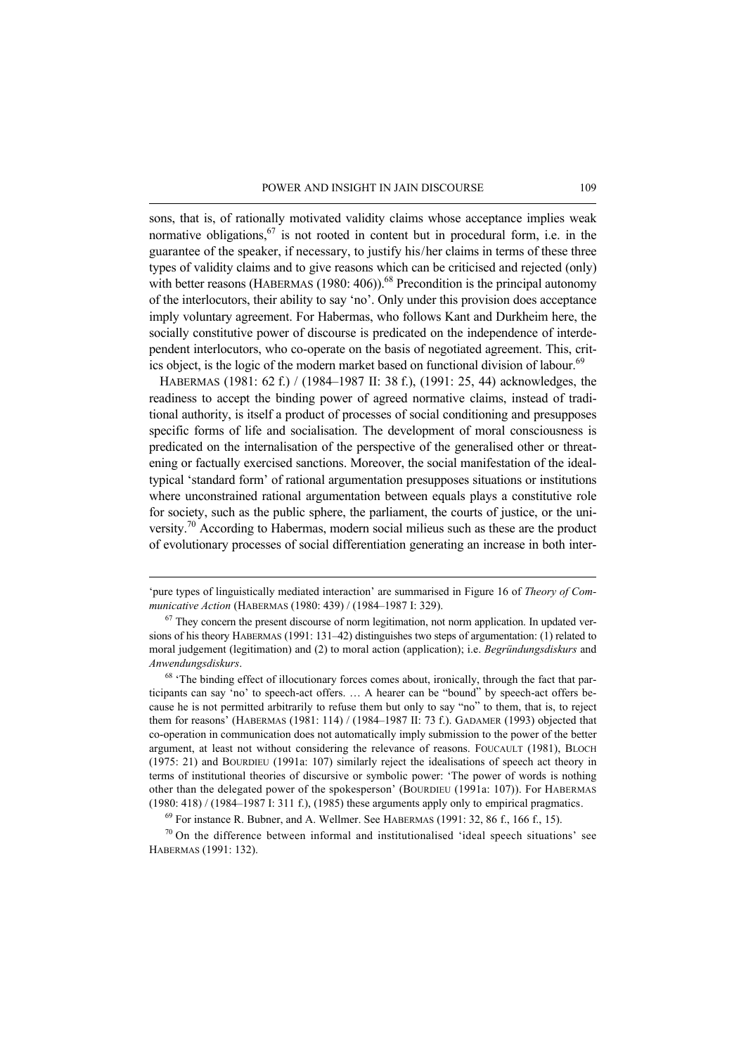sons, that is, of rationally motivated validity claims whose acceptance implies weak normative obligations,[67] is not rooted in content but in procedural form, i.e. in the guarantee of the speaker, if necessary, to justify his/her claims in terms of these three types of validity claims and to give reasons which can be criticised and rejected (only) with better reasons (HABERMAS (1980: 406)).[68] Precondition is the principal autonomy of the interlocutors, their ability to say 'no'. Only under this provision does acceptance imply voluntary agreement. For Habermas, who follows Kant and Durkheim here, the socially constitutive power of discourse is predicated on the independence of interdependent interlocutors, who co-operate on the basis of negotiated agreement. This, critics object, is the logic of the modern market based on functional division of labour.[69]

HABERMAS (1981: 62 f.) / (1984–1987 II: 38 f.), (1991: 25, 44) acknowledges, the readiness to accept the binding power of agreed normative claims, instead of traditional authority, is itself a product of processes of social conditioning and presupposes specific forms of life and socialisation. The development of moral consciousness is predicated on the internalisation of the perspective of the generalised other or threatening or factually exercised sanctions. Moreover, the social manifestation of the ideal-typical 'standard form' of rational argumentation presupposes situations or institutions where unconstrained rational argumentation between equals plays a constitutive role for society, such as the public sphere, the parliament, the courts of justice, or the university.[70] According to Habermas, modern social milieus such as these are the product of evolutionary processes of social differentiation generating an increase in both inter-

---

'pure types of linguistically mediated interaction' are summarised in Figure 16 of *Theory of Communicative Action* (HABERMAS (1980: 439) / (1984–1987 I: 329).

[67] They concern the present discourse of norm legitimation, not norm application. In updated versions of his theory HABERMAS (1991: 131–42) distinguishes two steps of argumentation: (1) related to moral judgement (legitimation) and (2) to moral action (application); i.e. *Begründungsdiskurs* and *Anwendungsdiskurs*.

[68] 'The binding effect of illocutionary forces comes about, ironically, through the fact that participants can say 'no' to speech-act offers. … A hearer can be "bound" by speech-act offers because he is not permitted arbitrarily to refuse them but only to say "no" to them, that is, to reject them for reasons' (HABERMAS (1981: 114) / (1984–1987 II: 73 f.). GADAMER (1993) objected that co-operation in communication does not automatically imply submission to the power of the better argument, at least not without considering the relevance of reasons. FOUCAULT (1981), BLOCH (1975: 21) and BOURDIEU (1991a: 107) similarly reject the idealisations of speech act theory in terms of institutional theories of discursive or symbolic power: 'The power of words is nothing other than the delegated power of the spokesperson' (BOURDIEU (1991a: 107)). For HABERMAS (1980: 418) / (1984–1987 I: 311 f.), (1985) these arguments apply only to empirical pragmatics.

[69] For instance R. Bubner, and A. Wellmer. See HABERMAS (1991: 32, 86 f., 166 f., 15).

[70] On the difference between informal and institutionalised 'ideal speech situations' see HABERMAS (1991: 132).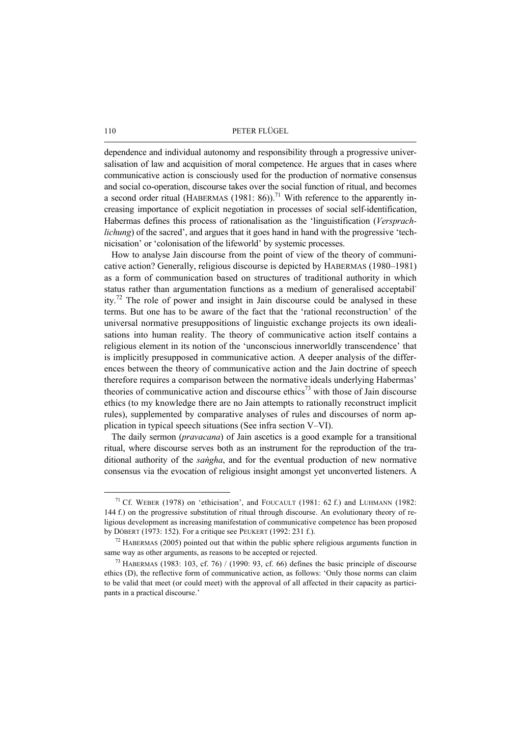dependence and individual autonomy and responsibility through a progressive universalisation of law and acquisition of moral competence. He argues that in cases where communicative action is consciously used for the production of normative consensus and social co-operation, discourse takes over the social function of ritual, and becomes a second order ritual (HABERMAS (1981: 86)).[71] With reference to the apparently increasing importance of explicit negotiation in processes of social self-identification, Habermas defines this process of rationalisation as the 'linguistification (*Versprachlichung*) of the sacred', and argues that it goes hand in hand with the progressive 'technicisation' or 'colonisation of the lifeworld' by systemic processes.

How to analyse Jain discourse from the point of view of the theory of communicative action? Generally, religious discourse is depicted by HABERMAS (1980–1981) as a form of communication based on structures of traditional authority in which status rather than argumentation functions as a medium of generalised acceptability.[72] The role of power and insight in Jain discourse could be analysed in these terms. But one has to be aware of the fact that the 'rational reconstruction' of the universal normative presuppositions of linguistic exchange projects its own idealisations into human reality. The theory of communicative action itself contains a religious element in its notion of the 'unconscious innerworldly transcendence' that is implicitly presupposed in communicative action. A deeper analysis of the differences between the theory of communicative action and the Jain doctrine of speech therefore requires a comparison between the normative ideals underlying Habermas' theories of communicative action and discourse ethics[73] with those of Jain discourse ethics (to my knowledge there are no Jain attempts to rationally reconstruct implicit rules), supplemented by comparative analyses of rules and discourses of norm application in typical speech situations (See infra section V–VI).

The daily sermon (*pravacana*) of Jain ascetics is a good example for a transitional ritual, where discourse serves both as an instrument for the reproduction of the traditional authority of the *saṅgha*, and for the eventual production of new normative consensus via the evocation of religious insight amongst yet unconverted listeners. A

---

[71] Cf. WEBER (1978) on 'ethicisation', and FOUCAULT (1981: 62 f.) and LUHMANN (1982: 144 f.) on the progressive substitution of ritual through discourse. An evolutionary theory of religious development as increasing manifestation of communicative competence has been proposed by DÖBERT (1973: 152). For a critique see PEUKERT (1992: 231 f.).

[72] HABERMAS (2005) pointed out that within the public sphere religious arguments function in same way as other arguments, as reasons to be accepted or rejected.

[73] HABERMAS (1983: 103, cf. 76) / (1990: 93, cf. 66) defines the basic principle of discourse ethics (D), the reflective form of communicative action, as follows: 'Only those norms can claim to be valid that meet (or could meet) with the approval of all affected in their capacity as participants in a practical discourse.'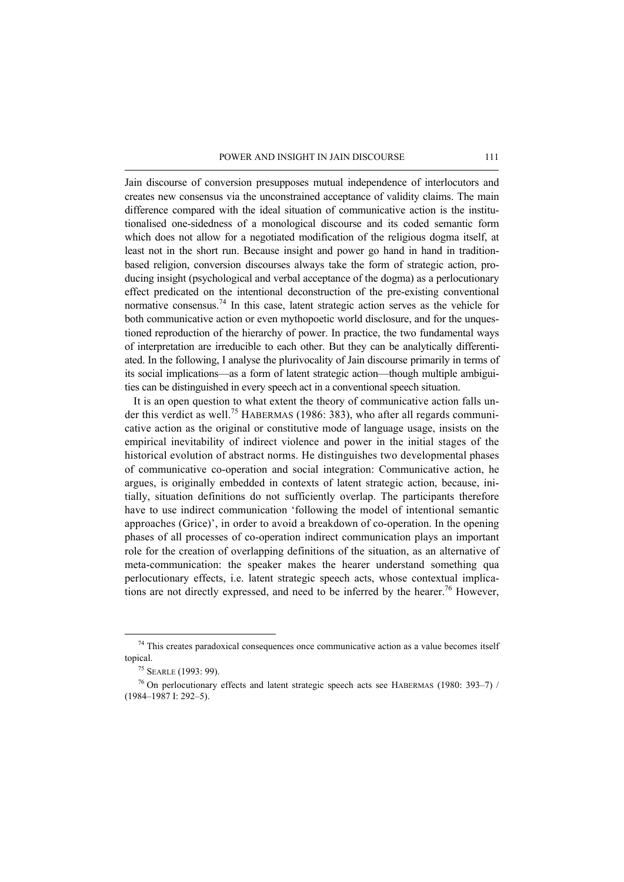Jain discourse of conversion presupposes mutual independence of interlocutors and creates new consensus via the unconstrained acceptance of validity claims. The main difference compared with the ideal situation of communicative action is the institutionalised one-sidedness of a monological discourse and its coded semantic form which does not allow for a negotiated modification of the religious dogma itself, at least not in the short run. Because insight and power go hand in hand in tradition-based religion, conversion discourses always take the form of strategic action, producing insight (psychological and verbal acceptance of the dogma) as a perlocutionary effect predicated on the intentional deconstruction of the pre-existing conventional normative consensus.[74] In this case, latent strategic action serves as the vehicle for both communicative action or even mythopoetic world disclosure, and for the unquestioned reproduction of the hierarchy of power. In practice, the two fundamental ways of interpretation are irreducible to each other. But they can be analytically differentiated. In the following, I analyse the plurivocality of Jain discourse primarily in terms of its social implications—as a form of latent strategic action—though multiple ambiguities can be distinguished in every speech act in a conventional speech situation.

It is an open question to what extent the theory of communicative action falls under this verdict as well.[75] HABERMAS (1986: 383), who after all regards communicative action as the original or constitutive mode of language usage, insists on the empirical inevitability of indirect violence and power in the initial stages of the historical evolution of abstract norms. He distinguishes two developmental phases of communicative co-operation and social integration: Communicative action, he argues, is originally embedded in contexts of latent strategic action, because, initially, situation definitions do not sufficiently overlap. The participants therefore have to use indirect communication 'following the model of intentional semantic approaches (Grice)', in order to avoid a breakdown of co-operation. In the opening phases of all processes of co-operation indirect communication plays an important role for the creation of overlapping definitions of the situation, as an alternative of meta-communication: the speaker makes the hearer understand something qua perlocutionary effects, i.e. latent strategic speech acts, whose contextual implications are not directly expressed, and need to be inferred by the hearer.[76] However,

---

[74] This creates paradoxical consequences once communicative action as a value becomes itself topical.

[75] SEARLE (1993: 99).

[76] On perlocutionary effects and latent strategic speech acts see HABERMAS (1980: 393–7) / (1984–1987 I: 292–5).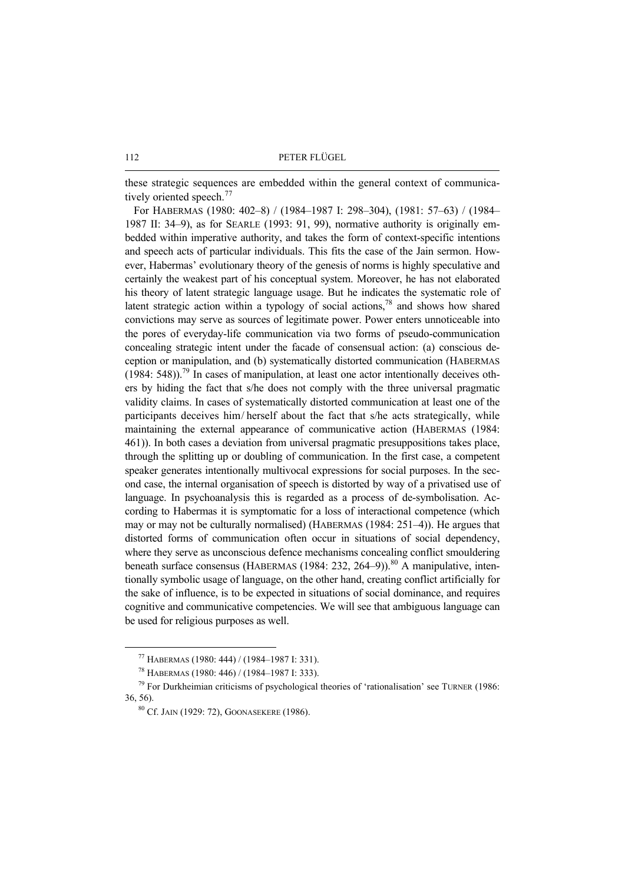these strategic sequences are embedded within the general context of communicatively oriented speech.[77]

For HABERMAS (1980: 402–8) / (1984–1987 I: 298–304), (1981: 57–63) / (1984–1987 II: 34–9), as for SEARLE (1993: 91, 99), normative authority is originally embedded within imperative authority, and takes the form of context-specific intentions and speech acts of particular individuals. This fits the case of the Jain sermon. However, Habermas' evolutionary theory of the genesis of norms is highly speculative and certainly the weakest part of his conceptual system. Moreover, he has not elaborated his theory of latent strategic language usage. But he indicates the systematic role of latent strategic action within a typology of social actions,[78] and shows how shared convictions may serve as sources of legitimate power. Power enters unnoticeable into the pores of everyday-life communication via two forms of pseudo-communication concealing strategic intent under the facade of consensual action: (a) conscious deception or manipulation, and (b) systematically distorted communication (HABERMAS (1984: 548)).[79] In cases of manipulation, at least one actor intentionally deceives others by hiding the fact that s/he does not comply with the three universal pragmatic validity claims. In cases of systematically distorted communication at least one of the participants deceives him/ herself about the fact that s/he acts strategically, while maintaining the external appearance of communicative action (HABERMAS (1984: 461)). In both cases a deviation from universal pragmatic presuppositions takes place, through the splitting up or doubling of communication. In the first case, a competent speaker generates intentionally multivocal expressions for social purposes. In the second case, the internal organisation of speech is distorted by way of a privatised use of language. In psychoanalysis this is regarded as a process of de-symbolisation. According to Habermas it is symptomatic for a loss of interactional competence (which may or may not be culturally normalised) (HABERMAS (1984: 251–4)). He argues that distorted forms of communication often occur in situations of social dependency, where they serve as unconscious defence mechanisms concealing conflict smouldering beneath surface consensus (HABERMAS (1984: 232, 264–9)).[80] A manipulative, intentionally symbolic usage of language, on the other hand, creating conflict artificially for the sake of influence, is to be expected in situations of social dominance, and requires cognitive and communicative competencies. We will see that ambiguous language can be used for religious purposes as well.

---

[77] HABERMAS (1980: 444) / (1984–1987 I: 331).

[78] HABERMAS (1980: 446) / (1984–1987 I: 333).

[79] For Durkheimian criticisms of psychological theories of 'rationalisation' see TURNER (1986: 36, 56).

[80] Cf. JAIN (1929: 72), GOONASEKERE (1986).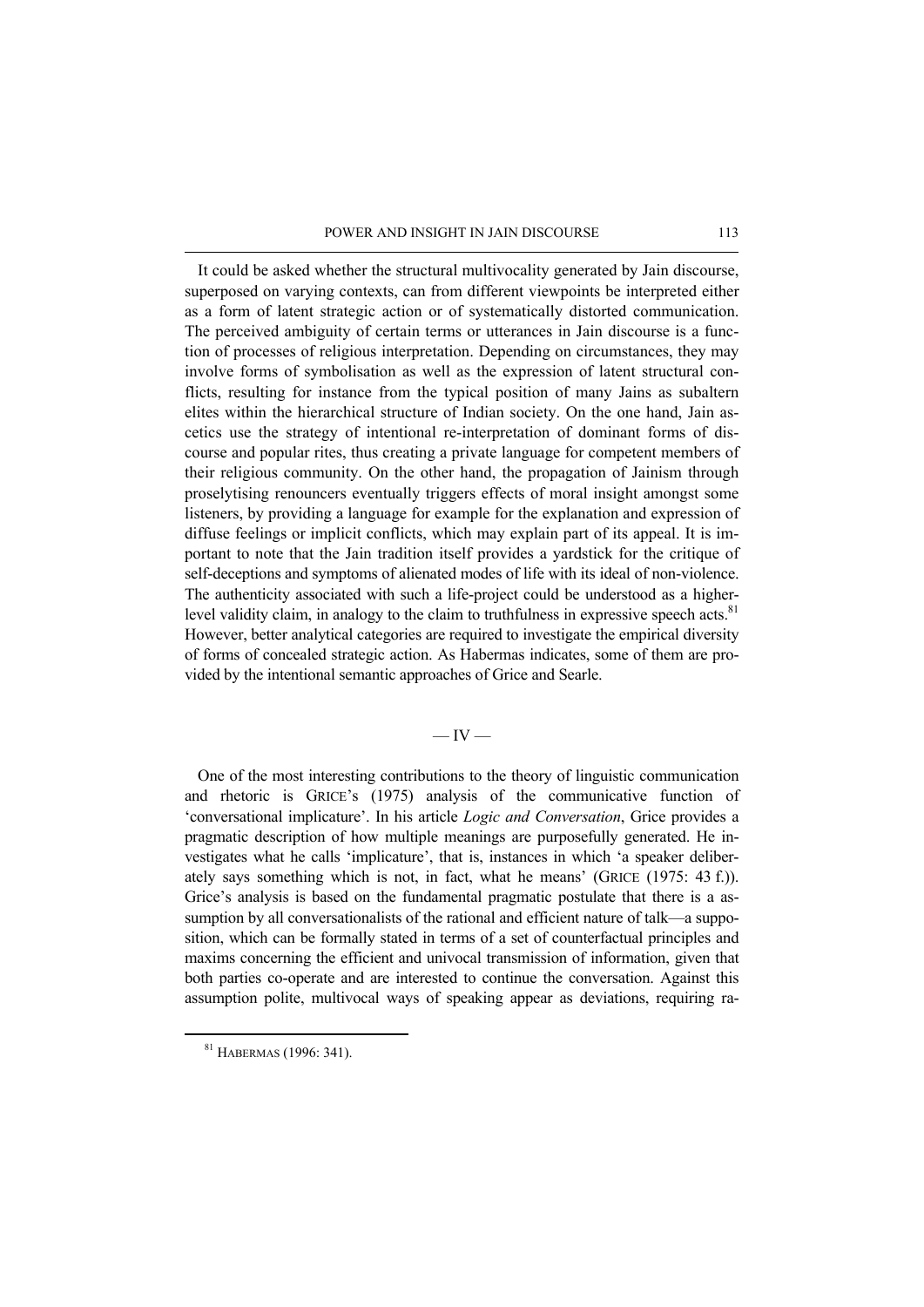It could be asked whether the structural multivocality generated by Jain discourse, superposed on varying contexts, can from different viewpoints be interpreted either as a form of latent strategic action or of systematically distorted communication. The perceived ambiguity of certain terms or utterances in Jain discourse is a function of processes of religious interpretation. Depending on circumstances, they may involve forms of symbolisation as well as the expression of latent structural conflicts, resulting for instance from the typical position of many Jains as subaltern elites within the hierarchical structure of Indian society. On the one hand, Jain ascetics use the strategy of intentional re-interpretation of dominant forms of discourse and popular rites, thus creating a private language for competent members of their religious community. On the other hand, the propagation of Jainism through proselytising renouncers eventually triggers effects of moral insight amongst some listeners, by providing a language for example for the explanation and expression of diffuse feelings or implicit conflicts, which may explain part of its appeal. It is important to note that the Jain tradition itself provides a yardstick for the critique of self-deceptions and symptoms of alienated modes of life with its ideal of non-violence. The authenticity associated with such a life-project could be understood as a higher-level validity claim, in analogy to the claim to truthfulness in expressive speech acts.[81] However, better analytical categories are required to investigate the empirical diversity of forms of concealed strategic action. As Habermas indicates, some of them are provided by the intentional semantic approaches of Grice and Searle.

## — IV —

One of the most interesting contributions to the theory of linguistic communication and rhetoric is GRICE's (1975) analysis of the communicative function of 'conversational implicature'. In his article *Logic and Conversation*, Grice provides a pragmatic description of how multiple meanings are purposefully generated. He investigates what he calls 'implicature', that is, instances in which 'a speaker deliberately says something which is not, in fact, what he means' (GRICE (1975: 43 f.)). Grice's analysis is based on the fundamental pragmatic postulate that there is a assumption by all conversationalists of the rational and efficient nature of talk—a supposition, which can be formally stated in terms of a set of counterfactual principles and maxims concerning the efficient and univocal transmission of information, given that both parties co-operate and are interested to continue the conversation. Against this assumption polite, multivocal ways of speaking appear as deviations, requiring ra-

[81] HABERMAS (1996: 341).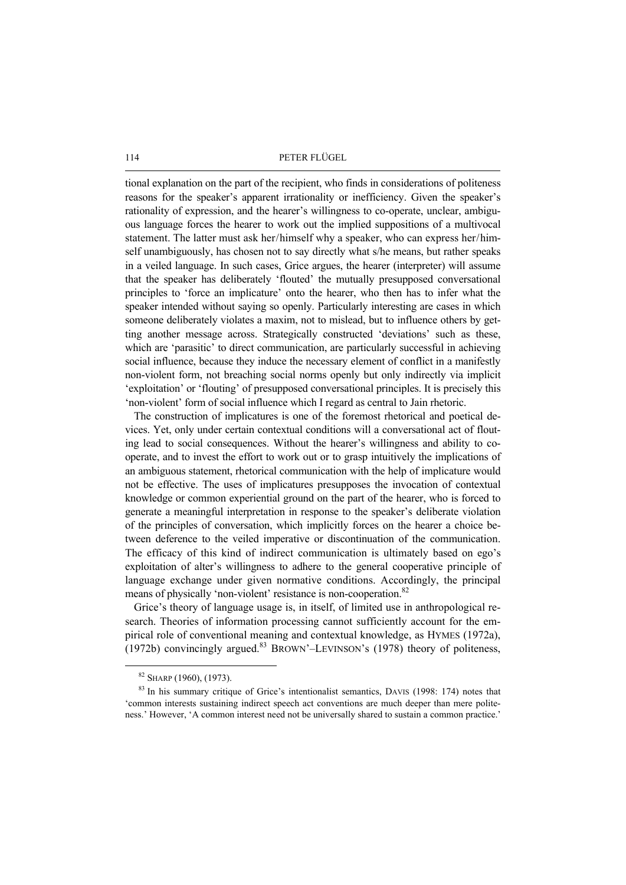tional explanation on the part of the recipient, who finds in considerations of politeness reasons for the speaker's apparent irrationality or inefficiency. Given the speaker's rationality of expression, and the hearer's willingness to co-operate, unclear, ambiguous language forces the hearer to work out the implied suppositions of a multivocal statement. The latter must ask her/himself why a speaker, who can express her/himself unambiguously, has chosen not to say directly what s/he means, but rather speaks in a veiled language. In such cases, Grice argues, the hearer (interpreter) will assume that the speaker has deliberately 'flouted' the mutually presupposed conversational principles to 'force an implicature' onto the hearer, who then has to infer what the speaker intended without saying so openly. Particularly interesting are cases in which someone deliberately violates a maxim, not to mislead, but to influence others by getting another message across. Strategically constructed 'deviations' such as these, which are 'parasitic' to direct communication, are particularly successful in achieving social influence, because they induce the necessary element of conflict in a manifestly non-violent form, not breaching social norms openly but only indirectly via implicit 'exploitation' or 'flouting' of presupposed conversational principles. It is precisely this 'non-violent' form of social influence which I regard as central to Jain rhetoric.

The construction of implicatures is one of the foremost rhetorical and poetical devices. Yet, only under certain contextual conditions will a conversational act of flouting lead to social consequences. Without the hearer's willingness and ability to cooperate, and to invest the effort to work out or to grasp intuitively the implications of an ambiguous statement, rhetorical communication with the help of implicature would not be effective. The uses of implicatures presupposes the invocation of contextual knowledge or common experiential ground on the part of the hearer, who is forced to generate a meaningful interpretation in response to the speaker's deliberate violation of the principles of conversation, which implicitly forces on the hearer a choice between deference to the veiled imperative or discontinuation of the communication. The efficacy of this kind of indirect communication is ultimately based on ego's exploitation of alter's willingness to adhere to the general cooperative principle of language exchange under given normative conditions. Accordingly, the principal means of physically 'non-violent' resistance is non-cooperation.[82]

Grice's theory of language usage is, in itself, of limited use in anthropological research. Theories of information processing cannot sufficiently account for the empirical role of conventional meaning and contextual knowledge, as HYMES (1972a), (1972b) convincingly argued.[83] BROWN'–LEVINSON's (1978) theory of politeness,

---

[82] SHARP (1960), (1973).

[83] In his summary critique of Grice's intentionalist semantics, DAVIS (1998: 174) notes that 'common interests sustaining indirect speech act conventions are much deeper than mere politeness.' However, 'A common interest need not be universally shared to sustain a common practice.'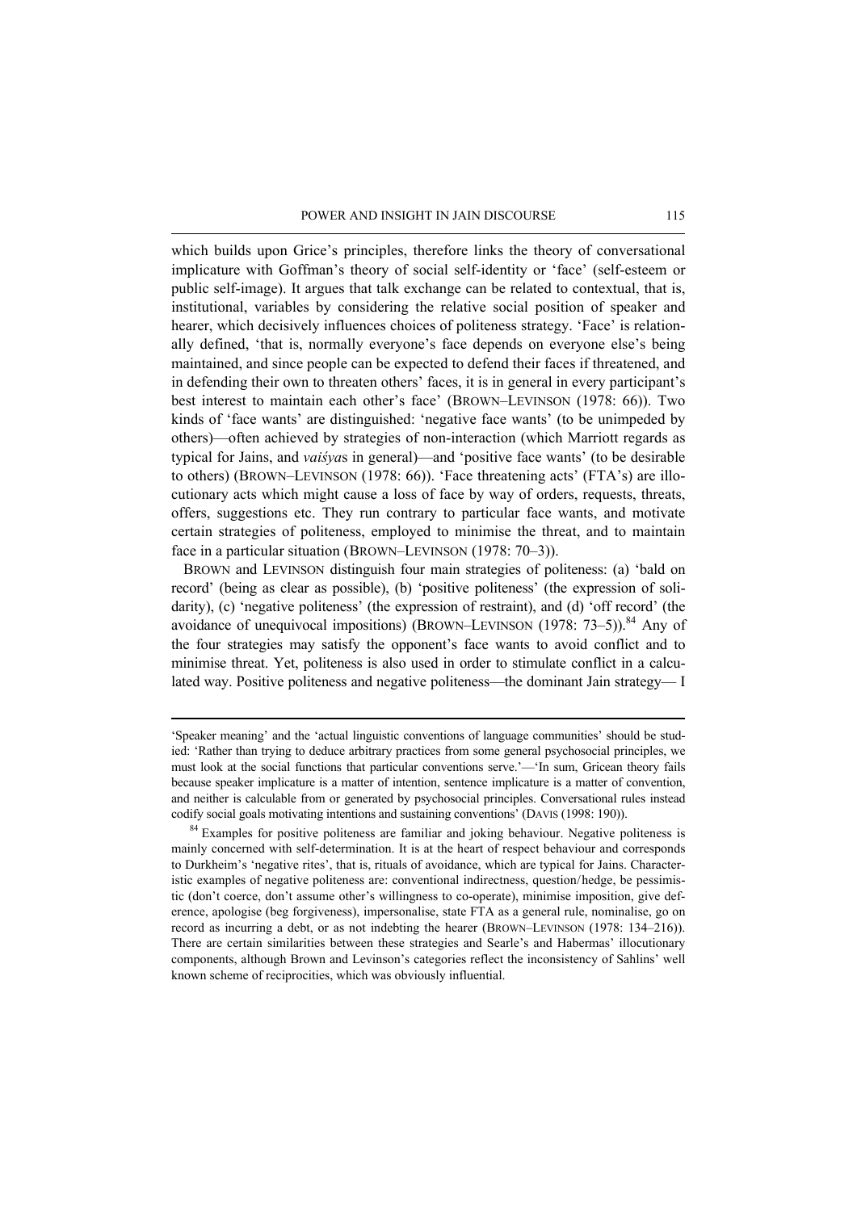which builds upon Grice's principles, therefore links the theory of conversational implicature with Goffman's theory of social self-identity or 'face' (self-esteem or public self-image). It argues that talk exchange can be related to contextual, that is, institutional, variables by considering the relative social position of speaker and hearer, which decisively influences choices of politeness strategy. 'Face' is relationally defined, 'that is, normally everyone's face depends on everyone else's being maintained, and since people can be expected to defend their faces if threatened, and in defending their own to threaten others' faces, it is in general in every participant's best interest to maintain each other's face' (BROWN–LEVINSON (1978: 66)). Two kinds of 'face wants' are distinguished: 'negative face wants' (to be unimpeded by others)—often achieved by strategies of non-interaction (which Marriott regards as typical for Jains, and *vaiśya*s in general)—and 'positive face wants' (to be desirable to others) (BROWN–LEVINSON (1978: 66)). 'Face threatening acts' (FTA's) are illocutionary acts which might cause a loss of face by way of orders, requests, threats, offers, suggestions etc. They run contrary to particular face wants, and motivate certain strategies of politeness, employed to minimise the threat, and to maintain face in a particular situation (BROWN–LEVINSON (1978: 70–3)).

BROWN and LEVINSON distinguish four main strategies of politeness: (a) 'bald on record' (being as clear as possible), (b) 'positive politeness' (the expression of solidarity), (c) 'negative politeness' (the expression of restraint), and (d) 'off record' (the avoidance of unequivocal impositions) (BROWN–LEVINSON (1978: 73–5)).[84] Any of the four strategies may satisfy the opponent's face wants to avoid conflict and to minimise threat. Yet, politeness is also used in order to stimulate conflict in a calculated way. Positive politeness and negative politeness—the dominant Jain strategy— I

---

'Speaker meaning' and the 'actual linguistic conventions of language communities' should be studied: 'Rather than trying to deduce arbitrary practices from some general psychosocial principles, we must look at the social functions that particular conventions serve.'—'In sum, Gricean theory fails because speaker implicature is a matter of intention, sentence implicature is a matter of convention, and neither is calculable from or generated by psychosocial principles. Conversational rules instead codify social goals motivating intentions and sustaining conventions' (DAVIS (1998: 190)).

[84] Examples for positive politeness are familiar and joking behaviour. Negative politeness is mainly concerned with self-determination. It is at the heart of respect behaviour and corresponds to Durkheim's 'negative rites', that is, rituals of avoidance, which are typical for Jains. Characteristic examples of negative politeness are: conventional indirectness, question/hedge, be pessimistic (don't coerce, don't assume other's willingness to co-operate), minimise imposition, give deference, apologise (beg forgiveness), impersonalise, state FTA as a general rule, nominalise, go on record as incurring a debt, or as not indebting the hearer (BROWN–LEVINSON (1978: 134–216)). There are certain similarities between these strategies and Searle's and Habermas' illocutionary components, although Brown and Levinson's categories reflect the inconsistency of Sahlins' well known scheme of reciprocities, which was obviously influential.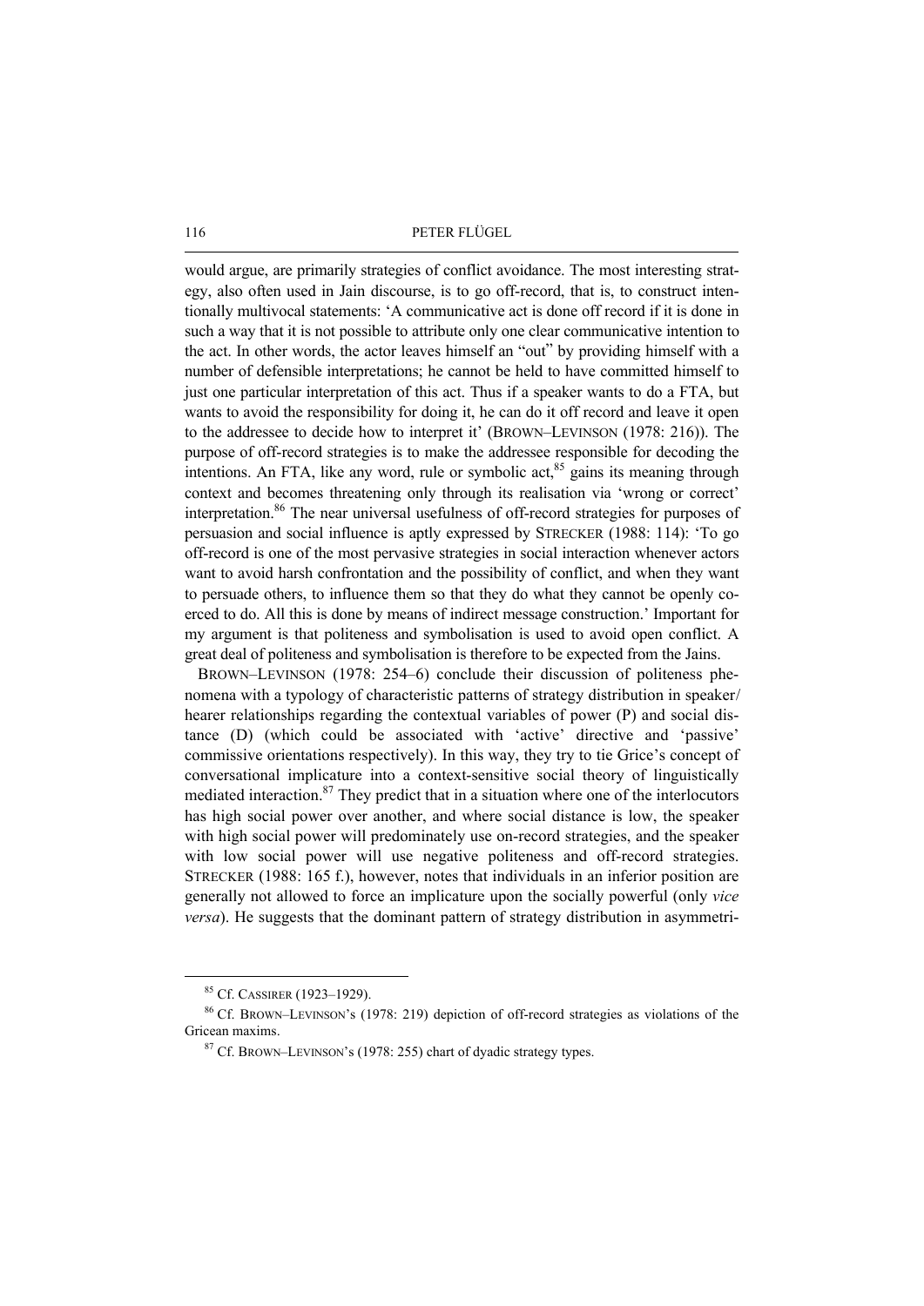would argue, are primarily strategies of conflict avoidance. The most interesting strategy, also often used in Jain discourse, is to go off-record, that is, to construct intentionally multivocal statements: 'A communicative act is done off record if it is done in such a way that it is not possible to attribute only one clear communicative intention to the act. In other words, the actor leaves himself an "out" by providing himself with a number of defensible interpretations; he cannot be held to have committed himself to just one particular interpretation of this act. Thus if a speaker wants to do a FTA, but wants to avoid the responsibility for doing it, he can do it off record and leave it open to the addressee to decide how to interpret it' (BROWN–LEVINSON (1978: 216)). The purpose of off-record strategies is to make the addressee responsible for decoding the intentions. An FTA, like any word, rule or symbolic act,[85] gains its meaning through context and becomes threatening only through its realisation via 'wrong or correct' interpretation.[86] The near universal usefulness of off-record strategies for purposes of persuasion and social influence is aptly expressed by STRECKER (1988: 114): 'To go off-record is one of the most pervasive strategies in social interaction whenever actors want to avoid harsh confrontation and the possibility of conflict, and when they want to persuade others, to influence them so that they do what they cannot be openly coerced to do. All this is done by means of indirect message construction.' Important for my argument is that politeness and symbolisation is used to avoid open conflict. A great deal of politeness and symbolisation is therefore to be expected from the Jains.

BROWN–LEVINSON (1978: 254–6) conclude their discussion of politeness phenomena with a typology of characteristic patterns of strategy distribution in speaker/hearer relationships regarding the contextual variables of power (P) and social distance (D) (which could be associated with 'active' directive and 'passive' commissive orientations respectively). In this way, they try to tie Grice's concept of conversational implicature into a context-sensitive social theory of linguistically mediated interaction.[87] They predict that in a situation where one of the interlocutors has high social power over another, and where social distance is low, the speaker with high social power will predominately use on-record strategies, and the speaker with low social power will use negative politeness and off-record strategies. STRECKER (1988: 165 f.), however, notes that individuals in an inferior position are generally not allowed to force an implicature upon the socially powerful (only *vice versa*). He suggests that the dominant pattern of strategy distribution in asymmetri-

---

[85] Cf. CASSIRER (1923–1929).

[86] Cf. BROWN–LEVINSON's (1978: 219) depiction of off-record strategies as violations of the Gricean maxims.

[87] Cf. BROWN–LEVINSON's (1978: 255) chart of dyadic strategy types.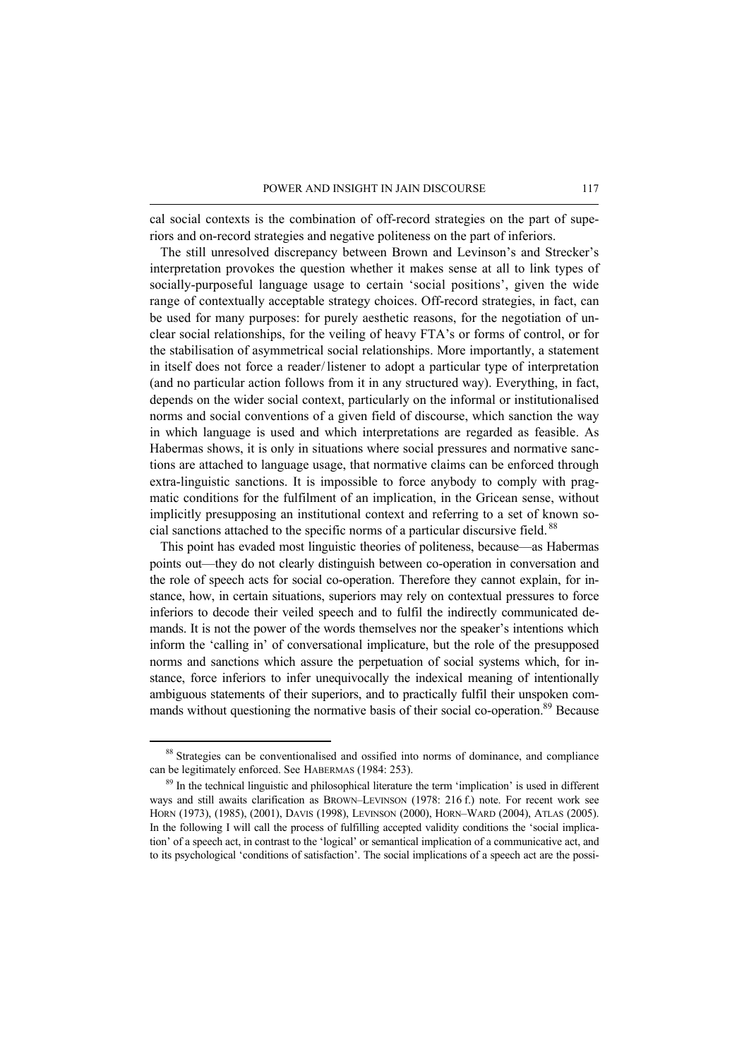cal social contexts is the combination of off-record strategies on the part of superiors and on-record strategies and negative politeness on the part of inferiors.

The still unresolved discrepancy between Brown and Levinson's and Strecker's interpretation provokes the question whether it makes sense at all to link types of socially-purposeful language usage to certain 'social positions', given the wide range of contextually acceptable strategy choices. Off-record strategies, in fact, can be used for many purposes: for purely aesthetic reasons, for the negotiation of unclear social relationships, for the veiling of heavy FTA's or forms of control, or for the stabilisation of asymmetrical social relationships. More importantly, a statement in itself does not force a reader/listener to adopt a particular type of interpretation (and no particular action follows from it in any structured way). Everything, in fact, depends on the wider social context, particularly on the informal or institutionalised norms and social conventions of a given field of discourse, which sanction the way in which language is used and which interpretations are regarded as feasible. As Habermas shows, it is only in situations where social pressures and normative sanctions are attached to language usage, that normative claims can be enforced through extra-linguistic sanctions. It is impossible to force anybody to comply with pragmatic conditions for the fulfilment of an implication, in the Gricean sense, without implicitly presupposing an institutional context and referring to a set of known social sanctions attached to the specific norms of a particular discursive field.[88]

This point has evaded most linguistic theories of politeness, because—as Habermas points out—they do not clearly distinguish between co-operation in conversation and the role of speech acts for social co-operation. Therefore they cannot explain, for instance, how, in certain situations, superiors may rely on contextual pressures to force inferiors to decode their veiled speech and to fulfil the indirectly communicated demands. It is not the power of the words themselves nor the speaker's intentions which inform the 'calling in' of conversational implicature, but the role of the presupposed norms and sanctions which assure the perpetuation of social systems which, for instance, force inferiors to infer unequivocally the indexical meaning of intentionally ambiguous statements of their superiors, and to practically fulfil their unspoken commands without questioning the normative basis of their social co-operation.[89] Because

[88] Strategies can be conventionalised and ossified into norms of dominance, and compliance can be legitimately enforced. See HABERMAS (1984: 253).

[89] In the technical linguistic and philosophical literature the term 'implication' is used in different ways and still awaits clarification as BROWN–LEVINSON (1978: 216 f.) note. For recent work see HORN (1973), (1985), (2001), DAVIS (1998), LEVINSON (2000), HORN–WARD (2004), ATLAS (2005). In the following I will call the process of fulfilling accepted validity conditions the 'social implication' of a speech act, in contrast to the 'logical' or semantical implication of a communicative act, and to its psychological 'conditions of satisfaction'. The social implications of a speech act are the possi-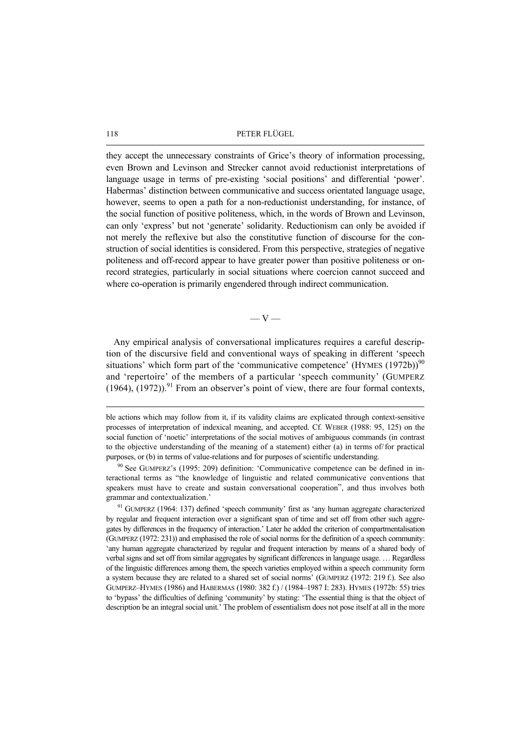they accept the unnecessary constraints of Grice's theory of information processing, even Brown and Levinson and Strecker cannot avoid reductionist interpretations of language usage in terms of pre-existing 'social positions' and differential 'power'. Habermas' distinction between communicative and success orientated language usage, however, seems to open a path for a non-reductionist understanding, for instance, of the social function of positive politeness, which, in the words of Brown and Levinson, can only 'express' but not 'generate' solidarity. Reductionism can only be avoided if not merely the reflexive but also the constitutive function of discourse for the construction of social identities is considered. From this perspective, strategies of negative politeness and off-record appear to have greater power than positive politeness or on-record strategies, particularly in social situations where coercion cannot succeed and where co-operation is primarily engendered through indirect communication.

## — V —

Any empirical analysis of conversational implicatures requires a careful description of the discursive field and conventional ways of speaking in different 'speech situations' which form part of the 'communicative competence' (HYMES (1972b))[90] and 'repertoire' of the members of a particular 'speech community' (GUMPERZ (1964), (1972)).[91] From an observer's point of view, there are four formal contexts,

---

ble actions which may follow from it, if its validity claims are explicated through context-sensitive processes of interpretation of indexical meaning, and accepted. Cf. WEBER (1988: 95, 125) on the social function of 'noetic' interpretations of the social motives of ambiguous commands (in contrast to the objective understanding of the meaning of a statement) either (a) in terms of/ for practical purposes, or (b) in terms of value-relations and for purposes of scientific understanding.

[90] See GUMPERZ's (1995: 209) definition: 'Communicative competence can be defined in interactional terms as "the knowledge of linguistic and related communicative conventions that speakers must have to create and sustain conversational cooperation", and thus involves both grammar and contextualization.'

[91] GUMPERZ (1964: 137) defined 'speech community' first as 'any human aggregate characterized by regular and frequent interaction over a significant span of time and set off from other such aggregates by differences in the frequency of interaction.' Later he added the criterion of compartmentalisation (GUMPERZ (1972: 231)) and emphasised the role of social norms for the definition of a speech community: 'any human aggregate characterized by regular and frequent interaction by means of a shared body of verbal signs and set off from similar aggregates by significant differences in language usage. … Regardless of the linguistic differences among them, the speech varieties employed within a speech community form a system because they are related to a shared set of social norms' (GUMPERZ (1972: 219 f.). See also GUMPERZ–HYMES (1986) and HABERMAS (1980: 382 f.) / (1984–1987 I: 283). HYMES (1972b: 55) tries to 'bypass' the difficulties of defining 'community' by stating: 'The essential thing is that the object of description be an integral social unit.' The problem of essentialism does not pose itself at all in the more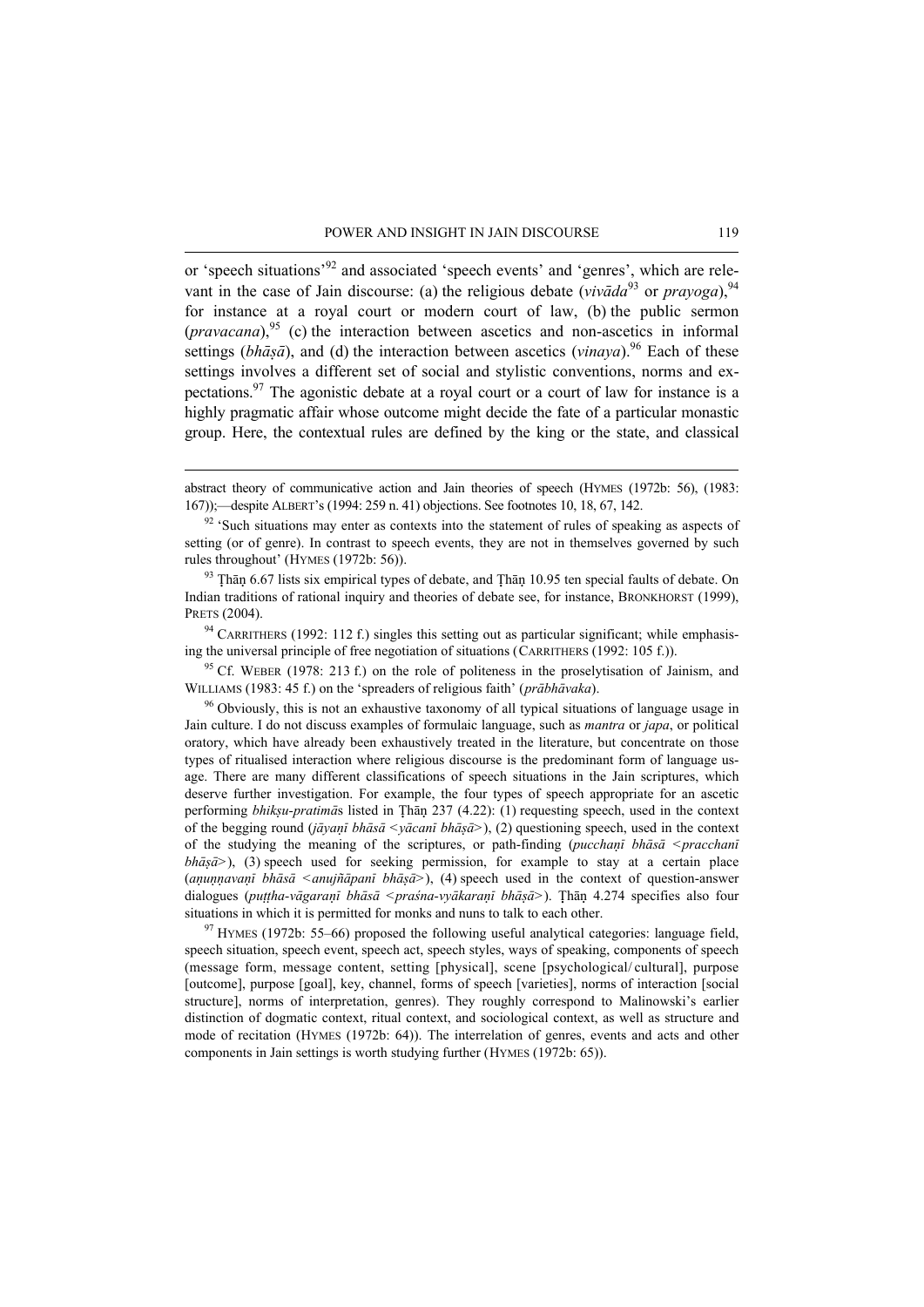or 'speech situations'[92] and associated 'speech events' and 'genres', which are relevant in the case of Jain discourse: (a) the religious debate (*vivāda*[93] or *prayoga*),[94] for instance at a royal court or modern court of law, (b) the public sermon (*pravacana*),[95] (c) the interaction between ascetics and non-ascetics in informal settings (*bhāṣā*), and (d) the interaction between ascetics (*vinaya*).[96] Each of these settings involves a different set of social and stylistic conventions, norms and expectations.[97] The agonistic debate at a royal court or a court of law for instance is a highly pragmatic affair whose outcome might decide the fate of a particular monastic group. Here, the contextual rules are defined by the king or the state, and classical

---

abstract theory of communicative action and Jain theories of speech (HYMES (1972b: 56), (1983: 167));—despite ALBERT's (1994: 259 n. 41) objections. See footnotes 10, 18, 67, 142.

[92] 'Such situations may enter as contexts into the statement of rules of speaking as aspects of setting (or of genre). In contrast to speech events, they are not in themselves governed by such rules throughout' (HYMES (1972b: 56)).

[93] Ṭhāṇ 6.67 lists six empirical types of debate, and Ṭhāṇ 10.95 ten special faults of debate. On Indian traditions of rational inquiry and theories of debate see, for instance, BRONKHORST (1999), PRETS (2004).

[94] CARRITHERS (1992: 112 f.) singles this setting out as particular significant; while emphasising the universal principle of free negotiation of situations (CARRITHERS (1992: 105 f.)).

[95] Cf. WEBER (1978: 213 f.) on the role of politeness in the proselytisation of Jainism, and WILLIAMS (1983: 45 f.) on the 'spreaders of religious faith' (*prābhāvaka*).

[96] Obviously, this is not an exhaustive taxonomy of all typical situations of language usage in Jain culture. I do not discuss examples of formulaic language, such as *mantra* or *japa*, or political oratory, which have already been exhaustively treated in the literature, but concentrate on those types of ritualised interaction where religious discourse is the predominant form of language usage. There are many different classifications of speech situations in the Jain scriptures, which deserve further investigation. For example, the four types of speech appropriate for an ascetic performing *bhikṣu-pratimā*s listed in Ṭhāṇ 237 (4.22): (1) requesting speech, used in the context of the begging round (*jāyaṇī bhāsā <yācanī bhāṣā>*), (2) questioning speech, used in the context of the studying the meaning of the scriptures, or path-finding (*pucchaṇī bhāsā <pracchanī bhāṣā>*), (3) speech used for seeking permission, for example to stay at a certain place (*aṇuṇṇavaṇī bhāsā <anujñāpanī bhāṣā>*), (4) speech used in the context of question-answer dialogues (*puṭṭha-vāgaraṇī bhāsā <praśna-vyākaraṇī bhāṣā>*). Ṭhāṇ 4.274 specifies also four situations in which it is permitted for monks and nuns to talk to each other.

[97] HYMES (1972b: 55–66) proposed the following useful analytical categories: language field, speech situation, speech event, speech act, speech styles, ways of speaking, components of speech (message form, message content, setting [physical], scene [psychological/ cultural], purpose [outcome], purpose [goal], key, channel, forms of speech [varieties], norms of interaction [social structure], norms of interpretation, genres). They roughly correspond to Malinowski's earlier distinction of dogmatic context, ritual context, and sociological context, as well as structure and mode of recitation (HYMES (1972b: 64)). The interrelation of genres, events and acts and other components in Jain settings is worth studying further (HYMES (1972b: 65)).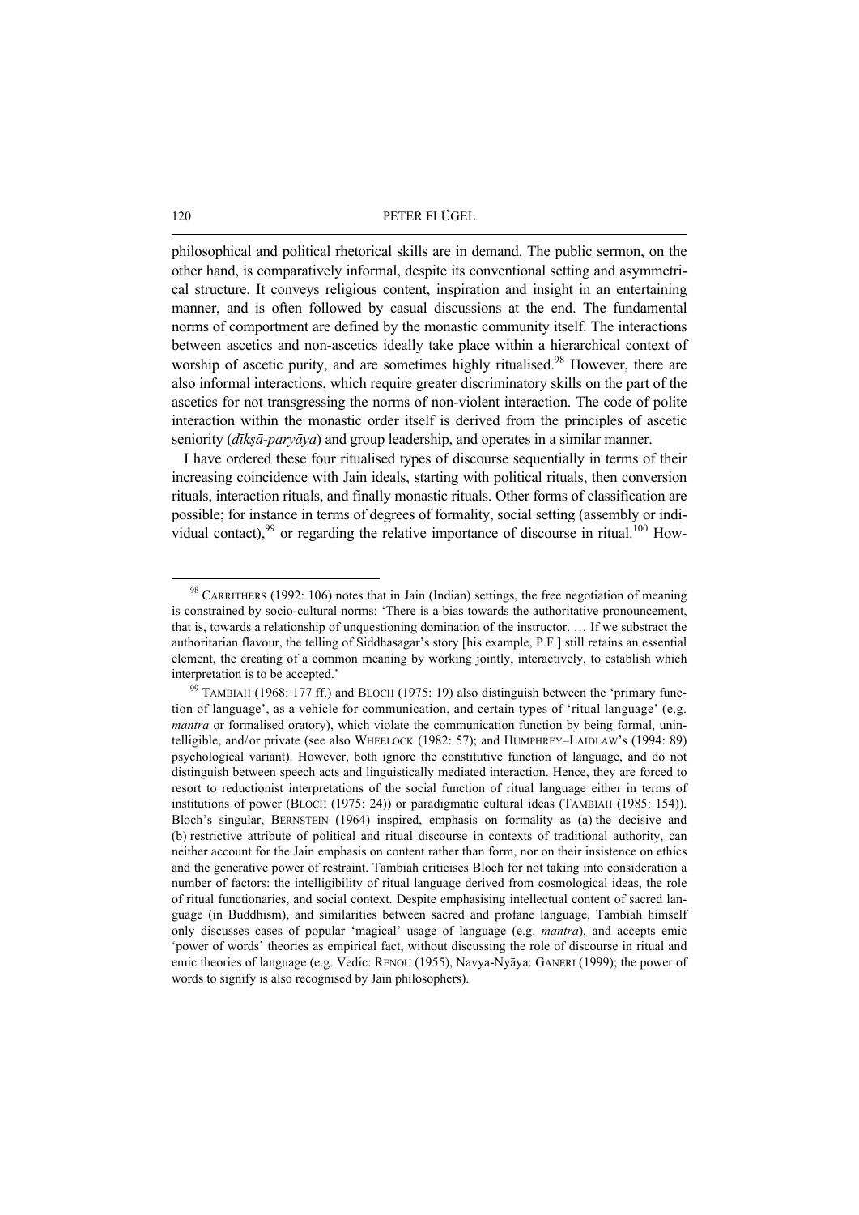philosophical and political rhetorical skills are in demand. The public sermon, on the other hand, is comparatively informal, despite its conventional setting and asymmetrical structure. It conveys religious content, inspiration and insight in an entertaining manner, and is often followed by casual discussions at the end. The fundamental norms of comportment are defined by the monastic community itself. The interactions between ascetics and non-ascetics ideally take place within a hierarchical context of worship of ascetic purity, and are sometimes highly ritualised.[98] However, there are also informal interactions, which require greater discriminatory skills on the part of the ascetics for not transgressing the norms of non-violent interaction. The code of polite interaction within the monastic order itself is derived from the principles of ascetic seniority (*dīkṣā-paryāya*) and group leadership, and operates in a similar manner.

I have ordered these four ritualised types of discourse sequentially in terms of their increasing coincidence with Jain ideals, starting with political rituals, then conversion rituals, interaction rituals, and finally monastic rituals. Other forms of classification are possible; for instance in terms of degrees of formality, social setting (assembly or individual contact),[99] or regarding the relative importance of discourse in ritual.[100] How-

---

[98] CARRITHERS (1992: 106) notes that in Jain (Indian) settings, the free negotiation of meaning is constrained by socio-cultural norms: 'There is a bias towards the authoritative pronouncement, that is, towards a relationship of unquestioning domination of the instructor. … If we substract the authoritarian flavour, the telling of Siddhasagar's story [his example, P.F.] still retains an essential element, the creating of a common meaning by working jointly, interactively, to establish which interpretation is to be accepted.'

[99] TAMBIAH (1968: 177 ff.) and BLOCH (1975: 19) also distinguish between the 'primary function of language', as a vehicle for communication, and certain types of 'ritual language' (e.g. *mantra* or formalised oratory), which violate the communication function by being formal, unintelligible, and/or private (see also WHEELOCK (1982: 57); and HUMPHREY–LAIDLAW's (1994: 89) psychological variant). However, both ignore the constitutive function of language, and do not distinguish between speech acts and linguistically mediated interaction. Hence, they are forced to resort to reductionist interpretations of the social function of ritual language either in terms of institutions of power (BLOCH (1975: 24)) or paradigmatic cultural ideas (TAMBIAH (1985: 154)). Bloch's singular, BERNSTEIN (1964) inspired, emphasis on formality as (a) the decisive and (b) restrictive attribute of political and ritual discourse in contexts of traditional authority, can neither account for the Jain emphasis on content rather than form, nor on their insistence on ethics and the generative power of restraint. Tambiah criticises Bloch for not taking into consideration a number of factors: the intelligibility of ritual language derived from cosmological ideas, the role of ritual functionaries, and social context. Despite emphasising intellectual content of sacred language (in Buddhism), and similarities between sacred and profane language, Tambiah himself only discusses cases of popular 'magical' usage of language (e.g. *mantra*), and accepts emic 'power of words' theories as empirical fact, without discussing the role of discourse in ritual and emic theories of language (e.g. Vedic: RENOU (1955), Navya-Nyāya: GANERI (1999); the power of words to signify is also recognised by Jain philosophers).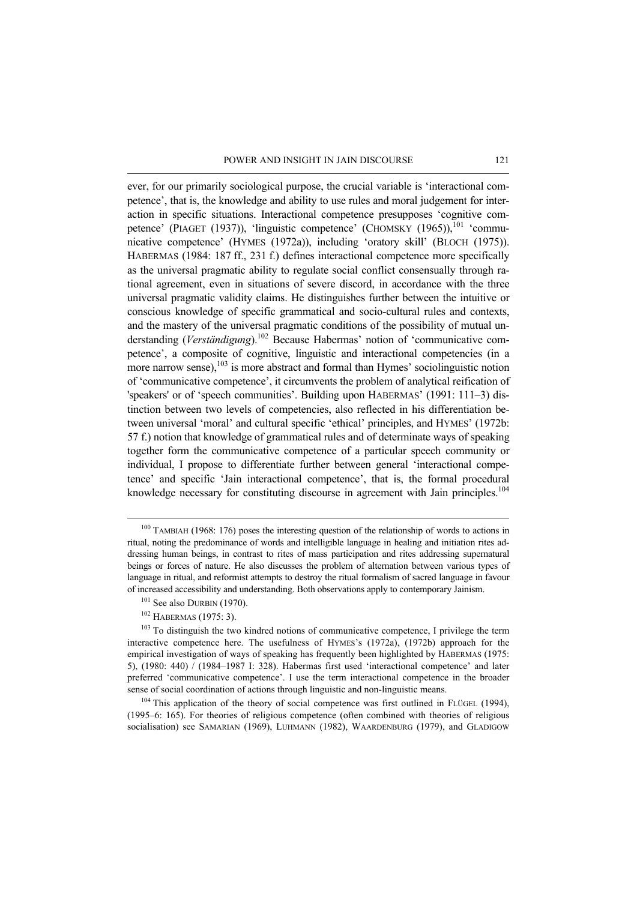ever, for our primarily sociological purpose, the crucial variable is 'interactional competence', that is, the knowledge and ability to use rules and moral judgement for interaction in specific situations. Interactional competence presupposes 'cognitive competence' (PIAGET (1937)), 'linguistic competence' (CHOMSKY (1965)),[101] 'communicative competence' (HYMES (1972a)), including 'oratory skill' (BLOCH (1975)). HABERMAS (1984: 187 ff., 231 f.) defines interactional competence more specifically as the universal pragmatic ability to regulate social conflict consensually through rational agreement, even in situations of severe discord, in accordance with the three universal pragmatic validity claims. He distinguishes further between the intuitive or conscious knowledge of specific grammatical and socio-cultural rules and contexts, and the mastery of the universal pragmatic conditions of the possibility of mutual understanding (*Verständigung*).[102] Because Habermas' notion of 'communicative competence', a composite of cognitive, linguistic and interactional competencies (in a more narrow sense),[103] is more abstract and formal than Hymes' sociolinguistic notion of 'communicative competence', it circumvents the problem of analytical reification of 'speakers' or of 'speech communities'. Building upon HABERMAS' (1991: 111–3) distinction between two levels of competencies, also reflected in his differentiation between universal 'moral' and cultural specific 'ethical' principles, and HYMES' (1972b: 57 f.) notion that knowledge of grammatical rules and of determinate ways of speaking together form the communicative competence of a particular speech community or individual, I propose to differentiate further between general 'interactional competence' and specific 'Jain interactional competence', that is, the formal procedural knowledge necessary for constituting discourse in agreement with Jain principles.[104]

[100] TAMBIAH (1968: 176) poses the interesting question of the relationship of words to actions in ritual, noting the predominance of words and intelligible language in healing and initiation rites addressing human beings, in contrast to rites of mass participation and rites addressing supernatural beings or forces of nature. He also discusses the problem of alternation between various types of language in ritual, and reformist attempts to destroy the ritual formalism of sacred language in favour of increased accessibility and understanding. Both observations apply to contemporary Jainism.

[101] See also DURBIN (1970).

[102] HABERMAS (1975: 3).

[103] To distinguish the two kindred notions of communicative competence, I privilege the term interactive competence here. The usefulness of HYMES's (1972a), (1972b) approach for the empirical investigation of ways of speaking has frequently been highlighted by HABERMAS (1975: 5), (1980: 440) / (1984–1987 I: 328). Habermas first used 'interactional competence' and later preferred 'communicative competence'. I use the term interactional competence in the broader sense of social coordination of actions through linguistic and non-linguistic means.

[104] This application of the theory of social competence was first outlined in FLÜGEL (1994), (1995–6: 165). For theories of religious competence (often combined with theories of religious socialisation) see SAMARIAN (1969), LUHMANN (1982), WAARDENBURG (1979), and GLADIGOW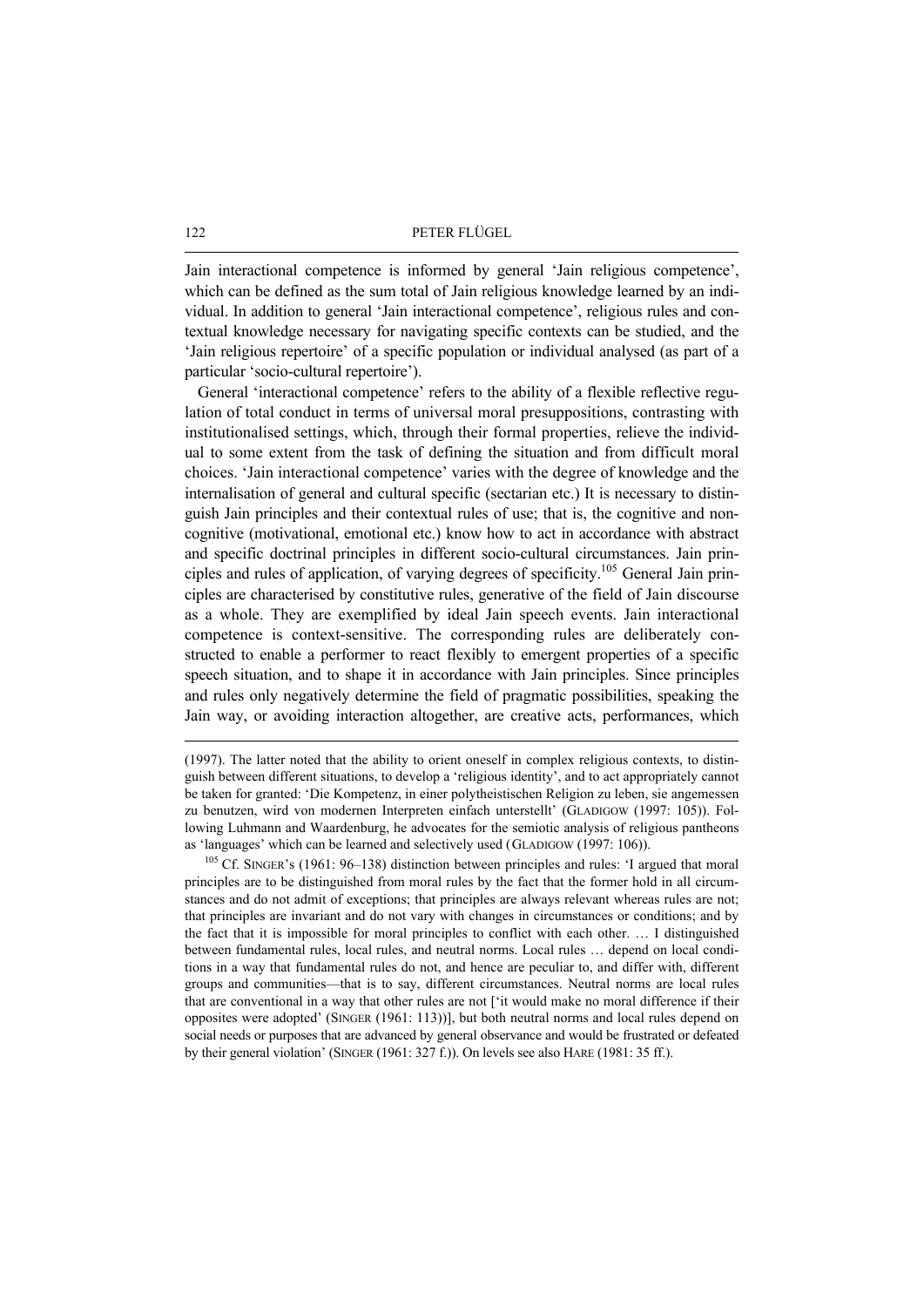Jain interactional competence is informed by general 'Jain religious competence', which can be defined as the sum total of Jain religious knowledge learned by an individual. In addition to general 'Jain interactional competence', religious rules and contextual knowledge necessary for navigating specific contexts can be studied, and the 'Jain religious repertoire' of a specific population or individual analysed (as part of a particular 'socio-cultural repertoire').

General 'interactional competence' refers to the ability of a flexible reflective regulation of total conduct in terms of universal moral presuppositions, contrasting with institutionalised settings, which, through their formal properties, relieve the individual to some extent from the task of defining the situation and from difficult moral choices. 'Jain interactional competence' varies with the degree of knowledge and the internalisation of general and cultural specific (sectarian etc.) It is necessary to distinguish Jain principles and their contextual rules of use; that is, the cognitive and non-cognitive (motivational, emotional etc.) know how to act in accordance with abstract and specific doctrinal principles in different socio-cultural circumstances. Jain principles and rules of application, of varying degrees of specificity.[105] General Jain principles are characterised by constitutive rules, generative of the field of Jain discourse as a whole. They are exemplified by ideal Jain speech events. Jain interactional competence is context-sensitive. The corresponding rules are deliberately constructed to enable a performer to react flexibly to emergent properties of a specific speech situation, and to shape it in accordance with Jain principles. Since principles and rules only negatively determine the field of pragmatic possibilities, speaking the Jain way, or avoiding interaction altogether, are creative acts, performances, which

---

(1997). The latter noted that the ability to orient oneself in complex religious contexts, to distinguish between different situations, to develop a 'religious identity', and to act appropriately cannot be taken for granted: 'Die Kompetenz, in einer polytheistischen Religion zu leben, sie angemessen zu benutzen, wird von modernen Interpreten einfach unterstellt' (GLADIGOW (1997: 105)). Following Luhmann and Waardenburg, he advocates for the semiotic analysis of religious pantheons as 'languages' which can be learned and selectively used (GLADIGOW (1997: 106)).

[105] Cf. SINGER's (1961: 96–138) distinction between principles and rules: 'I argued that moral principles are to be distinguished from moral rules by the fact that the former hold in all circumstances and do not admit of exceptions; that principles are always relevant whereas rules are not; that principles are invariant and do not vary with changes in circumstances or conditions; and by the fact that it is impossible for moral principles to conflict with each other. … I distinguished between fundamental rules, local rules, and neutral norms. Local rules … depend on local conditions in a way that fundamental rules do not, and hence are peculiar to, and differ with, different groups and communities—that is to say, different circumstances. Neutral norms are local rules that are conventional in a way that other rules are not ['it would make no moral difference if their opposites were adopted' (SINGER (1961: 113))], but both neutral norms and local rules depend on social needs or purposes that are advanced by general observance and would be frustrated or defeated by their general violation' (SINGER (1961: 327 f.)). On levels see also HARE (1981: 35 ff.).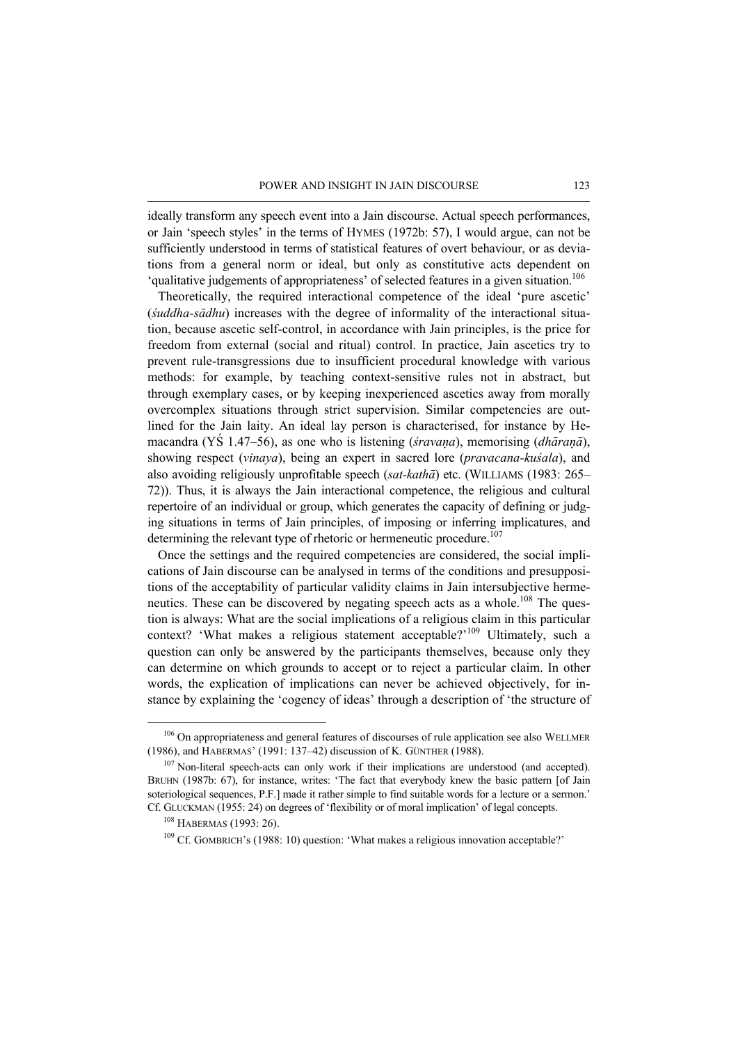ideally transform any speech event into a Jain discourse. Actual speech performances, or Jain 'speech styles' in the terms of HYMES (1972b: 57), I would argue, can not be sufficiently understood in terms of statistical features of overt behaviour, or as deviations from a general norm or ideal, but only as constitutive acts dependent on 'qualitative judgements of appropriateness' of selected features in a given situation.[106]

Theoretically, the required interactional competence of the ideal 'pure ascetic' (*śuddha-sādhu*) increases with the degree of informality of the interactional situation, because ascetic self-control, in accordance with Jain principles, is the price for freedom from external (social and ritual) control. In practice, Jain ascetics try to prevent rule-transgressions due to insufficient procedural knowledge with various methods: for example, by teaching context-sensitive rules not in abstract, but through exemplary cases, or by keeping inexperienced ascetics away from morally overcomplex situations through strict supervision. Similar competencies are outlined for the Jain laity. An ideal lay person is characterised, for instance by Hemacandra (YŚ 1.47–56), as one who is listening (*śravaṇa*), memorising (*dhāraṇā*), showing respect (*vinaya*), being an expert in sacred lore (*pravacana-kuśala*), and also avoiding religiously unprofitable speech (*sat-kathā*) etc. (WILLIAMS (1983: 265–72)). Thus, it is always the Jain interactional competence, the religious and cultural repertoire of an individual or group, which generates the capacity of defining or judging situations in terms of Jain principles, of imposing or inferring implicatures, and determining the relevant type of rhetoric or hermeneutic procedure.[107]

Once the settings and the required competencies are considered, the social implications of Jain discourse can be analysed in terms of the conditions and presuppositions of the acceptability of particular validity claims in Jain intersubjective hermeneutics. These can be discovered by negating speech acts as a whole.[108] The question is always: What are the social implications of a religious claim in this particular context? 'What makes a religious statement acceptable?'[109] Ultimately, such a question can only be answered by the participants themselves, because only they can determine on which grounds to accept or to reject a particular claim. In other words, the explication of implications can never be achieved objectively, for instance by explaining the 'cogency of ideas' through a description of 'the structure of

---

[106] On appropriateness and general features of discourses of rule application see also WELLMER (1986), and HABERMAS' (1991: 137–42) discussion of K. GÜNTHER (1988).

[107] Non-literal speech-acts can only work if their implications are understood (and accepted). BRUHN (1987b: 67), for instance, writes: 'The fact that everybody knew the basic pattern [of Jain soteriological sequences, P.F.] made it rather simple to find suitable words for a lecture or a sermon.' Cf. GLUCKMAN (1955: 24) on degrees of 'flexibility or of moral implication' of legal concepts.

[108] HABERMAS (1993: 26).

[109] Cf. GOMBRICH's (1988: 10) question: 'What makes a religious innovation acceptable?'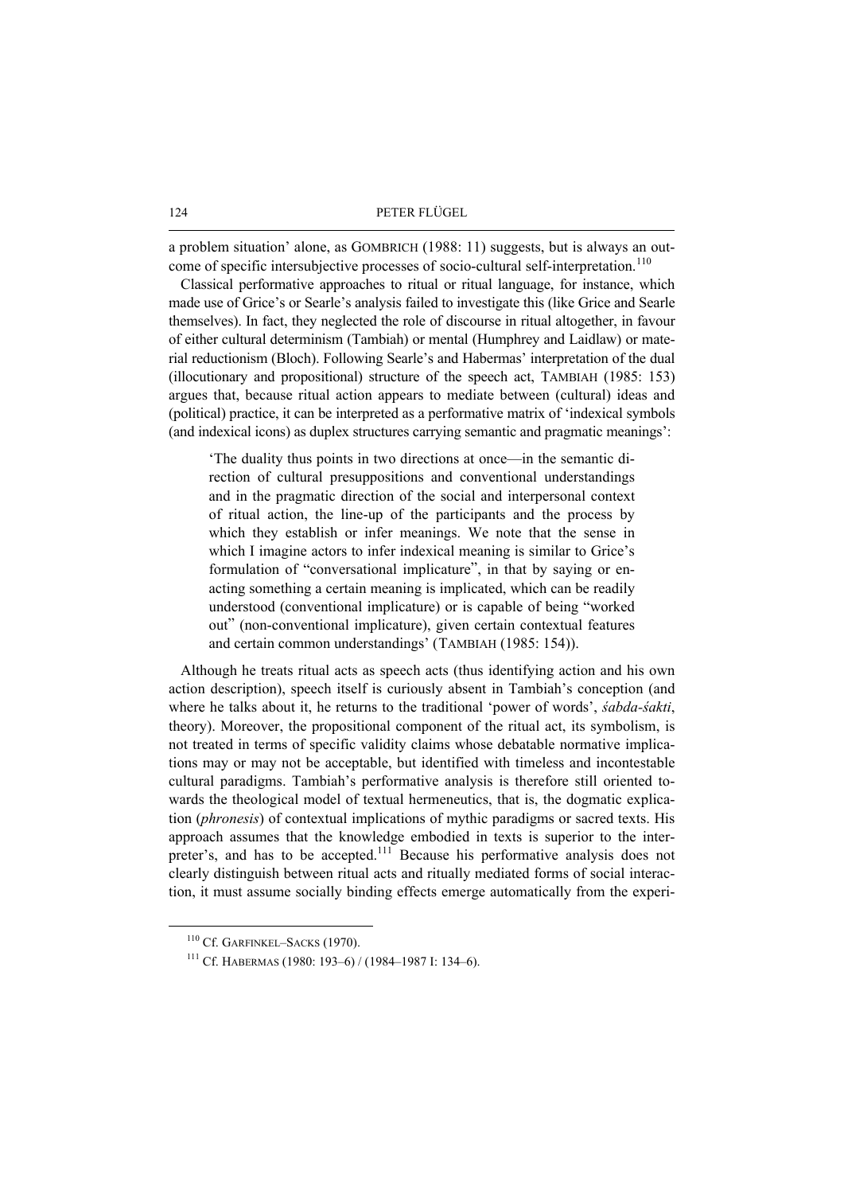a problem situation' alone, as GOMBRICH (1988: 11) suggests, but is always an outcome of specific intersubjective processes of socio-cultural self-interpretation.[110]

Classical performative approaches to ritual or ritual language, for instance, which made use of Grice's or Searle's analysis failed to investigate this (like Grice and Searle themselves). In fact, they neglected the role of discourse in ritual altogether, in favour of either cultural determinism (Tambiah) or mental (Humphrey and Laidlaw) or material reductionism (Bloch). Following Searle's and Habermas' interpretation of the dual (illocutionary and propositional) structure of the speech act, TAMBIAH (1985: 153) argues that, because ritual action appears to mediate between (cultural) ideas and (political) practice, it can be interpreted as a performative matrix of 'indexical symbols (and indexical icons) as duplex structures carrying semantic and pragmatic meanings':

> 'The duality thus points in two directions at once—in the semantic direction of cultural presuppositions and conventional understandings and in the pragmatic direction of the social and interpersonal context of ritual action, the line-up of the participants and the process by which they establish or infer meanings. We note that the sense in which I imagine actors to infer indexical meaning is similar to Grice's formulation of "conversational implicature", in that by saying or enacting something a certain meaning is implicated, which can be readily understood (conventional implicature) or is capable of being "worked out" (non-conventional implicature), given certain contextual features and certain common understandings' (TAMBIAH (1985: 154)).

Although he treats ritual acts as speech acts (thus identifying action and his own action description), speech itself is curiously absent in Tambiah's conception (and where he talks about it, he returns to the traditional 'power of words', *śabda-śakti*, theory). Moreover, the propositional component of the ritual act, its symbolism, is not treated in terms of specific validity claims whose debatable normative implications may or may not be acceptable, but identified with timeless and incontestable cultural paradigms. Tambiah's performative analysis is therefore still oriented towards the theological model of textual hermeneutics, that is, the dogmatic explication (*phronesis*) of contextual implications of mythic paradigms or sacred texts. His approach assumes that the knowledge embodied in texts is superior to the interpreter's, and has to be accepted.[111] Because his performative analysis does not clearly distinguish between ritual acts and ritually mediated forms of social interaction, it must assume socially binding effects emerge automatically from the experi-

---

[110] Cf. GARFINKEL–SACKS (1970).

[111] Cf. HABERMAS (1980: 193–6) / (1984–1987 I: 134–6).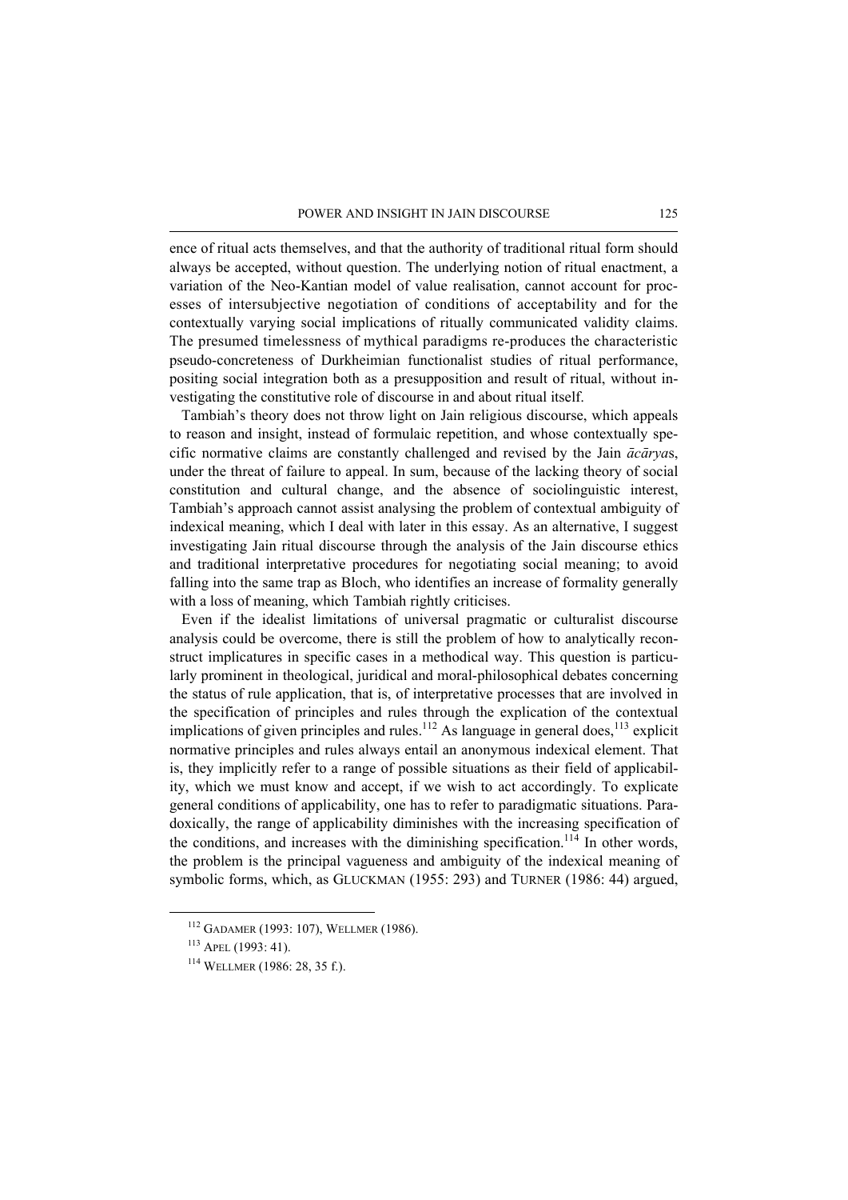ence of ritual acts themselves, and that the authority of traditional ritual form should always be accepted, without question. The underlying notion of ritual enactment, a variation of the Neo-Kantian model of value realisation, cannot account for processes of intersubjective negotiation of conditions of acceptability and for the contextually varying social implications of ritually communicated validity claims. The presumed timelessness of mythical paradigms re-produces the characteristic pseudo-concreteness of Durkheimian functionalist studies of ritual performance, positing social integration both as a presupposition and result of ritual, without investigating the constitutive role of discourse in and about ritual itself.

Tambiah's theory does not throw light on Jain religious discourse, which appeals to reason and insight, instead of formulaic repetition, and whose contextually specific normative claims are constantly challenged and revised by the Jain *ācārya*s, under the threat of failure to appeal. In sum, because of the lacking theory of social constitution and cultural change, and the absence of sociolinguistic interest, Tambiah's approach cannot assist analysing the problem of contextual ambiguity of indexical meaning, which I deal with later in this essay. As an alternative, I suggest investigating Jain ritual discourse through the analysis of the Jain discourse ethics and traditional interpretative procedures for negotiating social meaning; to avoid falling into the same trap as Bloch, who identifies an increase of formality generally with a loss of meaning, which Tambiah rightly criticises.

Even if the idealist limitations of universal pragmatic or culturalist discourse analysis could be overcome, there is still the problem of how to analytically reconstruct implicatures in specific cases in a methodical way. This question is particularly prominent in theological, juridical and moral-philosophical debates concerning the status of rule application, that is, of interpretative processes that are involved in the specification of principles and rules through the explication of the contextual implications of given principles and rules.[112] As language in general does,[113] explicit normative principles and rules always entail an anonymous indexical element. That is, they implicitly refer to a range of possible situations as their field of applicability, which we must know and accept, if we wish to act accordingly. To explicate general conditions of applicability, one has to refer to paradigmatic situations. Paradoxically, the range of applicability diminishes with the increasing specification of the conditions, and increases with the diminishing specification.[114] In other words, the problem is the principal vagueness and ambiguity of the indexical meaning of symbolic forms, which, as GLUCKMAN (1955: 293) and TURNER (1986: 44) argued,

---

[112] GADAMER (1993: 107), WELLMER (1986).

[113] APEL (1993: 41).

[114] WELLMER (1986: 28, 35 f.).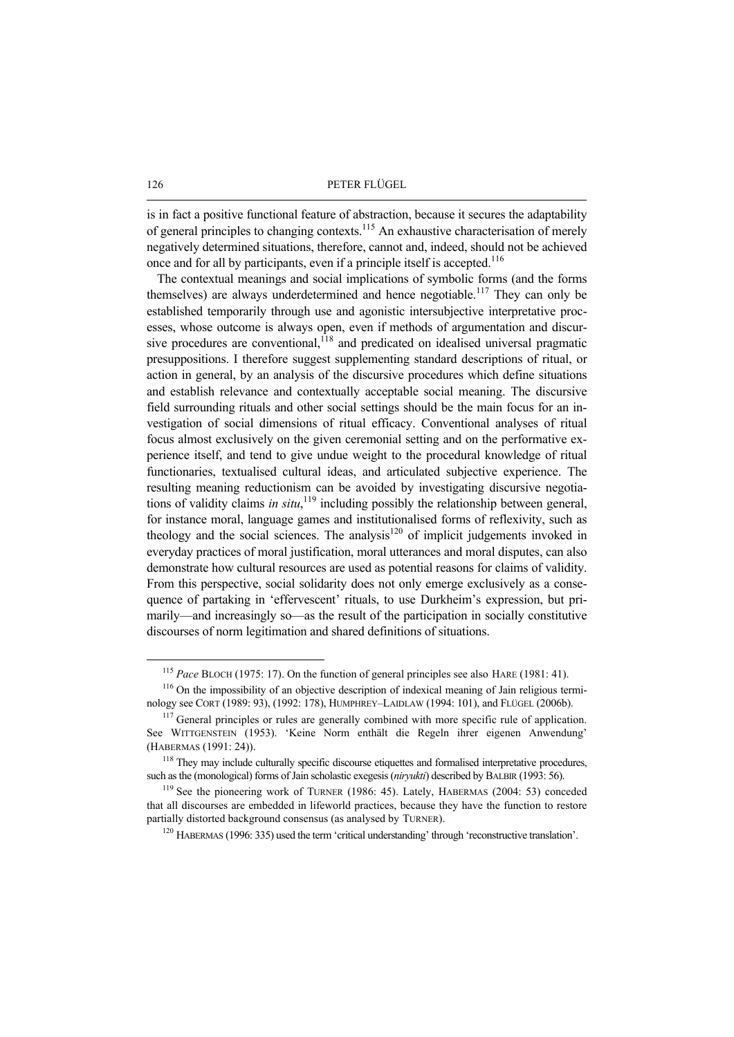is in fact a positive functional feature of abstraction, because it secures the adaptability of general principles to changing contexts.[115] An exhaustive characterisation of merely negatively determined situations, therefore, cannot and, indeed, should not be achieved once and for all by participants, even if a principle itself is accepted.[116]

The contextual meanings and social implications of symbolic forms (and the forms themselves) are always underdetermined and hence negotiable.[117] They can only be established temporarily through use and agonistic intersubjective interpretative processes, whose outcome is always open, even if methods of argumentation and discursive procedures are conventional,[118] and predicated on idealised universal pragmatic presuppositions. I therefore suggest supplementing standard descriptions of ritual, or action in general, by an analysis of the discursive procedures which define situations and establish relevance and contextually acceptable social meaning. The discursive field surrounding rituals and other social settings should be the main focus for an investigation of social dimensions of ritual efficacy. Conventional analyses of ritual focus almost exclusively on the given ceremonial setting and on the performative experience itself, and tend to give undue weight to the procedural knowledge of ritual functionaries, textualised cultural ideas, and articulated subjective experience. The resulting meaning reductionism can be avoided by investigating discursive negotiations of validity claims *in situ*,[119] including possibly the relationship between general, for instance moral, language games and institutionalised forms of reflexivity, such as theology and the social sciences. The analysis[120] of implicit judgements invoked in everyday practices of moral justification, moral utterances and moral disputes, can also demonstrate how cultural resources are used as potential reasons for claims of validity. From this perspective, social solidarity does not only emerge exclusively as a consequence of partaking in 'effervescent' rituals, to use Durkheim's expression, but primarily—and increasingly so—as the result of the participation in socially constitutive discourses of norm legitimation and shared definitions of situations.

---

[115] *Pace* BLOCH (1975: 17). On the function of general principles see also HARE (1981: 41).

[116] On the impossibility of an objective description of indexical meaning of Jain religious terminology see CORT (1989: 93), (1992: 178), HUMPHREY–LAIDLAW (1994: 101), and FLÜGEL (2006b).

[117] General principles or rules are generally combined with more specific rule of application. See WITTGENSTEIN (1953). 'Keine Norm enthält die Regeln ihrer eigenen Anwendung' (HABERMAS (1991: 24)).

[118] They may include culturally specific discourse etiquettes and formalised interpretative procedures, such as the (monological) forms of Jain scholastic exegesis (*niryukti*) described by BALBIR (1993: 56).

[119] See the pioneering work of TURNER (1986: 45). Lately, HABERMAS (2004: 53) conceded that all discourses are embedded in lifeworld practices, because they have the function to restore partially distorted background consensus (as analysed by TURNER).

[120] HABERMAS (1996: 335) used the term 'critical understanding' through 'reconstructive translation'.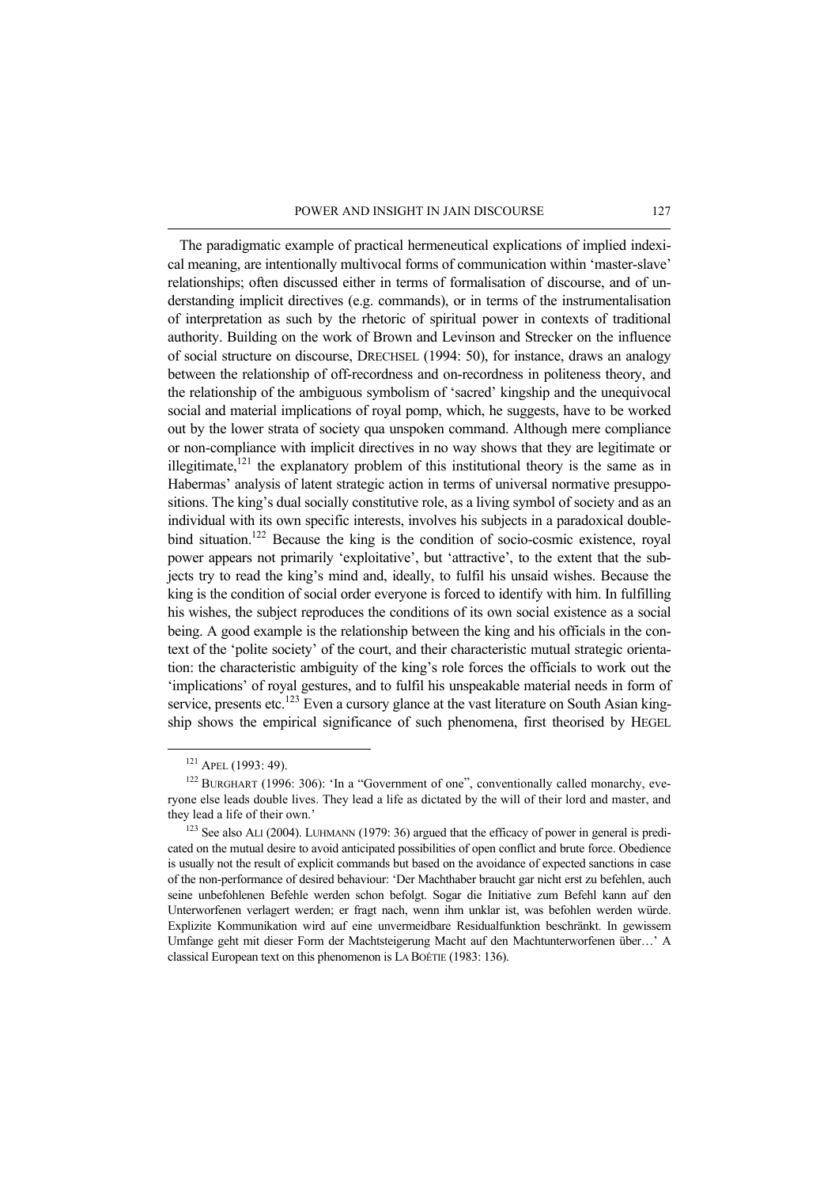The paradigmatic example of practical hermeneutical explications of implied indexical meaning, are intentionally multivocal forms of communication within 'master-slave' relationships; often discussed either in terms of formalisation of discourse, and of understanding implicit directives (e.g. commands), or in terms of the instrumentalisation of interpretation as such by the rhetoric of spiritual power in contexts of traditional authority. Building on the work of Brown and Levinson and Strecker on the influence of social structure on discourse, DRECHSEL (1994: 50), for instance, draws an analogy between the relationship of off-recordness and on-recordness in politeness theory, and the relationship of the ambiguous symbolism of 'sacred' kingship and the unequivocal social and material implications of royal pomp, which, he suggests, have to be worked out by the lower strata of society qua unspoken command. Although mere compliance or non-compliance with implicit directives in no way shows that they are legitimate or illegitimate,[121] the explanatory problem of this institutional theory is the same as in Habermas' analysis of latent strategic action in terms of universal normative presuppositions. The king's dual socially constitutive role, as a living symbol of society and as an individual with its own specific interests, involves his subjects in a paradoxical double-bind situation.[122] Because the king is the condition of socio-cosmic existence, royal power appears not primarily 'exploitative', but 'attractive', to the extent that the subjects try to read the king's mind and, ideally, to fulfil his unsaid wishes. Because the king is the condition of social order everyone is forced to identify with him. In fulfilling his wishes, the subject reproduces the conditions of its own social existence as a social being. A good example is the relationship between the king and his officials in the context of the 'polite society' of the court, and their characteristic mutual strategic orientation: the characteristic ambiguity of the king's role forces the officials to work out the 'implications' of royal gestures, and to fulfil his unspeakable material needs in form of service, presents etc.[123] Even a cursory glance at the vast literature on South Asian kingship shows the empirical significance of such phenomena, first theorised by HEGEL

---

[121] APEL (1993: 49).

[122] BURGHART (1996: 306): 'In a "Government of one", conventionally called monarchy, everyone else leads double lives. They lead a life as dictated by the will of their lord and master, and they lead a life of their own.'

[123] See also ALI (2004). LUHMANN (1979: 36) argued that the efficacy of power in general is predicated on the mutual desire to avoid anticipated possibilities of open conflict and brute force. Obedience is usually not the result of explicit commands but based on the avoidance of expected sanctions in case of the non-performance of desired behaviour: 'Der Machthaber braucht gar nicht erst zu befehlen, auch seine unbefohlenen Befehle werden schon befolgt. Sogar die Initiative zum Befehl kann auf den Unterworfenen verlagert werden; er fragt nach, wenn ihm unklar ist, was befohlen werden würde. Explizite Kommunikation wird auf eine unvermeidbare Residualfunktion beschränkt. In gewissem Umfange geht mit dieser Form der Machtsteigerung Macht auf den Machtunterworfenen über…' A classical European text on this phenomenon is LA BOÉTIE (1983: 136).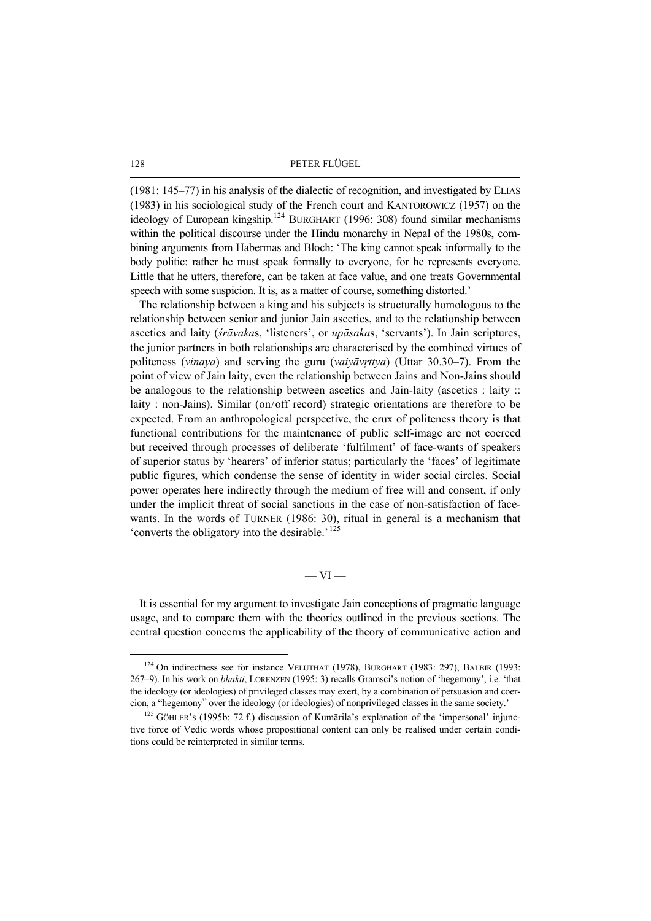(1981: 145–77) in his analysis of the dialectic of recognition, and investigated by ELIAS (1983) in his sociological study of the French court and KANTOROWICZ (1957) on the ideology of European kingship.[124] BURGHART (1996: 308) found similar mechanisms within the political discourse under the Hindu monarchy in Nepal of the 1980s, combining arguments from Habermas and Bloch: 'The king cannot speak informally to the body politic: rather he must speak formally to everyone, for he represents everyone. Little that he utters, therefore, can be taken at face value, and one treats Governmental speech with some suspicion. It is, as a matter of course, something distorted.'

The relationship between a king and his subjects is structurally homologous to the relationship between senior and junior Jain ascetics, and to the relationship between ascetics and laity (*śrāvaka*s, 'listeners', or *upāsaka*s, 'servants'). In Jain scriptures, the junior partners in both relationships are characterised by the combined virtues of politeness (*vinaya*) and serving the guru (*vaiyāvṛttya*) (Uttar 30.30–7). From the point of view of Jain laity, even the relationship between Jains and Non-Jains should be analogous to the relationship between ascetics and Jain-laity (ascetics : laity :: laity : non-Jains). Similar (on/off record) strategic orientations are therefore to be expected. From an anthropological perspective, the crux of politeness theory is that functional contributions for the maintenance of public self-image are not coerced but received through processes of deliberate 'fulfilment' of face-wants of speakers of superior status by 'hearers' of inferior status; particularly the 'faces' of legitimate public figures, which condense the sense of identity in wider social circles. Social power operates here indirectly through the medium of free will and consent, if only under the implicit threat of social sanctions in the case of non-satisfaction of face-wants. In the words of TURNER (1986: 30), ritual in general is a mechanism that 'converts the obligatory into the desirable.'[125]

## — VI —

It is essential for my argument to investigate Jain conceptions of pragmatic language usage, and to compare them with the theories outlined in the previous sections. The central question concerns the applicability of the theory of communicative action and

---

[124] On indirectness see for instance VELUTHAT (1978), BURGHART (1983: 297), BALBIR (1993: 267–9). In his work on *bhakti*, LORENZEN (1995: 3) recalls Gramsci's notion of 'hegemony', i.e. 'that the ideology (or ideologies) of privileged classes may exert, by a combination of persuasion and coercion, a "hegemony" over the ideology (or ideologies) of nonprivileged classes in the same society.'

[125] GÖHLER's (1995b: 72 f.) discussion of Kumārila's explanation of the 'impersonal' injunctive force of Vedic words whose propositional content can only be realised under certain conditions could be reinterpreted in similar terms.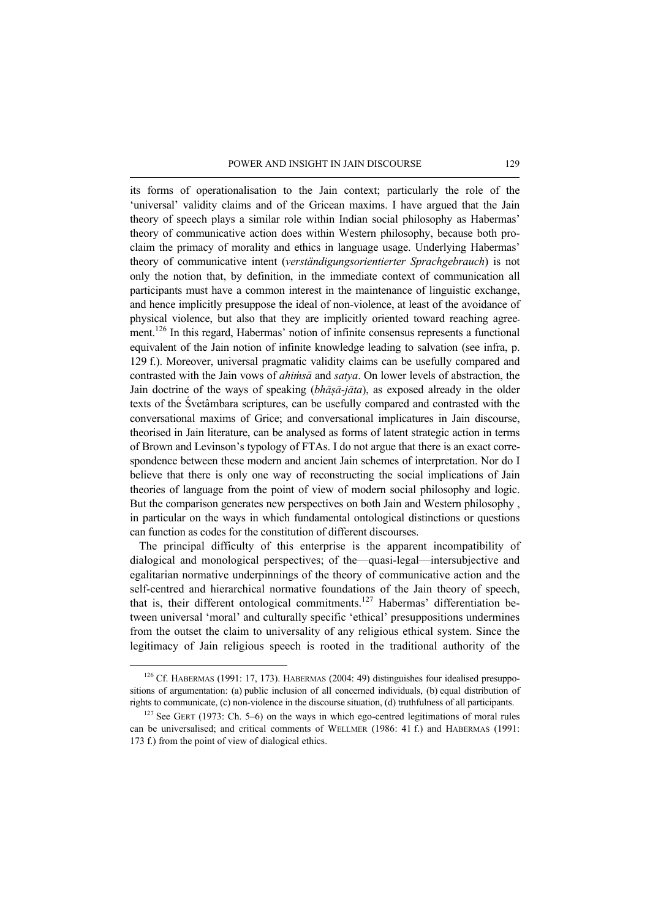its forms of operationalisation to the Jain context; particularly the role of the 'universal' validity claims and of the Gricean maxims. I have argued that the Jain theory of speech plays a similar role within Indian social philosophy as Habermas' theory of communicative action does within Western philosophy, because both proclaim the primacy of morality and ethics in language usage. Underlying Habermas' theory of communicative intent (*verständigungsorientierter Sprachgebrauch*) is not only the notion that, by definition, in the immediate context of communication all participants must have a common interest in the maintenance of linguistic exchange, and hence implicitly presuppose the ideal of non-violence, at least of the avoidance of physical violence, but also that they are implicitly oriented toward reaching agreement.[126] In this regard, Habermas' notion of infinite consensus represents a functional equivalent of the Jain notion of infinite knowledge leading to salvation (see infra, p. 129 f.). Moreover, universal pragmatic validity claims can be usefully compared and contrasted with the Jain vows of *ahiṁsā* and *satya*. On lower levels of abstraction, the Jain doctrine of the ways of speaking (*bhāṣā-jāta*), as exposed already in the older texts of the Śvetâmbara scriptures, can be usefully compared and contrasted with the conversational maxims of Grice; and conversational implicatures in Jain discourse, theorised in Jain literature, can be analysed as forms of latent strategic action in terms of Brown and Levinson's typology of FTAs. I do not argue that there is an exact correspondence between these modern and ancient Jain schemes of interpretation. Nor do I believe that there is only one way of reconstructing the social implications of Jain theories of language from the point of view of modern social philosophy and logic. But the comparison generates new perspectives on both Jain and Western philosophy , in particular on the ways in which fundamental ontological distinctions or questions can function as codes for the constitution of different discourses.

The principal difficulty of this enterprise is the apparent incompatibility of dialogical and monological perspectives; of the—quasi-legal—intersubjective and egalitarian normative underpinnings of the theory of communicative action and the self-centred and hierarchical normative foundations of the Jain theory of speech, that is, their different ontological commitments.[127] Habermas' differentiation between universal 'moral' and culturally specific 'ethical' presuppositions undermines from the outset the claim to universality of any religious ethical system. Since the legitimacy of Jain religious speech is rooted in the traditional authority of the

[126] Cf. HABERMAS (1991: 17, 173). HABERMAS (2004: 49) distinguishes four idealised presuppositions of argumentation: (a) public inclusion of all concerned individuals, (b) equal distribution of rights to communicate, (c) non-violence in the discourse situation, (d) truthfulness of all participants.

[127] See GERT (1973: Ch. 5–6) on the ways in which ego-centred legitimations of moral rules can be universalised; and critical comments of WELLMER (1986: 41 f.) and HABERMAS (1991: 173 f.) from the point of view of dialogical ethics.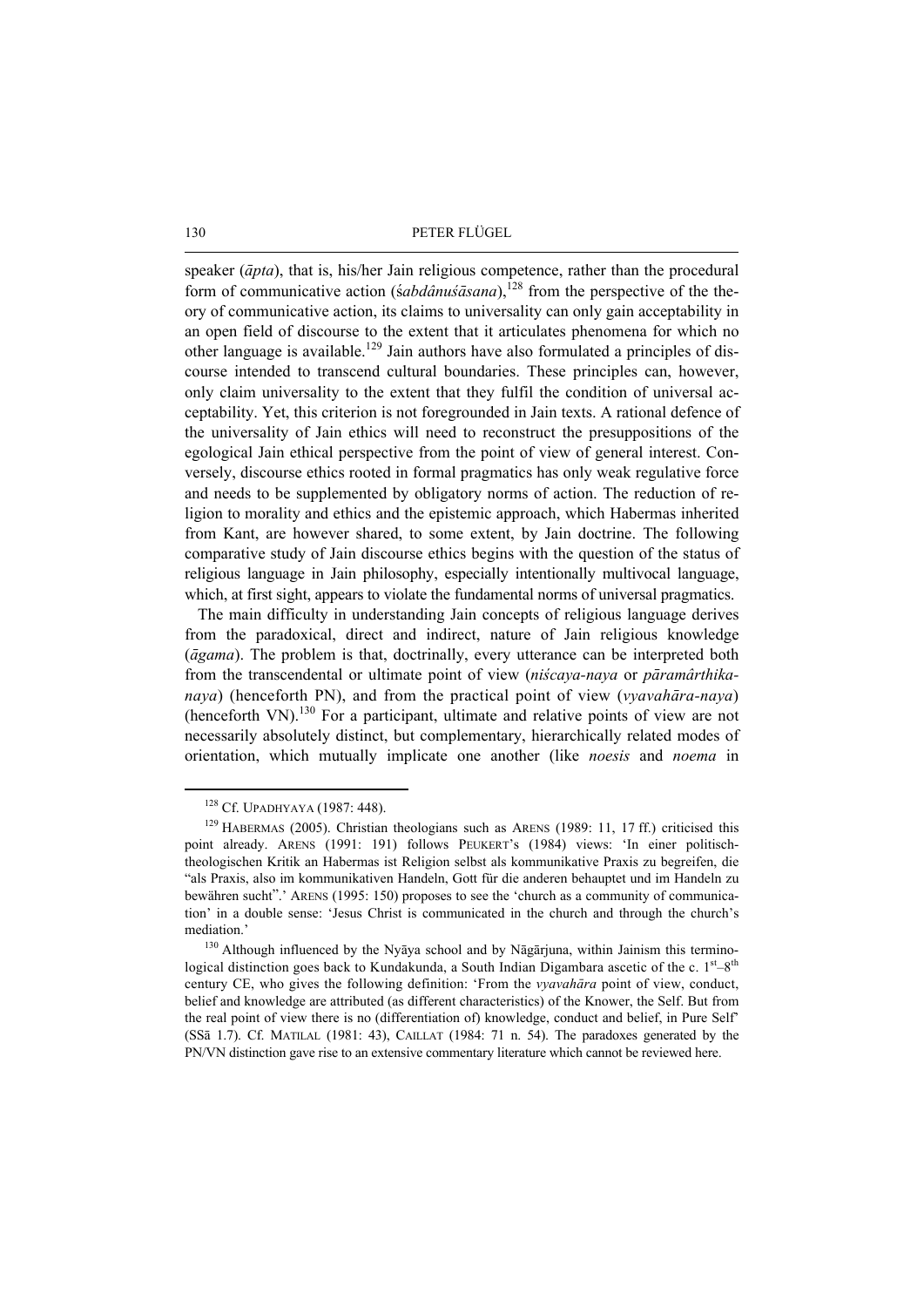speaker (*āpta*), that is, his/her Jain religious competence, rather than the procedural form of communicative action (*śabdânuśāsana*),[128] from the perspective of the theory of communicative action, its claims to universality can only gain acceptability in an open field of discourse to the extent that it articulates phenomena for which no other language is available.[129] Jain authors have also formulated a principles of discourse intended to transcend cultural boundaries. These principles can, however, only claim universality to the extent that they fulfil the condition of universal acceptability. Yet, this criterion is not foregrounded in Jain texts. A rational defence of the universality of Jain ethics will need to reconstruct the presuppositions of the egological Jain ethical perspective from the point of view of general interest. Conversely, discourse ethics rooted in formal pragmatics has only weak regulative force and needs to be supplemented by obligatory norms of action. The reduction of religion to morality and ethics and the epistemic approach, which Habermas inherited from Kant, are however shared, to some extent, by Jain doctrine. The following comparative study of Jain discourse ethics begins with the question of the status of religious language in Jain philosophy, especially intentionally multivocal language, which, at first sight, appears to violate the fundamental norms of universal pragmatics.

The main difficulty in understanding Jain concepts of religious language derives from the paradoxical, direct and indirect, nature of Jain religious knowledge (*āgama*). The problem is that, doctrinally, every utterance can be interpreted both from the transcendental or ultimate point of view (*niścaya-naya* or *pāramârthika-naya*) (henceforth PN), and from the practical point of view (*vyavahāra-naya*) (henceforth VN).[130] For a participant, ultimate and relative points of view are not necessarily absolutely distinct, but complementary, hierarchically related modes of orientation, which mutually implicate one another (like *noesis* and *noema* in

---

[128] Cf. UPADHYAYA (1987: 448).

[129] HABERMAS (2005). Christian theologians such as ARENS (1989: 11, 17 ff.) criticised this point already. ARENS (1991: 191) follows PEUKERT's (1984) views: 'In einer politisch-theologischen Kritik an Habermas ist Religion selbst als kommunikative Praxis zu begreifen, die "als Praxis, also im kommunikativen Handeln, Gott für die anderen behauptet und im Handeln zu bewähren sucht".' ARENS (1995: 150) proposes to see the 'church as a community of communication' in a double sense: 'Jesus Christ is communicated in the church and through the church's mediation.'

[130] Although influenced by the Nyāya school and by Nāgārjuna, within Jainism this terminological distinction goes back to Kundakunda, a South Indian Digambara ascetic of the c. 1st–8th century CE, who gives the following definition: 'From the *vyavahāra* point of view, conduct, belief and knowledge are attributed (as different characteristics) of the Knower, the Self. But from the real point of view there is no (differentiation of) knowledge, conduct and belief, in Pure Self' (SSā 1.7). Cf. MATILAL (1981: 43), CAILLAT (1984: 71 n. 54). The paradoxes generated by the PN/VN distinction gave rise to an extensive commentary literature which cannot be reviewed here.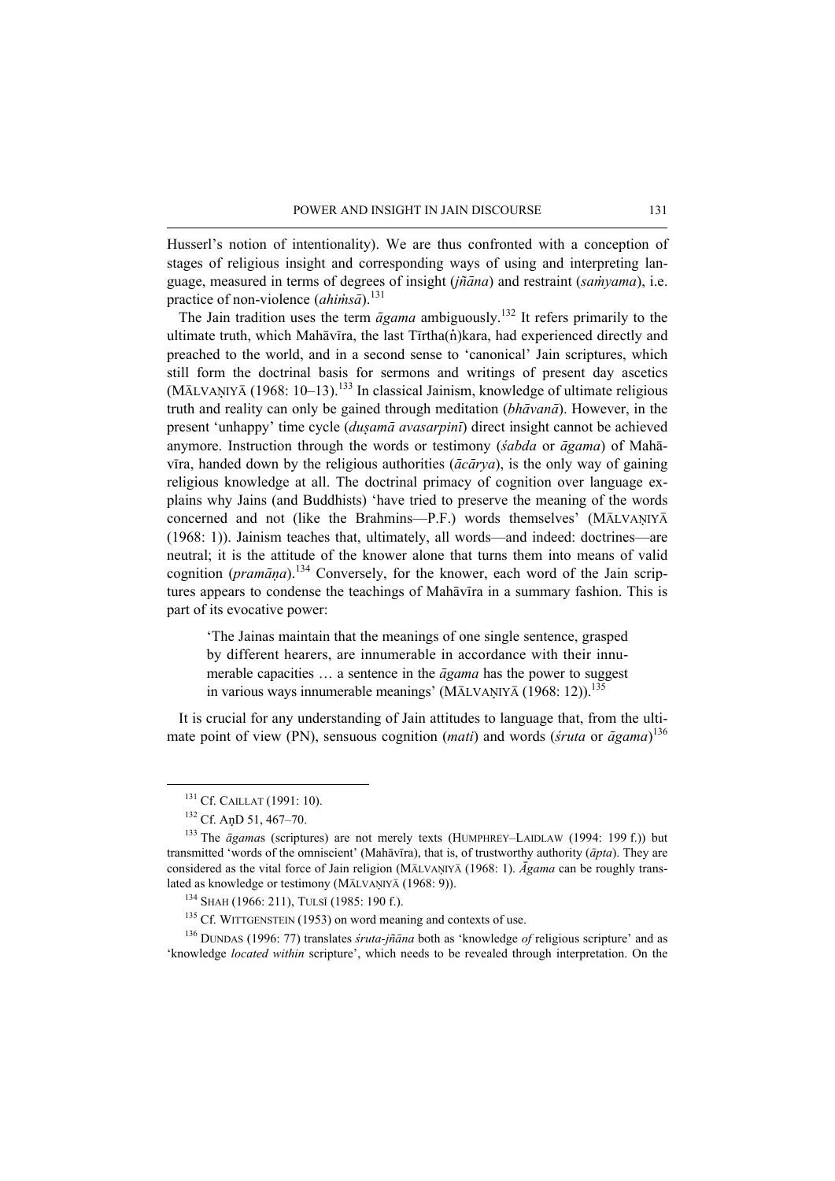Husserl's notion of intentionality). We are thus confronted with a conception of stages of religious insight and corresponding ways of using and interpreting language, measured in terms of degrees of insight (*jñāna*) and restraint (*saṁyama*), i.e. practice of non-violence (*ahiṁsā*).[131]

The Jain tradition uses the term *āgama* ambiguously.[132] It refers primarily to the ultimate truth, which Mahāvīra, the last Tīrtha(ṅ)kara, had experienced directly and preached to the world, and in a second sense to 'canonical' Jain scriptures, which still form the doctrinal basis for sermons and writings of present day ascetics (MĀLVAṆIYĀ (1968: 10–13).[133] In classical Jainism, knowledge of ultimate religious truth and reality can only be gained through meditation (*bhāvanā*). However, in the present 'unhappy' time cycle (*duṣamā avasarpiṇī*) direct insight cannot be achieved anymore. Instruction through the words or testimony (*śabda* or *āgama*) of Mahāvīra, handed down by the religious authorities (*ācārya*), is the only way of gaining religious knowledge at all. The doctrinal primacy of cognition over language explains why Jains (and Buddhists) 'have tried to preserve the meaning of the words concerned and not (like the Brahmins—P.F.) words themselves' (MĀLVAṆIYĀ (1968: 1)). Jainism teaches that, ultimately, all words—and indeed: doctrines—are neutral; it is the attitude of the knower alone that turns them into means of valid cognition (*pramāṇa*).[134] Conversely, for the knower, each word of the Jain scriptures appears to condense the teachings of Mahāvīra in a summary fashion. This is part of its evocative power:

> 'The Jainas maintain that the meanings of one single sentence, grasped by different hearers, are innumerable in accordance with their innumerable capacities … a sentence in the *āgama* has the power to suggest in various ways innumerable meanings' (MĀLVAṆIYĀ (1968: 12)).[135]

It is crucial for any understanding of Jain attitudes to language that, from the ultimate point of view (PN), sensuous cognition (*mati*) and words (*śruta* or *āgama*)[136]

---

[131] Cf. CAILLAT (1991: 10).

[132] Cf. AṇD 51, 467–70.

[133] The *āgama*s (scriptures) are not merely texts (HUMPHREY–LAIDLAW (1994: 199 f.)) but transmitted 'words of the omniscient' (Mahāvīra), that is, of trustworthy authority (*āpta*). They are considered as the vital force of Jain religion (MĀLVAṆIYĀ (1968: 1). *Āgama* can be roughly translated as knowledge or testimony (MĀLVAṆIYĀ (1968: 9)).

[134] SHAH (1966: 211), TULSĪ (1985: 190 f.).

[135] Cf. WITTGENSTEIN (1953) on word meaning and contexts of use.

[136] DUNDAS (1996: 77) translates *śruta-jñāna* both as 'knowledge *of* religious scripture' and as 'knowledge *located within* scripture', which needs to be revealed through interpretation. On the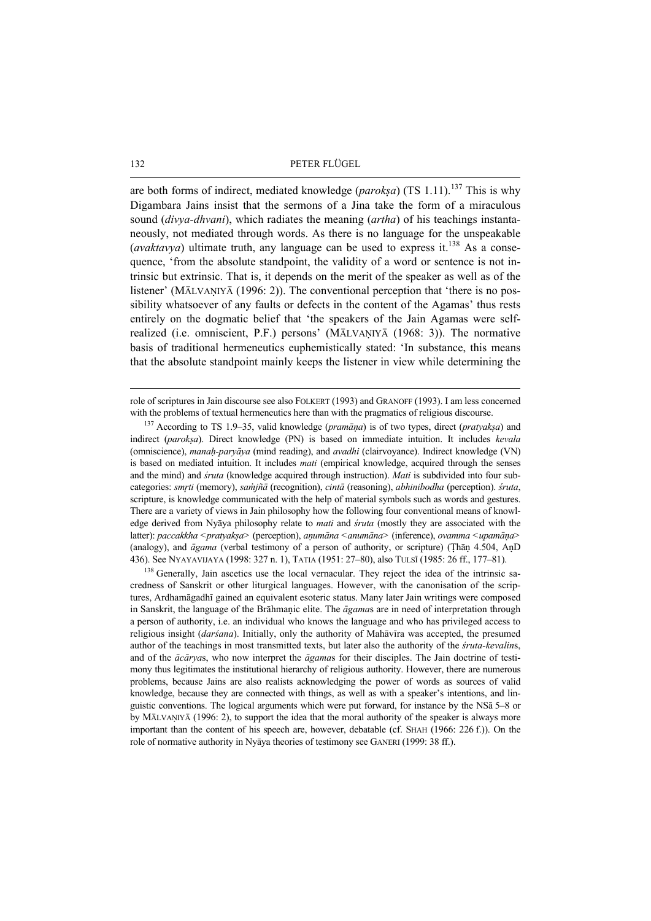are both forms of indirect, mediated knowledge (*parokṣa*) (TS 1.11).[137] This is why Digambara Jains insist that the sermons of a Jina take the form of a miraculous sound (*divya-dhvani*), which radiates the meaning (*artha*) of his teachings instantaneously, not mediated through words. As there is no language for the unspeakable (*avaktavya*) ultimate truth, any language can be used to express it.[138] As a consequence, 'from the absolute standpoint, the validity of a word or sentence is not intrinsic but extrinsic. That is, it depends on the merit of the speaker as well as of the listener' (MĀLVAṆIYĀ (1996: 2)). The conventional perception that 'there is no possibility whatsoever of any faults or defects in the content of the Agamas' thus rests entirely on the dogmatic belief that 'the speakers of the Jain Agamas were self-realized (i.e. omniscient, P.F.) persons' (MĀLVAṆIYĀ (1968: 3)). The normative basis of traditional hermeneutics euphemistically stated: 'In substance, this means that the absolute standpoint mainly keeps the listener in view while determining the

---

role of scriptures in Jain discourse see also FOLKERT (1993) and GRANOFF (1993). I am less concerned with the problems of textual hermeneutics here than with the pragmatics of religious discourse.

[137] According to TS 1.9–35, valid knowledge (*pramāṇa*) is of two types, direct (*pratyakṣa*) and indirect (*parokṣa*). Direct knowledge (PN) is based on immediate intuition. It includes *kevala* (omniscience), *manaḥ-paryāya* (mind reading), and *avadhi* (clairvoyance). Indirect knowledge (VN) is based on mediated intuition. It includes *mati* (empirical knowledge, acquired through the senses and the mind) and *śruta* (knowledge acquired through instruction). *Mati* is subdivided into four subcategories: *smṛti* (memory), *saṁjñā* (recognition), *cintā* (reasoning), *abhinibodha* (perception). *śruta*, scripture, is knowledge communicated with the help of material symbols such as words and gestures. There are a variety of views in Jain philosophy how the following four conventional means of knowledge derived from Nyāya philosophy relate to *mati* and *śruta* (mostly they are associated with the latter): *paccakkha* <*pratyakṣa*> (perception), *aṇumāna* <*anumāna*> (inference), *ovamma* <*upamāṇa*> (analogy), and *āgama* (verbal testimony of a person of authority, or scripture) (Ṭhāṇ 4.504, AṇD 436). See NYAYAVIJAYA (1998: 327 n. 1), TATIA (1951: 27–80), also TULSĪ (1985: 26 ff., 177–81).

[138] Generally, Jain ascetics use the local vernacular. They reject the idea of the intrinsic sacredness of Sanskrit or other liturgical languages. However, with the canonisation of the scriptures, Ardhamāgadhī gained an equivalent esoteric status. Many later Jain writings were composed in Sanskrit, the language of the Brāhmaṇic elite. The *āgama*s are in need of interpretation through a person of authority, i.e. an individual who knows the language and who has privileged access to religious insight (*darśana*). Initially, only the authority of Mahāvīra was accepted, the presumed author of the teachings in most transmitted texts, but later also the authority of the *śruta-kevalin*s, and of the *ācārya*s, who now interpret the *āgama*s for their disciples. The Jain doctrine of testimony thus legitimates the institutional hierarchy of religious authority. However, there are numerous problems, because Jains are also realists acknowledging the power of words as sources of valid knowledge, because they are connected with things, as well as with a speaker's intentions, and linguistic conventions. The logical arguments which were put forward, for instance by the NSā 5–8 or by MĀLVAṆIYĀ (1996: 2), to support the idea that the moral authority of the speaker is always more important than the content of his speech are, however, debatable (cf. SHAH (1966: 226 f.)). On the role of normative authority in Nyāya theories of testimony see GANERI (1999: 38 ff.).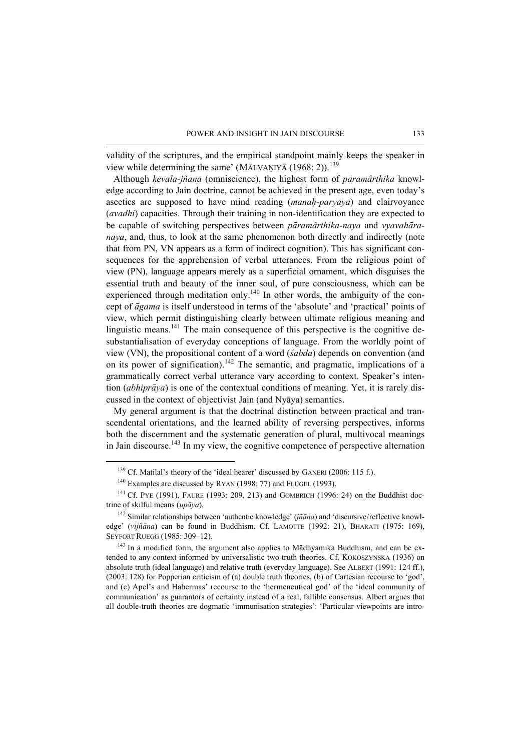validity of the scriptures, and the empirical standpoint mainly keeps the speaker in view while determining the same' (MĀLVAṆIYĀ (1968: 2)).[139]

Although *kevala-jñāna* (omniscience), the highest form of *pāramârthika* knowledge according to Jain doctrine, cannot be achieved in the present age, even today's ascetics are supposed to have mind reading (*manaḥ-paryāya*) and clairvoyance (*avadhi*) capacities. Through their training in non-identification they are expected to be capable of switching perspectives between *pāramârthika-naya* and *vyavahāra-naya*, and, thus, to look at the same phenomenon both directly and indirectly (note that from PN, VN appears as a form of indirect cognition). This has significant consequences for the apprehension of verbal utterances. From the religious point of view (PN), language appears merely as a superficial ornament, which disguises the essential truth and beauty of the inner soul, of pure consciousness, which can be experienced through meditation only.[140] In other words, the ambiguity of the concept of *āgama* is itself understood in terms of the 'absolute' and 'practical' points of view, which permit distinguishing clearly between ultimate religious meaning and linguistic means.[141] The main consequence of this perspective is the cognitive desubstantialisation of everyday conceptions of language. From the worldly point of view (VN), the propositional content of a word (*śabda*) depends on convention (and on its power of signification).[142] The semantic, and pragmatic, implications of a grammatically correct verbal utterance vary according to context. Speaker's intention (*abhiprāya*) is one of the contextual conditions of meaning. Yet, it is rarely discussed in the context of objectivist Jain (and Nyāya) semantics.

My general argument is that the doctrinal distinction between practical and transcendental orientations, and the learned ability of reversing perspectives, informs both the discernment and the systematic generation of plural, multivocal meanings in Jain discourse.[143] In my view, the cognitive competence of perspective alternation

---

[139] Cf. Matilal's theory of the 'ideal hearer' discussed by GANERI (2006: 115 f.).

[140] Examples are discussed by RYAN (1998: 77) and FLÜGEL (1993).

[141] Cf. PYE (1991), FAURE (1993: 209, 213) and GOMBRICH (1996: 24) on the Buddhist doctrine of skilful means (*upāya*).

[142] Similar relationships between 'authentic knowledge' (*jñāna*) and 'discursive/reflective knowledge' (*vijñāna*) can be found in Buddhism. Cf. LAMOTTE (1992: 21), BHARATI (1975: 169), SEYFORT RUEGG (1985: 309–12).

[143] In a modified form, the argument also applies to Mādhyamika Buddhism, and can be extended to any context informed by universalistic two truth theories. Cf. KOKOSZYNSKA (1936) on absolute truth (ideal language) and relative truth (everyday language). See ALBERT (1991: 124 ff.), (2003: 128) for Popperian criticism of (a) double truth theories, (b) of Cartesian recourse to 'god', and (c) Apel's and Habermas' recourse to the 'hermeneutical god' of the 'ideal community of communication' as guarantors of certainty instead of a real, fallible consensus. Albert argues that all double-truth theories are dogmatic 'immunisation strategies': 'Particular viewpoints are intro-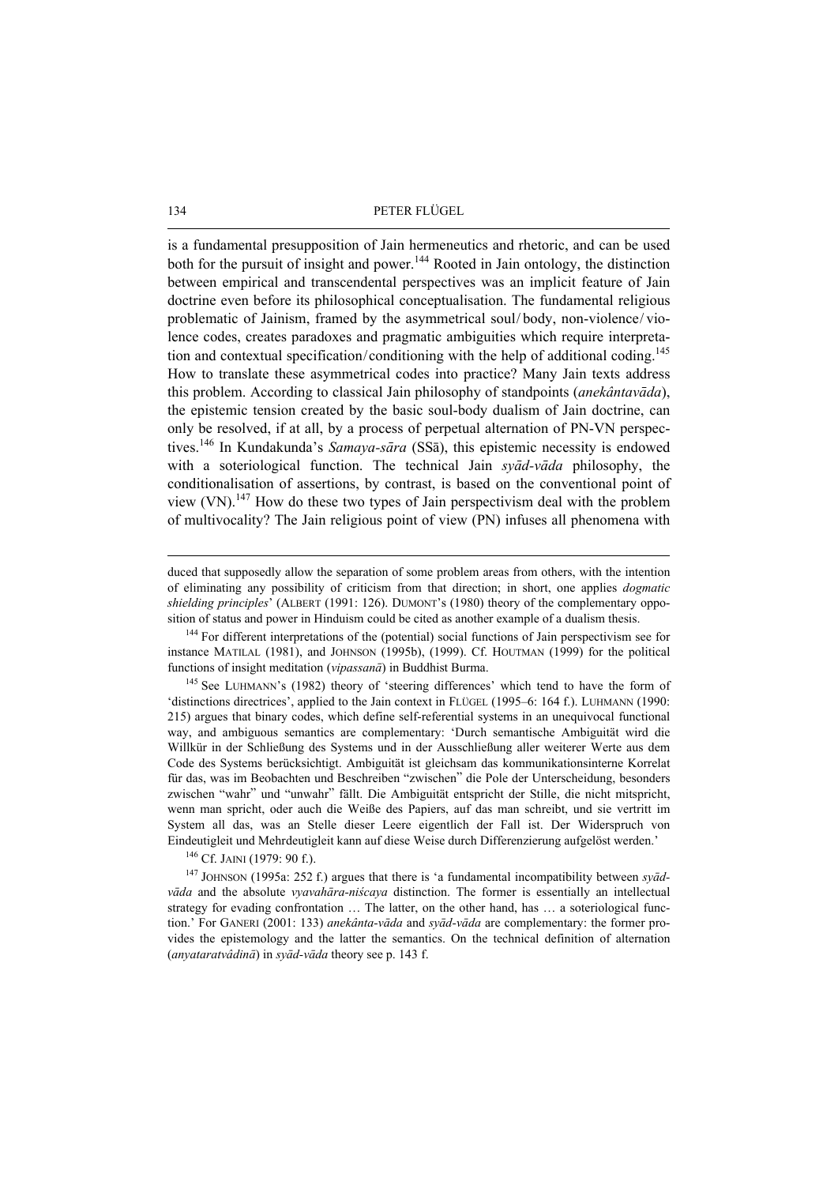is a fundamental presupposition of Jain hermeneutics and rhetoric, and can be used both for the pursuit of insight and power.[144] Rooted in Jain ontology, the distinction between empirical and transcendental perspectives was an implicit feature of Jain doctrine even before its philosophical conceptualisation. The fundamental religious problematic of Jainism, framed by the asymmetrical soul/body, non-violence/violence codes, creates paradoxes and pragmatic ambiguities which require interpretation and contextual specification/conditioning with the help of additional coding.[145] How to translate these asymmetrical codes into practice? Many Jain texts address this problem. According to classical Jain philosophy of standpoints (*anekântavāda*), the epistemic tension created by the basic soul-body dualism of Jain doctrine, can only be resolved, if at all, by a process of perpetual alternation of PN-VN perspectives.[146] In Kundakunda's *Samaya-sāra* (SSā), this epistemic necessity is endowed with a soteriological function. The technical Jain *syād-vāda* philosophy, the conditionalisation of assertions, by contrast, is based on the conventional point of view (VN).[147] How do these two types of Jain perspectivism deal with the problem of multivocality? The Jain religious point of view (PN) infuses all phenomena with

---

duced that supposedly allow the separation of some problem areas from others, with the intention of eliminating any possibility of criticism from that direction; in short, one applies *dogmatic shielding principles*' (ALBERT (1991: 126). DUMONT's (1980) theory of the complementary opposition of status and power in Hinduism could be cited as another example of a dualism thesis.

[144] For different interpretations of the (potential) social functions of Jain perspectivism see for instance MATILAL (1981), and JOHNSON (1995b), (1999). Cf. HOUTMAN (1999) for the political functions of insight meditation (*vipassanā*) in Buddhist Burma.

[145] See LUHMANN's (1982) theory of 'steering differences' which tend to have the form of 'distinctions directrices', applied to the Jain context in FLÜGEL (1995–6: 164 f.). LUHMANN (1990: 215) argues that binary codes, which define self-referential systems in an unequivocal functional way, and ambiguous semantics are complementary: 'Durch semantische Ambiguität wird die Willkür in der Schließung des Systems und in der Ausschließung aller weiterer Werte aus dem Code des Systems berücksichtigt. Ambiguität ist gleichsam das kommunikationsinterne Korrelat für das, was im Beobachten und Beschreiben "zwischen" die Pole der Unterscheidung, besonders zwischen "wahr" und "unwahr" fällt. Die Ambiguität entspricht der Stille, die nicht mitspricht, wenn man spricht, oder auch die Weiße des Papiers, auf das man schreibt, und sie vertritt im System all das, was an Stelle dieser Leere eigentlich der Fall ist. Der Widerspruch von Eindeutigleit und Mehrdeutigleit kann auf diese Weise durch Differenzierung aufgelöst werden.'

[146] Cf. JAINI (1979: 90 f.).

[147] JOHNSON (1995a: 252 f.) argues that there is 'a fundamental incompatibility between *syād-vāda* and the absolute *vyavahāra-niścaya* distinction. The former is essentially an intellectual strategy for evading confrontation … The latter, on the other hand, has … a soteriological function.' For GANERI (2001: 133) *anekânta-vāda* and *syād-vāda* are complementary: the former provides the epistemology and the latter the semantics. On the technical definition of alternation (*anyataratvâdinā*) in *syād-vāda* theory see p. 143 f.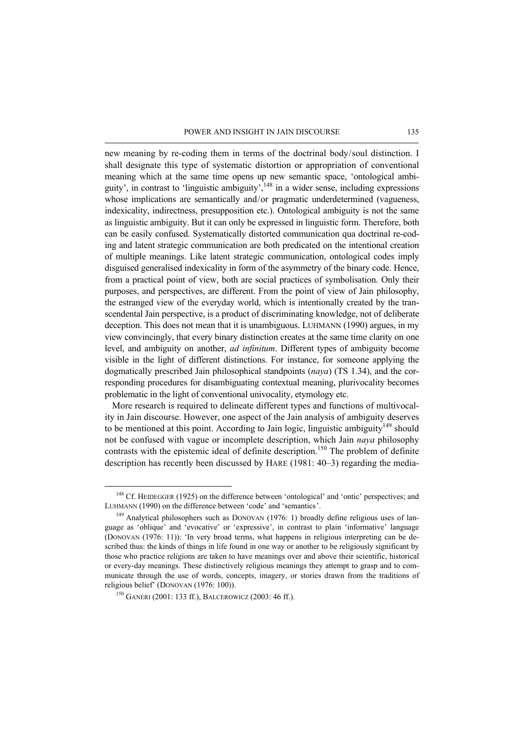new meaning by re-coding them in terms of the doctrinal body/soul distinction. I shall designate this type of systematic distortion or appropriation of conventional meaning which at the same time opens up new semantic space, 'ontological ambiguity', in contrast to 'linguistic ambiguity',[148] in a wider sense, including expressions whose implications are semantically and/or pragmatic underdetermined (vagueness, indexicality, indirectness, presupposition etc.). Ontological ambiguity is not the same as linguistic ambiguity. But it can only be expressed in linguistic form. Therefore, both can be easily confused. Systematically distorted communication qua doctrinal re-coding and latent strategic communication are both predicated on the intentional creation of multiple meanings. Like latent strategic communication, ontological codes imply disguised generalised indexicality in form of the asymmetry of the binary code. Hence, from a practical point of view, both are social practices of symbolisation. Only their purposes, and perspectives, are different. From the point of view of Jain philosophy, the estranged view of the everyday world, which is intentionally created by the transcendental Jain perspective, is a product of discriminating knowledge, not of deliberate deception. This does not mean that it is unambiguous. LUHMANN (1990) argues, in my view convincingly, that every binary distinction creates at the same time clarity on one level, and ambiguity on another, *ad infinitum*. Different types of ambiguity become visible in the light of different distinctions. For instance, for someone applying the dogmatically prescribed Jain philosophical standpoints (*naya*) (TS 1.34), and the corresponding procedures for disambiguating contextual meaning, plurivocality becomes problematic in the light of conventional univocality, etymology etc.

More research is required to delineate different types and functions of multivocality in Jain discourse. However, one aspect of the Jain analysis of ambiguity deserves to be mentioned at this point. According to Jain logic, linguistic ambiguity[149] should not be confused with vague or incomplete description, which Jain *naya* philosophy contrasts with the epistemic ideal of definite description.[150] The problem of definite description has recently been discussed by HARE (1981: 40–3) regarding the media-

---

[148] Cf. HEIDEGGER (1925) on the difference between 'ontological' and 'ontic' perspectives; and LUHMANN (1990) on the difference between 'code' and 'semantics'.

[149] Analytical philosophers such as DONOVAN (1976: 1) broadly define religious uses of language as 'oblique' and 'evocative' or 'expressive', in contrast to plain 'informative' language (DONOVAN (1976: 11)): 'In very broad terms, what happens in religious interpreting can be described thus: the kinds of things in life found in one way or another to be religiously significant by those who practice religions are taken to have meanings over and above their scientific, historical or every-day meanings. These distinctively religious meanings they attempt to grasp and to communicate through the use of words, concepts, imagery, or stories drawn from the traditions of religious belief' (DONOVAN (1976: 100)).

[150] GANERI (2001: 133 ff.), BALCEROWICZ (2003: 46 ff.).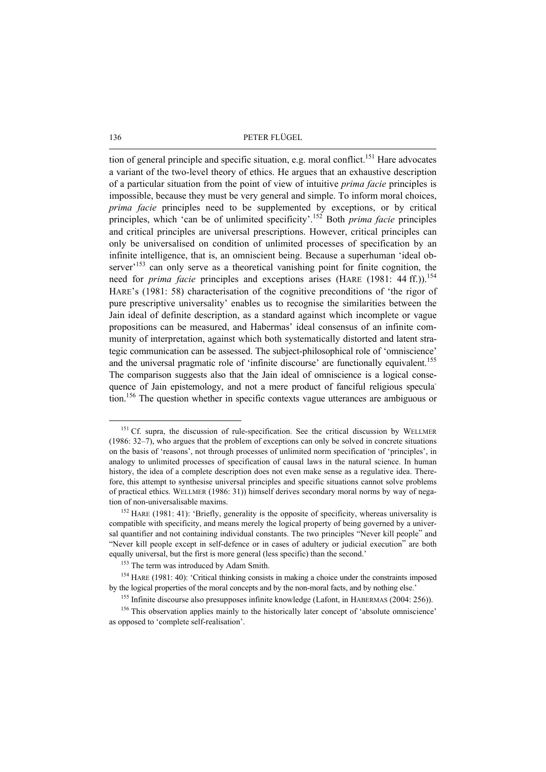tion of general principle and specific situation, e.g. moral conflict.[151] Hare advocates a variant of the two-level theory of ethics. He argues that an exhaustive description of a particular situation from the point of view of intuitive *prima facie* principles is impossible, because they must be very general and simple. To inform moral choices, *prima facie* principles need to be supplemented by exceptions, or by critical principles, which 'can be of unlimited specificity'.[152] Both *prima facie* principles and critical principles are universal prescriptions. However, critical principles can only be universalised on condition of unlimited processes of specification by an infinite intelligence, that is, an omniscient being. Because a superhuman 'ideal observer'[153] can only serve as a theoretical vanishing point for finite cognition, the need for *prima facie* principles and exceptions arises (HARE (1981: 44 ff.)).[154] HARE's (1981: 58) characterisation of the cognitive preconditions of 'the rigor of pure prescriptive universality' enables us to recognise the similarities between the Jain ideal of definite description, as a standard against which incomplete or vague propositions can be measured, and Habermas' ideal consensus of an infinite community of interpretation, against which both systematically distorted and latent strategic communication can be assessed. The subject-philosophical role of 'omniscience' and the universal pragmatic role of 'infinite discourse' are functionally equivalent.[155] The comparison suggests also that the Jain ideal of omniscience is a logical consequence of Jain epistemology, and not a mere product of fanciful religious speculation.[156] The question whether in specific contexts vague utterances are ambiguous or

[151] Cf. supra, the discussion of rule-specification. See the critical discussion by WELLMER (1986: 32–7), who argues that the problem of exceptions can only be solved in concrete situations on the basis of 'reasons', not through processes of unlimited norm specification of 'principles', in analogy to unlimited processes of specification of causal laws in the natural science. In human history, the idea of a complete description does not even make sense as a regulative idea. Therefore, this attempt to synthesise universal principles and specific situations cannot solve problems of practical ethics. WELLMER (1986: 31)) himself derives secondary moral norms by way of negation of non-universalisable maxims.

[152] HARE (1981: 41): 'Briefly, generality is the opposite of specificity, whereas universality is compatible with specificity, and means merely the logical property of being governed by a universal quantifier and not containing individual constants. The two principles "Never kill people" and "Never kill people except in self-defence or in cases of adultery or judicial execution" are both equally universal, but the first is more general (less specific) than the second.'

[153] The term was introduced by Adam Smith.

[154] HARE (1981: 40): 'Critical thinking consists in making a choice under the constraints imposed by the logical properties of the moral concepts and by the non-moral facts, and by nothing else.'

[155] Infinite discourse also presupposes infinite knowledge (Lafont, in HABERMAS (2004: 256)).

[156] This observation applies mainly to the historically later concept of 'absolute omniscience' as opposed to 'complete self-realisation'.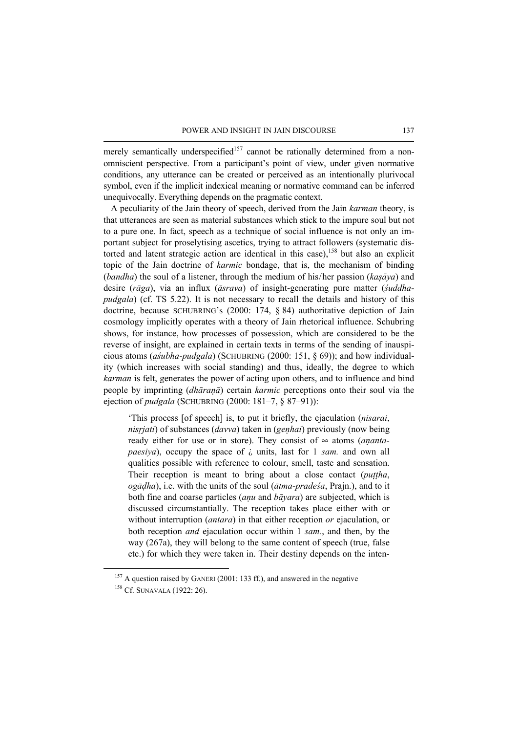merely semantically underspecified[157] cannot be rationally determined from a non-omniscient perspective. From a participant's point of view, under given normative conditions, any utterance can be created or perceived as an intentionally plurivocal symbol, even if the implicit indexical meaning or normative command can be inferred unequivocally. Everything depends on the pragmatic context.

A peculiarity of the Jain theory of speech, derived from the Jain *karman* theory, is that utterances are seen as material substances which stick to the impure soul but not to a pure one. In fact, speech as a technique of social influence is not only an important subject for proselytising ascetics, trying to attract followers (systematic distorted and latent strategic action are identical in this case),[158] but also an explicit topic of the Jain doctrine of *karmic* bondage, that is, the mechanism of binding (*bandha*) the soul of a listener, through the medium of his/her passion (*kaṣāya*) and desire (*rāga*), via an influx (*āsrava*) of insight-generating pure matter (*śuddha-pudgala*) (cf. TS 5.22). It is not necessary to recall the details and history of this doctrine, because SCHUBRING's (2000: 174, § 84) authoritative depiction of Jain cosmology implicitly operates with a theory of Jain rhetorical influence. Schubring shows, for instance, how processes of possession, which are considered to be the reverse of insight, are explained in certain texts in terms of the sending of inauspicious atoms (*aśubha-pudgala*) (SCHUBRING (2000: 151, § 69)); and how individuality (which increases with social standing) and thus, ideally, the degree to which *karman* is felt, generates the power of acting upon others, and to influence and bind people by imprinting (*dhāraṇā*) certain *karmic* perceptions onto their soul via the ejection of *pudgala* (SCHUBRING (2000: 181–7, § 87–91)):

> 'This process [of speech] is, to put it briefly, the ejaculation (*nisarai*, *nisṛjati*) of substances (*davva*) taken in (*geṇhai*) previously (now being ready either for use or in store). They consist of ∞ atoms (*aṇanta-paesiya*), occupy the space of ¿ units, last for 1 *sam.* and own all qualities possible with reference to colour, smell, taste and sensation. Their reception is meant to bring about a close contact (*puṭṭha*, *ogāḍha*), i.e. with the units of the soul (*ātma-pradeśa*, Prajn.), and to it both fine and coarse particles (*aṇu* and *bāyara*) are subjected, which is discussed circumstantially. The reception takes place either with or without interruption (*antara*) in that either reception *or* ejaculation, or both reception *and* ejaculation occur within 1 *sam.*, and then, by the way (267a), they will belong to the same content of speech (true, false etc.) for which they were taken in. Their destiny depends on the inten-

[157] A question raised by GANERI (2001: 133 ff.), and answered in the negative

[158] Cf. SUNAVALA (1922: 26).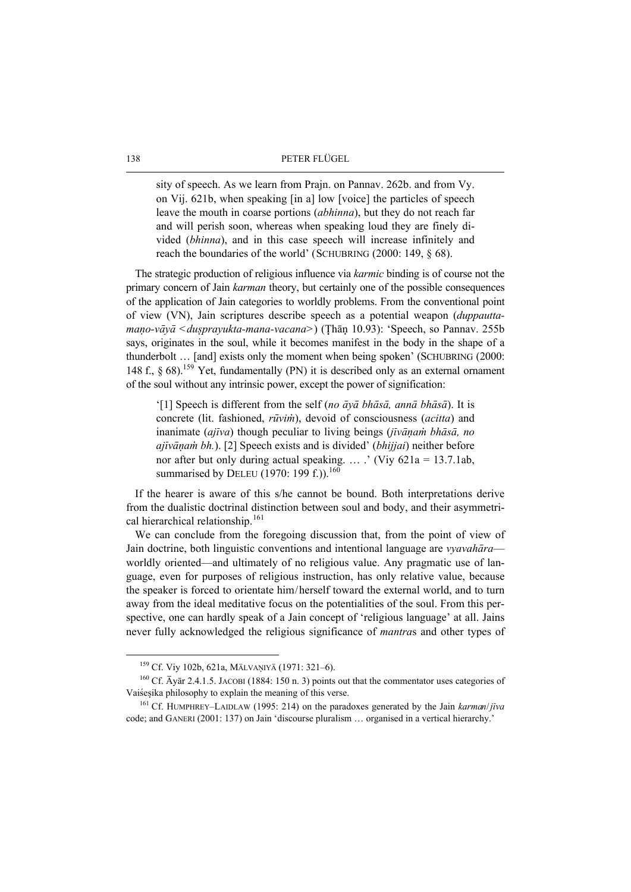> sity of speech. As we learn from Prajn. on Pannav. 262b. and from Vy. on Vij. 621b, when speaking [in a] low [voice] the particles of speech leave the mouth in coarse portions (*abhinna*), but they do not reach far and will perish soon, whereas when speaking loud they are finely divided (*bhinna*), and in this case speech will increase infinitely and reach the boundaries of the world' (SCHUBRING (2000: 149, § 68).

The strategic production of religious influence via *karmic* binding is of course not the primary concern of Jain *karman* theory, but certainly one of the possible consequences of the application of Jain categories to worldly problems. From the conventional point of view (VN), Jain scriptures describe speech as a potential weapon (*duppauttamaṇo-vāyā* <*duṣprayukta-mana-vacana*>) (Ṭhāṇ 10.93): 'Speech, so Pannav. 255b says, originates in the soul, while it becomes manifest in the body in the shape of a thunderbolt … [and] exists only the moment when being spoken' (SCHUBRING (2000: 148 f., § 68).[159] Yet, fundamentally (PN) it is described only as an external ornament of the soul without any intrinsic power, except the power of signification:

> '[1] Speech is different from the self (*no āyā bhāsā, annā bhāsā*). It is concrete (lit. fashioned, *rūviṁ*), devoid of consciousness (*acitta*) and inanimate (*ajīva*) though peculiar to living beings (*jīvāṇaṁ bhāsā, no ajīvāṇaṁ bh.*). [2] Speech exists and is divided' (*bhijjai*) neither before nor after but only during actual speaking. … .' (Viy 621a = 13.7.1ab, summarised by DELEU (1970: 199 f.)).[160]

If the hearer is aware of this s/he cannot be bound. Both interpretations derive from the dualistic doctrinal distinction between soul and body, and their asymmetrical hierarchical relationship.[161]

We can conclude from the foregoing discussion that, from the point of view of Jain doctrine, both linguistic conventions and intentional language are *vyavahāra*—worldly oriented—and ultimately of no religious value. Any pragmatic use of language, even for purposes of religious instruction, has only relative value, because the speaker is forced to orientate him/herself toward the external world, and to turn away from the ideal meditative focus on the potentialities of the soul. From this perspective, one can hardly speak of a Jain concept of 'religious language' at all. Jains never fully acknowledged the religious significance of *mantra*s and other types of

---

[159] Cf. Viy 102b, 621a, MĀLVAṆIYĀ (1971: 321–6).

[160] Cf. Āyār 2.4.1.5. JACOBI (1884: 150 n. 3) points out that the commentator uses categories of Vaiśeṣika philosophy to explain the meaning of this verse.

[161] Cf. HUMPHREY–LAIDLAW (1995: 214) on the paradoxes generated by the Jain *karman*/*jīva* code; and GANERI (2001: 137) on Jain 'discourse pluralism … organised in a vertical hierarchy.'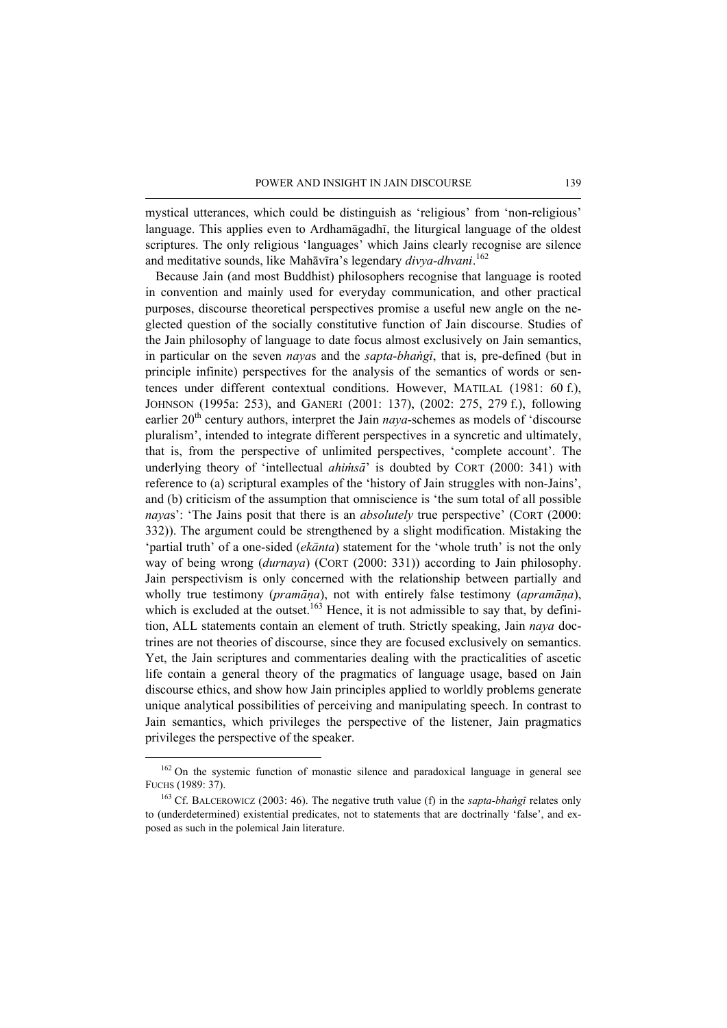mystical utterances, which could be distinguish as 'religious' from 'non-religious' language. This applies even to Ardhamāgadhī, the liturgical language of the oldest scriptures. The only religious 'languages' which Jains clearly recognise are silence and meditative sounds, like Mahāvīra's legendary *divya-dhvani*.[162]

Because Jain (and most Buddhist) philosophers recognise that language is rooted in convention and mainly used for everyday communication, and other practical purposes, discourse theoretical perspectives promise a useful new angle on the neglected question of the socially constitutive function of Jain discourse. Studies of the Jain philosophy of language to date focus almost exclusively on Jain semantics, in particular on the seven *naya*s and the *sapta-bhaṅgī*, that is, pre-defined (but in principle infinite) perspectives for the analysis of the semantics of words or sentences under different contextual conditions. However, MATILAL (1981: 60 f.), JOHNSON (1995a: 253), and GANERI (2001: 137), (2002: 275, 279 f.), following earlier 20th century authors, interpret the Jain *naya*-schemes as models of 'discourse pluralism', intended to integrate different perspectives in a syncretic and ultimately, that is, from the perspective of unlimited perspectives, 'complete account'. The underlying theory of 'intellectual *ahiṁsā*' is doubted by CORT (2000: 341) with reference to (a) scriptural examples of the 'history of Jain struggles with non-Jains', and (b) criticism of the assumption that omniscience is 'the sum total of all possible *naya*s': 'The Jains posit that there is an *absolutely* true perspective' (CORT (2000: 332)). The argument could be strengthened by a slight modification. Mistaking the 'partial truth' of a one-sided (*ekānta*) statement for the 'whole truth' is not the only way of being wrong (*durnaya*) (CORT (2000: 331)) according to Jain philosophy. Jain perspectivism is only concerned with the relationship between partially and wholly true testimony (*pramāṇa*), not with entirely false testimony (*apramāṇa*), which is excluded at the outset.[163] Hence, it is not admissible to say that, by definition, ALL statements contain an element of truth. Strictly speaking, Jain *naya* doctrines are not theories of discourse, since they are focused exclusively on semantics. Yet, the Jain scriptures and commentaries dealing with the practicalities of ascetic life contain a general theory of the pragmatics of language usage, based on Jain discourse ethics, and show how Jain principles applied to worldly problems generate unique analytical possibilities of perceiving and manipulating speech. In contrast to Jain semantics, which privileges the perspective of the listener, Jain pragmatics privileges the perspective of the speaker.

---

[162] On the systemic function of monastic silence and paradoxical language in general see FUCHS (1989: 37).

[163] Cf. BALCEROWICZ (2003: 46). The negative truth value (f) in the *sapta-bhaṅgī* relates only to (underdetermined) existential predicates, not to statements that are doctrinally 'false', and exposed as such in the polemical Jain literature.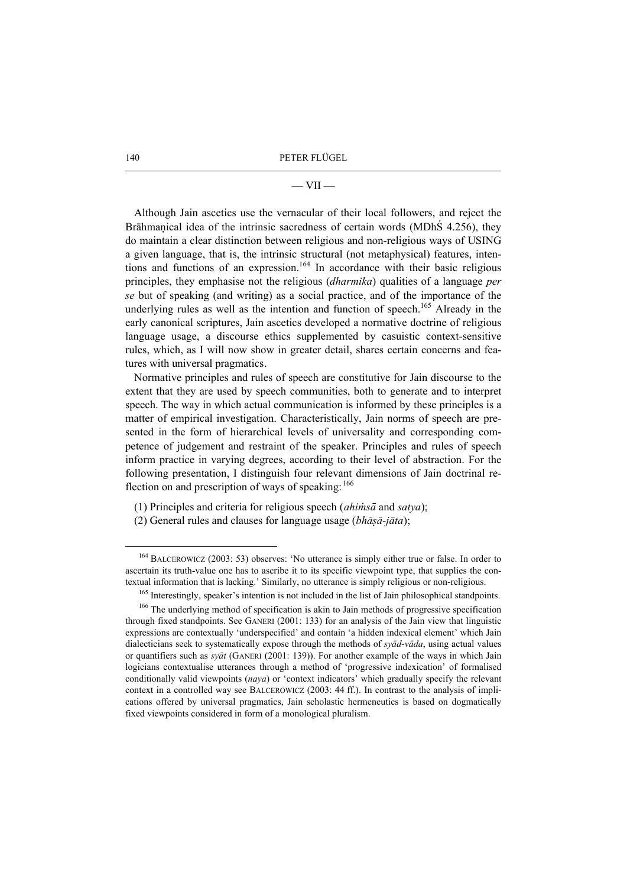— VII —

Although Jain ascetics use the vernacular of their local followers, and reject the Brāhmaṇical idea of the intrinsic sacredness of certain words (MDhŚ 4.256), they do maintain a clear distinction between religious and non-religious ways of USING a given language, that is, the intrinsic structural (not metaphysical) features, intentions and functions of an expression.[164] In accordance with their basic religious principles, they emphasise not the religious (*dharmika*) qualities of a language *per se* but of speaking (and writing) as a social practice, and of the importance of the underlying rules as well as the intention and function of speech.[165] Already in the early canonical scriptures, Jain ascetics developed a normative doctrine of religious language usage, a discourse ethics supplemented by casuistic context-sensitive rules, which, as I will now show in greater detail, shares certain concerns and features with universal pragmatics.

Normative principles and rules of speech are constitutive for Jain discourse to the extent that they are used by speech communities, both to generate and to interpret speech. The way in which actual communication is informed by these principles is a matter of empirical investigation. Characteristically, Jain norms of speech are presented in the form of hierarchical levels of universality and corresponding competence of judgement and restraint of the speaker. Principles and rules of speech inform practice in varying degrees, according to their level of abstraction. For the following presentation, I distinguish four relevant dimensions of Jain doctrinal reflection on and prescription of ways of speaking:[166]

(1) Principles and criteria for religious speech (*ahiṁsā* and *satya*);

(2) General rules and clauses for language usage (*bhāṣā-jāta*);

---

[164] BALCEROWICZ (2003: 53) observes: 'No utterance is simply either true or false. In order to ascertain its truth-value one has to ascribe it to its specific viewpoint type, that supplies the contextual information that is lacking.' Similarly, no utterance is simply religious or non-religious.

[165] Interestingly, speaker's intention is not included in the list of Jain philosophical standpoints.

[166] The underlying method of specification is akin to Jain methods of progressive specification through fixed standpoints. See GANERI (2001: 133) for an analysis of the Jain view that linguistic expressions are contextually 'underspecified' and contain 'a hidden indexical element' which Jain dialecticians seek to systematically expose through the methods of *syād-vāda*, using actual values or quantifiers such as *syāt* (GANERI (2001: 139)). For another example of the ways in which Jain logicians contextualise utterances through a method of 'progressive indexication' of formalised conditionally valid viewpoints (*naya*) or 'context indicators' which gradually specify the relevant context in a controlled way see BALCEROWICZ (2003: 44 ff.). In contrast to the analysis of implications offered by universal pragmatics, Jain scholastic hermeneutics is based on dogmatically fixed viewpoints considered in form of a monological pluralism.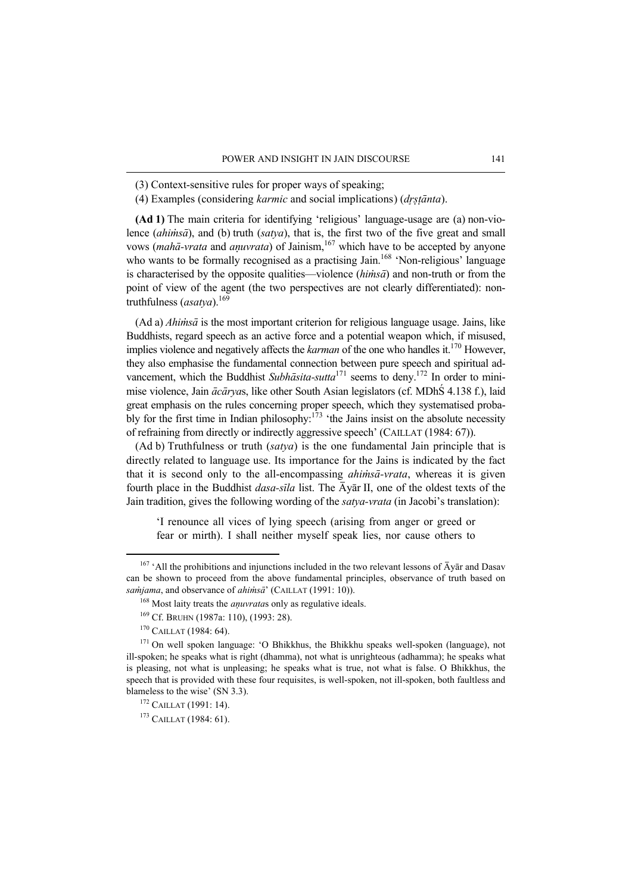(3) Context-sensitive rules for proper ways of speaking;

(4) Examples (considering *karmic* and social implications) (*dṛṣṭānta*).

**(Ad 1)** The main criteria for identifying 'religious' language-usage are (a) non-violence (*ahiṁsā*), and (b) truth (*satya*), that is, the first two of the five great and small vows (*mahā-vrata* and *aṇuvrata*) of Jainism,[167] which have to be accepted by anyone who wants to be formally recognised as a practising Jain.[168] 'Non-religious' language is characterised by the opposite qualities—violence (*hiṁsā*) and non-truth or from the point of view of the agent (the two perspectives are not clearly differentiated): non-truthfulness (*asatya*).[169]

(Ad a) *Ahiṁsā* is the most important criterion for religious language usage. Jains, like Buddhists, regard speech as an active force and a potential weapon which, if misused, implies violence and negatively affects the *karman* of the one who handles it.[170] However, they also emphasise the fundamental connection between pure speech and spiritual advancement, which the Buddhist *Subhāsita-sutta*[171] seems to deny.[172] In order to minimise violence, Jain *ācārya*s, like other South Asian legislators (cf. MDhŚ 4.138 f.), laid great emphasis on the rules concerning proper speech, which they systematised probably for the first time in Indian philosophy:[173] 'the Jains insist on the absolute necessity of refraining from directly or indirectly aggressive speech' (CAILLAT (1984: 67)).

(Ad b) Truthfulness or truth (*satya*) is the one fundamental Jain principle that is directly related to language use. Its importance for the Jains is indicated by the fact that it is second only to the all-encompassing *ahiṁsā-vrata*, whereas it is given fourth place in the Buddhist *dasa-sīla* list. The Āyār II, one of the oldest texts of the Jain tradition, gives the following wording of the *satya-vrata* (in Jacobi's translation):

> 'I renounce all vices of lying speech (arising from anger or greed or fear or mirth). I shall neither myself speak lies, nor cause others to

---

[167] 'All the prohibitions and injunctions included in the two relevant lessons of Āyār and Dasav can be shown to proceed from the above fundamental principles, observance of truth based on *saṁjama*, and observance of *ahiṁsā*' (CAILLAT (1991: 10)).

[168] Most laity treats the *aṇuvrata*s only as regulative ideals.

[169] Cf. BRUHN (1987a: 110), (1993: 28).

[170] CAILLAT (1984: 64).

[171] On well spoken language: 'O Bhikkhus, the Bhikkhu speaks well-spoken (language), not ill-spoken; he speaks what is right (dhamma), not what is unrighteous (adhamma); he speaks what is pleasing, not what is unpleasing; he speaks what is true, not what is false. O Bhikkhus, the speech that is provided with these four requisites, is well-spoken, not ill-spoken, both faultless and blameless to the wise' (SN 3.3).

[172] CAILLAT (1991: 14).

[173] CAILLAT (1984: 61).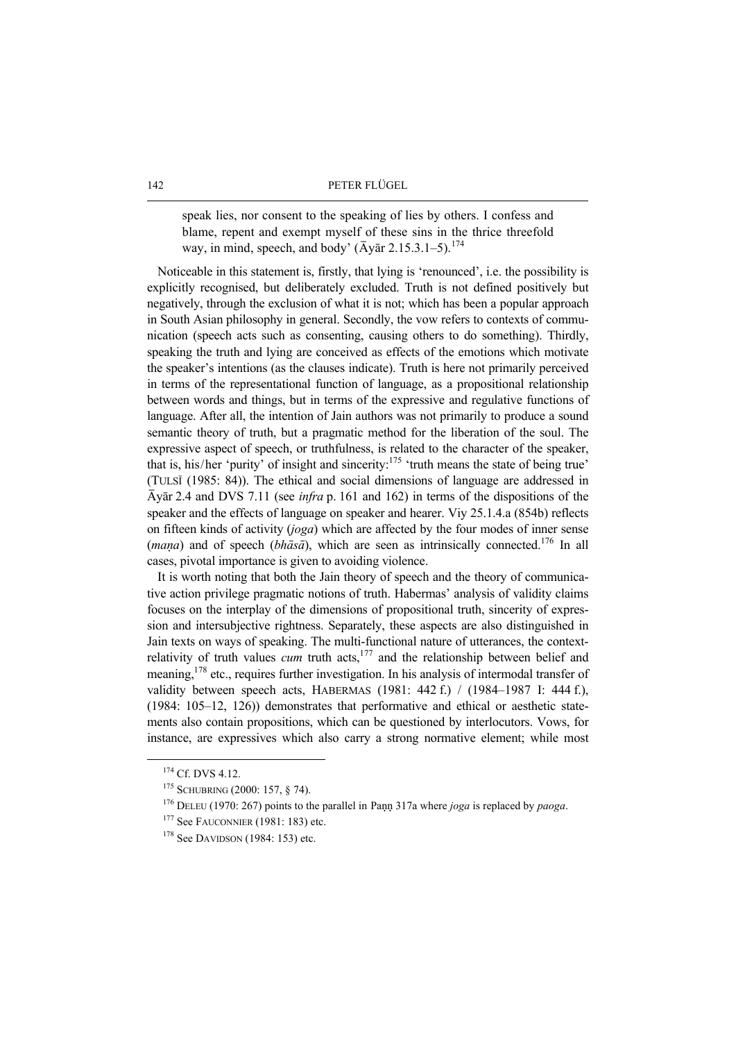speak lies, nor consent to the speaking of lies by others. I confess and blame, repent and exempt myself of these sins in the thrice threefold way, in mind, speech, and body' (Āyār 2.15.3.1–5).[174]

Noticeable in this statement is, firstly, that lying is 'renounced', i.e. the possibility is explicitly recognised, but deliberately excluded. Truth is not defined positively but negatively, through the exclusion of what it is not; which has been a popular approach in South Asian philosophy in general. Secondly, the vow refers to contexts of communication (speech acts such as consenting, causing others to do something). Thirdly, speaking the truth and lying are conceived as effects of the emotions which motivate the speaker's intentions (as the clauses indicate). Truth is here not primarily perceived in terms of the representational function of language, as a propositional relationship between words and things, but in terms of the expressive and regulative functions of language. After all, the intention of Jain authors was not primarily to produce a sound semantic theory of truth, but a pragmatic method for the liberation of the soul. The expressive aspect of speech, or truthfulness, is related to the character of the speaker, that is, his/her 'purity' of insight and sincerity:[175] 'truth means the state of being true' (TULSĪ (1985: 84)). The ethical and social dimensions of language are addressed in Āyār 2.4 and DVS 7.11 (see *infra* p. 161 and 162) in terms of the dispositions of the speaker and the effects of language on speaker and hearer. Viy 25.1.4.a (854b) reflects on fifteen kinds of activity (*joga*) which are affected by the four modes of inner sense (*maṇa*) and of speech (*bhāsā*), which are seen as intrinsically connected.[176] In all cases, pivotal importance is given to avoiding violence.

It is worth noting that both the Jain theory of speech and the theory of communicative action privilege pragmatic notions of truth. Habermas' analysis of validity claims focuses on the interplay of the dimensions of propositional truth, sincerity of expression and intersubjective rightness. Separately, these aspects are also distinguished in Jain texts on ways of speaking. The multi-functional nature of utterances, the context-relativity of truth values *cum* truth acts,[177] and the relationship between belief and meaning,[178] etc., requires further investigation. In his analysis of intermodal transfer of validity between speech acts, HABERMAS (1981: 442 f.) / (1984–1987 I: 444 f.), (1984: 105–12, 126)) demonstrates that performative and ethical or aesthetic statements also contain propositions, which can be questioned by interlocutors. Vows, for instance, are expressives which also carry a strong normative element; while most

[174] Cf. DVS 4.12.

[175] SCHUBRING (2000: 157, § 74).

[176] DELEU (1970: 267) points to the parallel in Paṇṇ 317a where *joga* is replaced by *paoga*.

[177] See FAUCONNIER (1981: 183) etc.

[178] See DAVIDSON (1984: 153) etc.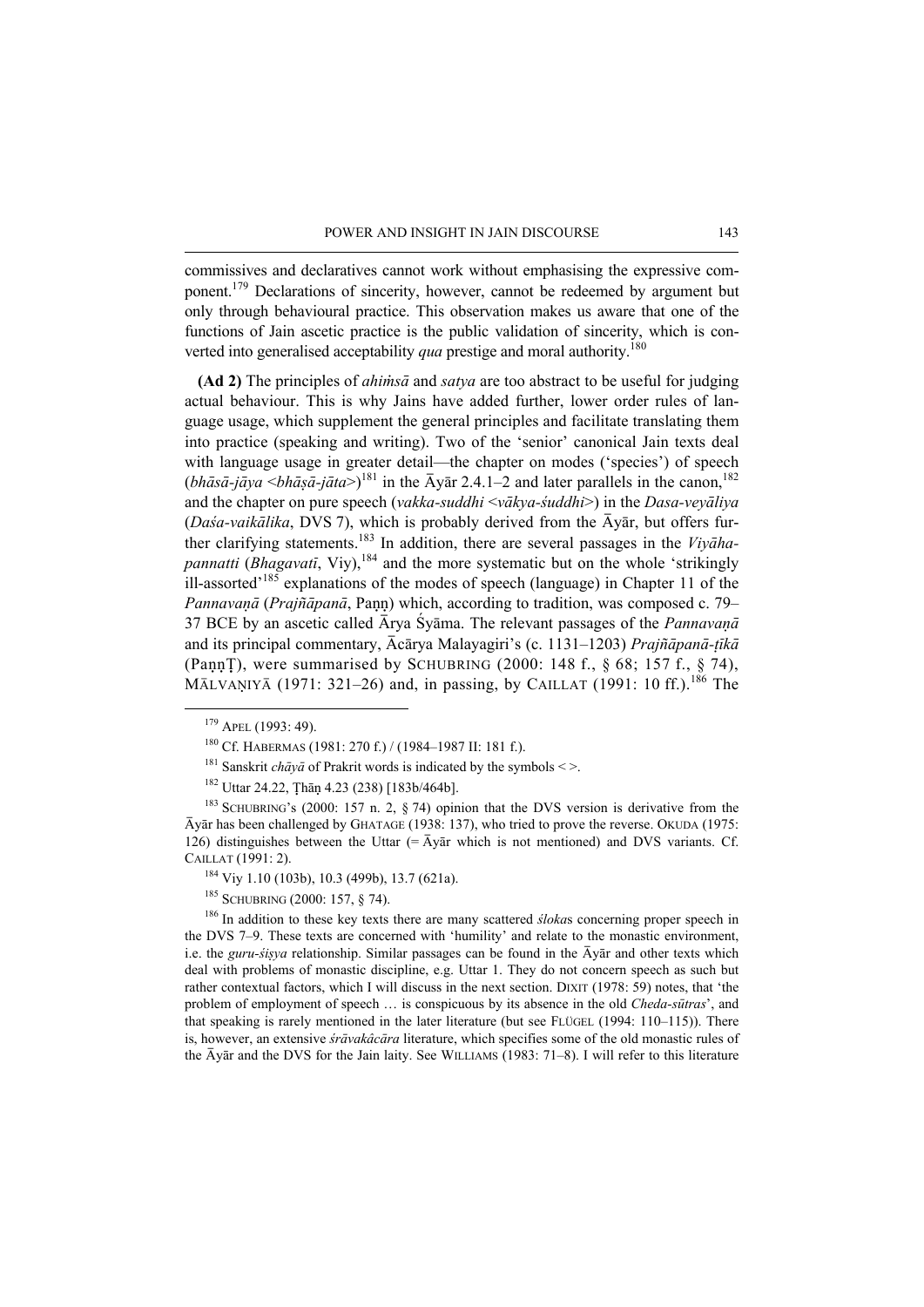commissives and declaratives cannot work without emphasising the expressive component.[179] Declarations of sincerity, however, cannot be redeemed by argument but only through behavioural practice. This observation makes us aware that one of the functions of Jain ascetic practice is the public validation of sincerity, which is converted into generalised acceptability *qua* prestige and moral authority.[180]

**(Ad 2)** The principles of *ahiṁsā* and *satya* are too abstract to be useful for judging actual behaviour. This is why Jains have added further, lower order rules of language usage, which supplement the general principles and facilitate translating them into practice (speaking and writing). Two of the 'senior' canonical Jain texts deal with language usage in greater detail—the chapter on modes ('species') of speech (*bhāsā-jāya* <*bhāṣā-jāta*>)[181] in the Āyār 2.4.1–2 and later parallels in the canon,[182] and the chapter on pure speech (*vakka-suddhi* <*vākya-śuddhi*>) in the *Dasa-veyāliya* (*Daśa-vaikālika*, DVS 7), which is probably derived from the Āyār, but offers further clarifying statements.[183] In addition, there are several passages in the *Viyāha-pannatti* (*Bhagavatī*, Viy),[184] and the more systematic but on the whole 'strikingly ill-assorted'[185] explanations of the modes of speech (language) in Chapter 11 of the *Pannavaṇā* (*Prajñāpanā*, Paṇṇ) which, according to tradition, was composed c. 79–37 BCE by an ascetic called Ārya Śyāma. The relevant passages of the *Pannavaṇā* and its principal commentary, Ācārya Malayagiri's (c. 1131–1203) *Prajñāpanā-ṭīkā* (PaṇṇṬ), were summarised by SCHUBRING (2000: 148 f., § 68; 157 f., § 74), MĀLVAṆIYĀ (1971: 321–26) and, in passing, by CAILLAT (1991: 10 ff.).[186] The

---

[179] APEL (1993: 49).

[180] Cf. HABERMAS (1981: 270 f.) / (1984–1987 II: 181 f.).

[181] Sanskrit *chāyā* of Prakrit words is indicated by the symbols < >.

[182] Uttar 24.22, Ṭhāṇ 4.23 (238) [183b/464b].

[183] SCHUBRING's (2000: 157 n. 2, § 74) opinion that the DVS version is derivative from the Āyār has been challenged by GHATAGE (1938: 137), who tried to prove the reverse. OKUDA (1975: 126) distinguishes between the Uttar (= Āyār which is not mentioned) and DVS variants. Cf. CAILLAT (1991: 2).

[184] Viy 1.10 (103b), 10.3 (499b), 13.7 (621a).

[185] SCHUBRING (2000: 157, § 74).

[186] In addition to these key texts there are many scattered *śloka*s concerning proper speech in the DVS 7–9. These texts are concerned with 'humility' and relate to the monastic environment, i.e. the *guru-śiṣya* relationship. Similar passages can be found in the Āyār and other texts which deal with problems of monastic discipline, e.g. Uttar 1. They do not concern speech as such but rather contextual factors, which I will discuss in the next section. DIXIT (1978: 59) notes, that 'the problem of employment of speech … is conspicuous by its absence in the old *Cheda-sūtras*', and that speaking is rarely mentioned in the later literature (but see FLÜGEL (1994: 110–115)). There is, however, an extensive *śrāvakâcāra* literature, which specifies some of the old monastic rules of the Āyār and the DVS for the Jain laity. See WILLIAMS (1983: 71–8). I will refer to this literature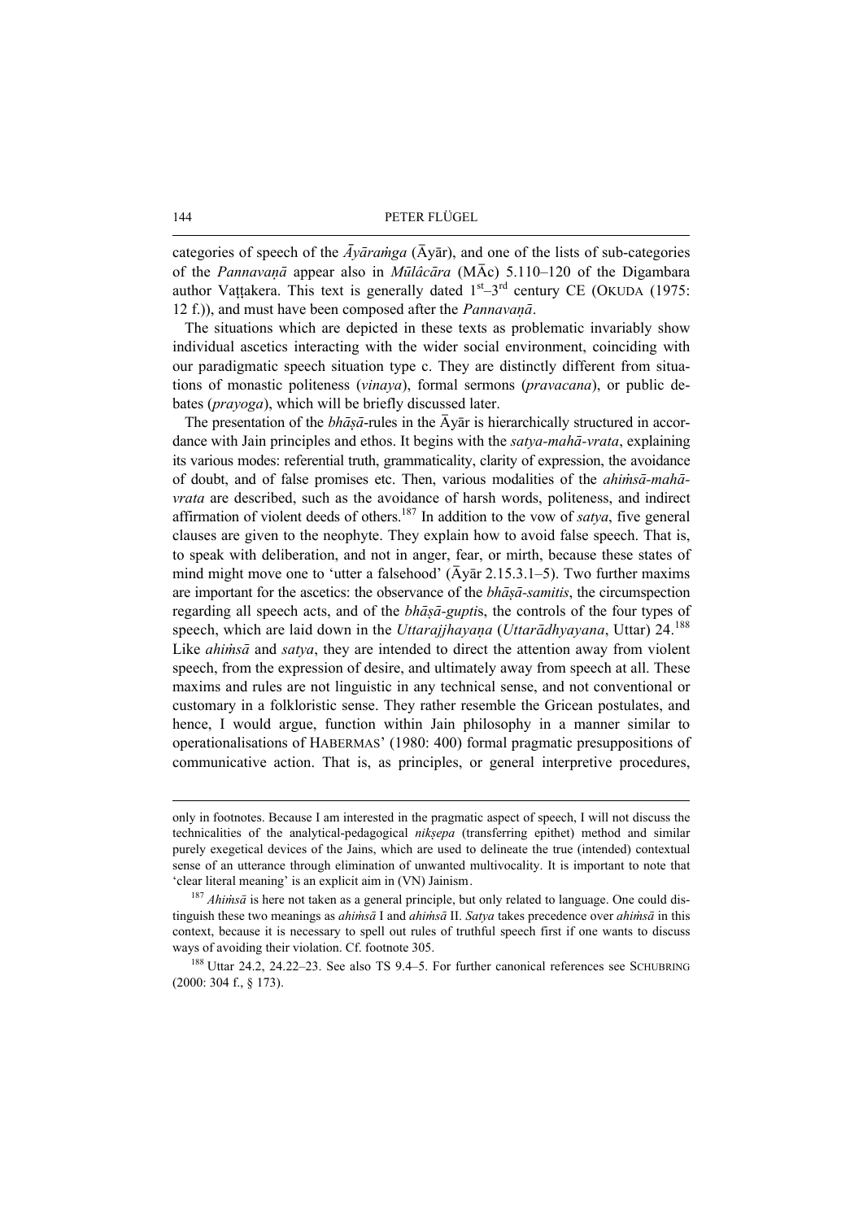categories of speech of the *Āyāraṁga* (Āyār), and one of the lists of sub-categories of the *Pannavaṇā* appear also in *Mūlâcāra* (MĀc) 5.110–120 of the Digambara author Vaṭṭakera. This text is generally dated 1st–3rd century CE (OKUDA (1975: 12 f.)), and must have been composed after the *Pannavaṇā*.

The situations which are depicted in these texts as problematic invariably show individual ascetics interacting with the wider social environment, coinciding with our paradigmatic speech situation type c. They are distinctly different from situations of monastic politeness (*vinaya*), formal sermons (*pravacana*), or public debates (*prayoga*), which will be briefly discussed later.

The presentation of the *bhāṣā*-rules in the Āyār is hierarchically structured in accordance with Jain principles and ethos. It begins with the *satya-mahā-vrata*, explaining its various modes: referential truth, grammaticality, clarity of expression, the avoidance of doubt, and of false promises etc. Then, various modalities of the *ahiṁsā-mahā-vrata* are described, such as the avoidance of harsh words, politeness, and indirect affirmation of violent deeds of others.[187] In addition to the vow of *satya*, five general clauses are given to the neophyte. They explain how to avoid false speech. That is, to speak with deliberation, and not in anger, fear, or mirth, because these states of mind might move one to 'utter a falsehood' (Āyār 2.15.3.1–5). Two further maxims are important for the ascetics: the observance of the *bhāṣā-samitis*, the circumspection regarding all speech acts, and of the *bhāṣā-gupti*s, the controls of the four types of speech, which are laid down in the *Uttarajjhayaṇa* (*Uttarādhyayana*, Uttar) 24.[188] Like *ahiṁsā* and *satya*, they are intended to direct the attention away from violent speech, from the expression of desire, and ultimately away from speech at all. These maxims and rules are not linguistic in any technical sense, and not conventional or customary in a folkloristic sense. They rather resemble the Gricean postulates, and hence, I would argue, function within Jain philosophy in a manner similar to operationalisations of HABERMAS' (1980: 400) formal pragmatic presuppositions of communicative action. That is, as principles, or general interpretive procedures,

---

only in footnotes. Because I am interested in the pragmatic aspect of speech, I will not discuss the technicalities of the analytical-pedagogical *nikṣepa* (transferring epithet) method and similar purely exegetical devices of the Jains, which are used to delineate the true (intended) contextual sense of an utterance through elimination of unwanted multivocality. It is important to note that 'clear literal meaning' is an explicit aim in (VN) Jainism.

[187] *Ahiṁsā* is here not taken as a general principle, but only related to language. One could distinguish these two meanings as *ahiṁsā* I and *ahiṁsā* II. *Satya* takes precedence over *ahiṁsā* in this context, because it is necessary to spell out rules of truthful speech first if one wants to discuss ways of avoiding their violation. Cf. footnote 305.

[188] Uttar 24.2, 24.22–23. See also TS 9.4–5. For further canonical references see SCHUBRING (2000: 304 f., § 173).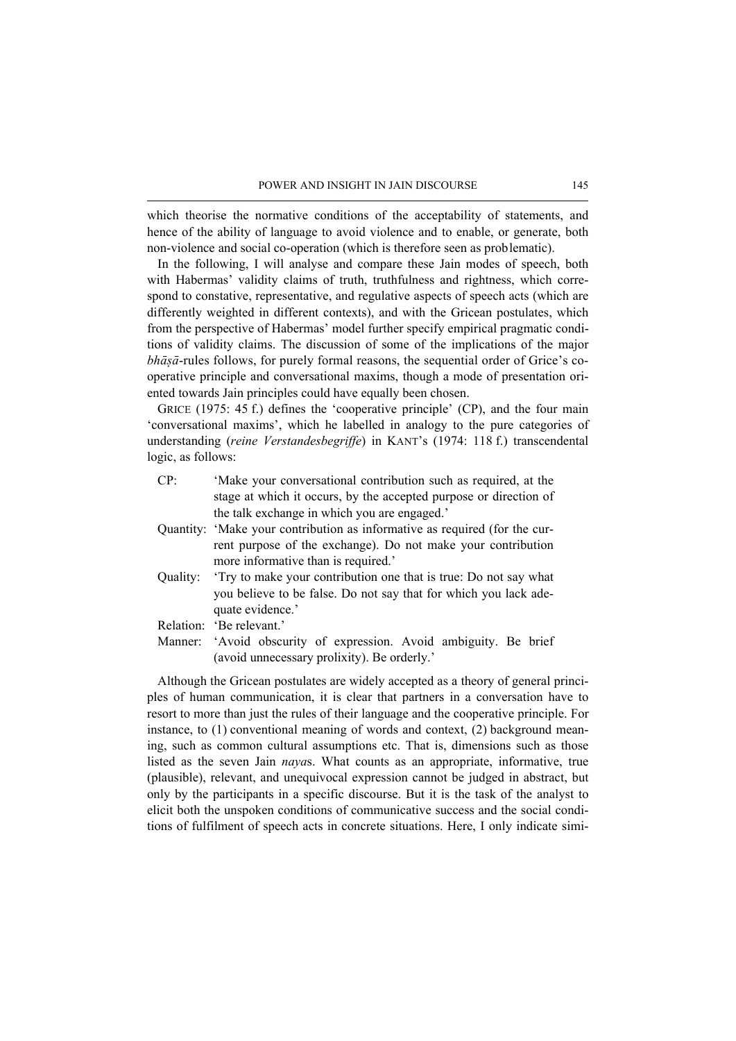which theorise the normative conditions of the acceptability of statements, and hence of the ability of language to avoid violence and to enable, or generate, both non-violence and social co-operation (which is therefore seen as problematic).

In the following, I will analyse and compare these Jain modes of speech, both with Habermas' validity claims of truth, truthfulness and rightness, which correspond to constative, representative, and regulative aspects of speech acts (which are differently weighted in different contexts), and with the Gricean postulates, which from the perspective of Habermas' model further specify empirical pragmatic conditions of validity claims. The discussion of some of the implications of the major *bhāṣā*-rules follows, for purely formal reasons, the sequential order of Grice's co-operative principle and conversational maxims, though a mode of presentation oriented towards Jain principles could have equally been chosen.

GRICE (1975: 45 f.) defines the 'cooperative principle' (CP), and the four main 'conversational maxims', which he labelled in analogy to the pure categories of understanding (*reine Verstandesbegriffe*) in KANT's (1974: 118 f.) transcendental logic, as follows:

> CP: 'Make your conversational contribution such as required, at the stage at which it occurs, by the accepted purpose or direction of the talk exchange in which you are engaged.'
>
> Quantity: 'Make your contribution as informative as required (for the current purpose of the exchange). Do not make your contribution more informative than is required.'
>
> Quality: 'Try to make your contribution one that is true: Do not say what you believe to be false. Do not say that for which you lack adequate evidence.'
>
> Relation: 'Be relevant.'
>
> Manner: 'Avoid obscurity of expression. Avoid ambiguity. Be brief (avoid unnecessary prolixity). Be orderly.'

Although the Gricean postulates are widely accepted as a theory of general principles of human communication, it is clear that partners in a conversation have to resort to more than just the rules of their language and the cooperative principle. For instance, to (1) conventional meaning of words and context, (2) background meaning, such as common cultural assumptions etc. That is, dimensions such as those listed as the seven Jain *naya*s. What counts as an appropriate, informative, true (plausible), relevant, and unequivocal expression cannot be judged in abstract, but only by the participants in a specific discourse. But it is the task of the analyst to elicit both the unspoken conditions of communicative success and the social conditions of fulfilment of speech acts in concrete situations. Here, I only indicate simi-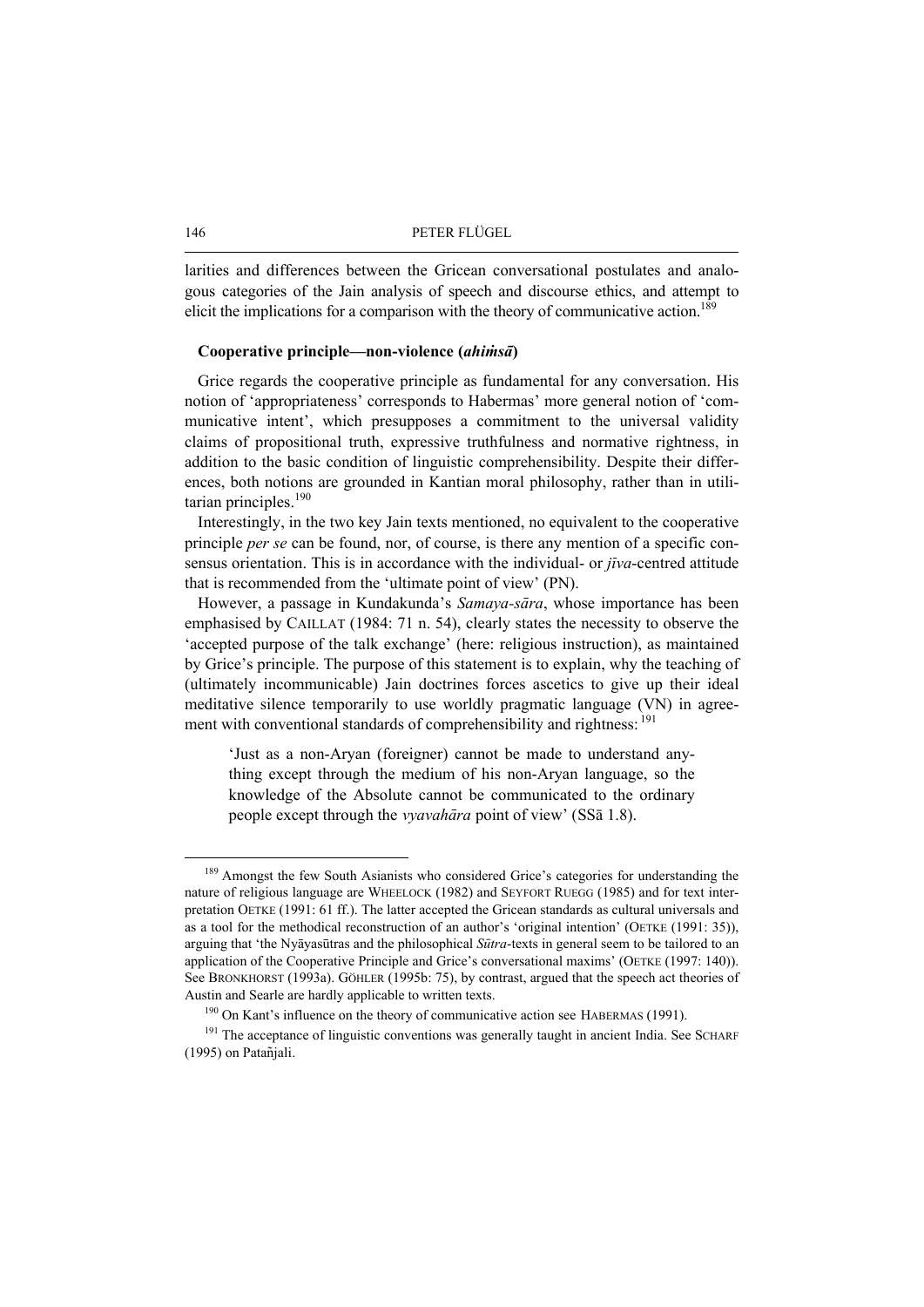larities and differences between the Gricean conversational postulates and analogous categories of the Jain analysis of speech and discourse ethics, and attempt to elicit the implications for a comparison with the theory of communicative action.[189]

### Cooperative principle—non-violence (*ahiṁsā*)

Grice regards the cooperative principle as fundamental for any conversation. His notion of 'appropriateness' corresponds to Habermas' more general notion of 'communicative intent', which presupposes a commitment to the universal validity claims of propositional truth, expressive truthfulness and normative rightness, in addition to the basic condition of linguistic comprehensibility. Despite their differences, both notions are grounded in Kantian moral philosophy, rather than in utilitarian principles.[190]

Interestingly, in the two key Jain texts mentioned, no equivalent to the cooperative principle *per se* can be found, nor, of course, is there any mention of a specific consensus orientation. This is in accordance with the individual- or *jīva*-centred attitude that is recommended from the 'ultimate point of view' (PN).

However, a passage in Kundakunda's *Samaya-sāra*, whose importance has been emphasised by CAILLAT (1984: 71 n. 54), clearly states the necessity to observe the 'accepted purpose of the talk exchange' (here: religious instruction), as maintained by Grice's principle. The purpose of this statement is to explain, why the teaching of (ultimately incommunicable) Jain doctrines forces ascetics to give up their ideal meditative silence temporarily to use worldly pragmatic language (VN) in agreement with conventional standards of comprehensibility and rightness:[191]

> 'Just as a non-Aryan (foreigner) cannot be made to understand anything except through the medium of his non-Aryan language, so the knowledge of the Absolute cannot be communicated to the ordinary people except through the *vyavahāra* point of view' (SSā 1.8).

---

[189] Amongst the few South Asianists who considered Grice's categories for understanding the nature of religious language are WHEELOCK (1982) and SEYFORT RUEGG (1985) and for text interpretation OETKE (1991: 61 ff.). The latter accepted the Gricean standards as cultural universals and as a tool for the methodical reconstruction of an author's 'original intention' (OETKE (1991: 35)), arguing that 'the Nyāyasūtras and the philosophical *Sūtra*-texts in general seem to be tailored to an application of the Cooperative Principle and Grice's conversational maxims' (OETKE (1997: 140)). See BRONKHORST (1993a). GÖHLER (1995b: 75), by contrast, argued that the speech act theories of Austin and Searle are hardly applicable to written texts.

[190] On Kant's influence on the theory of communicative action see HABERMAS (1991).

[191] The acceptance of linguistic conventions was generally taught in ancient India. See SCHARF (1995) on Patañjali.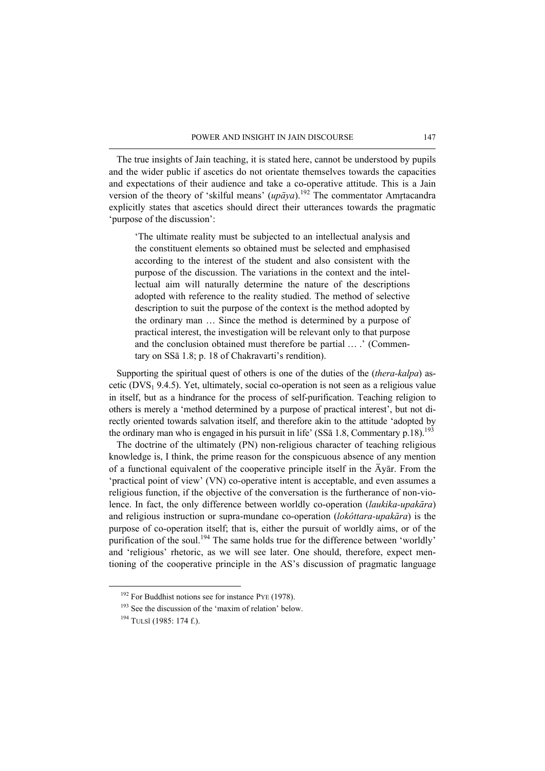The true insights of Jain teaching, it is stated here, cannot be understood by pupils and the wider public if ascetics do not orientate themselves towards the capacities and expectations of their audience and take a co-operative attitude. This is a Jain version of the theory of 'skilful means' (*upāya*).[192] The commentator Amṛtacandra explicitly states that ascetics should direct their utterances towards the pragmatic 'purpose of the discussion':

> 'The ultimate reality must be subjected to an intellectual analysis and the constituent elements so obtained must be selected and emphasised according to the interest of the student and also consistent with the purpose of the discussion. The variations in the context and the intellectual aim will naturally determine the nature of the descriptions adopted with reference to the reality studied. The method of selective description to suit the purpose of the context is the method adopted by the ordinary man … Since the method is determined by a purpose of practical interest, the investigation will be relevant only to that purpose and the conclusion obtained must therefore be partial … .' (Commentary on SSā 1.8; p. 18 of Chakravarti's rendition).

Supporting the spiritual quest of others is one of the duties of the (*thera-kalpa*) ascetic ($DVS_1$ 9.4.5). Yet, ultimately, social co-operation is not seen as a religious value in itself, but as a hindrance for the process of self-purification. Teaching religion to others is merely a 'method determined by a purpose of practical interest', but not directly oriented towards salvation itself, and therefore akin to the attitude 'adopted by the ordinary man who is engaged in his pursuit in life' (SSā 1.8, Commentary p.18).[193]

The doctrine of the ultimately (PN) non-religious character of teaching religious knowledge is, I think, the prime reason for the conspicuous absence of any mention of a functional equivalent of the cooperative principle itself in the Āyār. From the 'practical point of view' (VN) co-operative intent is acceptable, and even assumes a religious function, if the objective of the conversation is the furtherance of non-violence. In fact, the only difference between worldly co-operation (*laukika-upakāra*) and religious instruction or supra-mundane co-operation (*lokôttara-upakāra*) is the purpose of co-operation itself; that is, either the pursuit of worldly aims, or of the purification of the soul.[194] The same holds true for the difference between 'worldly' and 'religious' rhetoric, as we will see later. One should, therefore, expect mentioning of the cooperative principle in the AS's discussion of pragmatic language

---

[192] For Buddhist notions see for instance Pye (1978).

[193] See the discussion of the 'maxim of relation' below.

[194] Tulsī (1985: 174 f.).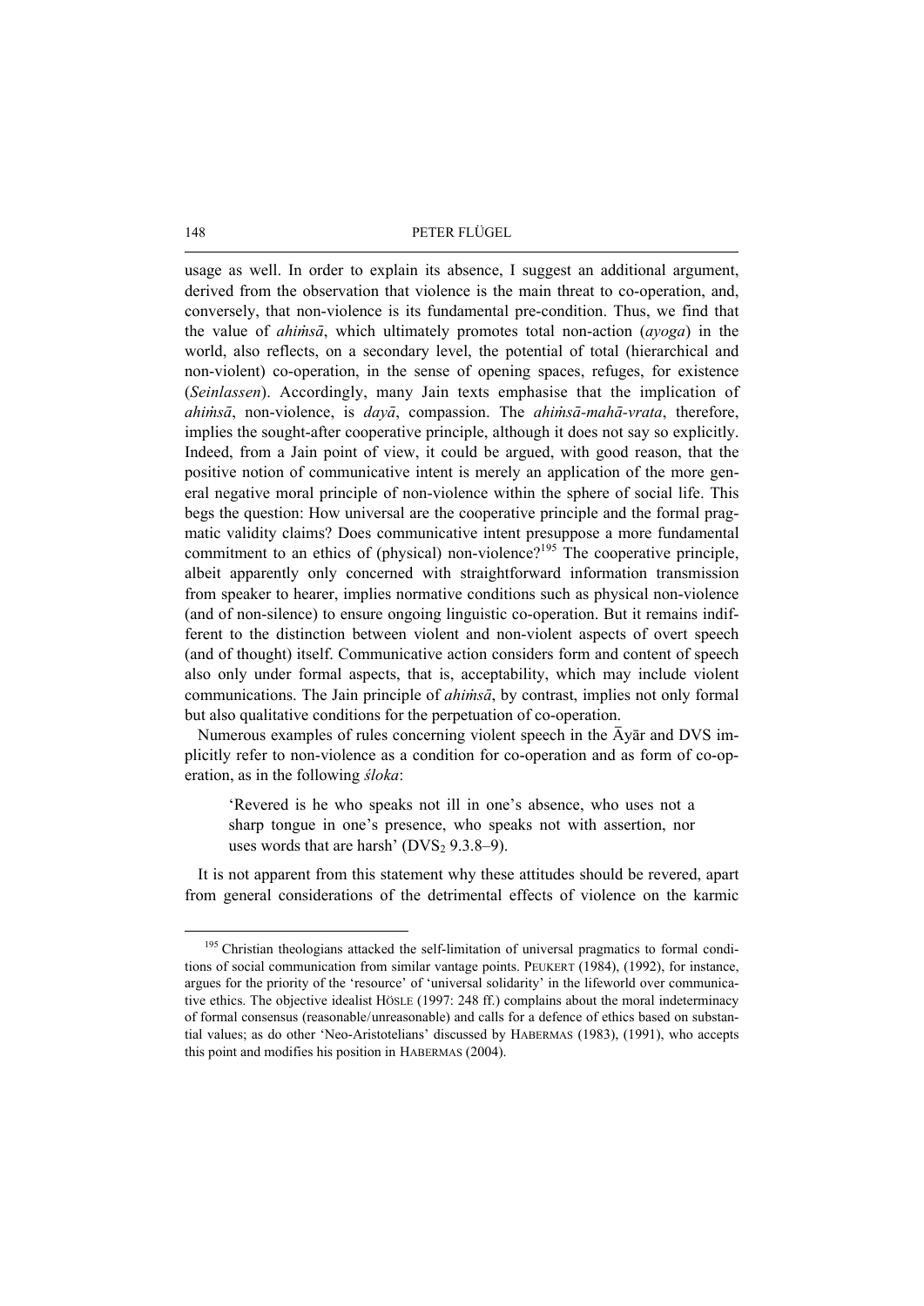usage as well. In order to explain its absence, I suggest an additional argument, derived from the observation that violence is the main threat to co-operation, and, conversely, that non-violence is its fundamental pre-condition. Thus, we find that the value of *ahiṁsā*, which ultimately promotes total non-action (*ayoga*) in the world, also reflects, on a secondary level, the potential of total (hierarchical and non-violent) co-operation, in the sense of opening spaces, refuges, for existence (*Seinlassen*). Accordingly, many Jain texts emphasise that the implication of *ahiṁsā*, non-violence, is *dayā*, compassion. The *ahiṁsā-mahā-vrata*, therefore, implies the sought-after cooperative principle, although it does not say so explicitly. Indeed, from a Jain point of view, it could be argued, with good reason, that the positive notion of communicative intent is merely an application of the more general negative moral principle of non-violence within the sphere of social life. This begs the question: How universal are the cooperative principle and the formal pragmatic validity claims? Does communicative intent presuppose a more fundamental commitment to an ethics of (physical) non-violence?[195] The cooperative principle, albeit apparently only concerned with straightforward information transmission from speaker to hearer, implies normative conditions such as physical non-violence (and of non-silence) to ensure ongoing linguistic co-operation. But it remains indifferent to the distinction between violent and non-violent aspects of overt speech (and of thought) itself. Communicative action considers form and content of speech also only under formal aspects, that is, acceptability, which may include violent communications. The Jain principle of *ahiṁsā*, by contrast, implies not only formal but also qualitative conditions for the perpetuation of co-operation.

Numerous examples of rules concerning violent speech in the Āyār and DVS implicitly refer to non-violence as a condition for co-operation and as form of co-operation, as in the following *śloka*:

> 'Revered is he who speaks not ill in one's absence, who uses not a sharp tongue in one's presence, who speaks not with assertion, nor uses words that are harsh' ($DVS_2$ 9.3.8–9).

It is not apparent from this statement why these attitudes should be revered, apart from general considerations of the detrimental effects of violence on the karmic

---

[195] Christian theologians attacked the self-limitation of universal pragmatics to formal conditions of social communication from similar vantage points. PEUKERT (1984), (1992), for instance, argues for the priority of the 'resource' of 'universal solidarity' in the lifeworld over communicative ethics. The objective idealist HÖSLE (1997: 248 ff.) complains about the moral indeterminacy of formal consensus (reasonable/unreasonable) and calls for a defence of ethics based on substantial values; as do other 'Neo-Aristotelians' discussed by HABERMAS (1983), (1991), who accepts this point and modifies his position in HABERMAS (2004).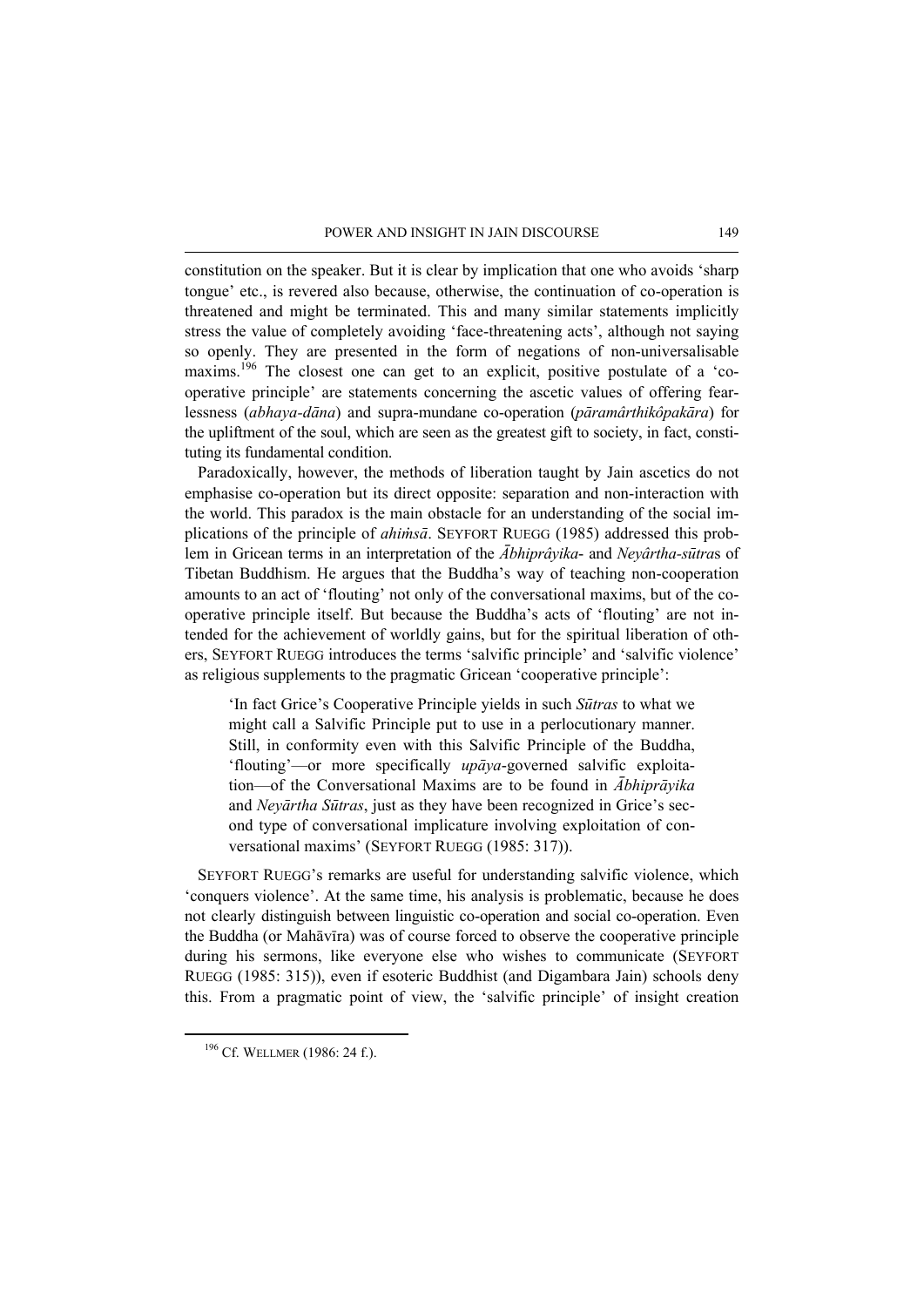constitution on the speaker. But it is clear by implication that one who avoids 'sharp tongue' etc., is revered also because, otherwise, the continuation of co-operation is threatened and might be terminated. This and many similar statements implicitly stress the value of completely avoiding 'face-threatening acts', although not saying so openly. They are presented in the form of negations of non-universalisable maxims.[196] The closest one can get to an explicit, positive postulate of a 'co-operative principle' are statements concerning the ascetic values of offering fearlessness (*abhaya-dāna*) and supra-mundane co-operation (*pāramârthikôpakāra*) for the upliftment of the soul, which are seen as the greatest gift to society, in fact, constituting its fundamental condition.

Paradoxically, however, the methods of liberation taught by Jain ascetics do not emphasise co-operation but its direct opposite: separation and non-interaction with the world. This paradox is the main obstacle for an understanding of the social implications of the principle of *ahiṁsā*. SEYFORT RUEGG (1985) addressed this problem in Gricean terms in an interpretation of the *Ābhiprâyika*- and *Neyârtha-sūtra*s of Tibetan Buddhism. He argues that the Buddha's way of teaching non-cooperation amounts to an act of 'flouting' not only of the conversational maxims, but of the co-operative principle itself. But because the Buddha's acts of 'flouting' are not intended for the achievement of worldly gains, but for the spiritual liberation of others, SEYFORT RUEGG introduces the terms 'salvific principle' and 'salvific violence' as religious supplements to the pragmatic Gricean 'cooperative principle':

> 'In fact Grice's Cooperative Principle yields in such *Sūtras* to what we might call a Salvific Principle put to use in a perlocutionary manner. Still, in conformity even with this Salvific Principle of the Buddha, 'flouting'—or more specifically *upāya*-governed salvific exploitation—of the Conversational Maxims are to be found in *Ābhiprāyika* and *Neyārtha Sūtras*, just as they have been recognized in Grice's second type of conversational implicature involving exploitation of conversational maxims' (SEYFORT RUEGG (1985: 317)).

SEYFORT RUEGG's remarks are useful for understanding salvific violence, which 'conquers violence'. At the same time, his analysis is problematic, because he does not clearly distinguish between linguistic co-operation and social co-operation. Even the Buddha (or Mahāvīra) was of course forced to observe the cooperative principle during his sermons, like everyone else who wishes to communicate (SEYFORT RUEGG (1985: 315)), even if esoteric Buddhist (and Digambara Jain) schools deny this. From a pragmatic point of view, the 'salvific principle' of insight creation

---

[196] Cf. WELLMER (1986: 24 f.).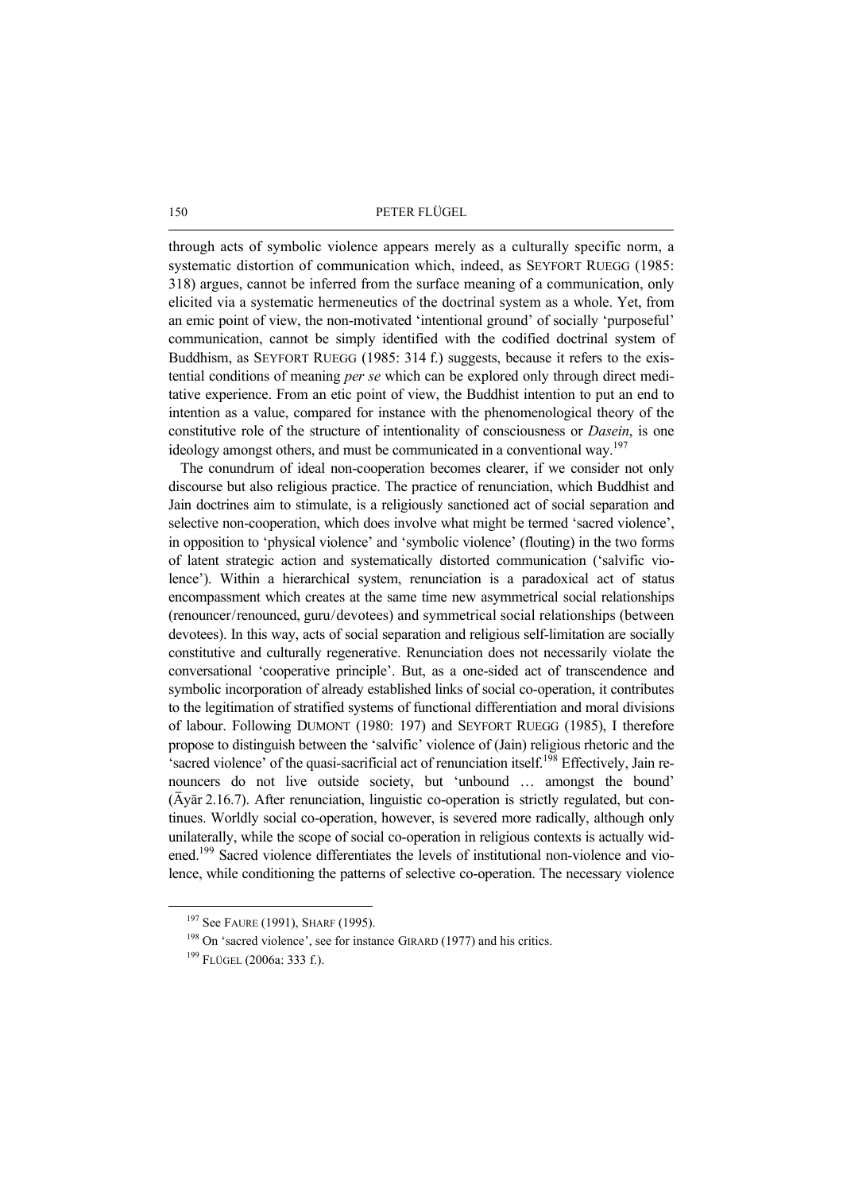through acts of symbolic violence appears merely as a culturally specific norm, a systematic distortion of communication which, indeed, as SEYFORT RUEGG (1985: 318) argues, cannot be inferred from the surface meaning of a communication, only elicited via a systematic hermeneutics of the doctrinal system as a whole. Yet, from an emic point of view, the non-motivated 'intentional ground' of socially 'purposeful' communication, cannot be simply identified with the codified doctrinal system of Buddhism, as SEYFORT RUEGG (1985: 314 f.) suggests, because it refers to the existential conditions of meaning *per se* which can be explored only through direct meditative experience. From an etic point of view, the Buddhist intention to put an end to intention as a value, compared for instance with the phenomenological theory of the constitutive role of the structure of intentionality of consciousness or *Dasein*, is one ideology amongst others, and must be communicated in a conventional way.[197]

The conundrum of ideal non-cooperation becomes clearer, if we consider not only discourse but also religious practice. The practice of renunciation, which Buddhist and Jain doctrines aim to stimulate, is a religiously sanctioned act of social separation and selective non-cooperation, which does involve what might be termed 'sacred violence', in opposition to 'physical violence' and 'symbolic violence' (flouting) in the two forms of latent strategic action and systematically distorted communication ('salvific violence'). Within a hierarchical system, renunciation is a paradoxical act of status encompassment which creates at the same time new asymmetrical social relationships (renouncer/renounced, guru/devotees) and symmetrical social relationships (between devotees). In this way, acts of social separation and religious self-limitation are socially constitutive and culturally regenerative. Renunciation does not necessarily violate the conversational 'cooperative principle'. But, as a one-sided act of transcendence and symbolic incorporation of already established links of social co-operation, it contributes to the legitimation of stratified systems of functional differentiation and moral divisions of labour. Following DUMONT (1980: 197) and SEYFORT RUEGG (1985), I therefore propose to distinguish between the 'salvific' violence of (Jain) religious rhetoric and the 'sacred violence' of the quasi-sacrificial act of renunciation itself.[198] Effectively, Jain renouncers do not live outside society, but 'unbound … amongst the bound' (Āyār 2.16.7). After renunciation, linguistic co-operation is strictly regulated, but continues. Worldly social co-operation, however, is severed more radically, although only unilaterally, while the scope of social co-operation in religious contexts is actually widened.[199] Sacred violence differentiates the levels of institutional non-violence and violence, while conditioning the patterns of selective co-operation. The necessary violence

---

[197] See FAURE (1991), SHARF (1995).

[198] On 'sacred violence', see for instance GIRARD (1977) and his critics.

[199] FLÜGEL (2006a: 333 f.).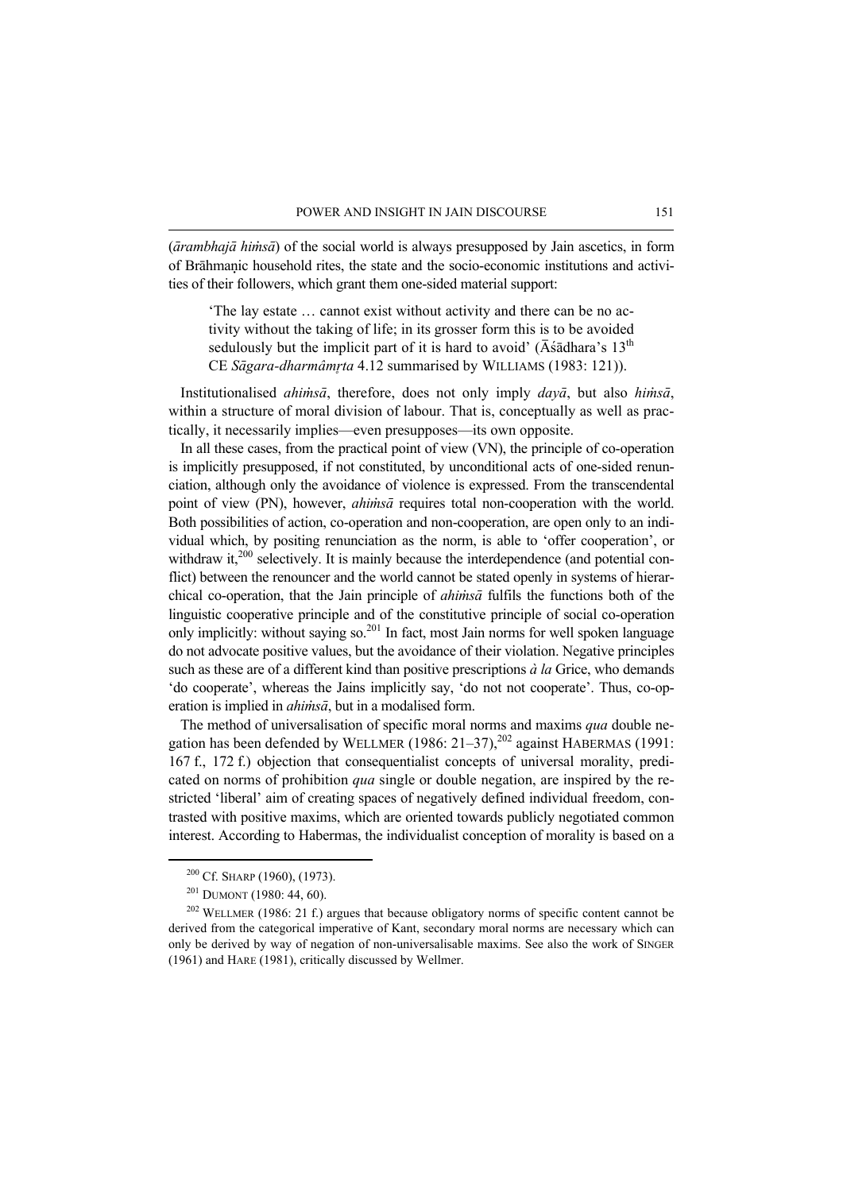(*ārambhajā hiṁsā*) of the social world is always presupposed by Jain ascetics, in form of Brāhmaṇic household rites, the state and the socio-economic institutions and activities of their followers, which grant them one-sided material support:

> 'The lay estate … cannot exist without activity and there can be no activity without the taking of life; in its grosser form this is to be avoided sedulously but the implicit part of it is hard to avoid' (Āśādhara's 13th CE *Sāgara-dharmâmṛta* 4.12 summarised by WILLIAMS (1983: 121)).

Institutionalised *ahiṁsā*, therefore, does not only imply *dayā*, but also *hiṁsā*, within a structure of moral division of labour. That is, conceptually as well as practically, it necessarily implies—even presupposes—its own opposite.

In all these cases, from the practical point of view (VN), the principle of co-operation is implicitly presupposed, if not constituted, by unconditional acts of one-sided renunciation, although only the avoidance of violence is expressed. From the transcendental point of view (PN), however, *ahiṁsā* requires total non-cooperation with the world. Both possibilities of action, co-operation and non-cooperation, are open only to an individual which, by positing renunciation as the norm, is able to 'offer cooperation', or withdraw it,[200] selectively. It is mainly because the interdependence (and potential conflict) between the renouncer and the world cannot be stated openly in systems of hierarchical co-operation, that the Jain principle of *ahiṁsā* fulfils the functions both of the linguistic cooperative principle and of the constitutive principle of social co-operation only implicitly: without saying so.[201] In fact, most Jain norms for well spoken language do not advocate positive values, but the avoidance of their violation. Negative principles such as these are of a different kind than positive prescriptions *à la* Grice, who demands 'do cooperate', whereas the Jains implicitly say, 'do not not cooperate'. Thus, co-operation is implied in *ahiṁsā*, but in a modalised form.

The method of universalisation of specific moral norms and maxims *qua* double negation has been defended by WELLMER (1986: 21–37),[202] against HABERMAS (1991: 167 f., 172 f.) objection that consequentialist concepts of universal morality, predicated on norms of prohibition *qua* single or double negation, are inspired by the restricted 'liberal' aim of creating spaces of negatively defined individual freedom, contrasted with positive maxims, which are oriented towards publicly negotiated common interest. According to Habermas, the individualist conception of morality is based on a

[200] Cf. SHARP (1960), (1973).

[201] DUMONT (1980: 44, 60).

[202] WELLMER (1986: 21 f.) argues that because obligatory norms of specific content cannot be derived from the categorical imperative of Kant, secondary moral norms are necessary which can only be derived by way of negation of non-universalisable maxims. See also the work of SINGER (1961) and HARE (1981), critically discussed by Wellmer.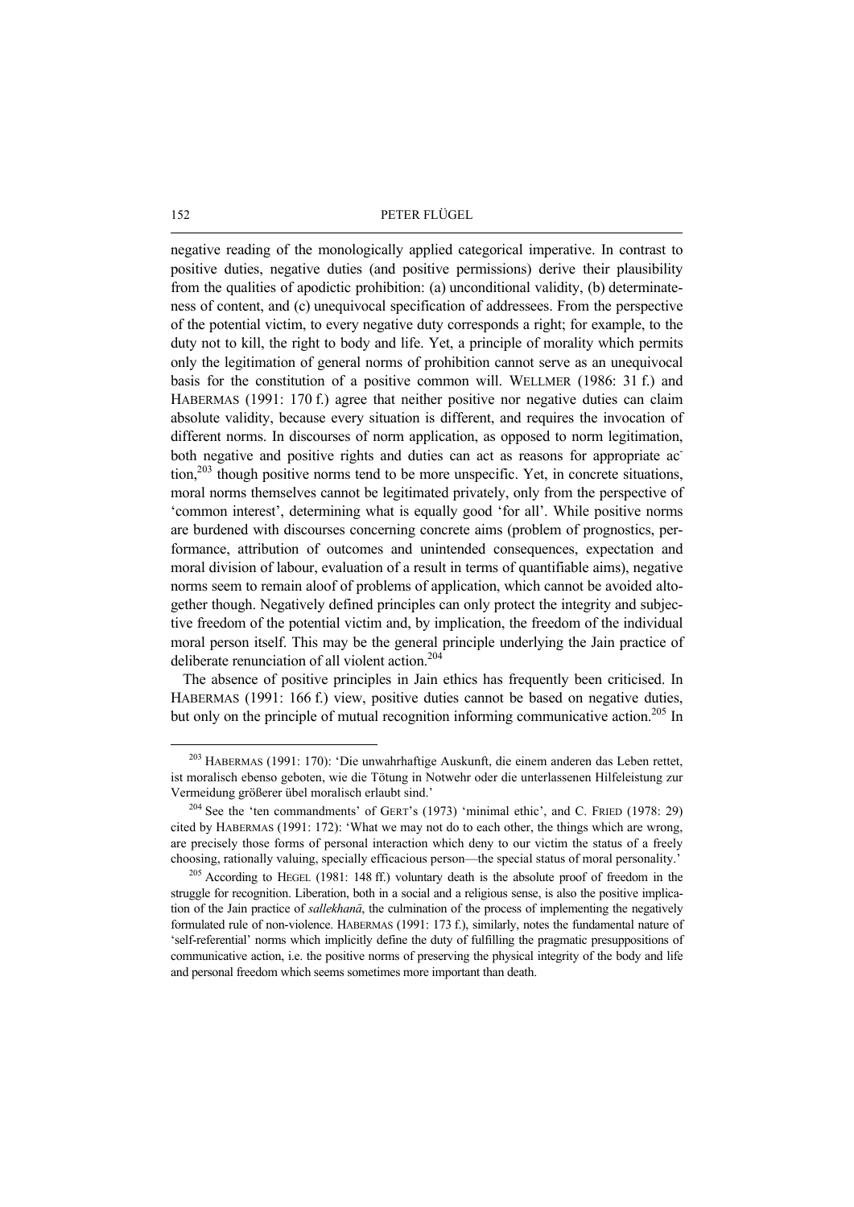negative reading of the monologically applied categorical imperative. In contrast to positive duties, negative duties (and positive permissions) derive their plausibility from the qualities of apodictic prohibition: (a) unconditional validity, (b) determinateness of content, and (c) unequivocal specification of addressees. From the perspective of the potential victim, to every negative duty corresponds a right; for example, to the duty not to kill, the right to body and life. Yet, a principle of morality which permits only the legitimation of general norms of prohibition cannot serve as an unequivocal basis for the constitution of a positive common will. WELLMER (1986: 31 f.) and HABERMAS (1991: 170 f.) agree that neither positive nor negative duties can claim absolute validity, because every situation is different, and requires the invocation of different norms. In discourses of norm application, as opposed to norm legitimation, both negative and positive rights and duties can act as reasons for appropriate action,[203] though positive norms tend to be more unspecific. Yet, in concrete situations, moral norms themselves cannot be legitimated privately, only from the perspective of 'common interest', determining what is equally good 'for all'. While positive norms are burdened with discourses concerning concrete aims (problem of prognostics, performance, attribution of outcomes and unintended consequences, expectation and moral division of labour, evaluation of a result in terms of quantifiable aims), negative norms seem to remain aloof of problems of application, which cannot be avoided altogether though. Negatively defined principles can only protect the integrity and subjective freedom of the potential victim and, by implication, the freedom of the individual moral person itself. This may be the general principle underlying the Jain practice of deliberate renunciation of all violent action.[204]

The absence of positive principles in Jain ethics has frequently been criticised. In HABERMAS (1991: 166 f.) view, positive duties cannot be based on negative duties, but only on the principle of mutual recognition informing communicative action.[205] In

---

[203] HABERMAS (1991: 170): 'Die unwahrhaftige Auskunft, die einem anderen das Leben rettet, ist moralisch ebenso geboten, wie die Tötung in Notwehr oder die unterlassenen Hilfeleistung zur Vermeidung größerer übel moralisch erlaubt sind.'

[204] See the 'ten commandments' of GERT's (1973) 'minimal ethic', and C. FRIED (1978: 29) cited by HABERMAS (1991: 172): 'What we may not do to each other, the things which are wrong, are precisely those forms of personal interaction which deny to our victim the status of a freely choosing, rationally valuing, specially efficacious person—the special status of moral personality.'

[205] According to HEGEL (1981: 148 ff.) voluntary death is the absolute proof of freedom in the struggle for recognition. Liberation, both in a social and a religious sense, is also the positive implication of the Jain practice of *sallekhanā*, the culmination of the process of implementing the negatively formulated rule of non-violence. HABERMAS (1991: 173 f.), similarly, notes the fundamental nature of 'self-referential' norms which implicitly define the duty of fulfilling the pragmatic presuppositions of communicative action, i.e. the positive norms of preserving the physical integrity of the body and life and personal freedom which seems sometimes more important than death.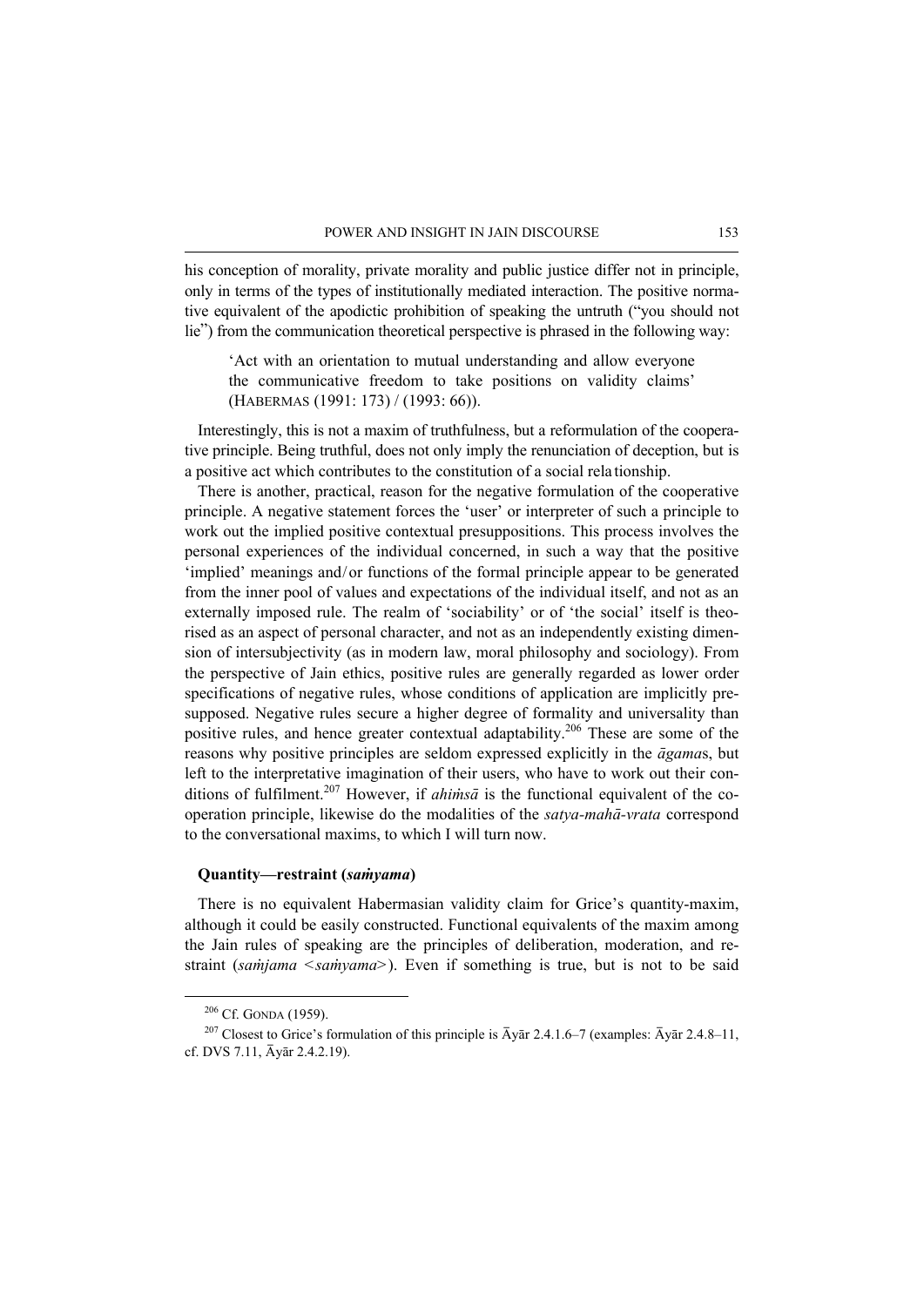his conception of morality, private morality and public justice differ not in principle, only in terms of the types of institutionally mediated interaction. The positive normative equivalent of the apodictic prohibition of speaking the untruth ("you should not lie") from the communication theoretical perspective is phrased in the following way:

> 'Act with an orientation to mutual understanding and allow everyone the communicative freedom to take positions on validity claims' (HABERMAS (1991: 173) / (1993: 66)).

Interestingly, this is not a maxim of truthfulness, but a reformulation of the cooperative principle. Being truthful, does not only imply the renunciation of deception, but is a positive act which contributes to the constitution of a social relationship.

There is another, practical, reason for the negative formulation of the cooperative principle. A negative statement forces the 'user' or interpreter of such a principle to work out the implied positive contextual presuppositions. This process involves the personal experiences of the individual concerned, in such a way that the positive 'implied' meanings and/or functions of the formal principle appear to be generated from the inner pool of values and expectations of the individual itself, and not as an externally imposed rule. The realm of 'sociability' or of 'the social' itself is theorised as an aspect of personal character, and not as an independently existing dimension of intersubjectivity (as in modern law, moral philosophy and sociology). From the perspective of Jain ethics, positive rules are generally regarded as lower order specifications of negative rules, whose conditions of application are implicitly presupposed. Negative rules secure a higher degree of formality and universality than positive rules, and hence greater contextual adaptability.[206] These are some of the reasons why positive principles are seldom expressed explicitly in the *āgama*s, but left to the interpretative imagination of their users, who have to work out their conditions of fulfilment.[207] However, if *ahiṁsā* is the functional equivalent of the cooperation principle, likewise do the modalities of the *satya-mahā-vrata* correspond to the conversational maxims, to which I will turn now.

### Quantity—restraint (*saṁyama*)

There is no equivalent Habermasian validity claim for Grice's quantity-maxim, although it could be easily constructed. Functional equivalents of the maxim among the Jain rules of speaking are the principles of deliberation, moderation, and restraint (*saṁjama* <*saṁyama*>). Even if something is true, but is not to be said

---

[206] Cf. GONDA (1959).

[207] Closest to Grice's formulation of this principle is Āyār 2.4.1.6–7 (examples: Āyār 2.4.8–11, cf. DVS 7.11, Āyār 2.4.2.19).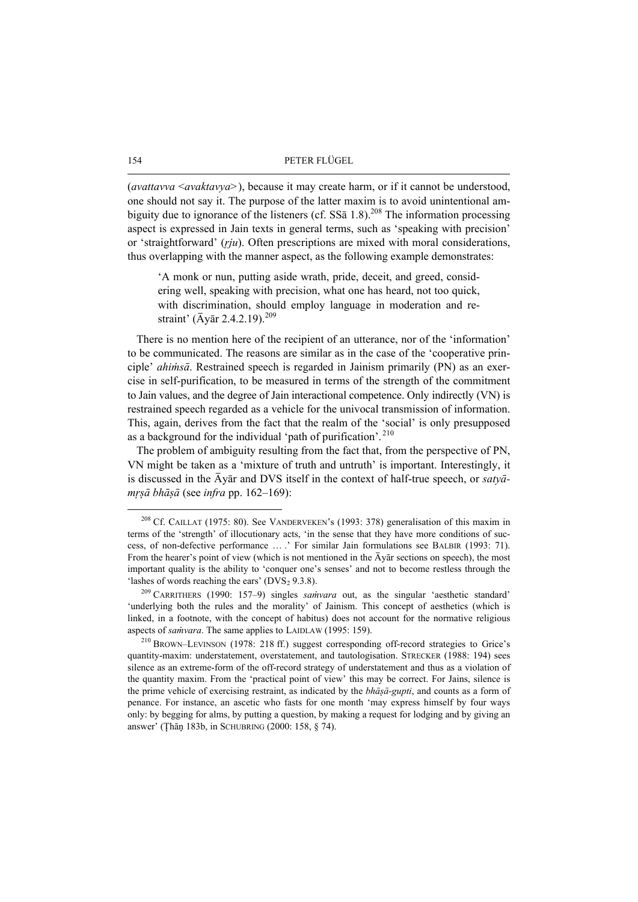(*avattavva* <*avaktavya*>), because it may create harm, or if it cannot be understood, one should not say it. The purpose of the latter maxim is to avoid unintentional ambiguity due to ignorance of the listeners (cf. SSā 1.8).[208] The information processing aspect is expressed in Jain texts in general terms, such as 'speaking with precision' or 'straightforward' (*ṛju*). Often prescriptions are mixed with moral considerations, thus overlapping with the manner aspect, as the following example demonstrates:

> 'A monk or nun, putting aside wrath, pride, deceit, and greed, considering well, speaking with precision, what one has heard, not too quick, with discrimination, should employ language in moderation and restraint' (Āyār 2.4.2.19).[209]

There is no mention here of the recipient of an utterance, nor of the 'information' to be communicated. The reasons are similar as in the case of the 'cooperative principle' *ahiṁsā*. Restrained speech is regarded in Jainism primarily (PN) as an exercise in self-purification, to be measured in terms of the strength of the commitment to Jain values, and the degree of Jain interactional competence. Only indirectly (VN) is restrained speech regarded as a vehicle for the univocal transmission of information. This, again, derives from the fact that the realm of the 'social' is only presupposed as a background for the individual 'path of purification'.[210]

The problem of ambiguity resulting from the fact that, from the perspective of PN, VN might be taken as a 'mixture of truth and untruth' is important. Interestingly, it is discussed in the Āyār and DVS itself in the context of half-true speech, or *satyā-mṛṣā bhāṣā* (see *infra* pp. 162–169):

---

[208] Cf. CAILLAT (1975: 80). See VANDERVEKEN's (1993: 378) generalisation of this maxim in terms of the 'strength' of illocutionary acts, 'in the sense that they have more conditions of success, of non-defective performance … .' For similar Jain formulations see BALBIR (1993: 71). From the hearer's point of view (which is not mentioned in the Āyār sections on speech), the most important quality is the ability to 'conquer one's senses' and not to become restless through the 'lashes of words reaching the ears' ($DVS_2$ 9.3.8).

[209] CARRITHERS (1990: 157–9) singles *saṁvara* out, as the singular 'aesthetic standard' 'underlying both the rules and the morality' of Jainism. This concept of aesthetics (which is linked, in a footnote, with the concept of habitus) does not account for the normative religious aspects of *saṁvara*. The same applies to LAIDLAW (1995: 159).

[210] BROWN–LEVINSON (1978: 218 ff.) suggest corresponding off-record strategies to Grice's quantity-maxim: understatement, overstatement, and tautologisation. STRECKER (1988: 194) sees silence as an extreme-form of the off-record strategy of understatement and thus as a violation of the quantity maxim. From the 'practical point of view' this may be correct. For Jains, silence is the prime vehicle of exercising restraint, as indicated by the *bhāṣā-gupti*, and counts as a form of penance. For instance, an ascetic who fasts for one month 'may express himself by four ways only: by begging for alms, by putting a question, by making a request for lodging and by giving an answer' (Ṭhāṇ 183b, in SCHUBRING (2000: 158, § 74).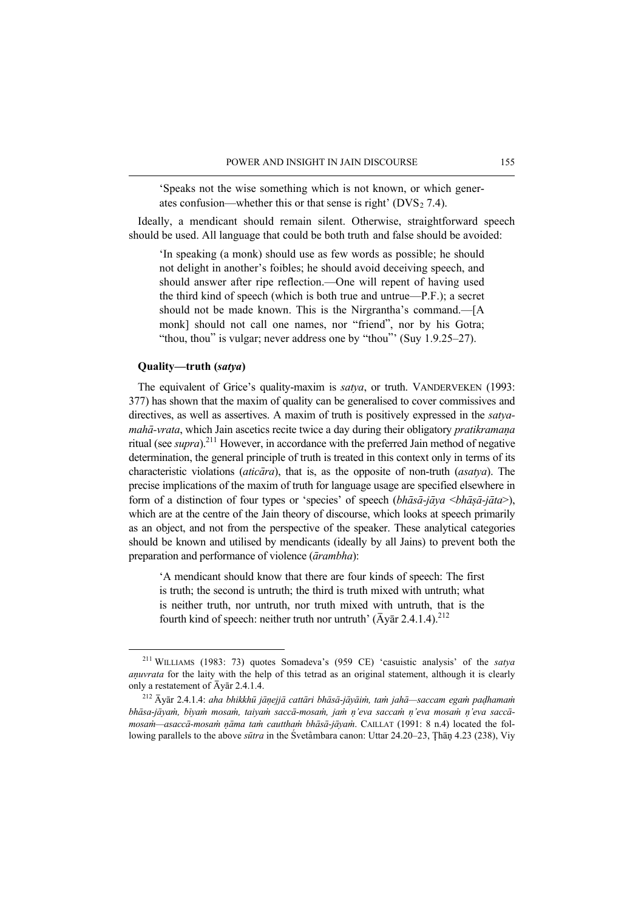'Speaks not the wise something which is not known, or which generates confusion—whether this or that sense is right' ($DVS_2$ 7.4).

Ideally, a mendicant should remain silent. Otherwise, straightforward speech should be used. All language that could be both truth and false should be avoided:

'In speaking (a monk) should use as few words as possible; he should not delight in another's foibles; he should avoid deceiving speech, and should answer after ripe reflection.—One will repent of having used the third kind of speech (which is both true and untrue—P.F.); a secret should not be made known. This is the Nirgrantha's command.—[A monk] should not call one names, nor "friend", nor by his Gotra; "thou, thou" is vulgar; never address one by "thou"' (Suy 1.9.25–27).

### Quality—truth (*satya*)

The equivalent of Grice's quality-maxim is *satya*, or truth. VANDERVEKEN (1993: 377) has shown that the maxim of quality can be generalised to cover commissives and directives, as well as assertives. A maxim of truth is positively expressed in the *satya-mahā-vrata*, which Jain ascetics recite twice a day during their obligatory *pratikramaṇa* ritual (see *supra*).[211] However, in accordance with the preferred Jain method of negative determination, the general principle of truth is treated in this context only in terms of its characteristic violations (*aticāra*), that is, as the opposite of non-truth (*asatya*). The precise implications of the maxim of truth for language usage are specified elsewhere in form of a distinction of four types or 'species' of speech (*bhāsā-jāya* <*bhāṣā-jāta*>), which are at the centre of the Jain theory of discourse, which looks at speech primarily as an object, and not from the perspective of the speaker. These analytical categories should be known and utilised by mendicants (ideally by all Jains) to prevent both the preparation and performance of violence (*ārambha*):

'A mendicant should know that there are four kinds of speech: The first is truth; the second is untruth; the third is truth mixed with untruth; what is neither truth, nor untruth, nor truth mixed with untruth, that is the fourth kind of speech: neither truth nor untruth' (Āyār 2.4.1.4).[212]

---

[211] WILLIAMS (1983: 73) quotes Somadeva's (959 CE) 'casuistic analysis' of the *satya aṇuvrata* for the laity with the help of this tetrad as an original statement, although it is clearly only a restatement of Āyār 2.4.1.4.

[212] Āyār 2.4.1.4: *aha bhikkhū jāṇejjā cattāri bhāsā-jāyāiṁ, taṁ jahā—saccam egaṁ paḍhamaṁ bhāsa-jāyaṁ, bīyaṁ mosaṁ, taiyaṁ saccā-mosaṁ, jaṁ ṇ'eva saccaṁ ṇ'eva mosaṁ ṇ'eva saccā-mosaṁ—asaccā-mosaṁ ṇāma taṁ cautthaṁ bhāsā-jāyaṁ*. CAILLAT (1991: 8 n.4) located the following parallels to the above *sūtra* in the Śvetâmbara canon: Uttar 24.20–23, Ṭhāṇ 4.23 (238), Viy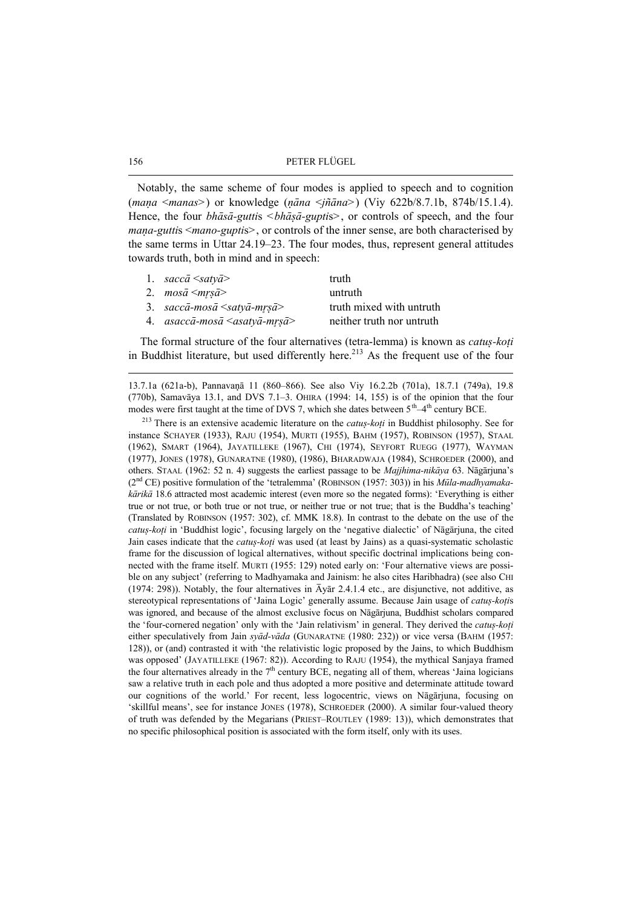Notably, the same scheme of four modes is applied to speech and to cognition (*maṇa* <*manas*>) or knowledge (*ṇāna* <*jñāna*>) (Viy 622b/8.7.1b, 874b/15.1.4). Hence, the four *bhāsā-gutti*s <*bhāṣā-gupti*s>, or controls of speech, and the four *maṇa-gutti*s <*mano-gupti*s>, or controls of the inner sense, are both characterised by the same terms in Uttar 24.19–23. The four modes, thus, represent general attitudes towards truth, both in mind and in speech:

| | |
|---|---|
| 1. *saccā* <*satyā*> | truth |
| 2. *mosā* <*mṛṣā*> | untruth |
| 3. *saccā-mosā* <*satyā-mṛṣā*> | truth mixed with untruth |
| 4. *asaccā-mosā* <*asatyā-mṛṣā*> | neither truth nor untruth |

The formal structure of the four alternatives (tetra-lemma) is known as *catuṣ-koṭi* in Buddhist literature, but used differently here.[213] As the frequent use of the four

---

13.7.1a (621a-b), Pannavaṇā 11 (860–866). See also Viy 16.2.2b (701a), 18.7.1 (749a), 19.8 (770b), Samavāya 13.1, and DVS 7.1–3. OHIRA (1994: 14, 155) is of the opinion that the four modes were first taught at the time of DVS 7, which she dates between 5th–4th century BCE.

[213] There is an extensive academic literature on the *catuṣ-koṭi* in Buddhist philosophy. See for instance SCHAYER (1933), RAJU (1954), MURTI (1955), BAHM (1957), ROBINSON (1957), STAAL (1962), SMART (1964), JAYATILLEKE (1967), CHI (1974), SEYFORT RUEGG (1977), WAYMAN (1977), JONES (1978), GUNARATNE (1980), (1986), BHARADWAJA (1984), SCHROEDER (2000), and others. STAAL (1962: 52 n. 4) suggests the earliest passage to be *Majjhima-nikāya* 63. Nāgārjuna's (2nd CE) positive formulation of the 'tetralemma' (ROBINSON (1957: 303)) in his *Mūla-madhyamaka-kārikā* 18.6 attracted most academic interest (even more so the negated forms): 'Everything is either true or not true, or both true or not true, or neither true or not true; that is the Buddha's teaching' (Translated by ROBINSON (1957: 302), cf. MMK 18.8). In contrast to the debate on the use of the *catuṣ-koṭi* in 'Buddhist logic', focusing largely on the 'negative dialectic' of Nāgārjuna, the cited Jain cases indicate that the *catuṣ-koṭi* was used (at least by Jains) as a quasi-systematic scholastic frame for the discussion of logical alternatives, without specific doctrinal implications being connected with the frame itself. MURTI (1955: 129) noted early on: 'Four alternative views are possible on any subject' (referring to Madhyamaka and Jainism: he also cites Haribhadra) (see also CHI (1974: 298)). Notably, the four alternatives in Āyār 2.4.1.4 etc., are disjunctive, not additive, as stereotypical representations of 'Jaina Logic' generally assume. Because Jain usage of *catuṣ-koṭi*s was ignored, and because of the almost exclusive focus on Nāgārjuna, Buddhist scholars compared the 'four-cornered negation' only with the 'Jain relativism' in general. They derived the *catuṣ-koṭi* either speculatively from Jain *syād-vāda* (GUNARATNE (1980: 232)) or vice versa (BAHM (1957: 128)), or (and) contrasted it with 'the relativistic logic proposed by the Jains, to which Buddhism was opposed' (JAYATILLEKE (1967: 82)). According to RAJU (1954), the mythical Sanjaya framed the four alternatives already in the 7th century BCE, negating all of them, whereas 'Jaina logicians saw a relative truth in each pole and thus adopted a more positive and determinate attitude toward our cognitions of the world.' For recent, less logocentric, views on Nāgārjuna, focusing on 'skillful means', see for instance JONES (1978), SCHROEDER (2000). A similar four-valued theory of truth was defended by the Megarians (PRIEST–ROUTLEY (1989: 13)), which demonstrates that no specific philosophical position is associated with the form itself, only with its uses.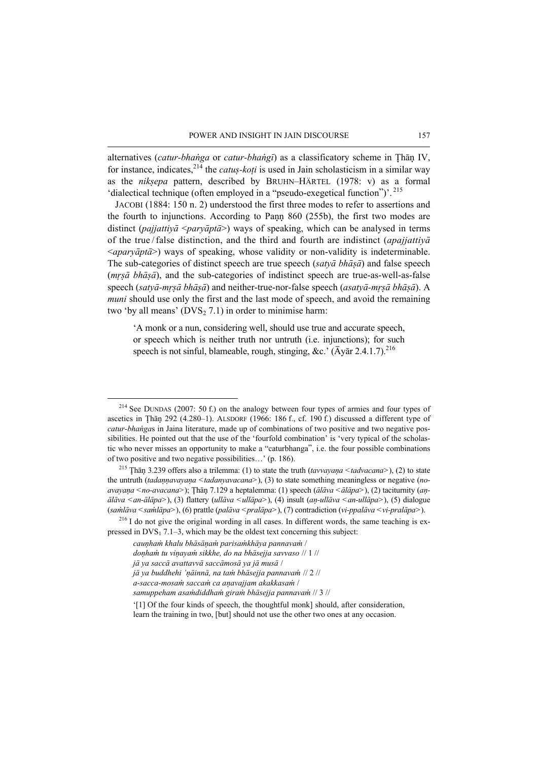alternatives (*catur-bhaṅga* or *catur-bhaṅgī*) as a classificatory scheme in Ṭhāṇ IV, for instance, indicates,[214] the *catuṣ-koṭi* is used in Jain scholasticism in a similar way as the *nikṣepa* pattern, described by BRUHN–HÄRTEL (1978: v) as a formal 'dialectical technique (often employed in a "pseudo-exegetical function")'.[215]

JACOBI (1884: 150 n. 2) understood the first three modes to refer to assertions and the fourth to injunctions. According to Paṇṇ 860 (255b), the first two modes are distinct (*pajjattiyā* <*paryāptā*>) ways of speaking, which can be analysed in terms of the true / false distinction, and the third and fourth are indistinct (*apajjattiyā* <*aparyāptā*>) ways of speaking, whose validity or non-validity is indeterminable. The sub-categories of distinct speech are true speech (*satyā bhāṣā*) and false speech (*mṛṣā bhāṣā*), and the sub-categories of indistinct speech are true-as-well-as-false speech (*satyā-mṛṣā bhāṣā*) and neither-true-nor-false speech (*asatyā-mṛṣā bhāṣā*). A *muni* should use only the first and the last mode of speech, and avoid the remaining two 'by all means' ($DVS_2$ 7.1) in order to minimise harm:

> 'A monk or a nun, considering well, should use true and accurate speech, or speech which is neither truth nor untruth (i.e. injunctions); for such speech is not sinful, blameable, rough, stinging, &c.' (Āyār 2.4.1.7).[216]

---

[214] See DUNDAS (2007: 50 f.) on the analogy between four types of armies and four types of ascetics in Ṭhāṇ 292 (4.280–1). ALSDORF (1966: 186 f., cf. 190 f.) discussed a different type of *catur-bhaṅga*s in Jaina literature, made up of combinations of two positive and two negative possibilities. He pointed out that the use of the 'fourfold combination' is 'very typical of the scholastic who never misses an opportunity to make a "caturbhanga", i.e. the four possible combinations of two positive and two negative possibilities…' (p. 186).

[215] Ṭhāṇ 3.239 offers also a trilemma: (1) to state the truth (*tavvayaṇa* <*tadvacana*>), (2) to state the untruth (*tadaṇṇavayaṇa* <*tadanyavacana*>), (3) to state something meaningless or negative (*no-avayaṇa* <*no-avacana*>); Ṭhāṇ 7.129 a heptalemma: (1) speech (*ālāva* <*ālāpa*>), (2) taciturnity (*aṇ-ālāva* <*an-ālāpa*>), (3) flattery (*ullāva* <*ullāpa*>), (4) insult (*aṇ-ullāva* <*an-ullāpa*>), (5) dialogue (*saṁlāva* <*saṁlāpa*>), (6) prattle (*palāva* <*pralāpa*>), (7) contradiction (*vi-ppalāva* <*vi-pralāpa*>).

[216] I do not give the original wording in all cases. In different words, the same teaching is expressed in $DVS_1$ 7.1–3, which may be the oldest text concerning this subject:

> *cauṇhaṁ khalu bhāsāṇaṁ parisaṁkhāya pannavaṁ* /
> *doṇhaṁ tu viṇayaṁ sikkhe, do na bhāsejja savvaso* // 1 //
> *jā ya saccā avattavvā saccāmosā ya jā musā* /
> *jā ya buddhehi 'ṇāinnā, na taṁ bhāsejja pannavaṁ* // 2 //
> *a-sacca-mosaṁ saccaṁ ca aṇavajjam akakkasaṁ* /
> *samuppeham asaṁdiddhaṁ giraṁ bhāsejja pannavaṁ* // 3 //

'[1] Of the four kinds of speech, the thoughtful monk] should, after consideration, learn the training in two, [but] should not use the other two ones at any occasion.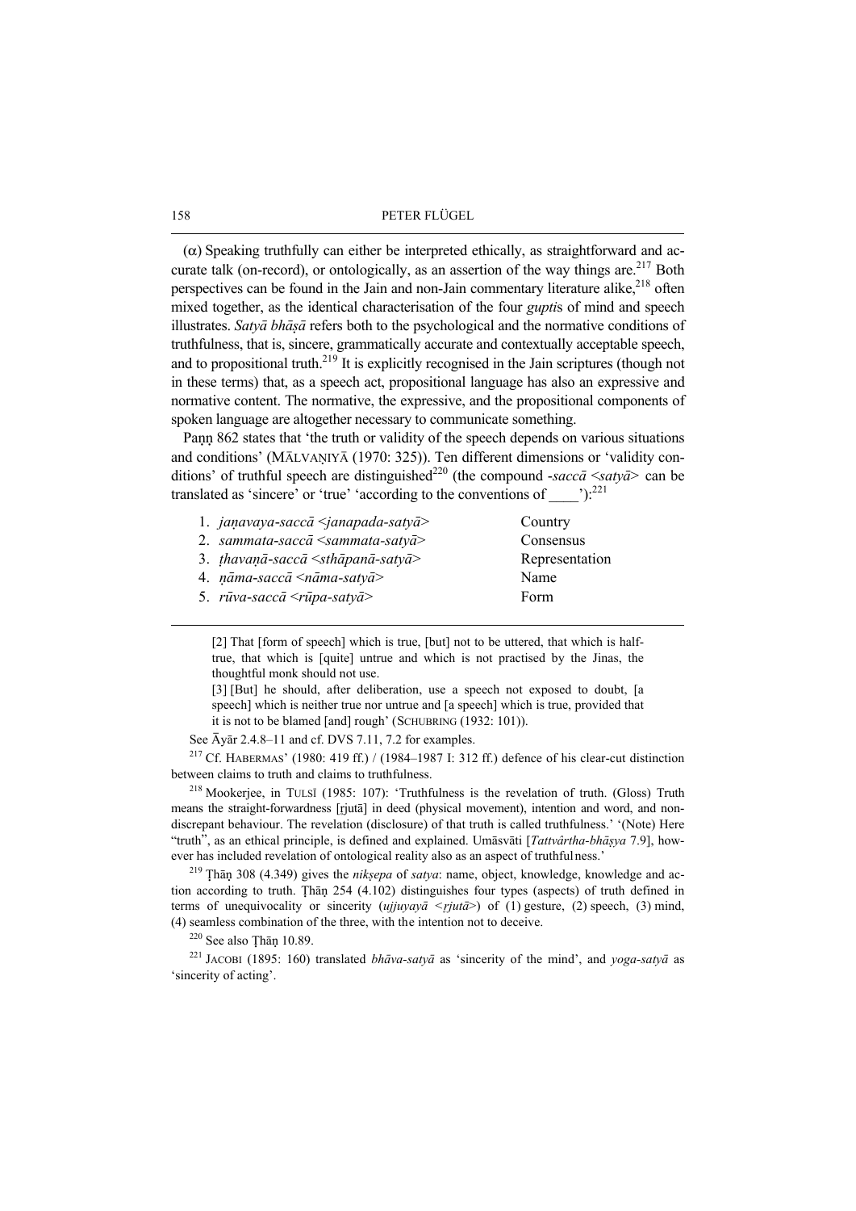(α) Speaking truthfully can either be interpreted ethically, as straightforward and accurate talk (on-record), or ontologically, as an assertion of the way things are.[217] Both perspectives can be found in the Jain and non-Jain commentary literature alike,[218] often mixed together, as the identical characterisation of the four *gupti*s of mind and speech illustrates. *Satyā bhāṣā* refers both to the psychological and the normative conditions of truthfulness, that is, sincere, grammatically accurate and contextually acceptable speech, and to propositional truth.[219] It is explicitly recognised in the Jain scriptures (though not in these terms) that, as a speech act, propositional language has also an expressive and normative content. The normative, the expressive, and the propositional components of spoken language are altogether necessary to communicate something.

Paṇṇ 862 states that 'the truth or validity of the speech depends on various situations and conditions' (MĀLVAṆIYĀ (1970: 325)). Ten different dimensions or 'validity conditions' of truthful speech are distinguished[220] (the compound *-saccā* <*satyā*> can be translated as 'sincere' or 'true' 'according to the conventions of ____'):[221]

| | |
|---|---|
| 1. *jaṇavaya-saccā* <*janapada-satyā*> | Country |
| 2. *sammata-saccā* <*sammata-satyā*> | Consensus |
| 3. *ṭhavaṇā-saccā* <*sthāpanā-satyā*> | Representation |
| 4. *ṇāma-saccā* <*nāma-satyā*> | Name |
| 5. *rūva-saccā* <*rūpa-satyā*> | Form |

---

> [2] That [form of speech] which is true, [but] not to be uttered, that which is half-true, that which is [quite] untrue and which is not practised by the Jinas, the thoughtful monk should not use.
>
> [3] [But] he should, after deliberation, use a speech not exposed to doubt, [a speech] which is neither true nor untrue and [a speech] which is true, provided that it is not to be blamed [and] rough' (SCHUBRING (1932: 101)).

See Āyār 2.4.8–11 and cf. DVS 7.11, 7.2 for examples.

[217] Cf. HABERMAS' (1980: 419 ff.) / (1984–1987 I: 312 ff.) defence of his clear-cut distinction between claims to truth and claims to truthfulness.

[218] Mookerjee, in TULSĪ (1985: 107): 'Truthfulness is the revelation of truth. (Gloss) Truth means the straight-forwardness [ṛjutā] in deed (physical movement), intention and word, and non-discrepant behaviour. The revelation (disclosure) of that truth is called truthfulness.' '(Note) Here "truth", as an ethical principle, is defined and explained. Umāsvāti [*Tattvârtha-bhāṣya* 7.9], however has included revelation of ontological reality also as an aspect of truthfulness.'

[219] Ṭhāṇ 308 (4.349) gives the *nikṣepa* of *satya*: name, object, knowledge, knowledge and action according to truth. Ṭhāṇ 254 (4.102) distinguishes four types (aspects) of truth defined in terms of unequivocality or sincerity (*ujjuyayā* <*ṛjutā*>) of (1) gesture, (2) speech, (3) mind, (4) seamless combination of the three, with the intention not to deceive.

[220] See also Ṭhāṇ 10.89.

[221] JACOBI (1895: 160) translated *bhāva-satyā* as 'sincerity of the mind', and *yoga-satyā* as 'sincerity of acting'.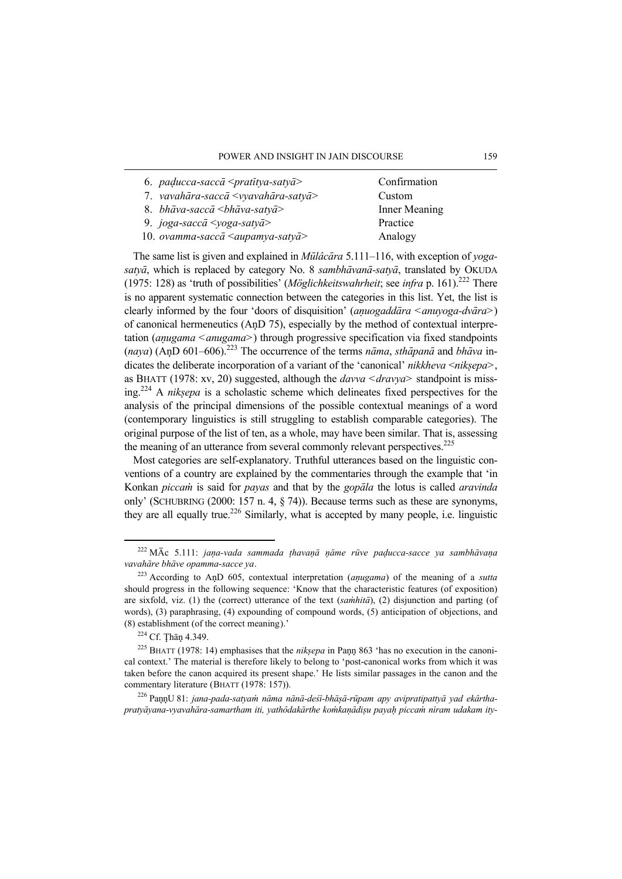| | |
|---|---|
| 6. *paḍucca-saccā* <*pratītya-satyā*> | Confirmation |
| 7. *vavahāra-saccā* <*vyavahāra-satyā*> | Custom |
| 8. *bhāva-saccā* <*bhāva-satyā*> | Inner Meaning |
| 9. *joga-saccā* <*yoga-satyā*> | Practice |
| 10. *ovamma-saccā* <*aupamya-satyā*> | Analogy |

The same list is given and explained in *Mūlâcāra* 5.111–116, with exception of *yoga-satyā*, which is replaced by category No. 8 *sambhāvanā-satyā*, translated by OKUDA (1975: 128) as 'truth of possibilities' (*Möglichkeitswahrheit*; see *infra* p. 161).[222] There is no apparent systematic connection between the categories in this list. Yet, the list is clearly informed by the four 'doors of disquisition' (*aṇuogaddāra* <*anuyoga-dvāra*>) of canonical hermeneutics (AṇD 75), especially by the method of contextual interpretation (*aṇugama* <*anugama*>) through progressive specification via fixed standpoints (*naya*) (AṇD 601–606).[223] The occurrence of the terms *nāma*, *sthāpanā* and *bhāva* indicates the deliberate incorporation of a variant of the 'canonical' *nikkheva* <*nikṣepa*>, as BHATT (1978: xv, 20) suggested, although the *davva* <*dravya*> standpoint is missing.[224] A *nikṣepa* is a scholastic scheme which delineates fixed perspectives for the analysis of the principal dimensions of the possible contextual meanings of a word (contemporary linguistics is still struggling to establish comparable categories). The original purpose of the list of ten, as a whole, may have been similar. That is, assessing the meaning of an utterance from several commonly relevant perspectives.[225]

Most categories are self-explanatory. Truthful utterances based on the linguistic conventions of a country are explained by the commentaries through the example that 'in Konkan *piccaṁ* is said for *payas* and that by the *gopāla* the lotus is called *aravinda* only' (SCHUBRING (2000: 157 n. 4, § 74)). Because terms such as these are synonyms, they are all equally true.[226] Similarly, what is accepted by many people, i.e. linguistic

---

[222] MĀc 5.111: *jaṇa-vada sammada ṭhavaṇā ṇāme rūve paḍucca-sacce ya sambhāvaṇa vavahāre bhāve opamma-sacce ya*.

[223] According to AṇD 605, contextual interpretation (*aṇugama*) of the meaning of a *sutta* should progress in the following sequence: 'Know that the characteristic features (of exposition) are sixfold, viz. (1) the (correct) utterance of the text (*saṁhitā*), (2) disjunction and parting (of words), (3) paraphrasing, (4) expounding of compound words, (5) anticipation of objections, and (8) establishment (of the correct meaning).'

[224] Cf. Ṭhāṇ 4.349.

[225] BHATT (1978: 14) emphasises that the *nikṣepa* in Paṇṇ 863 'has no execution in the canonical context.' The material is therefore likely to belong to 'post-canonical works from which it was taken before the canon acquired its present shape.' He lists similar passages in the canon and the commentary literature (BHATT (1978: 157)).

[226] PaṇṇU 81: *jana-pada-satyaṁ nāma nānā-deśī-bhāṣā-rūpam apy avipratipattyā yad ekârtha-pratyāyana-vyavahāra-samartham iti, yathôdakārthe koṁkaṇâdiṣu payaḥ piccaṁ nīram udakam ity-*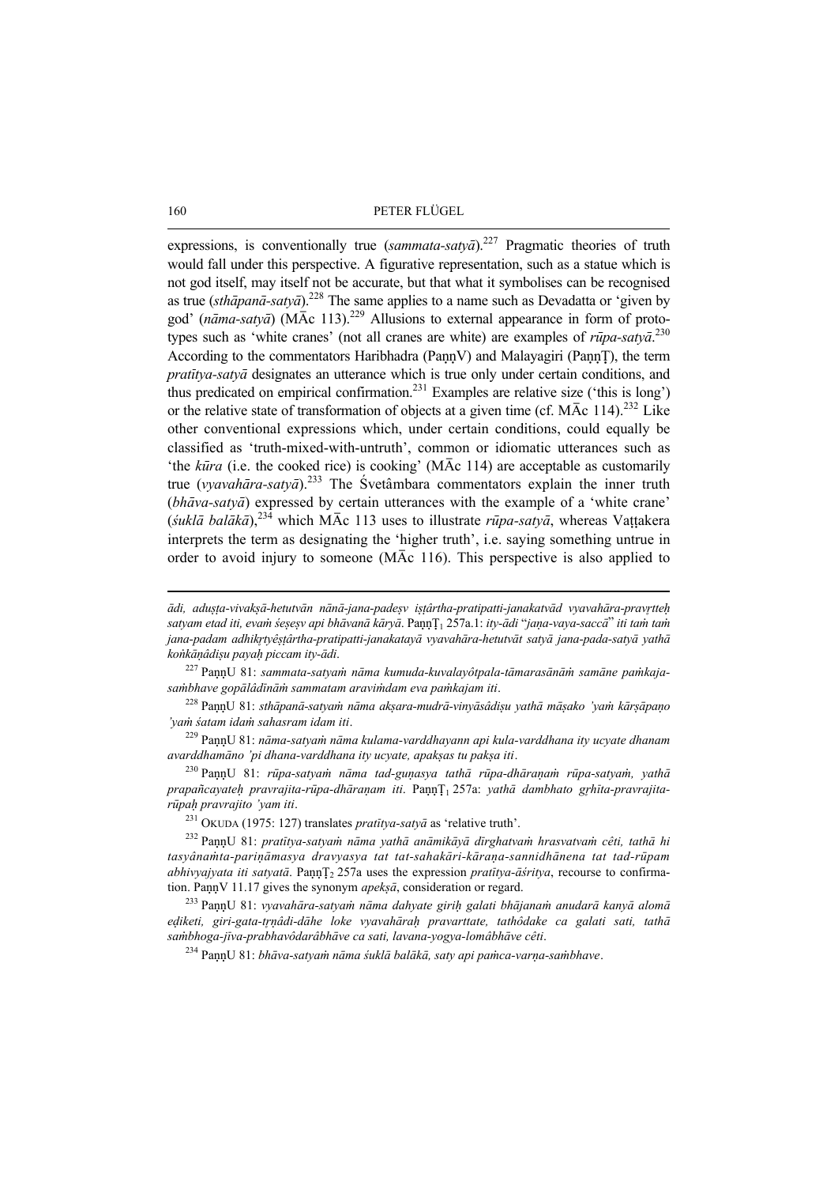expressions, is conventionally true (*sammata-satyā*).[227] Pragmatic theories of truth would fall under this perspective. A figurative representation, such as a statue which is not god itself, may itself not be accurate, but that what it symbolises can be recognised as true (*sthāpanā-satyā*).[228] The same applies to a name such as Devadatta or 'given by god' (*nāma-satyā*) (MĀc 113).[229] Allusions to external appearance in form of prototypes such as 'white cranes' (not all cranes are white) are examples of *rūpa-satyā*.[230] According to the commentators Haribhadra (PaṇṇV) and Malayagiri (PaṇṇṬ), the term *pratītya-satyā* designates an utterance which is true only under certain conditions, and thus predicated on empirical confirmation.[231] Examples are relative size ('this is long') or the relative state of transformation of objects at a given time (cf. MĀc 114).[232] Like other conventional expressions which, under certain conditions, could equally be classified as 'truth-mixed-with-untruth', common or idiomatic utterances such as 'the *kūra* (i.e. the cooked rice) is cooking' (MĀc 114) are acceptable as customarily true (*vyavahāra-satyā*).[233] The Śvetâmbara commentators explain the inner truth (*bhāva-satyā*) expressed by certain utterances with the example of a 'white crane' (*śuklā balākā*),[234] which MĀc 113 uses to illustrate *rūpa-satyā*, whereas Vaṭṭakera interprets the term as designating the 'higher truth', i.e. saying something untrue in order to avoid injury to someone (MĀc 116). This perspective is also applied to

---

*ādi, aduṣṭa-vivakṣā-hetutvān nānā-jana-padeṣv iṣṭârtha-pratipatti-janakatvād vyavahāra-pravṛtteḥ satyam etad iti, evaṁ śeṣeṣv api bhāvanā kāryā*. PaṇṇṬ$_1$ 257a.1: *ity-ādi* "*jaṇa-vaya-saccā*" *iti taṁ taṁ jana-padam adhikṛtyêṣṭârtha-pratipatti-janakatayā vyavahāra-hetutvāt satyā jana-pada-satyā yathā koṅkāṇâdiṣu payaḥ piccam ity-ādi*.

[227] PaṇṇU 81: *sammata-satyaṁ nāma kumuda-kuvalayôtpala-tāmarasānāṁ samāne paṅkaja-saṁbhave gopālâdīnāṁ sammatam araviṁdam eva paṅkajam iti*.

[228] PaṇṇU 81: *sthāpanā-satyaṁ nāma akṣara-mudrā-vinyāsâdiṣu yathā māṣako 'yaṁ kārṣāpaṇo 'yaṁ śatam idaṁ sahasram idam iti*.

[229] PaṇṇU 81: *nāma-satyaṁ nāma kulama-varddhayann api kula-varddhana ity ucyate dhanam avarddhamāno 'pi dhana-varddhana ity ucyate, apakṣas tu pakṣa iti*.

[230] PaṇṇU 81: *rūpa-satyaṁ nāma tad-guṇasya tathā rūpa-dhāraṇaṁ rūpa-satyaṁ, yathā prapañcayateḥ pravrajita-rūpa-dhāraṇam iti*. PaṇṇṬ$_1$ 257a: *yathā dambhato gṛhīta-pravrajita-rūpaḥ pravrajito 'yam iti*.

[231] OKUDA (1975: 127) translates *pratītya-satyā* as 'relative truth'.

[232] PaṇṇU 81: *pratītya-satyaṁ nāma yathā anāmikāyā dīrghatvaṁ hrasvatvaṁ cêti, tathā hi tasyânaṁta-pariṇāmasya dravyasya tat tat-sahakāri-kāraṇa-sannidhānena tat tad-rūpam abhivyajyata iti satyatā*. PaṇṇṬ$_2$ 257a uses the expression *pratītya-āśritya*, recourse to confirmation. PaṇṇV 11.17 gives the synonym *apekṣā*, consideration or regard.

[233] PaṇṇU 81: *vyavahāra-satyaṁ nāma dahyate giriḥ galati bhājanaṁ anudarā kanyā alomā eḍiketi, giri-gata-tṛṇâdi-dāhe loke vyavahāraḥ pravarttate, tathôdake ca galati sati, tathā saṁbhoga-jīva-prabhavôdarâbhāve ca sati, lavana-yogya-lomâbhāve cêti*.

[234] PaṇṇU 81: *bhāva-satyaṁ nāma śuklā balākā, saty api paṁca-varṇa-saṁbhave*.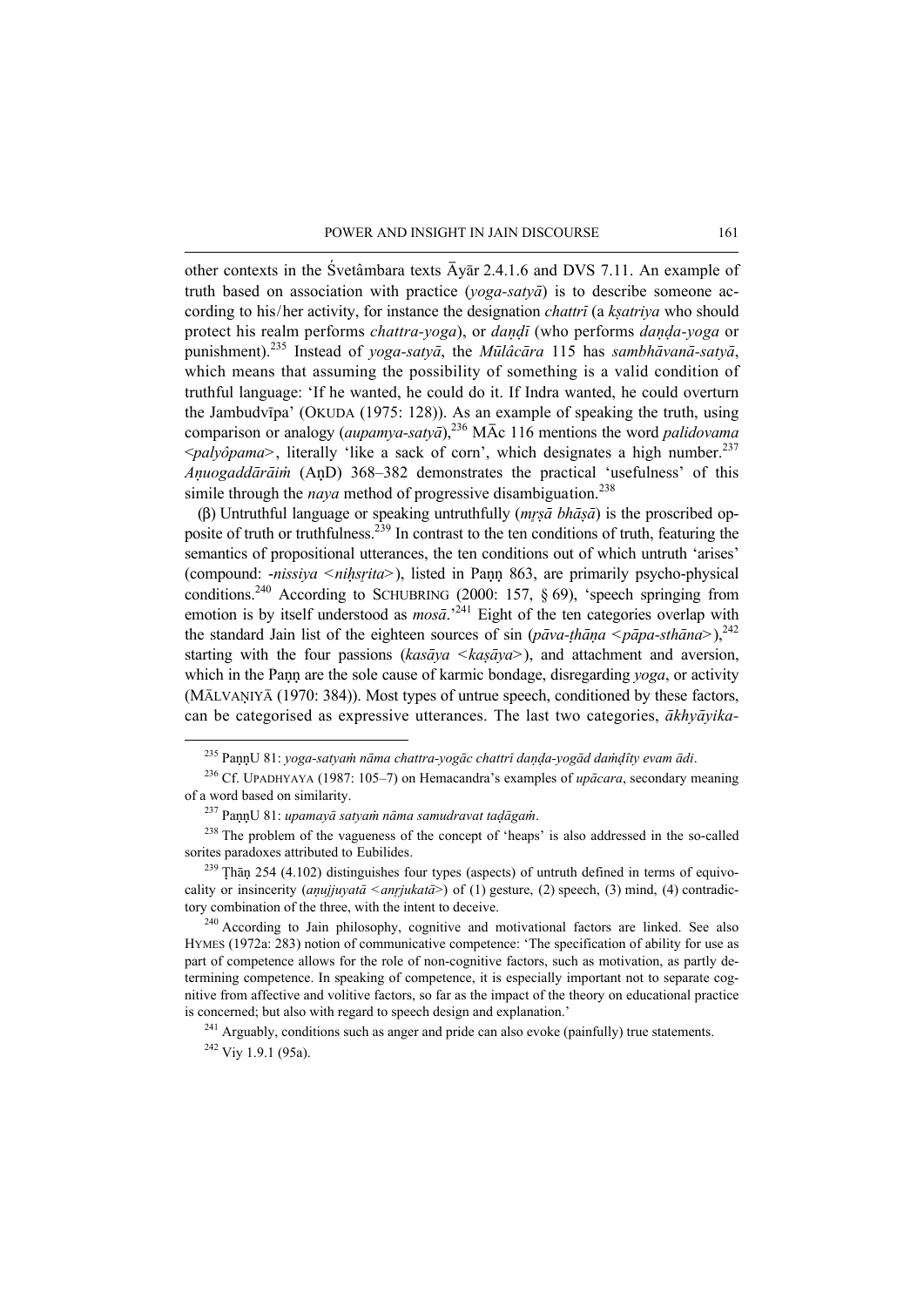other contexts in the Śvetâmbara texts Āyār 2.4.1.6 and DVS 7.11. An example of truth based on association with practice (*yoga-satyā*) is to describe someone according to his/her activity, for instance the designation *chattrī* (a *kṣatriya* who should protect his realm performs *chattra-yoga*), or *daṇḍī* (who performs *daṇḍa-yoga* or punishment).[235] Instead of *yoga-satyā*, the *Mūlâcāra* 115 has *sambhāvanā-satyā*, which means that assuming the possibility of something is a valid condition of truthful language: 'If he wanted, he could do it. If Indra wanted, he could overturn the Jambudvīpa' (OKUDA (1975: 128)). As an example of speaking the truth, using comparison or analogy (*aupamya-satyā*),[236] MĀc 116 mentions the word *palidovama* <*palyôpama*>, literally 'like a sack of corn', which designates a high number.[237] *Aṇuogaddārāiṁ* (AṇD) 368–382 demonstrates the practical 'usefulness' of this simile through the *naya* method of progressive disambiguation.[238]

(β) Untruthful language or speaking untruthfully (*mṛṣā bhāṣā*) is the proscribed opposite of truth or truthfulness.[239] In contrast to the ten conditions of truth, featuring the semantics of propositional utterances, the ten conditions out of which untruth 'arises' (compound: -*nissiya* <*niḥsṛita*>), listed in Paṇṇ 863, are primarily psycho-physical conditions.[240] According to SCHUBRING (2000: 157, § 69), 'speech springing from emotion is by itself understood as *mosā*.'[241] Eight of the ten categories overlap with the standard Jain list of the eighteen sources of sin (*pāva-ṭhāṇa* <*pāpa-sthāna*>),[242] starting with the four passions (*kasāya* <*kaṣāya*>), and attachment and aversion, which in the Paṇṇ are the sole cause of karmic bondage, disregarding *yoga*, or activity (MĀLVAṆIYĀ (1970: 384)). Most types of untrue speech, conditioned by these factors, can be categorised as expressive utterances. The last two categories, *ākhyāyika-*

---

[235] PaṇṇU 81: *yoga-satyaṁ nāma chattra-yogāc chattrī daṇḍa-yogād daṁḍīty evam ādi*.

[236] Cf. UPADHYAYA (1987: 105–7) on Hemacandra's examples of *upācara*, secondary meaning of a word based on similarity.

[237] PaṇṇU 81: *upamayā satyaṁ nāma samudravat taḍāgaṁ*.

[238] The problem of the vagueness of the concept of 'heaps' is also addressed in the so-called sorites paradoxes attributed to Eubilides.

[239] Ṭhāṇ 254 (4.102) distinguishes four types (aspects) of untruth defined in terms of equivocality or insincerity (*aṇujjuyatā* <*anṛjukatā*>) of (1) gesture, (2) speech, (3) mind, (4) contradictory combination of the three, with the intent to deceive.

[240] According to Jain philosophy, cognitive and motivational factors are linked. See also HYMES (1972a: 283) notion of communicative competence: 'The specification of ability for use as part of competence allows for the role of non-cognitive factors, such as motivation, as partly determining competence. In speaking of competence, it is especially important not to separate cognitive from affective and volitive factors, so far as the impact of the theory on educational practice is concerned; but also with regard to speech design and explanation.'

[241] Arguably, conditions such as anger and pride can also evoke (painfully) true statements.

[242] Viy 1.9.1 (95a).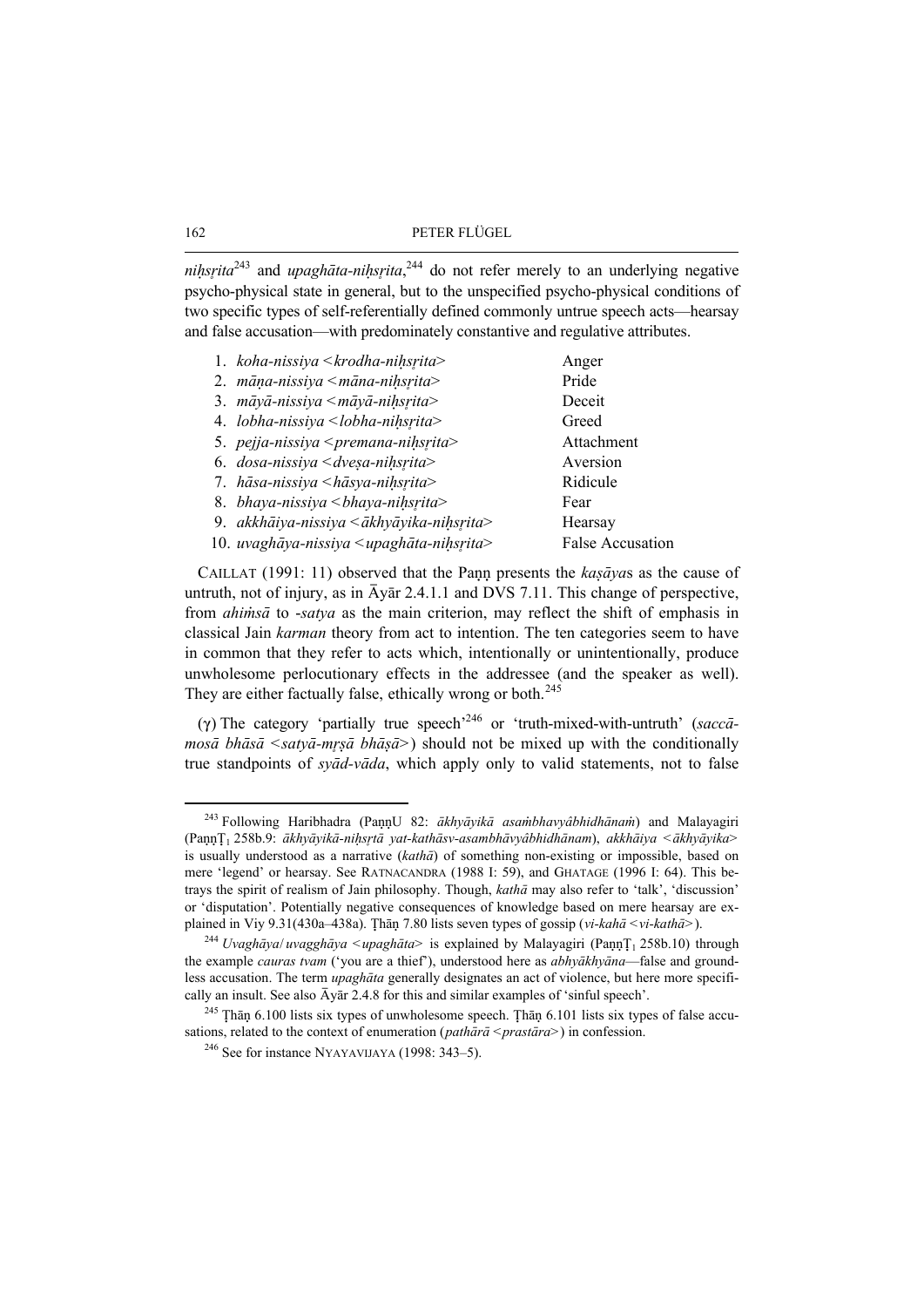*niḥsṛita*[243] and *upaghāta-niḥsṛita*,[244] do not refer merely to an underlying negative psycho-physical state in general, but to the unspecified psycho-physical conditions of two specific types of self-referentially defined commonly untrue speech acts—hearsay and false accusation—with predominately constantive and regulative attributes.

| | |
|---|---|
| 1. *koha-nissiya* <*krodha-niḥsṛita*> | Anger |
| 2. *māṇa-nissiya* <*māna-niḥsṛita*> | Pride |
| 3. *māyā-nissiya* <*māyā-niḥsṛita*> | Deceit |
| 4. *lobha-nissiya* <*lobha-niḥsṛita*> | Greed |
| 5. *pejja-nissiya* <*premana-niḥsṛita*> | Attachment |
| 6. *dosa-nissiya* <*dveṣa-niḥsṛita*> | Aversion |
| 7. *hāsa-nissiya* <*hāsya-niḥsṛita*> | Ridicule |
| 8. *bhaya-nissiya* <*bhaya-niḥsṛita*> | Fear |
| 9. *akkhāiya-nissiya* <*ākhyāyika-niḥsṛita*> | Hearsay |
| 10. *uvaghāya-nissiya* <*upaghāta-niḥsṛita*> | False Accusation |

CAILLAT (1991: 11) observed that the Paṇṇ presents the *kaṣāya*s as the cause of untruth, not of injury, as in Āyār 2.4.1.1 and DVS 7.11. This change of perspective, from *ahiṁsā* to -*satya* as the main criterion, may reflect the shift of emphasis in classical Jain *karman* theory from act to intention. The ten categories seem to have in common that they refer to acts which, intentionally or unintentionally, produce unwholesome perlocutionary effects in the addressee (and the speaker as well). They are either factually false, ethically wrong or both.[245]

(γ) The category 'partially true speech'[246] or 'truth-mixed-with-untruth' (*saccā-mosā bhāsā* <*satyā-mṛṣā bhāṣā*>) should not be mixed up with the conditionally true standpoints of *syād-vāda*, which apply only to valid statements, not to false

---

[243] Following Haribhadra (PaṇṇU 82: *ākhyāyikā asaṁbhavyâbhidhānaṁ*) and Malayagiri (PaṇṇṬ₁ 258b.9: *ākhyāyikā-niḥsṛtā yat-kathāsv-asambhāvyâbhidhānam*), *akkhāiya* <*ākhyāyika*> is usually understood as a narrative (*kathā*) of something non-existing or impossible, based on mere 'legend' or hearsay. See RATNACANDRA (1988 I: 59), and GHATAGE (1996 I: 64). This betrays the spirit of realism of Jain philosophy. Though, *kathā* may also refer to 'talk', 'discussion' or 'disputation'. Potentially negative consequences of knowledge based on mere hearsay are explained in Viy 9.31(430a–438a). Ṭhāṇ 7.80 lists seven types of gossip (*vi-kahā* <*vi-kathā*>).

[244] *Uvaghāya*/*uvagghāya* <*upaghāta*> is explained by Malayagiri (PaṇṇṬ₁ 258b.10) through the example *cauras tvam* ('you are a thief'), understood here as *abhyākhyāna*—false and groundless accusation. The term *upaghāta* generally designates an act of violence, but here more specifically an insult. See also Āyār 2.4.8 for this and similar examples of 'sinful speech'.

[245] Ṭhāṇ 6.100 lists six types of unwholesome speech. Ṭhāṇ 6.101 lists six types of false accusations, related to the context of enumeration (*pathārā* <*prastāra*>) in confession.

[246] See for instance NYAYAVIJAYA (1998: 343–5).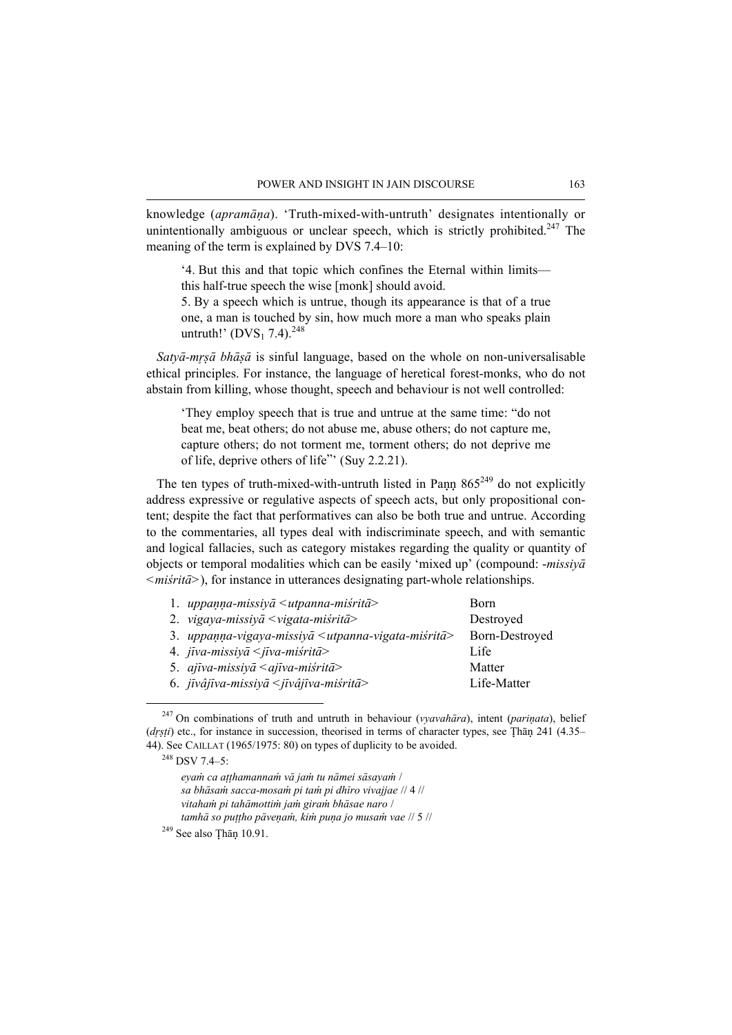knowledge (*apramāṇa*). 'Truth-mixed-with-untruth' designates intentionally or unintentionally ambiguous or unclear speech, which is strictly prohibited.[247] The meaning of the term is explained by DVS 7.4–10:

> '4. But this and that topic which confines the Eternal within limits—this half-true speech the wise [monk] should avoid.
> 5. By a speech which is untrue, though its appearance is that of a true one, a man is touched by sin, how much more a man who speaks plain untruth!' ($DVS_1$ 7.4).[248]

*Satyā-mṛṣā bhāṣā* is sinful language, based on the whole on non-universalisable ethical principles. For instance, the language of heretical forest-monks, who do not abstain from killing, whose thought, speech and behaviour is not well controlled:

> 'They employ speech that is true and untrue at the same time: "do not beat me, beat others; do not abuse me, abuse others; do not capture me, capture others; do not torment me, torment others; do not deprive me of life, deprive others of life"' (Suy 2.2.21).

The ten types of truth-mixed-with-untruth listed in Paṇṇ 865[249] do not explicitly address expressive or regulative aspects of speech acts, but only propositional content; despite the fact that performatives can also be both true and untrue. According to the commentaries, all types deal with indiscriminate speech, and with semantic and logical fallacies, such as category mistakes regarding the quality or quantity of objects or temporal modalities which can be easily 'mixed up' (compound: -*missiyā* <*miśritā*>), for instance in utterances designating part-whole relationships.

| | |
|---|---|
| 1. *uppaṇṇa-missiyā* <*utpanna-miśritā*> | Born |
| 2. *vigaya-missiyā* <*vigata-miśritā*> | Destroyed |
| 3. *uppaṇṇa-vigaya-missiyā* <*utpanna-vigata-miśritā*> | Born-Destroyed |
| 4. *jīva-missiyā* <*jīva-miśritā*> | Life |
| 5. *ajīva-missiyā* <*ajīva-miśritā*> | Matter |
| 6. *jīvâjīva-missiyā* <*jīvâjīva-miśritā*> | Life-Matter |

---

[247] On combinations of truth and untruth in behaviour (*vyavahāra*), intent (*pariṇata*), belief (*dṛṣṭi*) etc., for instance in succession, theorised in terms of character types, see Ṭhāṇ 241 (4.35–44). See CAILLAT (1965/1975: 80) on types of duplicity to be avoided.

[248] DSV 7.4–5:

*eyaṁ ca aṭṭhamannaṁ vā jaṁ tu nāmei sāsayaṁ* /
*sa bhāsaṁ sacca-mosaṁ pi taṁ pi dhīro vivajjae* // 4 //
*vitahaṁ pi tahāmottiṁ jaṁ giraṁ bhāsae naro* /
*tamhā so puṭṭho pāveṇaṁ, kiṁ puṇa jo musaṁ vae* // 5 //

[249] See also Ṭhāṇ 10.91.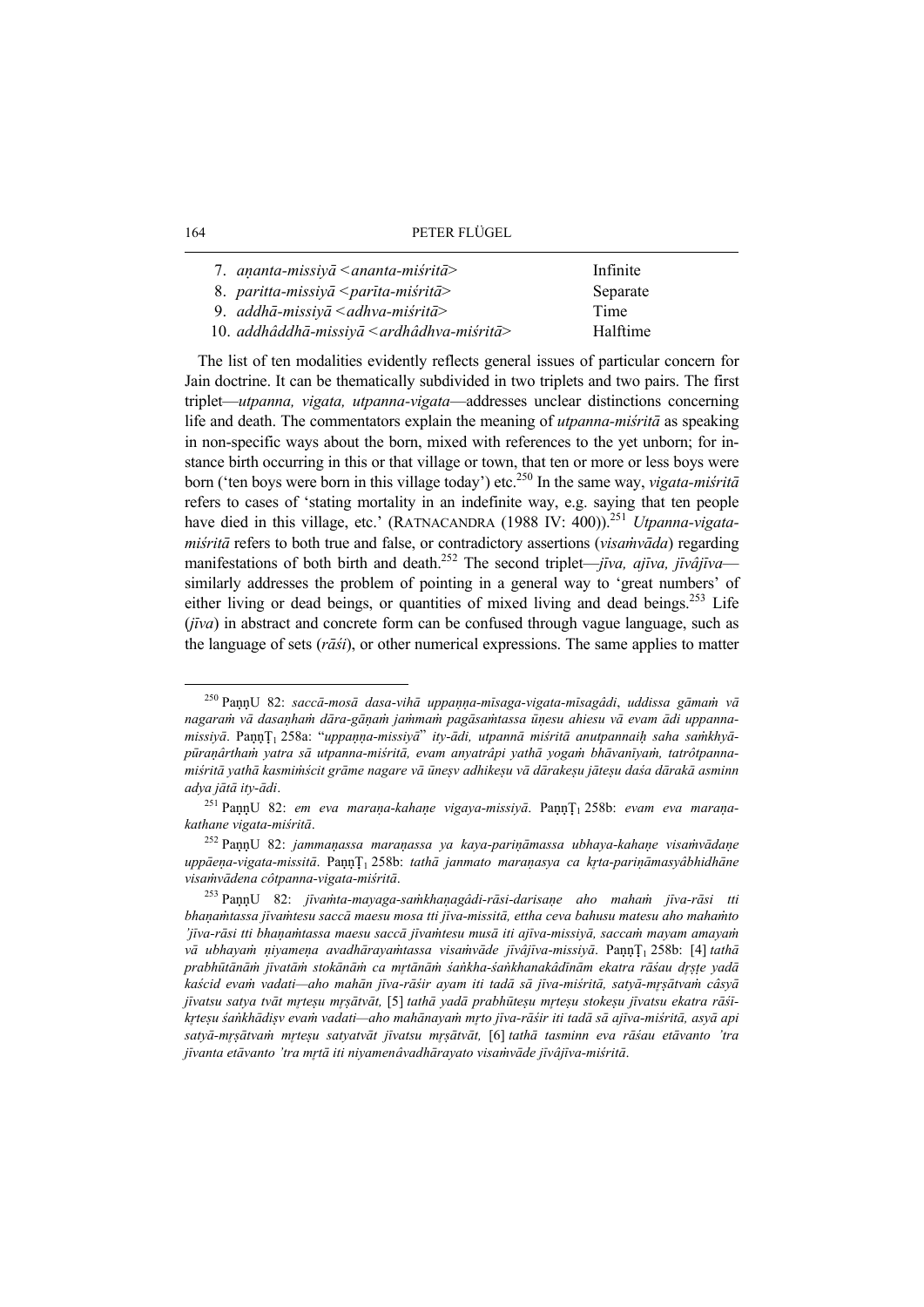| | |
|---|---|
| 7. *aṇanta-missiyā <ananta-miśritā>* | Infinite |
| 8. *paritta-missiyā <parīta-miśritā>* | Separate |
| 9. *addhā-missiyā <adhva-miśritā>* | Time |
| 10. *addhâddhā-missiyā <ardhâdhva-miśritā>* | Halftime |

The list of ten modalities evidently reflects general issues of particular concern for Jain doctrine. It can be thematically subdivided in two triplets and two pairs. The first triplet—*utpanna, vigata, utpanna-vigata*—addresses unclear distinctions concerning life and death. The commentators explain the meaning of *utpanna-miśritā* as speaking in non-specific ways about the born, mixed with references to the yet unborn; for instance birth occurring in this or that village or town, that ten or more or less boys were born ('ten boys were born in this village today') etc.[250] In the same way, *vigata-miśritā* refers to cases of 'stating mortality in an indefinite way, e.g. saying that ten people have died in this village, etc.' (RATNACANDRA (1988 IV: 400)).[251] *Utpanna-vigata-miśritā* refers to both true and false, or contradictory assertions (*visaṁvāda*) regarding manifestations of both birth and death.[252] The second triplet—*jīva, ajīva, jīvâjīva*—similarly addresses the problem of pointing in a general way to 'great numbers' of either living or dead beings, or quantities of mixed living and dead beings.[253] Life (*jīva*) in abstract and concrete form can be confused through vague language, such as the language of sets (*rāśi*), or other numerical expressions. The same applies to matter

---

[250] PaṇṇU 82: *saccā-mosā dasa-vihā uppaṇṇa-mīsaga-vigata-mīsagâdi*, *uddissa gāmaṁ vā nagaraṁ vā dasaṇhaṁ dāra-gāṇaṁ jaṁmaṁ pagāsaṁtassa ūṇesu ahiesu vā evam ādi uppanna-missiyā*. PaṇṇṬ$_1$ 258a: "*uppaṇṇa-missiyā*" *ity-ādi, utpannā miśritā anutpannaiḥ saha saṁkhyā-pūraṇârthaṁ yatra sā utpanna-miśritā, evam anyatrâpi yathā yogaṁ bhāvanīyaṁ, tatrôtpanna-miśritā yathā kasmiṁścit grāme nagare vā ūneṣv adhikeṣu vā dārakeṣu jāteṣu daśa dārakā asminn adya jātā ity-ādi*.

[251] PaṇṇU 82: *em eva maraṇa-kahaṇe vigaya-missiyā*. PaṇṇṬ$_1$ 258b: *evam eva maraṇa-kathane vigata-miśritā*.

[252] PaṇṇU 82: *jammaṇassa maraṇassa ya kaya-pariṇāmassa ubhaya-kahaṇe visaṁvādaṇe uppāeṇa-vigata-missitā*. PaṇṇṬ$_1$ 258b: *tathā janmato maraṇasya ca kṛta-pariṇāmasyâbhidhāne visaṁvādena côtpanna-vigata-miśritā*.

[253] PaṇṇU 82: *jīvaṁta-mayaga-saṁkhaṇagâdi-rāsi-darisaṇe aho mahaṁ jīva-rāsi tti bhaṇaṁtassa jīvaṁtesu saccā maesu mosa tti jīva-missitā, ettha ceva bahusu matesu aho mahaṁto 'jīva-rāsi tti bhaṇaṁtassa maesu saccā jīvaṁtesu musā iti ajīva-missiyā, saccaṁ mayam amayaṁ vā ubhayaṁ ṇiyameṇa avadhārayaṁtassa visaṁvāde jīvâjīva-missiyā*. PaṇṇṬ$_1$ 258b: [4] *tathā prabhūtānāṁ jīvatāṁ stokānāṁ ca mṛtānāṁ śaṅkha-śaṅkhanakâdīnām ekatra rāśau dṛṣṭe yadā kaścid evaṁ vadati—aho mahān jīva-rāśir ayam iti tadā sā jīva-miśritā, satyā-mṛṣātvaṁ câsyā jīvatsu satya tvāt mṛteṣu mṛṣātvāt,* [5] *tathā yadā prabhūteṣu mṛteṣu stokeṣu jīvatsu ekatra rāśī-kṛteṣu śaṅkhādiṣv evaṁ vadati—aho mahānayaṁ mṛto jīva-rāśir iti tadā sā ajīva-miśritā, asyā api satyā-mṛṣātvaṁ mṛteṣu satyatvāt jīvatsu mṛṣātvāt,* [6] *tathā tasminn eva rāśau etāvanto 'tra jīvanta etāvanto 'tra mṛtā iti niyamenâvadhārayato visaṁvāde jīvâjīva-miśritā*.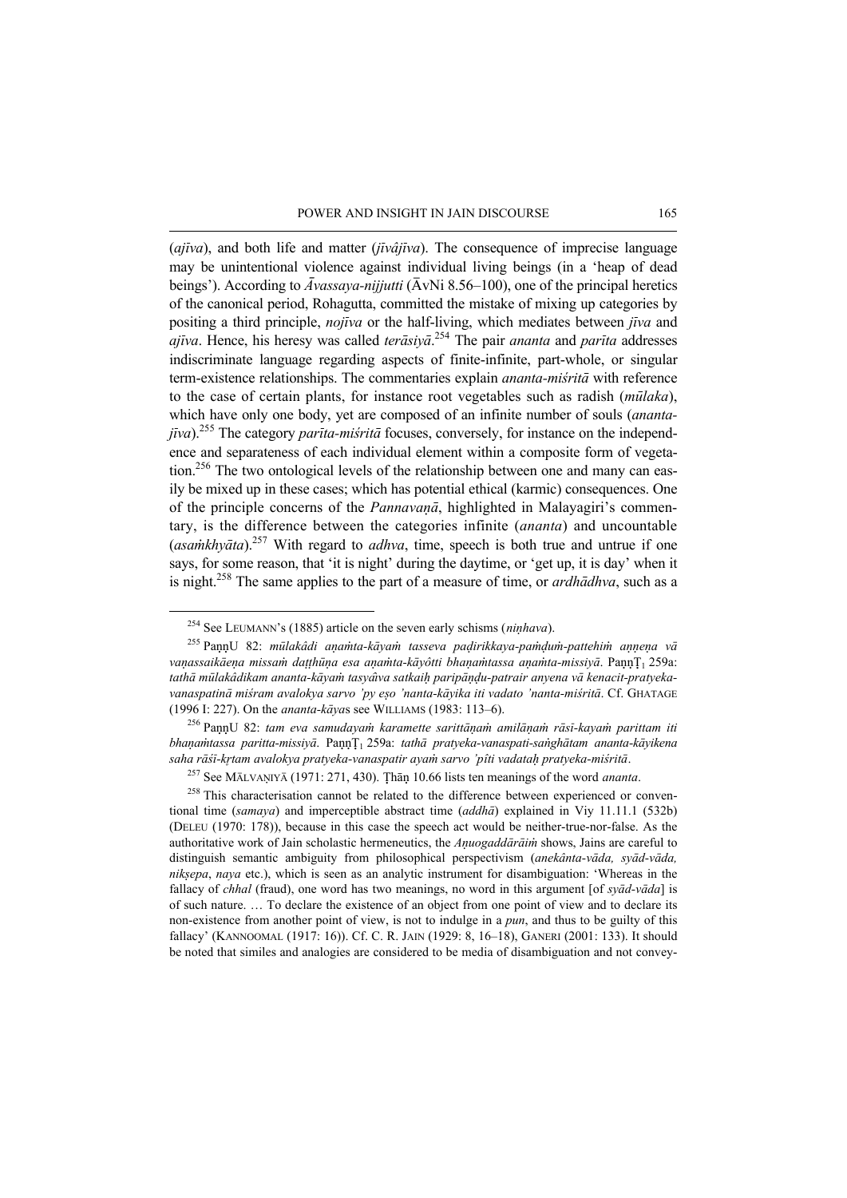(*ajīva*), and both life and matter (*jīvâjīva*). The consequence of imprecise language may be unintentional violence against individual living beings (in a 'heap of dead beings'). According to *Āvassaya-nijjutti* (ĀvNi 8.56–100), one of the principal heretics of the canonical period, Rohagutta, committed the mistake of mixing up categories by positing a third principle, *nojīva* or the half-living, which mediates between *jīva* and *ajīva*. Hence, his heresy was called *terāsiyā*.[254] The pair *ananta* and *parīta* addresses indiscriminate language regarding aspects of finite-infinite, part-whole, or singular term-existence relationships. The commentaries explain *ananta-miśritā* with reference to the case of certain plants, for instance root vegetables such as radish (*mūlaka*), which have only one body, yet are composed of an infinite number of souls (*ananta-jīva*).[255] The category *parīta-miśritā* focuses, conversely, for instance on the independence and separateness of each individual element within a composite form of vegetation.[256] The two ontological levels of the relationship between one and many can easily be mixed up in these cases; which has potential ethical (karmic) consequences. One of the principle concerns of the *Pannavaṇā*, highlighted in Malayagiri's commentary, is the difference between the categories infinite (*ananta*) and uncountable (*asaṁkhyāta*).[257] With regard to *adhva*, time, speech is both true and untrue if one says, for some reason, that 'it is night' during the daytime, or 'get up, it is day' when it is night.[258] The same applies to the part of a measure of time, or *ardhādhva*, such as a

---

[254] See LEUMANN's (1885) article on the seven early schisms (*niṇhava*).

[255] PaṇṇU 82: *mūlakâdi aṇaṁta-kāyaṁ tasseva paḍirikkaya-paṁḍuṁ-pattehiṁ aṇṇeṇa vā vaṇassaikāeṇa missaṁ daṭṭhūṇa esa aṇaṁta-kāyôtti bhaṇaṁtassa aṇaṁta-missiyā*. PaṇṇṬ$_1$ 259a: *tathā mūlakâdikam ananta-kāyaṁ tasyâiva satkaiḥ paripāṇḍu-patrair anyena vā kenacit-pratyeka-vanaspatinā miśram avalokya sarvo 'py eṣo 'nanta-kāyika iti vadato 'nanta-miśritā*. Cf. GHATAGE (1996 I: 227). On the *ananta-kāya*s see WILLIAMS (1983: 113–6).

[256] PaṇṇU 82: *tam eva samudayaṁ karamette sarittāṇaṁ amilāṇaṁ rāsī-kayaṁ parittam iti bhaṇaṁtassa paritta-missiyā*. PaṇṇṬ$_1$ 259a: *tathā pratyeka-vanaspati-saṅghātam ananta-kāyikena saha rāśī-kṛtam avalokya pratyeka-vanaspatir ayaṁ sarvo 'pîti vadataḥ pratyeka-miśritā*.

[257] See MĀLVAṆIYĀ (1971: 271, 430). Ṭhāṇ 10.66 lists ten meanings of the word *ananta*.

[258] This characterisation cannot be related to the difference between experienced or conventional time (*samaya*) and imperceptible abstract time (*addhā*) explained in Viy 11.11.1 (532b) (DELEU (1970: 178)), because in this case the speech act would be neither-true-nor-false. As the authoritative work of Jain scholastic hermeneutics, the *Aṇuogaddārāiṁ* shows, Jains are careful to distinguish semantic ambiguity from philosophical perspectivism (*anekânta-vāda, syād-vāda, nikṣepa*, *naya* etc.), which is seen as an analytic instrument for disambiguation: 'Whereas in the fallacy of *chhal* (fraud), one word has two meanings, no word in this argument [of *syād-vāda*] is of such nature. … To declare the existence of an object from one point of view and to declare its non-existence from another point of view, is not to indulge in a *pun*, and thus to be guilty of this fallacy' (KANNOOMAL (1917: 16)). Cf. C. R. JAIN (1929: 8, 16–18), GANERI (2001: 133). It should be noted that similes and analogies are considered to be media of disambiguation and not convey-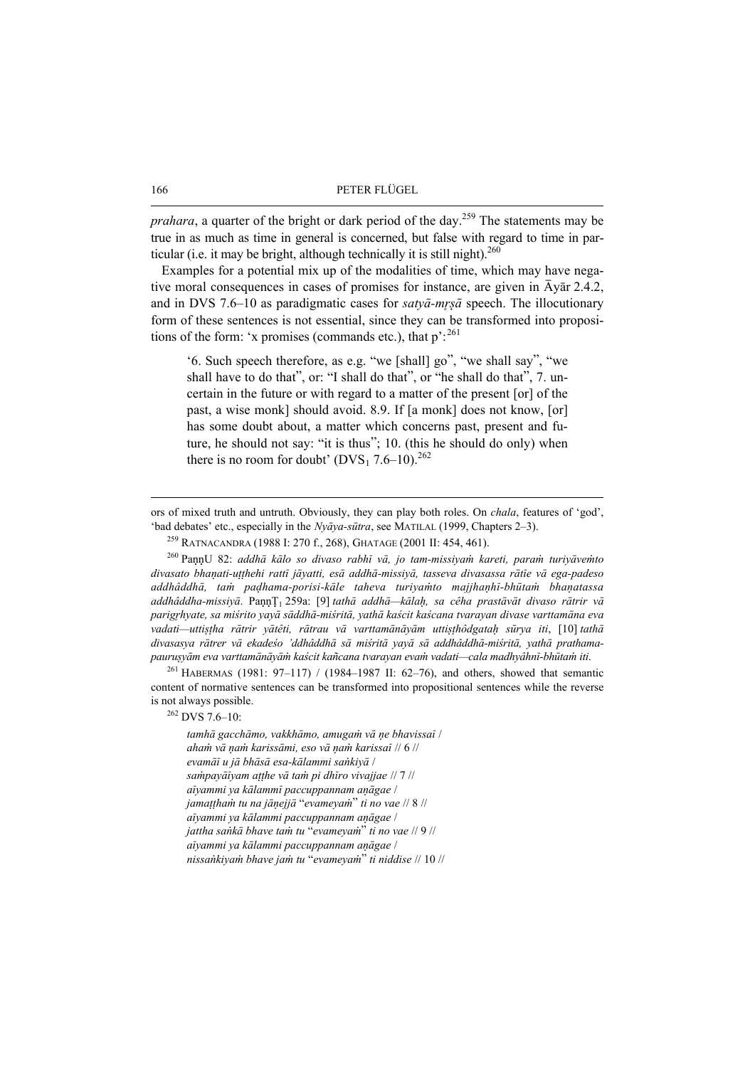*prahara*, a quarter of the bright or dark period of the day.[259] The statements may be true in as much as time in general is concerned, but false with regard to time in particular (i.e. it may be bright, although technically it is still night).[260]

Examples for a potential mix up of the modalities of time, which may have negative moral consequences in cases of promises for instance, are given in Āyār 2.4.2, and in DVS 7.6–10 as paradigmatic cases for *satyā-mṛṣā* speech. The illocutionary form of these sentences is not essential, since they can be transformed into propositions of the form: 'x promises (commands etc.), that p':[261]

> '6. Such speech therefore, as e.g. "we [shall] go", "we shall say", "we shall have to do that", or: "I shall do that", or "he shall do that", 7. uncertain in the future or with regard to a matter of the present [or] of the past, a wise monk] should avoid. 8.9. If [a monk] does not know, [or] has some doubt about, a matter which concerns past, present and future, he should not say: "it is thus"; 10. (this he should do only) when there is no room for doubt' ($DVS_1$ 7.6–10).[262]

---

ors of mixed truth and untruth. Obviously, they can play both roles. On *chala*, features of 'god', 'bad debates' etc., especially in the *Nyāya-sūtra*, see MATILAL (1999, Chapters 2–3).

[259] RATNACANDRA (1988 I: 270 f., 268), GHATAGE (2001 II: 454, 461).

[260] PaṇṇU 82: *addhā kālo so divaso rabhī vā, jo tam-missiyaṁ kareti, paraṁ turiyāveṁto divasato bhaṇati-uṭṭhehi rattī jāyatti, esā addhā-missiyā, tasseva divasassa rātīe vā ega-padeso addhâddhā, taṁ paḍhama-porisi-kāle taheva turiyaṁto majjhaṇhī-bhūtaṁ bhaṇatassa addhâddha-missiyā*. Paṇṇ$T_1$ 259a: [9] *tathā addhā—kālaḥ, sa cêha prastāvāt divaso rātrir vā parigṛhyate, sa miśrito yayā sâddhā-miśritā, yathā kaścit kaścana tvarayan divase varttamāna eva vadati—uttiṣṭha rātrir yātêti, rātrau vā varttamānāyām uttiṣṭhôdgataḥ sūrya iti*, [10] *tathā divasasya rātrer vā ekadeśo 'ddhâddhā sā miśritā yayā sā addhâddhā-miśritā, yathā prathama-pauruṣyām eva varttamānāyāṁ kaścit kañcana tvarayan evaṁ vadati—cala madhyâhnī-bhūtaṁ iti*.

[261] HABERMAS (1981: 97–117) / (1984–1987 II: 62–76), and others, showed that semantic content of normative sentences can be transformed into propositional sentences while the reverse is not always possible.

[262] DVS 7.6–10:

> *tamhā gacchāmo, vakkhāmo, amugaṁ vā ṇe bhavissaī* /
> *ahaṁ vā ṇaṁ karissāmi, eso vā ṇaṁ karissaī* // 6 //
> *evamāī u jā bhāsā esa-kālammi saṅkiyā* /
> *saṁpayāīyam aṭṭhe vā taṁ pi dhīro vivajjae* // 7 //
> *aīyammi ya kālammī paccuppannam aṇāgae* /
> *jamaṭṭhaṁ tu na jāṇejjā "evameyaṁ" ti no vae* // 8 //
> *aīyammi ya kālammi paccuppannam aṇāgae* /
> *jattha saṅkā bhave taṁ tu "evameyaṁ" ti no vae* // 9 //
> *aīyammi ya kālammi paccuppannam aṇāgae* /
> *nissaṅkiyaṁ bhave jaṁ tu "evameyaṁ" ti niddise* // 10 //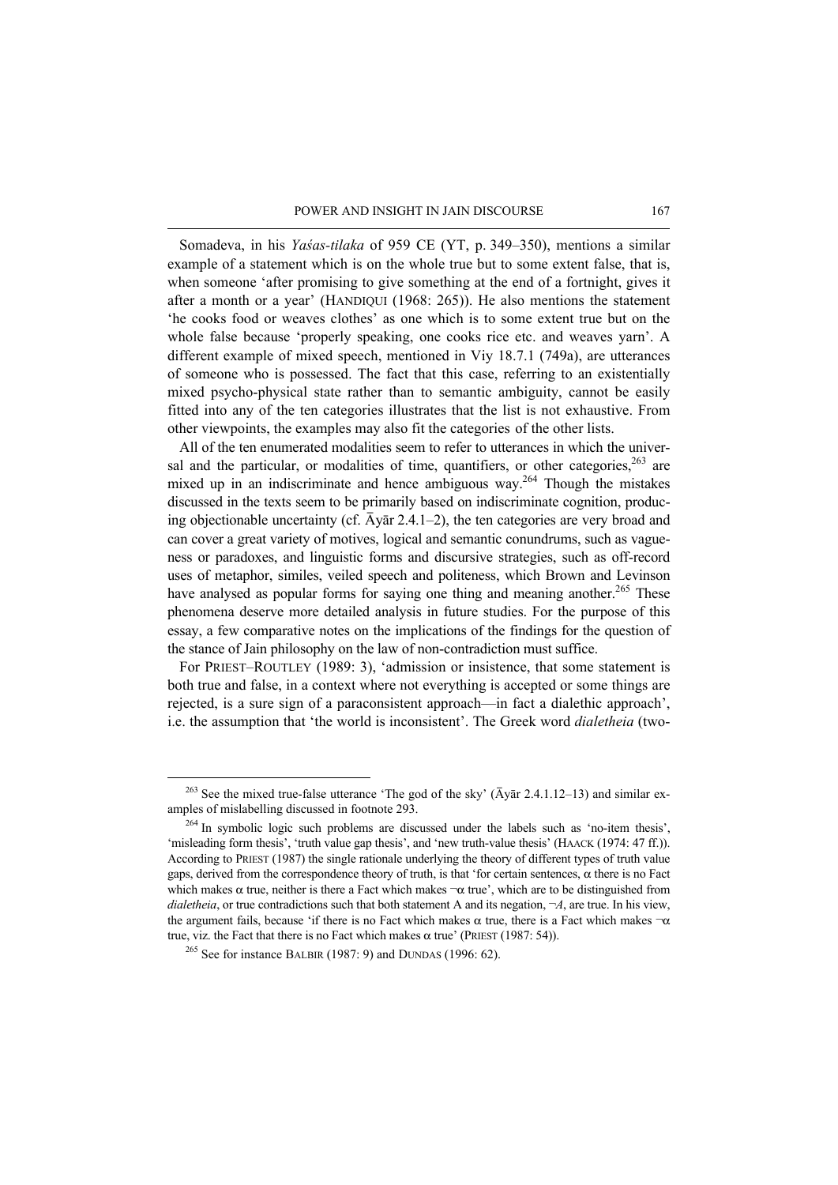Somadeva, in his *Yaśas-tilaka* of 959 CE (YT, p. 349–350), mentions a similar example of a statement which is on the whole true but to some extent false, that is, when someone 'after promising to give something at the end of a fortnight, gives it after a month or a year' (HANDIQUI (1968: 265)). He also mentions the statement 'he cooks food or weaves clothes' as one which is to some extent true but on the whole false because 'properly speaking, one cooks rice etc. and weaves yarn'. A different example of mixed speech, mentioned in Viy 18.7.1 (749a), are utterances of someone who is possessed. The fact that this case, referring to an existentially mixed psycho-physical state rather than to semantic ambiguity, cannot be easily fitted into any of the ten categories illustrates that the list is not exhaustive. From other viewpoints, the examples may also fit the categories of the other lists.

All of the ten enumerated modalities seem to refer to utterances in which the universal and the particular, or modalities of time, quantifiers, or other categories,[263] are mixed up in an indiscriminate and hence ambiguous way.[264] Though the mistakes discussed in the texts seem to be primarily based on indiscriminate cognition, producing objectionable uncertainty (cf. Āyār 2.4.1–2), the ten categories are very broad and can cover a great variety of motives, logical and semantic conundrums, such as vagueness or paradoxes, and linguistic forms and discursive strategies, such as off-record uses of metaphor, similes, veiled speech and politeness, which Brown and Levinson have analysed as popular forms for saying one thing and meaning another.[265] These phenomena deserve more detailed analysis in future studies. For the purpose of this essay, a few comparative notes on the implications of the findings for the question of the stance of Jain philosophy on the law of non-contradiction must suffice.

For PRIEST–ROUTLEY (1989: 3), 'admission or insistence, that some statement is both true and false, in a context where not everything is accepted or some things are rejected, is a sure sign of a paraconsistent approach—in fact a dialethic approach', i.e. the assumption that 'the world is inconsistent'. The Greek word *dialetheia* (two-

---

[263] See the mixed true-false utterance 'The god of the sky' (Āyār 2.4.1.12–13) and similar examples of mislabelling discussed in footnote 293.

[264] In symbolic logic such problems are discussed under the labels such as 'no-item thesis', 'misleading form thesis', 'truth value gap thesis', and 'new truth-value thesis' (HAACK (1974: 47 ff.)). According to PRIEST (1987) the single rationale underlying the theory of different types of truth value gaps, derived from the correspondence theory of truth, is that 'for certain sentences, $\alpha$ there is no Fact which makes $\alpha$ true, neither is there a Fact which makes $\neg\alpha$ true', which are to be distinguished from *dialetheia*, or true contradictions such that both statement A and its negation, $\neg A$, are true. In his view, the argument fails, because 'if there is no Fact which makes $\alpha$ true, there is a Fact which makes $\neg\alpha$ true, viz. the Fact that there is no Fact which makes $\alpha$ true' (PRIEST (1987: 54)).

[265] See for instance BALBIR (1987: 9) and DUNDAS (1996: 62).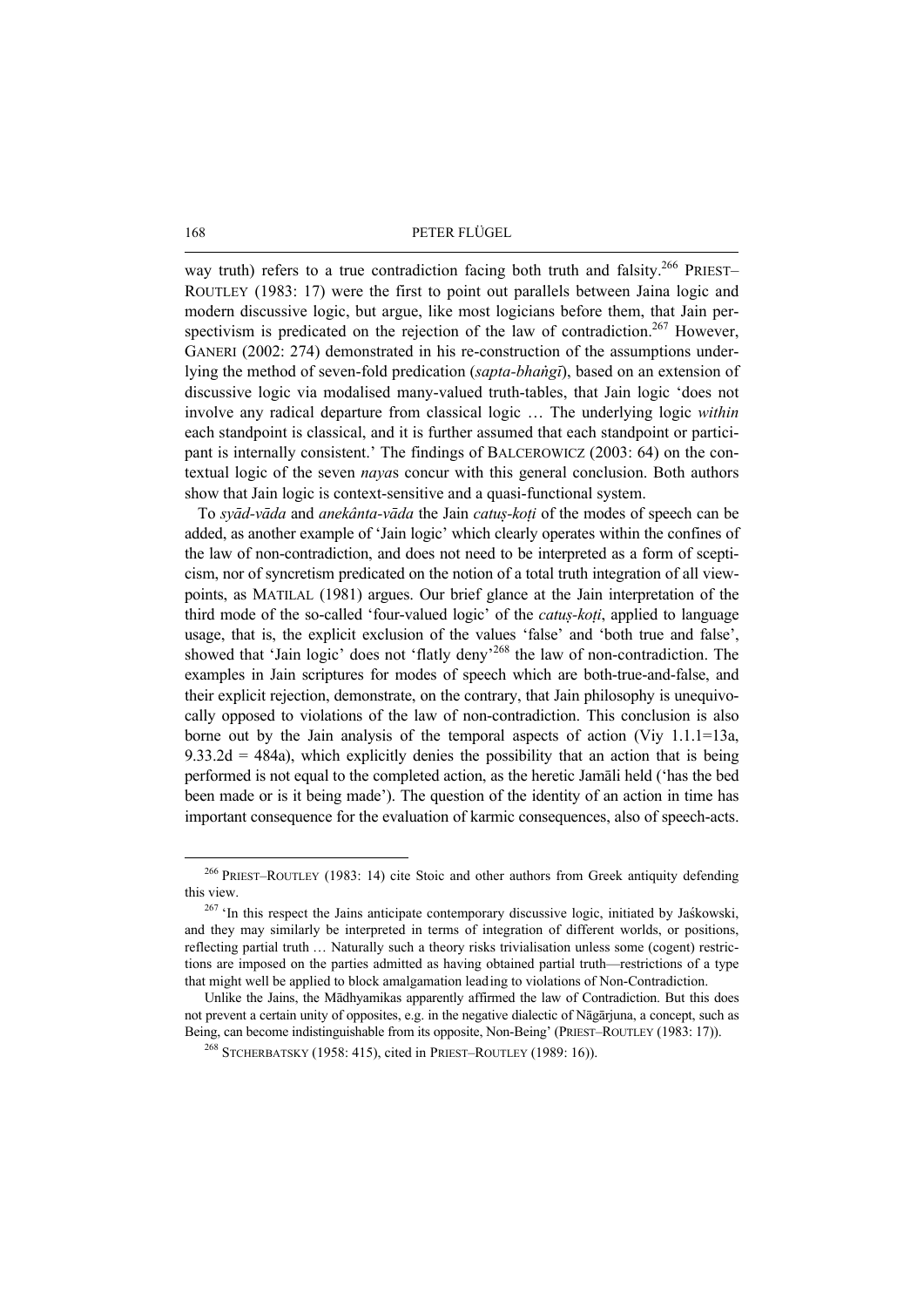way truth) refers to a true contradiction facing both truth and falsity.[266] PRIEST–ROUTLEY (1983: 17) were the first to point out parallels between Jaina logic and modern discussive logic, but argue, like most logicians before them, that Jain perspectivism is predicated on the rejection of the law of contradiction.[267] However, GANERI (2002: 274) demonstrated in his re-construction of the assumptions underlying the method of seven-fold predication (*sapta-bhaṅgī*), based on an extension of discussive logic via modalised many-valued truth-tables, that Jain logic 'does not involve any radical departure from classical logic … The underlying logic *within* each standpoint is classical, and it is further assumed that each standpoint or participant is internally consistent.' The findings of BALCEROWICZ (2003: 64) on the contextual logic of the seven *naya*s concur with this general conclusion. Both authors show that Jain logic is context-sensitive and a quasi-functional system.

To *syād-vāda* and *anekânta-vāda* the Jain *catuṣ-koṭi* of the modes of speech can be added, as another example of 'Jain logic' which clearly operates within the confines of the law of non-contradiction, and does not need to be interpreted as a form of scepticism, nor of syncretism predicated on the notion of a total truth integration of all viewpoints, as MATILAL (1981) argues. Our brief glance at the Jain interpretation of the third mode of the so-called 'four-valued logic' of the *catuṣ-koṭi*, applied to language usage, that is, the explicit exclusion of the values 'false' and 'both true and false', showed that 'Jain logic' does not 'flatly deny'[268] the law of non-contradiction. The examples in Jain scriptures for modes of speech which are both-true-and-false, and their explicit rejection, demonstrate, on the contrary, that Jain philosophy is unequivocally opposed to violations of the law of non-contradiction. This conclusion is also borne out by the Jain analysis of the temporal aspects of action (Viy 1.1.1=13a, 9.33.2d = 484a), which explicitly denies the possibility that an action that is being performed is not equal to the completed action, as the heretic Jamāli held ('has the bed been made or is it being made'). The question of the identity of an action in time has important consequence for the evaluation of karmic consequences, also of speech-acts.

---

[266] PRIEST–ROUTLEY (1983: 14) cite Stoic and other authors from Greek antiquity defending this view.

[267] 'In this respect the Jains anticipate contemporary discussive logic, initiated by Jaśkowski, and they may similarly be interpreted in terms of integration of different worlds, or positions, reflecting partial truth … Naturally such a theory risks trivialisation unless some (cogent) restrictions are imposed on the parties admitted as having obtained partial truth—restrictions of a type that might well be applied to block amalgamation leading to violations of Non-Contradiction.

Unlike the Jains, the Mādhyamikas apparently affirmed the law of Contradiction. But this does not prevent a certain unity of opposites, e.g. in the negative dialectic of Nāgārjuna, a concept, such as Being, can become indistinguishable from its opposite, Non-Being' (PRIEST–ROUTLEY (1983: 17)).

[268] STCHERBATSKY (1958: 415), cited in PRIEST–ROUTLEY (1989: 16)).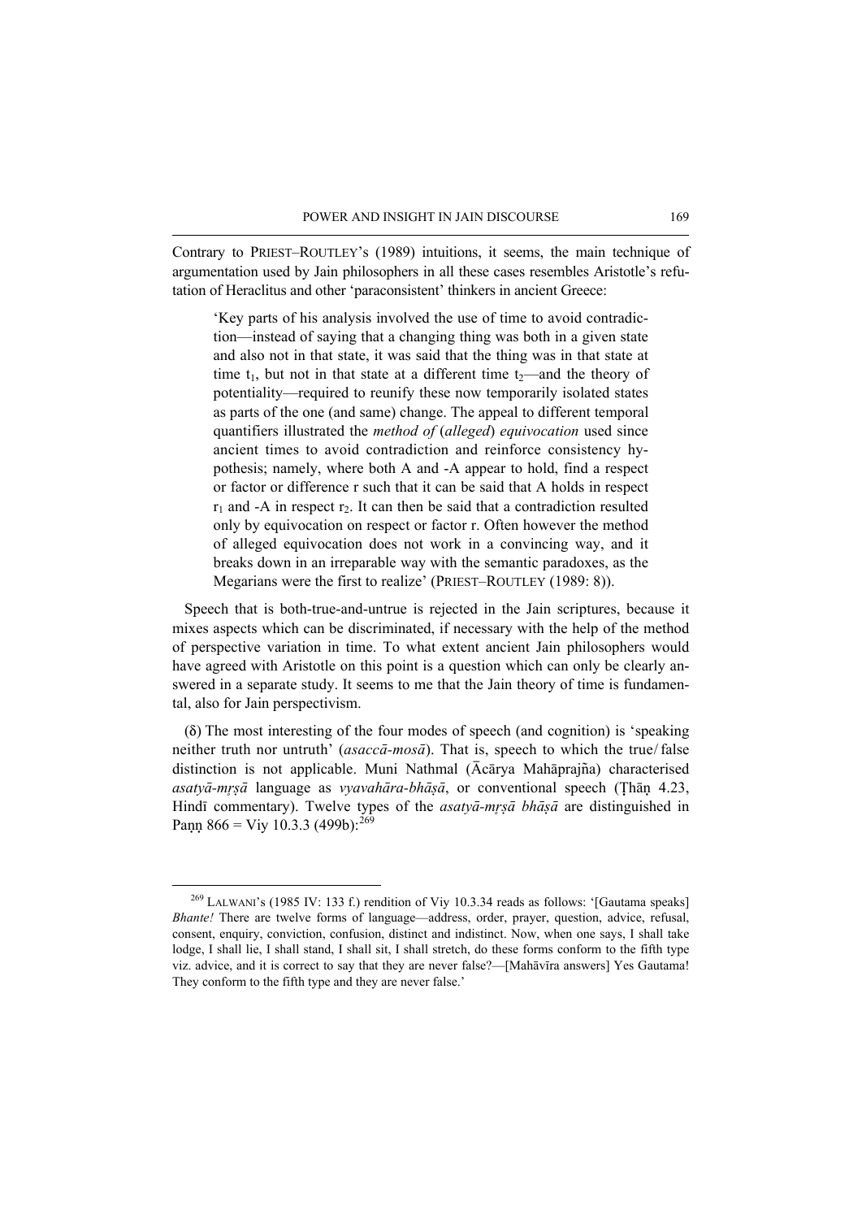Contrary to PRIEST–ROUTLEY's (1989) intuitions, it seems, the main technique of argumentation used by Jain philosophers in all these cases resembles Aristotle's refutation of Heraclitus and other 'paraconsistent' thinkers in ancient Greece:

> 'Key parts of his analysis involved the use of time to avoid contradiction—instead of saying that a changing thing was both in a given state and also not in that state, it was said that the thing was in that state at time $t_1$, but not in that state at a different time $t_2$—and the theory of potentiality—required to reunify these now temporarily isolated states as parts of the one (and same) change. The appeal to different temporal quantifiers illustrated the *method of* (*alleged*) *equivocation* used since ancient times to avoid contradiction and reinforce consistency hypothesis; namely, where both A and -A appear to hold, find a respect or factor or difference r such that it can be said that A holds in respect $r_1$ and -A in respect $r_2$. It can then be said that a contradiction resulted only by equivocation on respect or factor r. Often however the method of alleged equivocation does not work in a convincing way, and it breaks down in an irreparable way with the semantic paradoxes, as the Megarians were the first to realize' (PRIEST–ROUTLEY (1989: 8)).

Speech that is both-true-and-untrue is rejected in the Jain scriptures, because it mixes aspects which can be discriminated, if necessary with the help of the method of perspective variation in time. To what extent ancient Jain philosophers would have agreed with Aristotle on this point is a question which can only be clearly answered in a separate study. It seems to me that the Jain theory of time is fundamental, also for Jain perspectivism.

(δ) The most interesting of the four modes of speech (and cognition) is 'speaking neither truth nor untruth' (*asaccā-mosā*). That is, speech to which the true/false distinction is not applicable. Muni Nathmal (Ācārya Mahāprajña) characterised *asatyā-mṛṣā* language as *vyavahāra-bhāṣā*, or conventional speech (Ṭhāṇ 4.23, Hindī commentary). Twelve types of the *asatyā-mṛṣā bhāṣā* are distinguished in Paṇṇ 866 = Viy 10.3.3 (499b):[269]

---

[269] LALWANI's (1985 IV: 133 f.) rendition of Viy 10.3.34 reads as follows: '[Gautama speaks] *Bhante!* There are twelve forms of language—address, order, prayer, question, advice, refusal, consent, enquiry, conviction, confusion, distinct and indistinct. Now, when one says, I shall take lodge, I shall lie, I shall stand, I shall sit, I shall stretch, do these forms conform to the fifth type viz. advice, and it is correct to say that they are never false?—[Mahāvīra answers] Yes Gautama! They conform to the fifth type and they are never false.'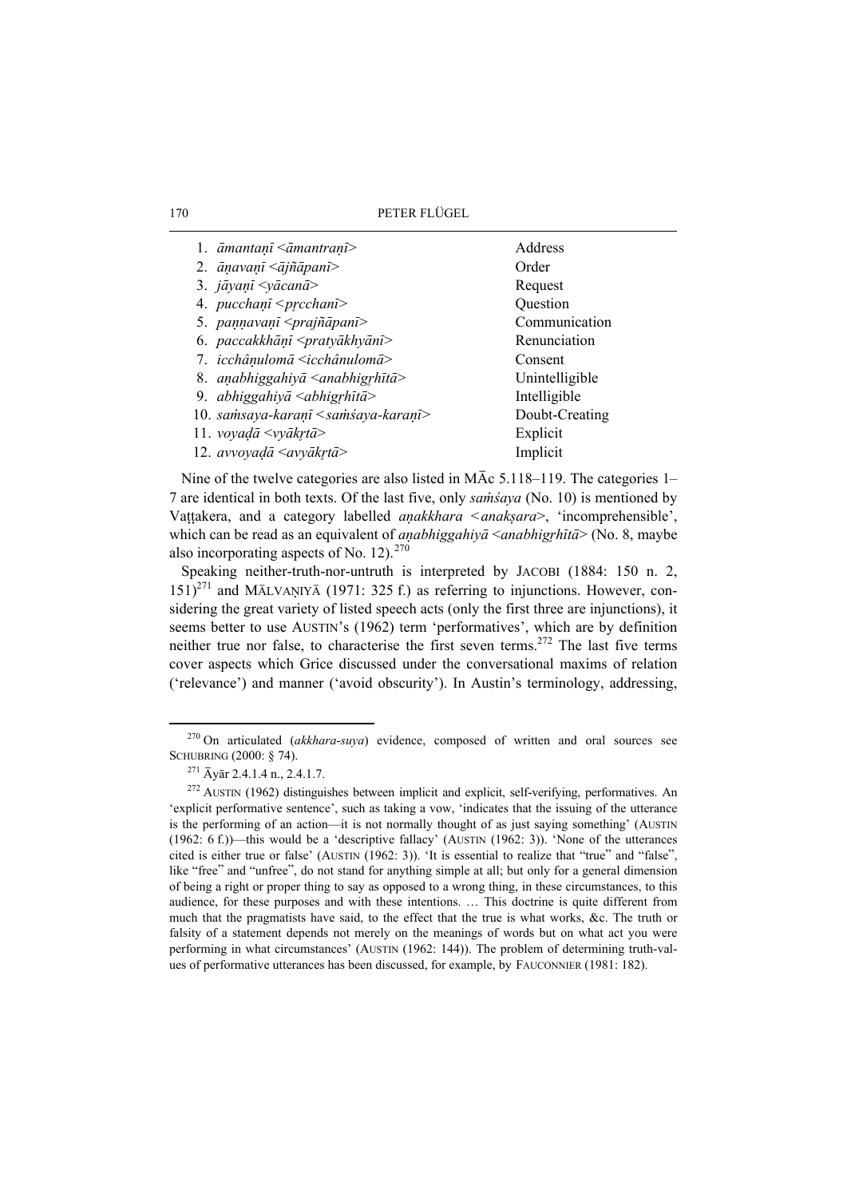| | |
|---|---|
| 1. *āmantaṇī* <*āmantraṇī*> | Address |
| 2. *āṇavaṇī* <*ājñāpanī*> | Order |
| 3. *jāyaṇī* <*yācanā*> | Request |
| 4. *pucchaṇī* <*pṛcchanī*> | Question |
| 5. *paṇṇavaṇī* <*prajñāpanī*> | Communication |
| 6. *paccakkhāṇī* <*pratyākhyānī*> | Renunciation |
| 7. *icchâṇulomā* <*icchânulomā*> | Consent |
| 8. *aṇabhiggahiyā* <*anabhigṛhītā*> | Unintelligible |
| 9. *abhiggahiyā* <*abhigṛhītā*> | Intelligible |
| 10. *saṁsaya-karaṇī* <*saṁśaya-karaṇī*> | Doubt-Creating |
| 11. *voyaḍā* <*vyākṛtā*> | Explicit |
| 12. *avvoyaḍā* <*avyākṛtā*> | Implicit |

Nine of the twelve categories are also listed in MĀc 5.118–119. The categories 1–7 are identical in both texts. Of the last five, only *saṁśaya* (No. 10) is mentioned by Vaṭṭakera, and a category labelled *aṇakkhara* <*anakṣara*>, 'incomprehensible', which can be read as an equivalent of *aṇabhiggahiyā* <*anabhigṛhītā*> (No. 8, maybe also incorporating aspects of No. 12).[270]

Speaking neither-truth-nor-untruth is interpreted by JACOBI (1884: 150 n. 2, 151)[271] and MĀLVAṆIYĀ (1971: 325 f.) as referring to injunctions. However, considering the great variety of listed speech acts (only the first three are injunctions), it seems better to use AUSTIN's (1962) term 'performatives', which are by definition neither true nor false, to characterise the first seven terms.[272] The last five terms cover aspects which Grice discussed under the conversational maxims of relation ('relevance') and manner ('avoid obscurity'). In Austin's terminology, addressing,

---

[270] On articulated (*akkhara-suya*) evidence, composed of written and oral sources see SCHUBRING (2000: § 74).

[271] Āyār 2.4.1.4 n., 2.4.1.7.

[272] AUSTIN (1962) distinguishes between implicit and explicit, self-verifying, performatives. An 'explicit performative sentence', such as taking a vow, 'indicates that the issuing of the utterance is the performing of an action—it is not normally thought of as just saying something' (AUSTIN (1962: 6 f.))—this would be a 'descriptive fallacy' (AUSTIN (1962: 3)). 'None of the utterances cited is either true or false' (AUSTIN (1962: 3)). 'It is essential to realize that "true" and "false", like "free" and "unfree", do not stand for anything simple at all; but only for a general dimension of being a right or proper thing to say as opposed to a wrong thing, in these circumstances, to this audience, for these purposes and with these intentions. … This doctrine is quite different from much that the pragmatists have said, to the effect that the true is what works, &c. The truth or falsity of a statement depends not merely on the meanings of words but on what act you were performing in what circumstances' (AUSTIN (1962: 144)). The problem of determining truth-values of performative utterances has been discussed, for example, by FAUCONNIER (1981: 182).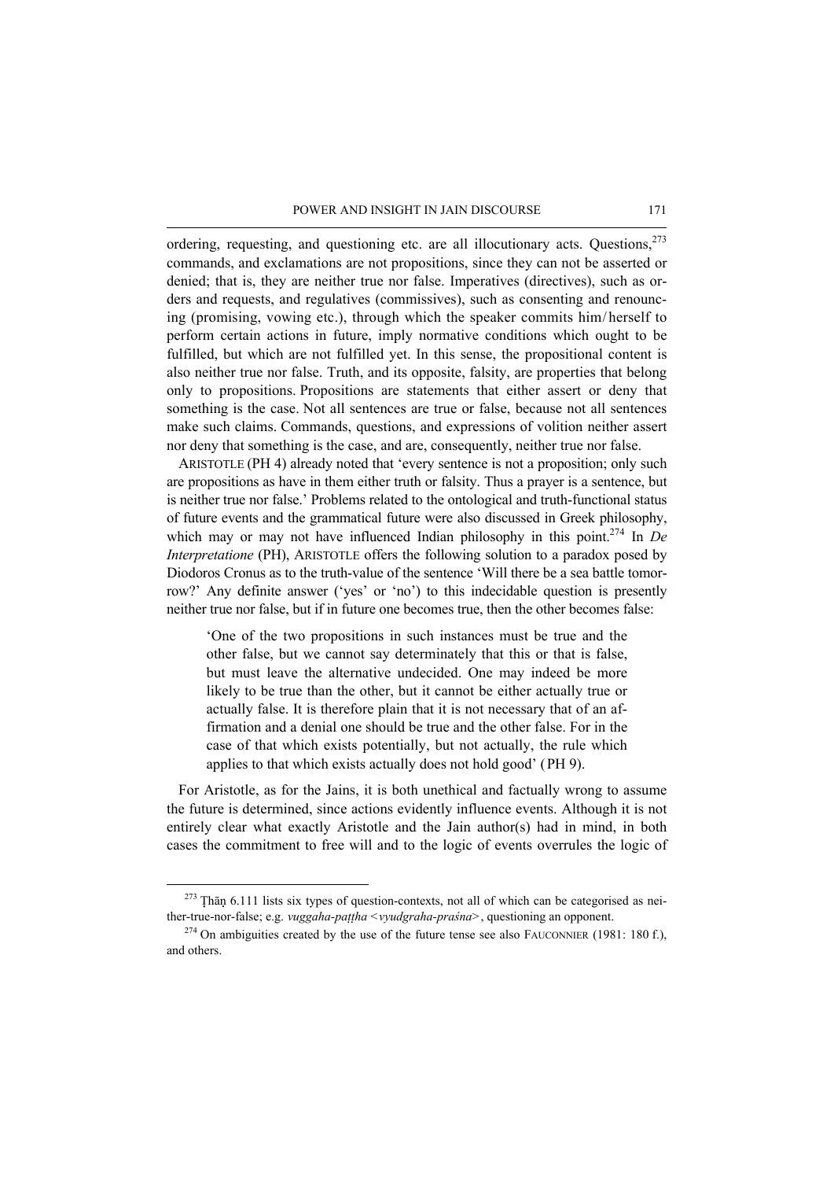ordering, requesting, and questioning etc. are all illocutionary acts. Questions,[273] commands, and exclamations are not propositions, since they can not be asserted or denied; that is, they are neither true nor false. Imperatives (directives), such as orders and requests, and regulatives (commissives), such as consenting and renouncing (promising, vowing etc.), through which the speaker commits him/herself to perform certain actions in future, imply normative conditions which ought to be fulfilled, but which are not fulfilled yet. In this sense, the propositional content is also neither true nor false. Truth, and its opposite, falsity, are properties that belong only to propositions. Propositions are statements that either assert or deny that something is the case. Not all sentences are true or false, because not all sentences make such claims. Commands, questions, and expressions of volition neither assert nor deny that something is the case, and are, consequently, neither true nor false.

ARISTOTLE (PH 4) already noted that 'every sentence is not a proposition; only such are propositions as have in them either truth or falsity. Thus a prayer is a sentence, but is neither true nor false.' Problems related to the ontological and truth-functional status of future events and the grammatical future were also discussed in Greek philosophy, which may or may not have influenced Indian philosophy in this point.[274] In *De Interpretatione* (PH), ARISTOTLE offers the following solution to a paradox posed by Diodoros Cronus as to the truth-value of the sentence 'Will there be a sea battle tomorrow?' Any definite answer ('yes' or 'no') to this indecidable question is presently neither true nor false, but if in future one becomes true, then the other becomes false:

> 'One of the two propositions in such instances must be true and the other false, but we cannot say determinately that this or that is false, but must leave the alternative undecided. One may indeed be more likely to be true than the other, but it cannot be either actually true or actually false. It is therefore plain that it is not necessary that of an affirmation and a denial one should be true and the other false. For in the case of that which exists potentially, but not actually, the rule which applies to that which exists actually does not hold good' (PH 9).

For Aristotle, as for the Jains, it is both unethical and factually wrong to assume the future is determined, since actions evidently influence events. Although it is not entirely clear what exactly Aristotle and the Jain author(s) had in mind, in both cases the commitment to free will and to the logic of events overrules the logic of

---

[273] Ṭhāṇ 6.111 lists six types of question-contexts, not all of which can be categorised as neither-true-nor-false; e.g. *vuggaha-paṭṭha* <*vyudgraha-praśna*>, questioning an opponent.

[274] On ambiguities created by the use of the future tense see also FAUCONNIER (1981: 180 f.), and others.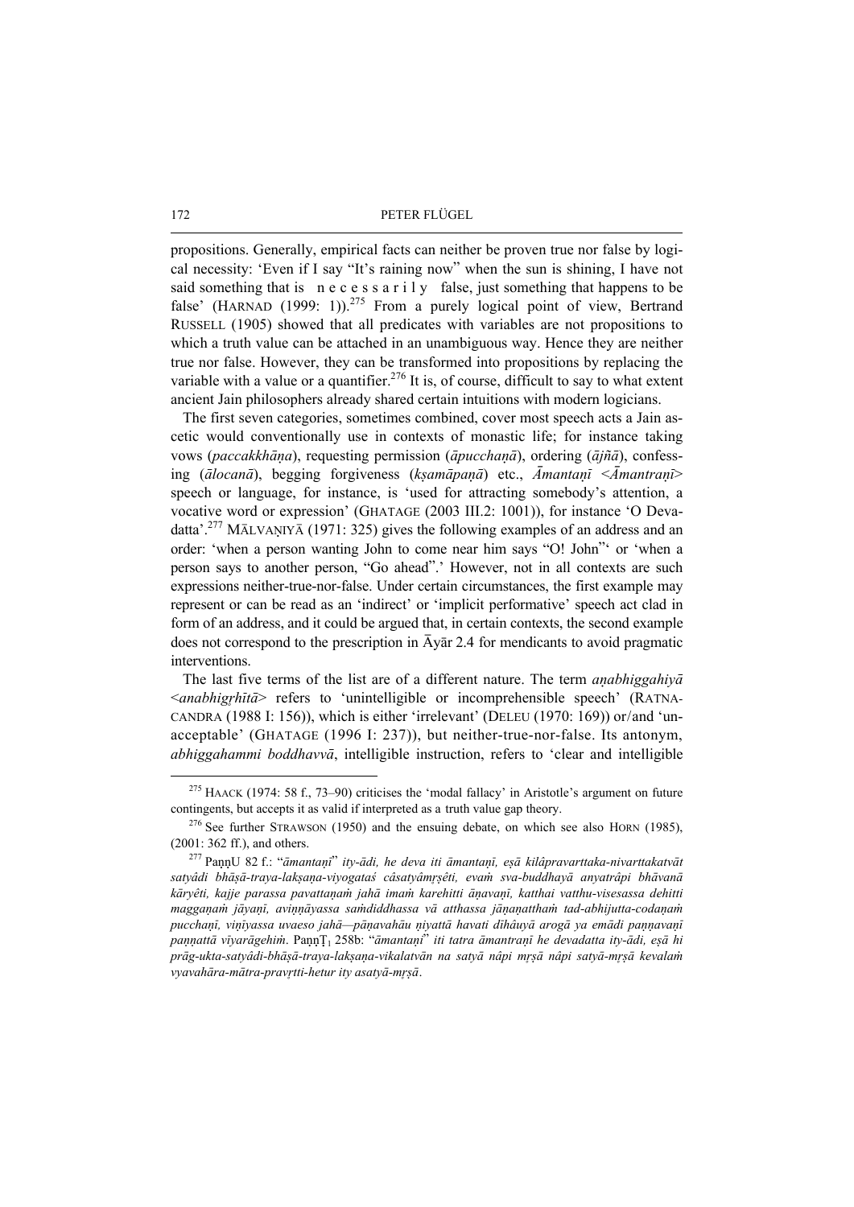propositions. Generally, empirical facts can neither be proven true nor false by logical necessity: 'Even if I say "It's raining now" when the sun is shining, I have not said something that is *necessarily* false, just something that happens to be false' (HARNAD (1999: 1)).[275] From a purely logical point of view, Bertrand RUSSELL (1905) showed that all predicates with variables are not propositions to which a truth value can be attached in an unambiguous way. Hence they are neither true nor false. However, they can be transformed into propositions by replacing the variable with a value or a quantifier.[276] It is, of course, difficult to say to what extent ancient Jain philosophers already shared certain intuitions with modern logicians.

The first seven categories, sometimes combined, cover most speech acts a Jain ascetic would conventionally use in contexts of monastic life; for instance taking vows (*paccakkhāṇa*), requesting permission (*āpucchaṇā*), ordering (*ājñā*), confessing (*ālocanā*), begging forgiveness (*kṣamāpaṇā*) etc., *Āmantaṇī* <*Āmantraṇī*> speech or language, for instance, is 'used for attracting somebody's attention, a vocative word or expression' (GHATAGE (2003 III.2: 1001)), for instance 'O Devadatta'.[277] MĀLVAṆIYĀ (1971: 325) gives the following examples of an address and an order: 'when a person wanting John to come near him says "O! John"' or 'when a person says to another person, "Go ahead".' However, not in all contexts are such expressions neither-true-nor-false. Under certain circumstances, the first example may represent or can be read as an 'indirect' or 'implicit performative' speech act clad in form of an address, and it could be argued that, in certain contexts, the second example does not correspond to the prescription in Āyār 2.4 for mendicants to avoid pragmatic interventions.

The last five terms of the list are of a different nature. The term *aṇabhiggahiyā* <*anabhigṛhītā*> refers to 'unintelligible or incomprehensible speech' (RATNACANDRA (1988 I: 156)), which is either 'irrelevant' (DELEU (1970: 169)) or/and 'unacceptable' (GHATAGE (1996 I: 237)), but neither-true-nor-false. Its antonym, *abhiggahammi boddhavvā*, intelligible instruction, refers to 'clear and intelligible

---

[275] HAACK (1974: 58 f., 73–90) criticises the 'modal fallacy' in Aristotle's argument on future contingents, but accepts it as valid if interpreted as a truth value gap theory.

[276] See further STRAWSON (1950) and the ensuing debate, on which see also HORN (1985), (2001: 362 ff.), and others.

[277] PaṇṇU 82 f.: "*āmantaṇī*" *ity-ādi, he deva iti āmantaṇī, eṣā kilâpravarttaka-nivarttakatvāt satyâdi bhāṣā-traya-lakṣaṇa-viyogataś câsatyâmṛṣêti, evaṁ sva-buddhayā anyatrâpi bhāvanā kāryêti, kajje parassa pavattaṇaṁ jahā imaṁ karehitti āṇavaṇī, katthai vatthu-visesassa dehitti maggaṇaṁ jāyaṇī, aviṇṇāyassa saṁdiddhassa vā atthassa jāṇaṇatthaṁ tad-abhijutta-codaṇaṁ pucchaṇī, viṇīyassa uvaeso jahā—pāṇavahāu ṇiyattā havati dīhâuyā arogā ya emādi paṇṇavaṇī paṇṇattā vīyarāgehiṁ*. PaṇṇṬ$_1$ 258b: "*āmantaṇī*" *iti tatra āmantraṇī he devadatta ity-ādi, eṣā hi prāg-ukta-satyâdi-bhāṣā-traya-lakṣaṇa-vikalatvān na satyā nâpi mṛṣā nâpi satyā-mṛṣā kevalaṁ vyavahāra-mātra-pravṛtti-hetur ity asatyā-mṛṣā*.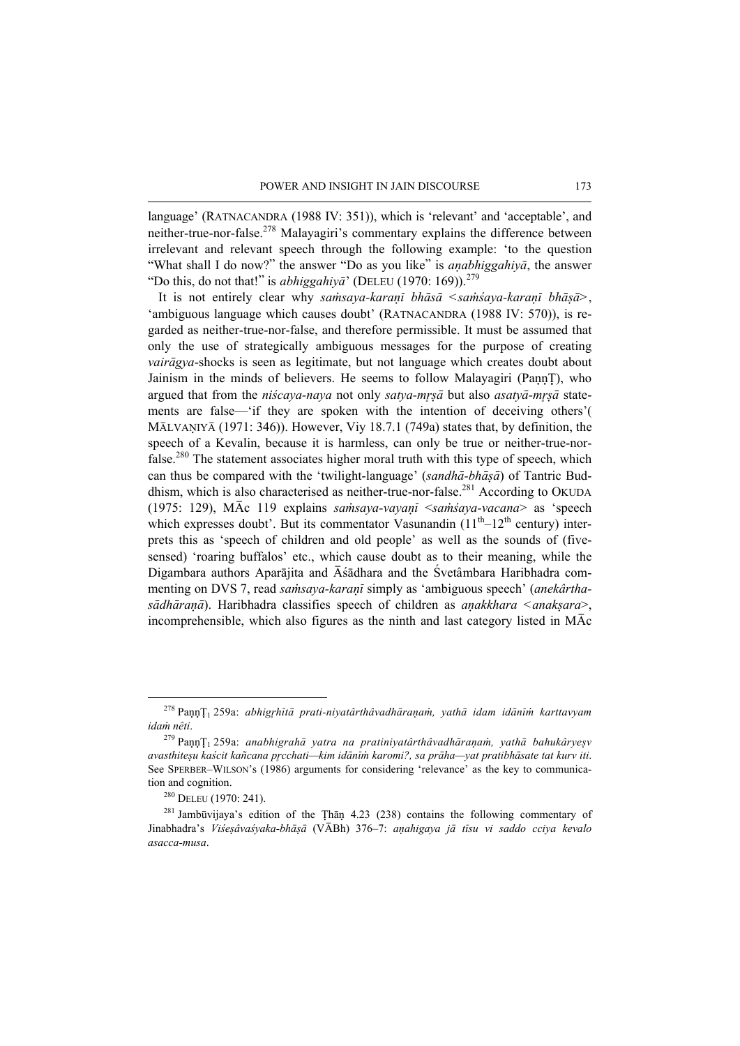language' (RATNACANDRA (1988 IV: 351)), which is 'relevant' and 'acceptable', and neither-true-nor-false.[278] Malayagiri's commentary explains the difference between irrelevant and relevant speech through the following example: 'to the question "What shall I do now?" the answer "Do as you like" is *aṇabhiggahiyā*, the answer "Do this, do not that!" is *abhiggahiyā*' (DELEU (1970: 169)).[279]

It is not entirely clear why *saṁsaya-karaṇī bhāsā <saṁśaya-karaṇī bhāṣā>*, 'ambiguous language which causes doubt' (RATNACANDRA (1988 IV: 570)), is regarded as neither-true-nor-false, and therefore permissible. It must be assumed that only the use of strategically ambiguous messages for the purpose of creating *vairāgya*-shocks is seen as legitimate, but not language which creates doubt about Jainism in the minds of believers. He seems to follow Malayagiri (PaṇṇṬ), who argued that from the *niścaya-naya* not only *satya-mṛṣā* but also *asatyā-mṛṣā* statements are false—'if they are spoken with the intention of deceiving others'( MĀLVAṆIYĀ (1971: 346)). However, Viy 18.7.1 (749a) states that, by definition, the speech of a Kevalin, because it is harmless, can only be true or neither-true-nor-false.[280] The statement associates higher moral truth with this type of speech, which can thus be compared with the 'twilight-language' (*sandhā-bhāṣā*) of Tantric Buddhism, which is also characterised as neither-true-nor-false.[281] According to OKUDA (1975: 129), MĀc 119 explains *saṁsaya-vayaṇī <saṁśaya-vacana>* as 'speech which expresses doubt'. But its commentator Vasunandin (11th–12th century) interprets this as 'speech of children and old people' as well as the sounds of (five-sensed) 'roaring buffalos' etc., which cause doubt as to their meaning, while the Digambara authors Aparājita and Āśādhara and the Śvetâmbara Haribhadra commenting on DVS 7, read *saṁsaya-karaṇī* simply as 'ambiguous speech' (*anekârtha-sādhāraṇā*). Haribhadra classifies speech of children as *aṇakkhara <anakṣara>*, incomprehensible, which also figures as the ninth and last category listed in MĀc

---

[278] PaṇṇṬ₁ 259a: *abhigṛhītā prati-niyatârthâvadhāraṇaṁ, yathā idam idānīṁ karttavyam idaṁ nêti*.

[279] PaṇṇṬ₁ 259a: *anabhigrahā yatra na pratiniyatârthâvadhāraṇaṁ, yathā bahukâryeṣv avasthiteṣu kaścit kañcana pṛcchati—kim idānīṁ karomi?, sa prāha—yat pratibhāsate tat kurv iti*. See SPERBER–WILSON's (1986) arguments for considering 'relevance' as the key to communication and cognition.

[280] DELEU (1970: 241).

[281] Jambūvijaya's edition of the Ṭhāṇ 4.23 (238) contains the following commentary of Jinabhadra's *Viśeṣâvaśyaka-bhāṣā* (VĀBh) 376–7: *aṇahigaya jā tīsu vi saddo cciya kevalo asacca-musa*.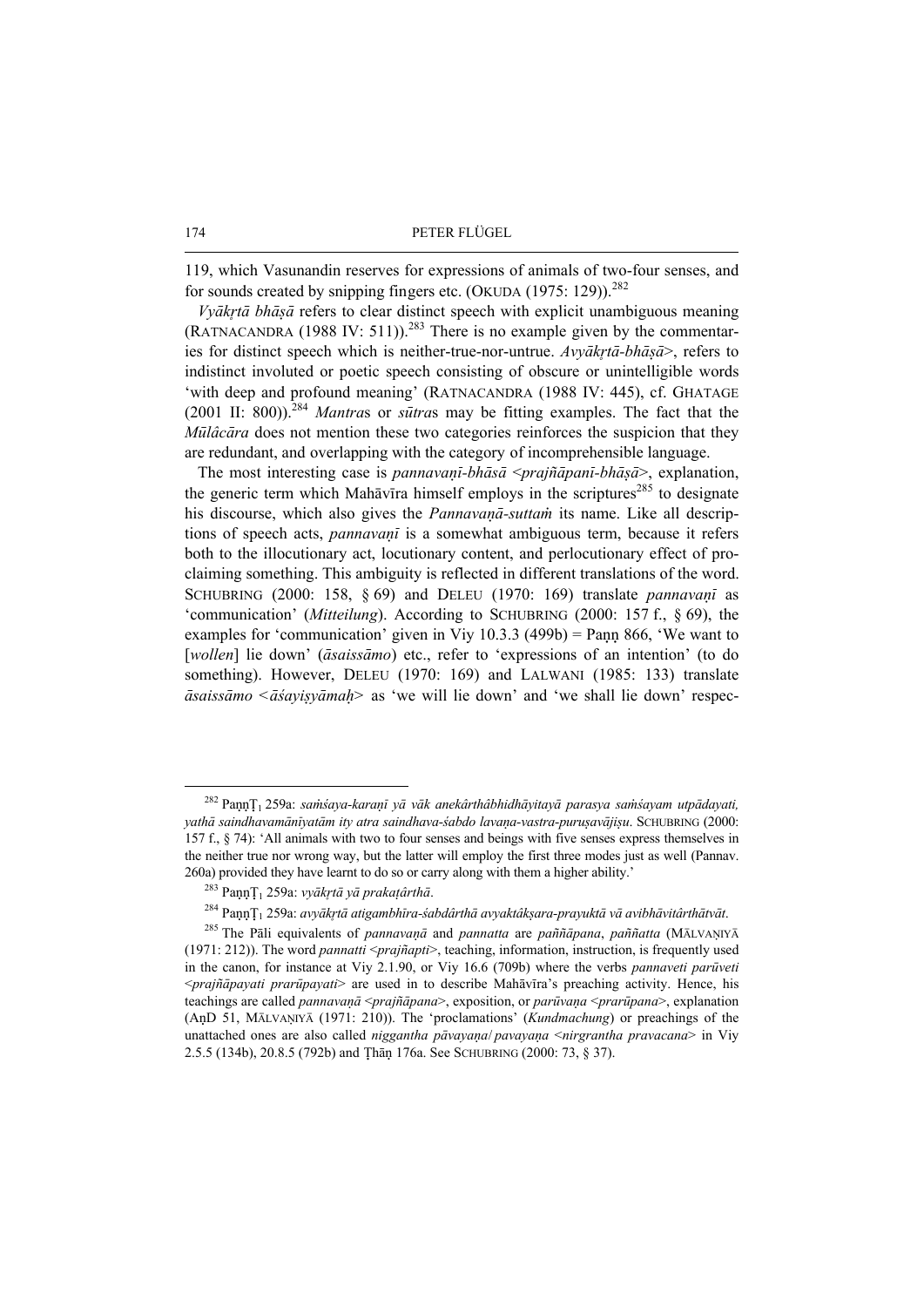119, which Vasunandin reserves for expressions of animals of two-four senses, and for sounds created by snipping fingers etc. (OKUDA (1975: 129)).[282]

*Vyākṛtā bhāṣā* refers to clear distinct speech with explicit unambiguous meaning (RATNACANDRA (1988 IV: 511)).[283] There is no example given by the commentaries for distinct speech which is neither-true-nor-untrue. *Avyākṛtā-bhāṣā*>, refers to indistinct involuted or poetic speech consisting of obscure or unintelligible words 'with deep and profound meaning' (RATNACANDRA (1988 IV: 445), cf. GHATAGE (2001 II: 800)).[284] *Mantra*s or *sūtra*s may be fitting examples. The fact that the *Mūlâcāra* does not mention these two categories reinforces the suspicion that they are redundant, and overlapping with the category of incomprehensible language.

The most interesting case is *pannavaṇī-bhāsā* <*prajñāpanī-bhāṣā*>, explanation, the generic term which Mahāvīra himself employs in the scriptures[285] to designate his discourse, which also gives the *Pannavaṇā-suttaṁ* its name. Like all descriptions of speech acts, *pannavaṇī* is a somewhat ambiguous term, because it refers both to the illocutionary act, locutionary content, and perlocutionary effect of proclaiming something. This ambiguity is reflected in different translations of the word. SCHUBRING (2000: 158, § 69) and DELEU (1970: 169) translate *pannavaṇī* as 'communication' (*Mitteilung*). According to SCHUBRING (2000: 157 f., § 69), the examples for 'communication' given in Viy 10.3.3 (499b) = Paṇṇ 866, 'We want to [*wollen*] lie down' (*āsaissāmo*) etc., refer to 'expressions of an intention' (to do something). However, DELEU (1970: 169) and LALWANI (1985: 133) translate *āsaissāmo* <*āśayiṣyāmaḥ*> as 'we will lie down' and 'we shall lie down' respec-

---

[282] PaṇṇṬ1 259a: *saṁśaya-karaṇī yā vāk anekârthâbhidhāyitayā parasya saṁśayam utpādayati, yathā saindhavamānīyatām ity atra saindhava-śabdo lavaṇa-vastra-puruṣavājiṣu*. SCHUBRING (2000: 157 f., § 74): 'All animals with two to four senses and beings with five senses express themselves in the neither true nor wrong way, but the latter will employ the first three modes just as well (Pannav. 260a) provided they have learnt to do so or carry along with them a higher ability.'

[283] PaṇṇṬ1 259a: *vyākṛtā yā prakaṭârthā*.

[284] PaṇṇṬ1 259a: *avyākṛtā atigambhīra-śabdârthā avyaktâkṣara-prayuktā vā avibhāvitârthātvāt*.

[285] The Pāli equivalents of *pannavaṇā* and *pannatta* are *paññāpana*, *paññatta* (MĀLVAṆIYĀ (1971: 212)). The word *pannatti* <*prajñapti*>, teaching, information, instruction, is frequently used in the canon, for instance at Viy 2.1.90, or Viy 16.6 (709b) where the verbs *pannaveti parūveti* <*prajñāpayati prarūpayati*> are used in to describe Mahāvīra's preaching activity. Hence, his teachings are called *pannavaṇā* <*prajñāpana*>, exposition, or *parūvaṇa* <*prarūpana*>, explanation (AṇD 51, MĀLVAṆIYĀ (1971: 210)). The 'proclamations' (*Kundmachung*) or preachings of the unattached ones are also called *niggantha pāvayaṇa*/*pavayaṇa* <*nirgrantha pravacana*> in Viy 2.5.5 (134b), 20.8.5 (792b) and Ṭhāṇ 176a. See SCHUBRING (2000: 73, § 37).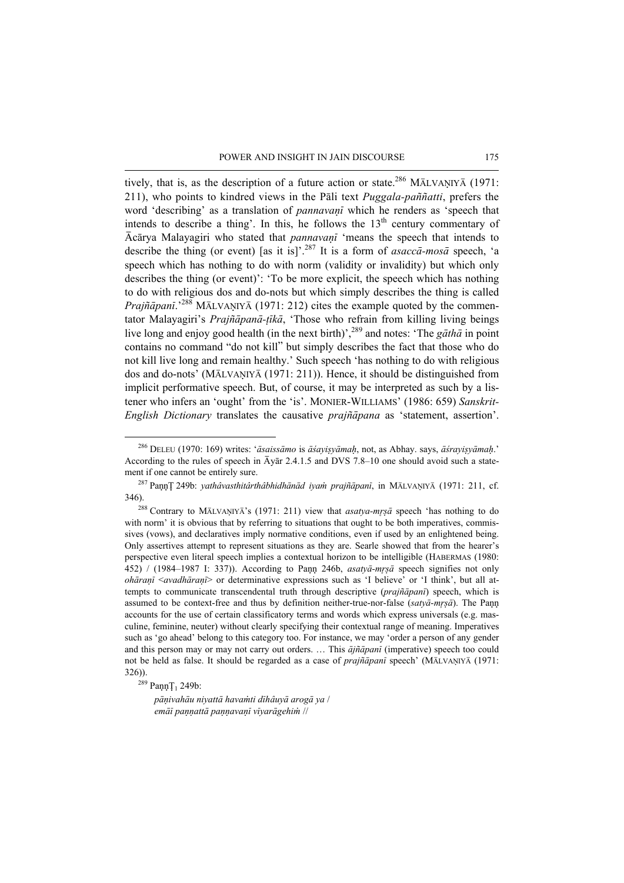tively, that is, as the description of a future action or state.[286] MĀLVAṆIYĀ (1971: 211), who points to kindred views in the Pāli text *Puggala-paññatti*, prefers the word 'describing' as a translation of *pannavaṇī* which he renders as 'speech that intends to describe a thing'. In this, he follows the 13th century commentary of Ācārya Malayagiri who stated that *pannavaṇī* 'means the speech that intends to describe the thing (or event) [as it is]'.[287] It is a form of *asaccā-mosā* speech, 'a speech which has nothing to do with norm (validity or invalidity) but which only describes the thing (or event)': 'To be more explicit, the speech which has nothing to do with religious dos and do-nots but which simply describes the thing is called *Prajñāpanī*.'[288] MĀLVAṆIYĀ (1971: 212) cites the example quoted by the commentator Malayagiri's *Prajñāpanā-ṭīkā*, 'Those who refrain from killing living beings live long and enjoy good health (in the next birth)',[289] and notes: 'The *gāthā* in point contains no command "do not kill" but simply describes the fact that those who do not kill live long and remain healthy.' Such speech 'has nothing to do with religious dos and do-nots' (MĀLVAṆIYĀ (1971: 211)). Hence, it should be distinguished from implicit performative speech. But, of course, it may be interpreted as such by a listener who infers an 'ought' from the 'is'. MONIER-WILLIAMS' (1986: 659) *Sanskrit-English Dictionary* translates the causative *prajñāpana* as 'statement, assertion'.

---

[286] DELEU (1970: 169) writes: '*āsaissāmo* is *āśayiṣyāmaḥ*, not, as Abhay. says, *āśrayiṣyāmaḥ*.' According to the rules of speech in Āyār 2.4.1.5 and DVS 7.8–10 one should avoid such a statement if one cannot be entirely sure.

[287] PaṇṇṬ 249b: *yathâvasthitârthâbhidhānād iyaṁ prajñāpanī*, in MĀLVAṆIYĀ (1971: 211, cf. 346).

[288] Contrary to MĀLVAṆIYĀ's (1971: 211) view that *asatya-mṛṣā* speech 'has nothing to do with norm' it is obvious that by referring to situations that ought to be both imperatives, commissives (vows), and declaratives imply normative conditions, even if used by an enlightened being. Only assertives attempt to represent situations as they are. Searle showed that from the hearer's perspective even literal speech implies a contextual horizon to be intelligible (HABERMAS (1980: 452) / (1984–1987 I: 337)). According to Paṇṇ 246b, *asatyā-mṛṣā* speech signifies not only *ohāraṇī* <*avadhāraṇī*> or determinative expressions such as 'I believe' or 'I think', but all attempts to communicate transcendental truth through descriptive (*prajñāpanī*) speech, which is assumed to be context-free and thus by definition neither-true-nor-false (*satyā-mṛṣā*). The Paṇṇ accounts for the use of certain classificatory terms and words which express universals (e.g. masculine, feminine, neuter) without clearly specifying their contextual range of meaning. Imperatives such as 'go ahead' belong to this category too. For instance, we may 'order a person of any gender and this person may or may not carry out orders. … This *ājñāpanī* (imperative) speech too could not be held as false. It should be regarded as a case of *prajñāpanī* speech' (MĀLVAṆIYĀ (1971: 326)).

[289] PaṇṇṬ$_1$ 249b:

*pāṇivahāu niyattā havaṁti dīhâuyā arogā ya /*
*emāī paṇṇattā paṇṇavaṇī vīyarāgehiṁ //*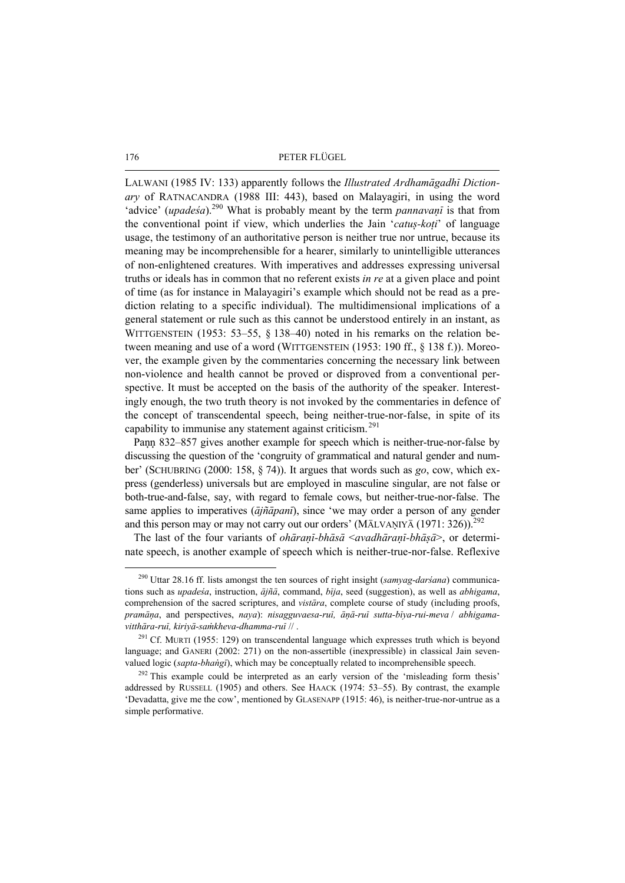LALWANI (1985 IV: 133) apparently follows the *Illustrated Ardhamāgadhī Dictionary* of RATNACANDRA (1988 III: 443), based on Malayagiri, in using the word 'advice' (*upadeśa*).[290] What is probably meant by the term *pannavaṇī* is that from the conventional point if view, which underlies the Jain '*catuṣ-koṭi*' of language usage, the testimony of an authoritative person is neither true nor untrue, because its meaning may be incomprehensible for a hearer, similarly to unintelligible utterances of non-enlightened creatures. With imperatives and addresses expressing universal truths or ideals has in common that no referent exists *in re* at a given place and point of time (as for instance in Malayagiri's example which should not be read as a prediction relating to a specific individual). The multidimensional implications of a general statement or rule such as this cannot be understood entirely in an instant, as WITTGENSTEIN (1953: 53–55, § 138–40) noted in his remarks on the relation between meaning and use of a word (WITTGENSTEIN (1953: 190 ff., § 138 f.)). Moreover, the example given by the commentaries concerning the necessary link between non-violence and health cannot be proved or disproved from a conventional perspective. It must be accepted on the basis of the authority of the speaker. Interestingly enough, the two truth theory is not invoked by the commentaries in defence of the concept of transcendental speech, being neither-true-nor-false, in spite of its capability to immunise any statement against criticism.[291]

Paṇṇ 832–857 gives another example for speech which is neither-true-nor-false by discussing the question of the 'congruity of grammatical and natural gender and number' (SCHUBRING (2000: 158, § 74)). It argues that words such as *go*, cow, which express (genderless) universals but are employed in masculine singular, are not false or both-true-and-false, say, with regard to female cows, but neither-true-nor-false. The same applies to imperatives (*ājñāpanī*), since 'we may order a person of any gender and this person may or may not carry out our orders' (MĀLVAṆIYĀ (1971: 326)).[292]

The last of the four variants of *ohāraṇī-bhāsā* <*avadhāraṇī-bhāṣā*>, or determinate speech, is another example of speech which is neither-true-nor-false. Reflexive

---

[290] Uttar 28.16 ff. lists amongst the ten sources of right insight (*samyag-darśana*) communications such as *upadeśa*, instruction, *ājñā*, command, *bīja*, seed (suggestion), as well as *abhigama*, comprehension of the sacred scriptures, and *vistāra*, complete course of study (including proofs, *pramāṇa*, and perspectives, *naya*): *nisagguvaesa-ruī, āṇā-ruī sutta-bīya-rui-meva* / *abhigama-vitthāra-ruī, kiriyā-saṁkheva-dhamma-ruī* // .

[291] Cf. MURTI (1955: 129) on transcendental language which expresses truth which is beyond language; and GANERI (2002: 271) on the non-assertible (inexpressible) in classical Jain seven-valued logic (*sapta-bhaṅgī*), which may be conceptually related to incomprehensible speech.

[292] This example could be interpreted as an early version of the 'misleading form thesis' addressed by RUSSELL (1905) and others. See HAACK (1974: 53–55). By contrast, the example 'Devadatta, give me the cow', mentioned by GLASENAPP (1915: 46), is neither-true-nor-untrue as a simple performative.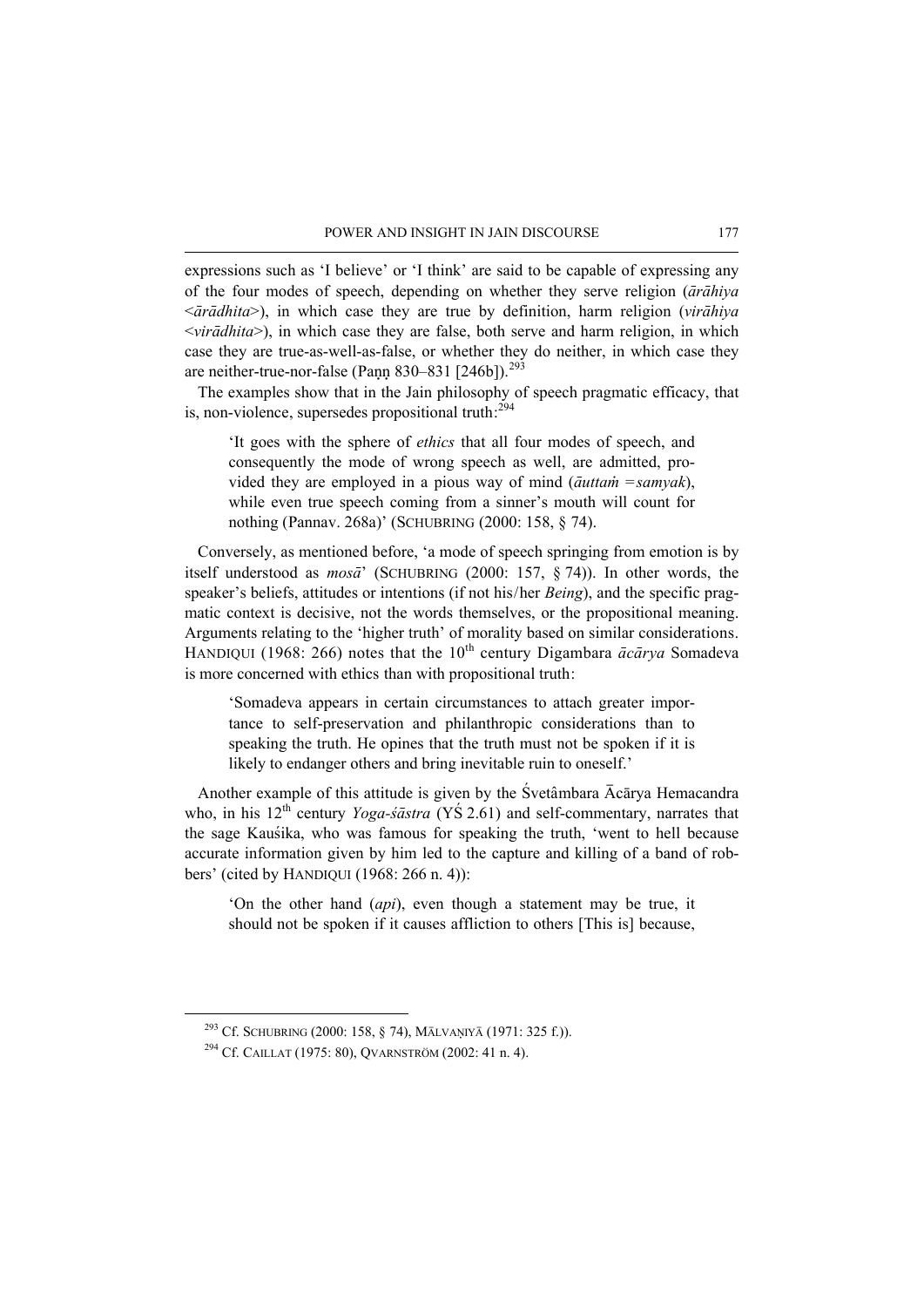expressions such as 'I believe' or 'I think' are said to be capable of expressing any of the four modes of speech, depending on whether they serve religion (*ārāhiya* <*ārādhita*>), in which case they are true by definition, harm religion (*virāhiya* <*virādhita*>), in which case they are false, both serve and harm religion, in which case they are true-as-well-as-false, or whether they do neither, in which case they are neither-true-nor-false (Paṇṇ 830–831 [246b]).[293]

The examples show that in the Jain philosophy of speech pragmatic efficacy, that is, non-violence, supersedes propositional truth:[294]

> 'It goes with the sphere of *ethics* that all four modes of speech, and consequently the mode of wrong speech as well, are admitted, provided they are employed in a pious way of mind (*āuttaṁ* = *samyak*), while even true speech coming from a sinner's mouth will count for nothing (Pannav. 268a)' (SCHUBRING (2000: 158, § 74).

Conversely, as mentioned before, 'a mode of speech springing from emotion is by itself understood as *mosā*' (SCHUBRING (2000: 157, § 74)). In other words, the speaker's beliefs, attitudes or intentions (if not his/her *Being*), and the specific pragmatic context is decisive, not the words themselves, or the propositional meaning. Arguments relating to the 'higher truth' of morality based on similar considerations. HANDIQUI (1968: 266) notes that the 10th century Digambara *ācārya* Somadeva is more concerned with ethics than with propositional truth:

> 'Somadeva appears in certain circumstances to attach greater importance to self-preservation and philanthropic considerations than to speaking the truth. He opines that the truth must not be spoken if it is likely to endanger others and bring inevitable ruin to oneself.'

Another example of this attitude is given by the Śvetâmbara Ācārya Hemacandra who, in his 12th century *Yoga-śāstra* (YŚ 2.61) and self-commentary, narrates that the sage Kauśika, who was famous for speaking the truth, 'went to hell because accurate information given by him led to the capture and killing of a band of robbers' (cited by HANDIQUI (1968: 266 n. 4)):

> 'On the other hand (*api*), even though a statement may be true, it should not be spoken if it causes affliction to others [This is] because,

[293] Cf. SCHUBRING (2000: 158, § 74), MĀLVAṆIYĀ (1971: 325 f.)).

[294] Cf. CAILLAT (1975: 80), QVARNSTRÖM (2002: 41 n. 4).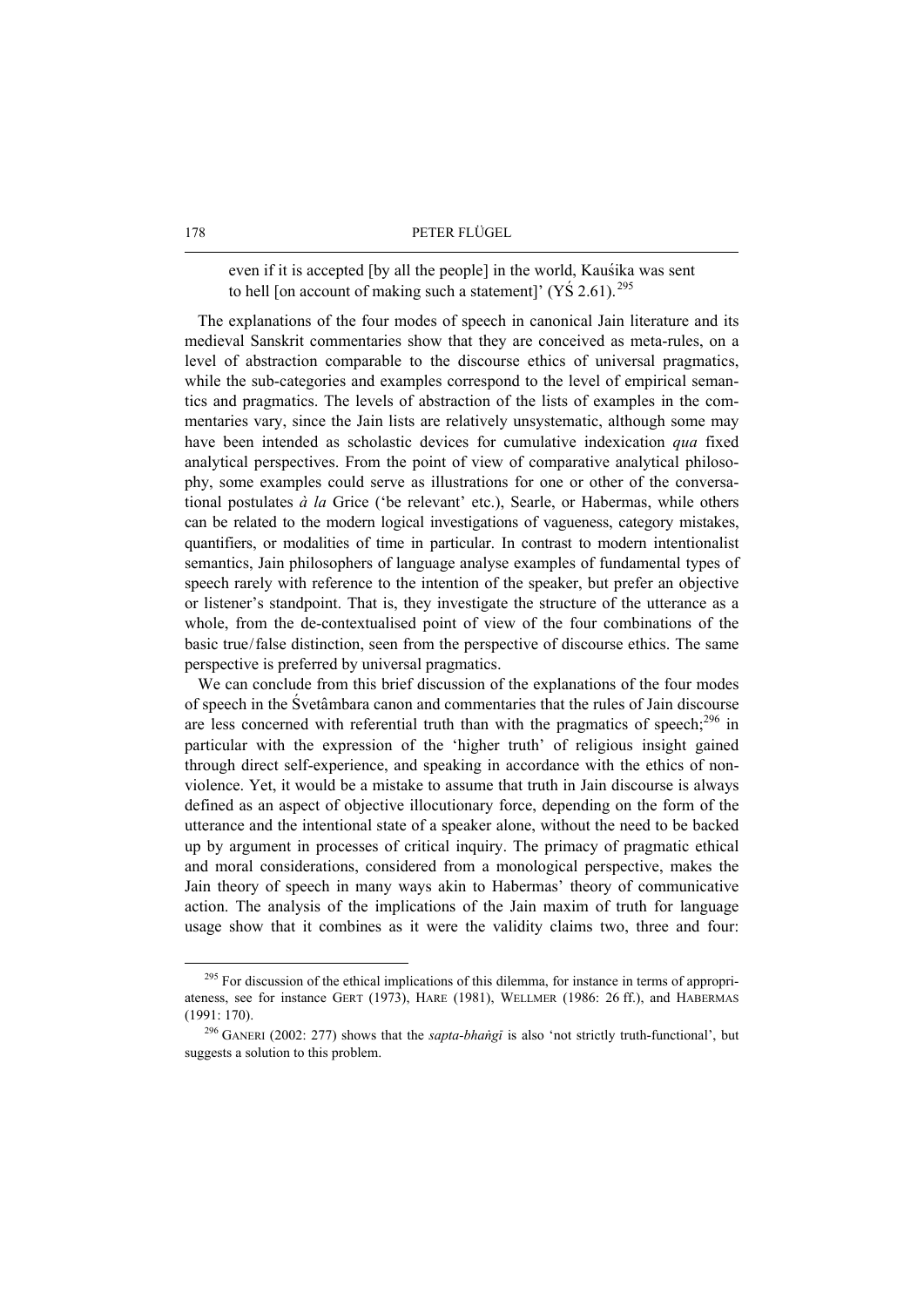even if it is accepted [by all the people] in the world, Kauśika was sent to hell [on account of making such a statement]' (YŚ 2.61).[295]

The explanations of the four modes of speech in canonical Jain literature and its medieval Sanskrit commentaries show that they are conceived as meta-rules, on a level of abstraction comparable to the discourse ethics of universal pragmatics, while the sub-categories and examples correspond to the level of empirical semantics and pragmatics. The levels of abstraction of the lists of examples in the commentaries vary, since the Jain lists are relatively unsystematic, although some may have been intended as scholastic devices for cumulative indexication *qua* fixed analytical perspectives. From the point of view of comparative analytical philosophy, some examples could serve as illustrations for one or other of the conversational postulates *à la* Grice ('be relevant' etc.), Searle, or Habermas, while others can be related to the modern logical investigations of vagueness, category mistakes, quantifiers, or modalities of time in particular. In contrast to modern intentionalist semantics, Jain philosophers of language analyse examples of fundamental types of speech rarely with reference to the intention of the speaker, but prefer an objective or listener's standpoint. That is, they investigate the structure of the utterance as a whole, from the de-contextualised point of view of the four combinations of the basic true / false distinction, seen from the perspective of discourse ethics. The same perspective is preferred by universal pragmatics.

We can conclude from this brief discussion of the explanations of the four modes of speech in the Śvetâmbara canon and commentaries that the rules of Jain discourse are less concerned with referential truth than with the pragmatics of speech;[296] in particular with the expression of the 'higher truth' of religious insight gained through direct self-experience, and speaking in accordance with the ethics of nonviolence. Yet, it would be a mistake to assume that truth in Jain discourse is always defined as an aspect of objective illocutionary force, depending on the form of the utterance and the intentional state of a speaker alone, without the need to be backed up by argument in processes of critical inquiry. The primacy of pragmatic ethical and moral considerations, considered from a monological perspective, makes the Jain theory of speech in many ways akin to Habermas' theory of communicative action. The analysis of the implications of the Jain maxim of truth for language usage show that it combines as it were the validity claims two, three and four:

---

[295] For discussion of the ethical implications of this dilemma, for instance in terms of appropriateness, see for instance GERT (1973), HARE (1981), WELLMER (1986: 26 ff.), and HABERMAS (1991: 170).

[296] GANERI (2002: 277) shows that the *sapta-bhaṅgī* is also 'not strictly truth-functional', but suggests a solution to this problem.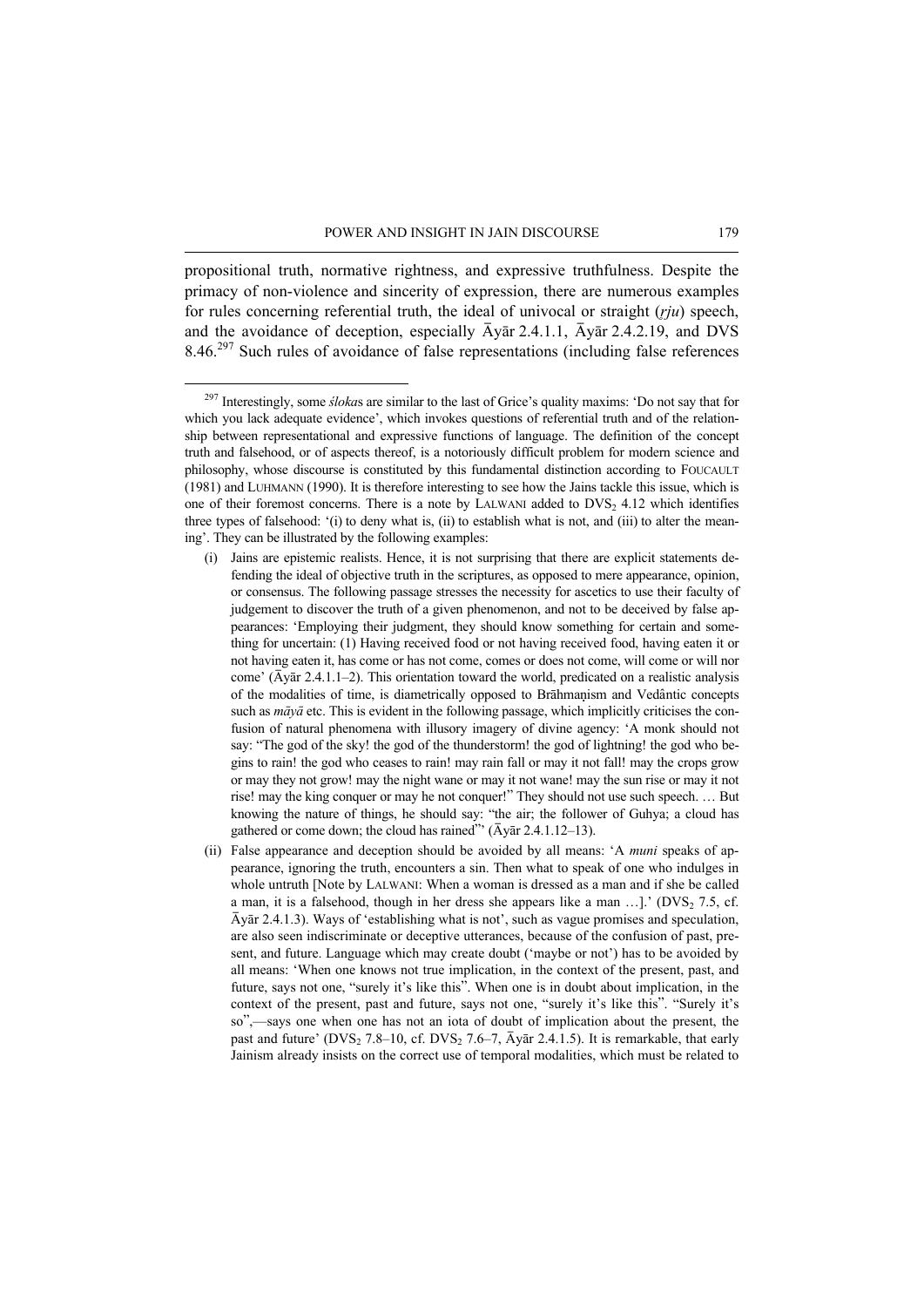propositional truth, normative rightness, and expressive truthfulness. Despite the primacy of non-violence and sincerity of expression, there are numerous examples for rules concerning referential truth, the ideal of univocal or straight (*ṛju*) speech, and the avoidance of deception, especially Āyār 2.4.1.1, Āyār 2.4.2.19, and DVS 8.46.[297] Such rules of avoidance of false representations (including false references

---

[297] Interestingly, some *śloka*s are similar to the last of Grice's quality maxims: 'Do not say that for which you lack adequate evidence', which invokes questions of referential truth and of the relationship between representational and expressive functions of language. The definition of the concept truth and falsehood, or of aspects thereof, is a notoriously difficult problem for modern science and philosophy, whose discourse is constituted by this fundamental distinction according to FOUCAULT (1981) and LUHMANN (1990). It is therefore interesting to see how the Jains tackle this issue, which is one of their foremost concerns. There is a note by LALWANI added to $DVS_2$ 4.12 which identifies three types of falsehood: '(i) to deny what is, (ii) to establish what is not, and (iii) to alter the meaning'. They can be illustrated by the following examples:

(i) Jains are epistemic realists. Hence, it is not surprising that there are explicit statements defending the ideal of objective truth in the scriptures, as opposed to mere appearance, opinion, or consensus. The following passage stresses the necessity for ascetics to use their faculty of judgement to discover the truth of a given phenomenon, and not to be deceived by false appearances: 'Employing their judgment, they should know something for certain and something for uncertain: (1) Having received food or not having received food, having eaten it or not having eaten it, has come or has not come, comes or does not come, will come or will nor come' (Āyār 2.4.1.1–2). This orientation toward the world, predicated on a realistic analysis of the modalities of time, is diametrically opposed to Brāhmaṇism and Vedântic concepts such as *māyā* etc. This is evident in the following passage, which implicitly criticises the confusion of natural phenomena with illusory imagery of divine agency: 'A monk should not say: "The god of the sky! the god of the thunderstorm! the god of lightning! the god who begins to rain! the god who ceases to rain! may rain fall or may it not fall! may the crops grow or may they not grow! may the night wane or may it not wane! may the sun rise or may it not rise! may the king conquer or may he not conquer!" They should not use such speech. … But knowing the nature of things, he should say: "the air; the follower of Guhya; a cloud has gathered or come down; the cloud has rained"' (Āyār 2.4.1.12–13).

(ii) False appearance and deception should be avoided by all means: 'A *muni* speaks of appearance, ignoring the truth, encounters a sin. Then what to speak of one who indulges in whole untruth [Note by LALWANI: When a woman is dressed as a man and if she be called a man, it is a falsehood, though in her dress she appears like a man …].' ($DVS_2$ 7.5, cf. Āyār 2.4.1.3). Ways of 'establishing what is not', such as vague promises and speculation, are also seen indiscriminate or deceptive utterances, because of the confusion of past, present, and future. Language which may create doubt ('maybe or not') has to be avoided by all means: 'When one knows not true implication, in the context of the present, past, and future, says not one, "surely it's like this". When one is in doubt about implication, in the context of the present, past and future, says not one, "surely it's like this". "Surely it's so",—says one when one has not an iota of doubt of implication about the present, the past and future' ($DVS_2$ 7.8–10, cf. $DVS_2$ 7.6–7, Āyār 2.4.1.5). It is remarkable, that early Jainism already insists on the correct use of temporal modalities, which must be related to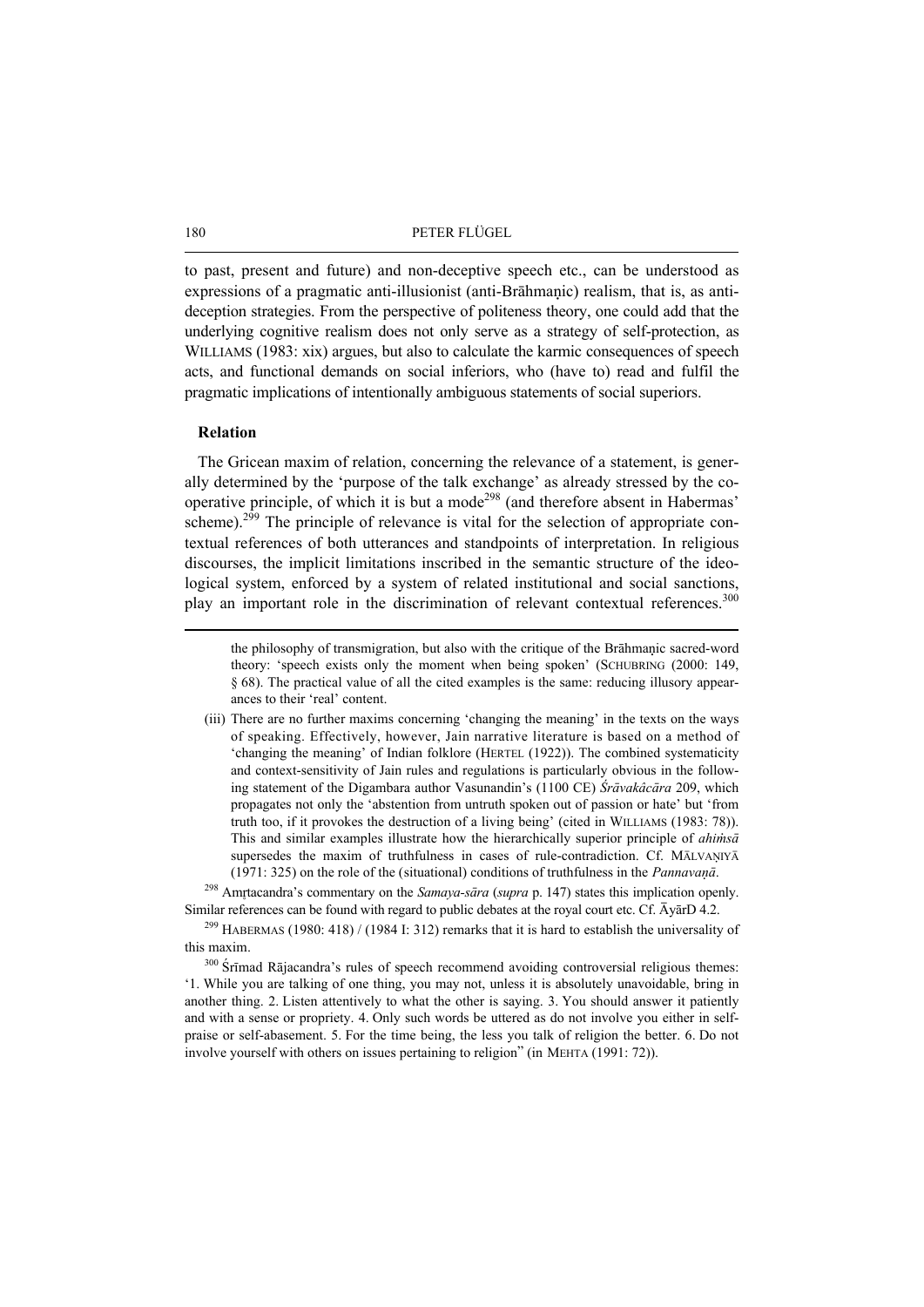to past, present and future) and non-deceptive speech etc., can be understood as expressions of a pragmatic anti-illusionist (anti-Brāhmaṇic) realism, that is, as anti-deception strategies. From the perspective of politeness theory, one could add that the underlying cognitive realism does not only serve as a strategy of self-protection, as WILLIAMS (1983: xix) argues, but also to calculate the karmic consequences of speech acts, and functional demands on social inferiors, who (have to) read and fulfil the pragmatic implications of intentionally ambiguous statements of social superiors.

**Relation**

The Gricean maxim of relation, concerning the relevance of a statement, is generally determined by the 'purpose of the talk exchange' as already stressed by the co-operative principle, of which it is but a mode[298] (and therefore absent in Habermas' scheme).[299] The principle of relevance is vital for the selection of appropriate contextual references of both utterances and standpoints of interpretation. In religious discourses, the implicit limitations inscribed in the semantic structure of the ideological system, enforced by a system of related institutional and social sanctions, play an important role in the discrimination of relevant contextual references.[300]

---

the philosophy of transmigration, but also with the critique of the Brāhmaṇic sacred-word theory: 'speech exists only the moment when being spoken' (SCHUBRING (2000: 149, § 68). The practical value of all the cited examples is the same: reducing illusory appearances to their 'real' content.

(iii) There are no further maxims concerning 'changing the meaning' in the texts on the ways of speaking. Effectively, however, Jain narrative literature is based on a method of 'changing the meaning' of Indian folklore (HERTEL (1922)). The combined systematicity and context-sensitivity of Jain rules and regulations is particularly obvious in the following statement of the Digambara author Vasunandin's (1100 CE) *Śrāvakâcāra* 209, which propagates not only the 'abstention from untruth spoken out of passion or hate' but 'from truth too, if it provokes the destruction of a living being' (cited in WILLIAMS (1983: 78)). This and similar examples illustrate how the hierarchically superior principle of *ahiṁsā* supersedes the maxim of truthfulness in cases of rule-contradiction. Cf. MĀLVAṆIYĀ (1971: 325) on the role of the (situational) conditions of truthfulness in the *Pannavaṇā*.

[298] Amṛtacandra's commentary on the *Samaya-sāra* (*supra* p. 147) states this implication openly. Similar references can be found with regard to public debates at the royal court etc. Cf. ĀyārD 4.2.

[299] HABERMAS (1980: 418) / (1984 I: 312) remarks that it is hard to establish the universality of this maxim.

[300] Śrīmad Rājacandra's rules of speech recommend avoiding controversial religious themes: '1. While you are talking of one thing, you may not, unless it is absolutely unavoidable, bring in another thing. 2. Listen attentively to what the other is saying. 3. You should answer it patiently and with a sense or propriety. 4. Only such words be uttered as do not involve you either in self-praise or self-abasement. 5. For the time being, the less you talk of religion the better. 6. Do not involve yourself with others on issues pertaining to religion" (in MEHTA (1991: 72)).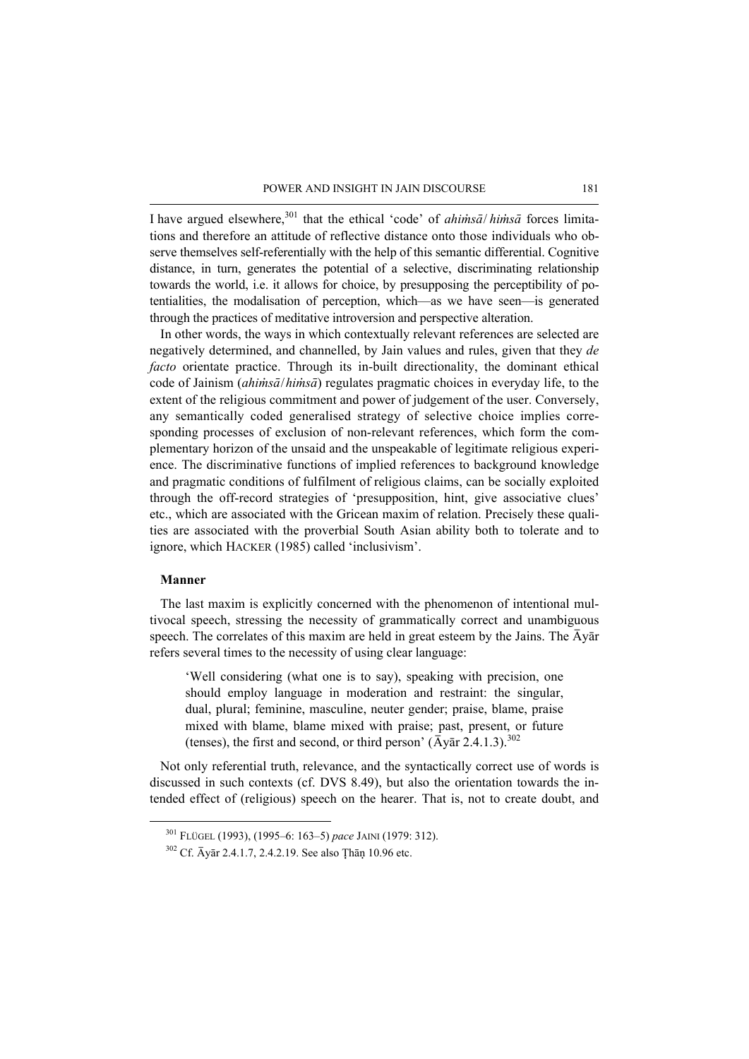I have argued elsewhere,[301] that the ethical 'code' of *ahiṁsā*/*hiṁsā* forces limitations and therefore an attitude of reflective distance onto those individuals who observe themselves self-referentially with the help of this semantic differential. Cognitive distance, in turn, generates the potential of a selective, discriminating relationship towards the world, i.e. it allows for choice, by presupposing the perceptibility of potentialities, the modalisation of perception, which—as we have seen—is generated through the practices of meditative introversion and perspective alteration.

In other words, the ways in which contextually relevant references are selected are negatively determined, and channelled, by Jain values and rules, given that they *de facto* orientate practice. Through its in-built directionality, the dominant ethical code of Jainism (*ahiṁsā*/*hiṁsā*) regulates pragmatic choices in everyday life, to the extent of the religious commitment and power of judgement of the user. Conversely, any semantically coded generalised strategy of selective choice implies corresponding processes of exclusion of non-relevant references, which form the complementary horizon of the unsaid and the unspeakable of legitimate religious experience. The discriminative functions of implied references to background knowledge and pragmatic conditions of fulfilment of religious claims, can be socially exploited through the off-record strategies of 'presupposition, hint, give associative clues' etc., which are associated with the Gricean maxim of relation. Precisely these qualities are associated with the proverbial South Asian ability both to tolerate and to ignore, which HACKER (1985) called 'inclusivism'.

**Manner**

The last maxim is explicitly concerned with the phenomenon of intentional multivocal speech, stressing the necessity of grammatically correct and unambiguous speech. The correlates of this maxim are held in great esteem by the Jains. The Āyār refers several times to the necessity of using clear language:

> 'Well considering (what one is to say), speaking with precision, one should employ language in moderation and restraint: the singular, dual, plural; feminine, masculine, neuter gender; praise, blame, praise mixed with blame, blame mixed with praise; past, present, or future (tenses), the first and second, or third person' (Āyār 2.4.1.3).[302]

Not only referential truth, relevance, and the syntactically correct use of words is discussed in such contexts (cf. DVS 8.49), but also the orientation towards the intended effect of (religious) speech on the hearer. That is, not to create doubt, and

[301] FLÜGEL (1993), (1995–6: 163–5) *pace* JAINI (1979: 312).

[302] Cf. Āyār 2.4.1.7, 2.4.2.19. See also Ṭhāṇ 10.96 etc.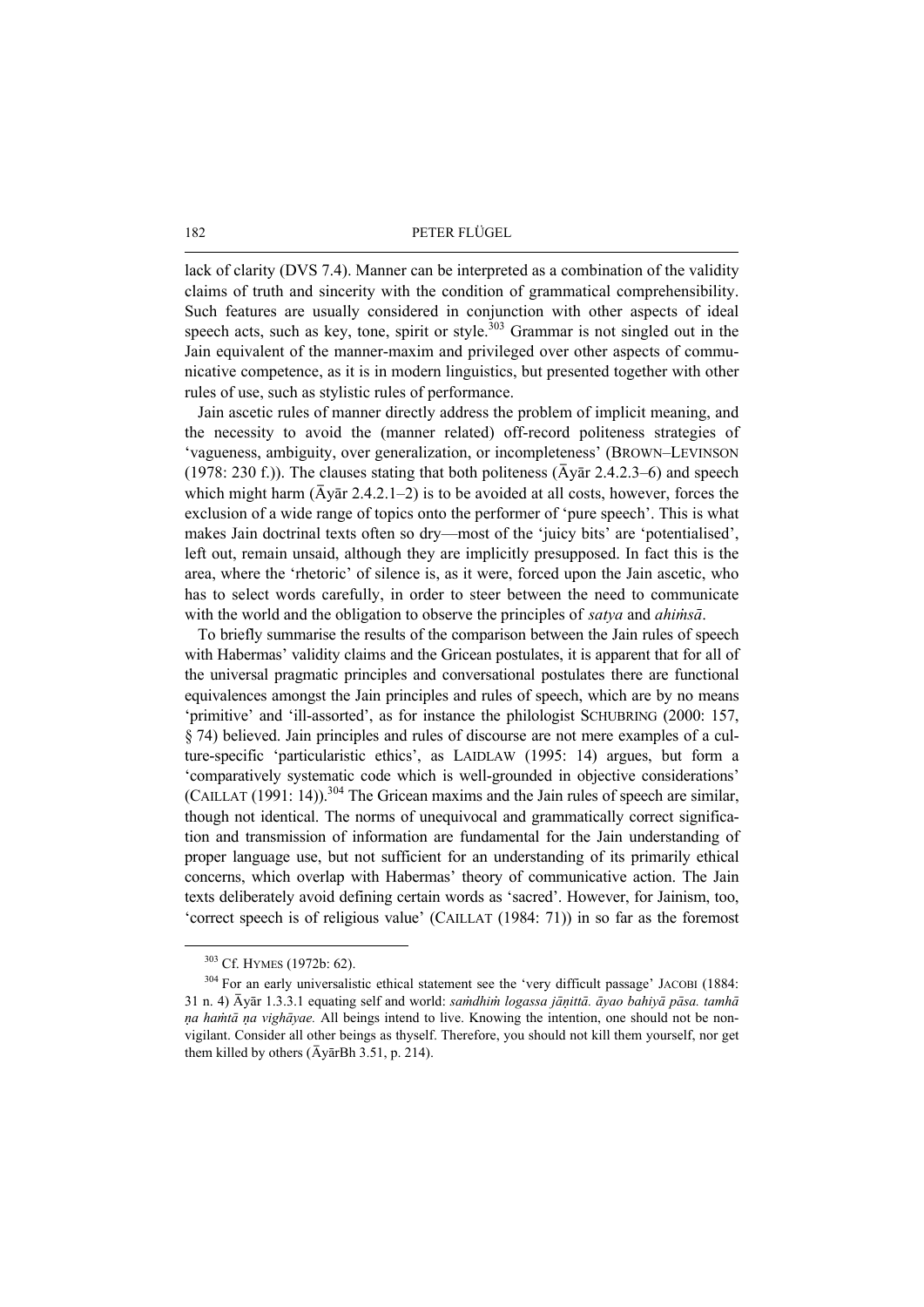lack of clarity (DVS 7.4). Manner can be interpreted as a combination of the validity claims of truth and sincerity with the condition of grammatical comprehensibility. Such features are usually considered in conjunction with other aspects of ideal speech acts, such as key, tone, spirit or style.[303] Grammar is not singled out in the Jain equivalent of the manner-maxim and privileged over other aspects of communicative competence, as it is in modern linguistics, but presented together with other rules of use, such as stylistic rules of performance.

Jain ascetic rules of manner directly address the problem of implicit meaning, and the necessity to avoid the (manner related) off-record politeness strategies of 'vagueness, ambiguity, over generalization, or incompleteness' (BROWN–LEVINSON (1978: 230 f.)). The clauses stating that both politeness (Āyār 2.4.2.3–6) and speech which might harm (Āyār 2.4.2.1–2) is to be avoided at all costs, however, forces the exclusion of a wide range of topics onto the performer of 'pure speech'. This is what makes Jain doctrinal texts often so dry—most of the 'juicy bits' are 'potentialised', left out, remain unsaid, although they are implicitly presupposed. In fact this is the area, where the 'rhetoric' of silence is, as it were, forced upon the Jain ascetic, who has to select words carefully, in order to steer between the need to communicate with the world and the obligation to observe the principles of *satya* and *ahiṁsā*.

To briefly summarise the results of the comparison between the Jain rules of speech with Habermas' validity claims and the Gricean postulates, it is apparent that for all of the universal pragmatic principles and conversational postulates there are functional equivalences amongst the Jain principles and rules of speech, which are by no means 'primitive' and 'ill-assorted', as for instance the philologist SCHUBRING (2000: 157, § 74) believed. Jain principles and rules of discourse are not mere examples of a culture-specific 'particularistic ethics', as LAIDLAW (1995: 14) argues, but form a 'comparatively systematic code which is well-grounded in objective considerations' (CAILLAT (1991: 14)).[304] The Gricean maxims and the Jain rules of speech are similar, though not identical. The norms of unequivocal and grammatically correct signification and transmission of information are fundamental for the Jain understanding of proper language use, but not sufficient for an understanding of its primarily ethical concerns, which overlap with Habermas' theory of communicative action. The Jain texts deliberately avoid defining certain words as 'sacred'. However, for Jainism, too, 'correct speech is of religious value' (CAILLAT (1984: 71)) in so far as the foremost

---

[303] Cf. HYMES (1972b: 62).

[304] For an early universalistic ethical statement see the 'very difficult passage' JACOBI (1884: 31 n. 4) Āyār 1.3.3.1 equating self and world: *saṁdhiṁ logassa jāṇittā. āyao bahiyā pāsa. tamhā ṇa haṁtā ṇa vighāyae.* All beings intend to live. Knowing the intention, one should not be non-vigilant. Consider all other beings as thyself. Therefore, you should not kill them yourself, nor get them killed by others (ĀyārBh 3.51, p. 214).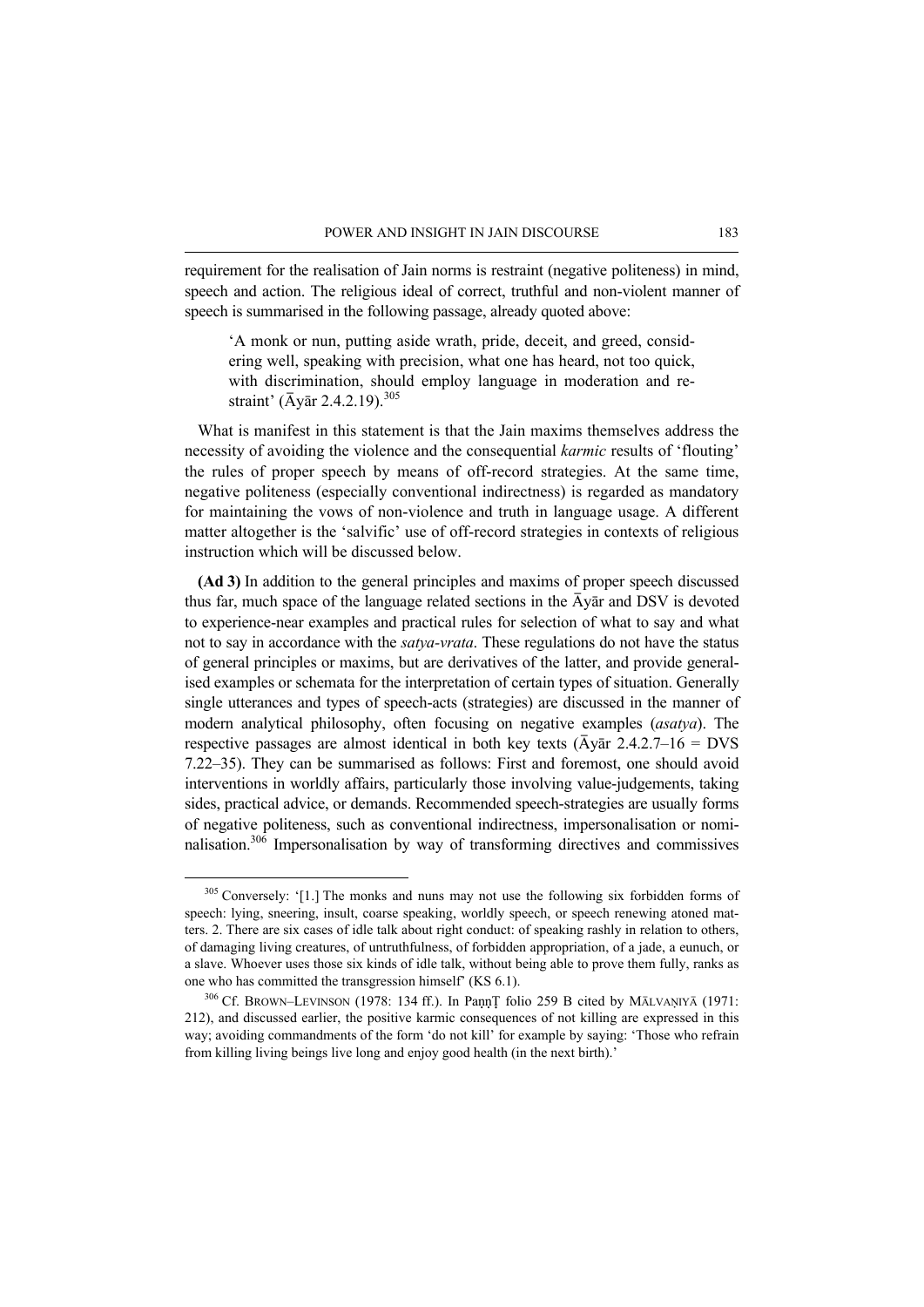requirement for the realisation of Jain norms is restraint (negative politeness) in mind, speech and action. The religious ideal of correct, truthful and non-violent manner of speech is summarised in the following passage, already quoted above:

> 'A monk or nun, putting aside wrath, pride, deceit, and greed, considering well, speaking with precision, what one has heard, not too quick, with discrimination, should employ language in moderation and restraint' (Āyār 2.4.2.19).[305]

What is manifest in this statement is that the Jain maxims themselves address the necessity of avoiding the violence and the consequential *karmic* results of 'flouting' the rules of proper speech by means of off-record strategies. At the same time, negative politeness (especially conventional indirectness) is regarded as mandatory for maintaining the vows of non-violence and truth in language usage. A different matter altogether is the 'salvific' use of off-record strategies in contexts of religious instruction which will be discussed below.

**(Ad 3)** In addition to the general principles and maxims of proper speech discussed thus far, much space of the language related sections in the Āyār and DSV is devoted to experience-near examples and practical rules for selection of what to say and what not to say in accordance with the *satya-vrata*. These regulations do not have the status of general principles or maxims, but are derivatives of the latter, and provide generalised examples or schemata for the interpretation of certain types of situation. Generally single utterances and types of speech-acts (strategies) are discussed in the manner of modern analytical philosophy, often focusing on negative examples (*asatya*). The respective passages are almost identical in both key texts (Āyār 2.4.2.7–16 = DVS 7.22–35). They can be summarised as follows: First and foremost, one should avoid interventions in worldly affairs, particularly those involving value-judgements, taking sides, practical advice, or demands. Recommended speech-strategies are usually forms of negative politeness, such as conventional indirectness, impersonalisation or nominalisation.[306] Impersonalisation by way of transforming directives and commissives

---

[305] Conversely: '[1.] The monks and nuns may not use the following six forbidden forms of speech: lying, sneering, insult, coarse speaking, worldly speech, or speech renewing atoned matters. 2. There are six cases of idle talk about right conduct: of speaking rashly in relation to others, of damaging living creatures, of untruthfulness, of forbidden appropriation, of a jade, a eunuch, or a slave. Whoever uses those six kinds of idle talk, without being able to prove them fully, ranks as one who has committed the transgression himself' (KS 6.1).

[306] Cf. Brown–Levinson (1978: 134 ff.). In PaṇṇṬ folio 259 B cited by Mālvaṇiyā (1971: 212), and discussed earlier, the positive karmic consequences of not killing are expressed in this way; avoiding commandments of the form 'do not kill' for example by saying: 'Those who refrain from killing living beings live long and enjoy good health (in the next birth).'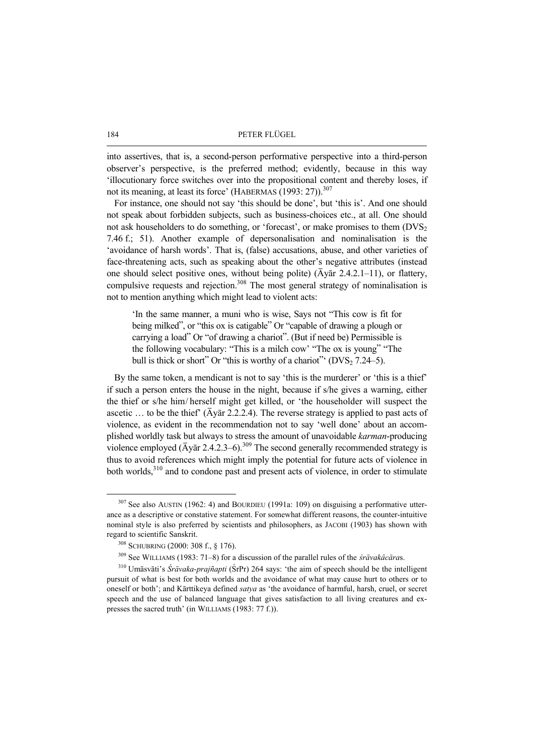into assertives, that is, a second-person performative perspective into a third-person observer's perspective, is the preferred method; evidently, because in this way 'illocutionary force switches over into the propositional content and thereby loses, if not its meaning, at least its force' (HABERMAS (1993: 27)).[307]

For instance, one should not say 'this should be done', but 'this is'. And one should not speak about forbidden subjects, such as business-choices etc., at all. One should not ask householders to do something, or 'forecast', or make promises to them ($DVS_2$ 7.46 f.; 51). Another example of depersonalisation and nominalisation is the 'avoidance of harsh words'. That is, (false) accusations, abuse, and other varieties of face-threatening acts, such as speaking about the other's negative attributes (instead one should select positive ones, without being polite) (Āyār 2.4.2.1–11), or flattery, compulsive requests and rejection.[308] The most general strategy of nominalisation is not to mention anything which might lead to violent acts:

> 'In the same manner, a muni who is wise, Says not "This cow is fit for being milked", or "this ox is catigable" Or "capable of drawing a plough or carrying a load" Or "of drawing a chariot". (But if need be) Permissible is the following vocabulary: "This is a milch cow' "The ox is young" "The bull is thick or short" Or "this is worthy of a chariot"' ($DVS_2$ 7.24–5).

By the same token, a mendicant is not to say 'this is the murderer' or 'this is a thief' if such a person enters the house in the night, because if s/he gives a warning, either the thief or s/he him/ herself might get killed, or 'the householder will suspect the ascetic … to be the thief' (Āyār 2.2.2.4). The reverse strategy is applied to past acts of violence, as evident in the recommendation not to say 'well done' about an accomplished worldly task but always to stress the amount of unavoidable *karman*-producing violence employed (Āyār 2.4.2.3–6).[309] The second generally recommended strategy is thus to avoid references which might imply the potential for future acts of violence in both worlds,[310] and to condone past and present acts of violence, in order to stimulate

---

[307] See also AUSTIN (1962: 4) and BOURDIEU (1991a: 109) on disguising a performative utterance as a descriptive or constative statement. For somewhat different reasons, the counter-intuitive nominal style is also preferred by scientists and philosophers, as JACOBI (1903) has shown with regard to scientific Sanskrit.

[308] SCHUBRING (2000: 308 f., § 176).

[309] See WILLIAMS (1983: 71–8) for a discussion of the parallel rules of the *śrāvakâcāra*s.

[310] Umāsvāti's *Śrāvaka-prajñapti* (ŚrPr) 264 says: 'the aim of speech should be the intelligent pursuit of what is best for both worlds and the avoidance of what may cause hurt to others or to oneself or both'; and Kārttikeya defined *satya* as 'the avoidance of harmful, harsh, cruel, or secret speech and the use of balanced language that gives satisfaction to all living creatures and expresses the sacred truth' (in WILLIAMS (1983: 77 f.)).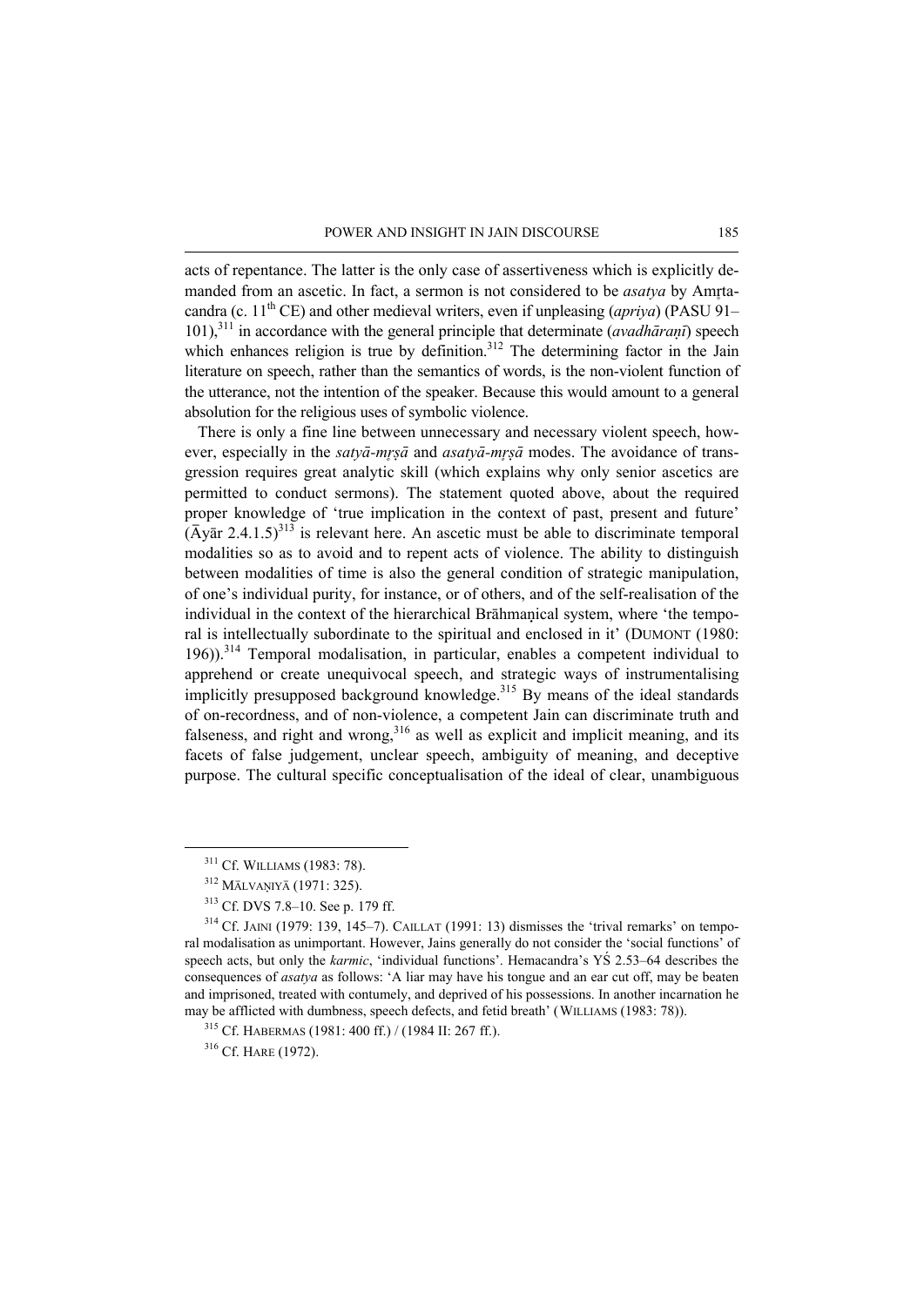acts of repentance. The latter is the only case of assertiveness which is explicitly demanded from an ascetic. In fact, a sermon is not considered to be *asatya* by Amṛtacandra (c. 11th CE) and other medieval writers, even if unpleasing (*apriya*) (PASU 91–101),[311] in accordance with the general principle that determinate (*avadhāraṇī*) speech which enhances religion is true by definition.[312] The determining factor in the Jain literature on speech, rather than the semantics of words, is the non-violent function of the utterance, not the intention of the speaker. Because this would amount to a general absolution for the religious uses of symbolic violence.

There is only a fine line between unnecessary and necessary violent speech, however, especially in the *satyā-mṛṣā* and *asatyā-mṛṣā* modes. The avoidance of transgression requires great analytic skill (which explains why only senior ascetics are permitted to conduct sermons). The statement quoted above, about the required proper knowledge of 'true implication in the context of past, present and future' (Āyār 2.4.1.5)[313] is relevant here. An ascetic must be able to discriminate temporal modalities so as to avoid and to repent acts of violence. The ability to distinguish between modalities of time is also the general condition of strategic manipulation, of one's individual purity, for instance, or of others, and of the self-realisation of the individual in the context of the hierarchical Brāhmaṇical system, where 'the temporal is intellectually subordinate to the spiritual and enclosed in it' (DUMONT (1980: 196)).[314] Temporal modalisation, in particular, enables a competent individual to apprehend or create unequivocal speech, and strategic ways of instrumentalising implicitly presupposed background knowledge.[315] By means of the ideal standards of on-recordness, and of non-violence, a competent Jain can discriminate truth and falseness, and right and wrong,[316] as well as explicit and implicit meaning, and its facets of false judgement, unclear speech, ambiguity of meaning, and deceptive purpose. The cultural specific conceptualisation of the ideal of clear, unambiguous

---

[311] Cf. WILLIAMS (1983: 78).

[312] MĀLVAṆIYĀ (1971: 325).

[313] Cf. DVS 7.8–10. See p. 179 ff.

[314] Cf. JAINI (1979: 139, 145–7). CAILLAT (1991: 13) dismisses the 'trival remarks' on temporal modalisation as unimportant. However, Jains generally do not consider the 'social functions' of speech acts, but only the *karmic*, 'individual functions'. Hemacandra's YŚ 2.53–64 describes the consequences of *asatya* as follows: 'A liar may have his tongue and an ear cut off, may be beaten and imprisoned, treated with contumely, and deprived of his possessions. In another incarnation he may be afflicted with dumbness, speech defects, and fetid breath' (WILLIAMS (1983: 78)).

[315] Cf. HABERMAS (1981: 400 ff.) / (1984 II: 267 ff.).

[316] Cf. HARE (1972).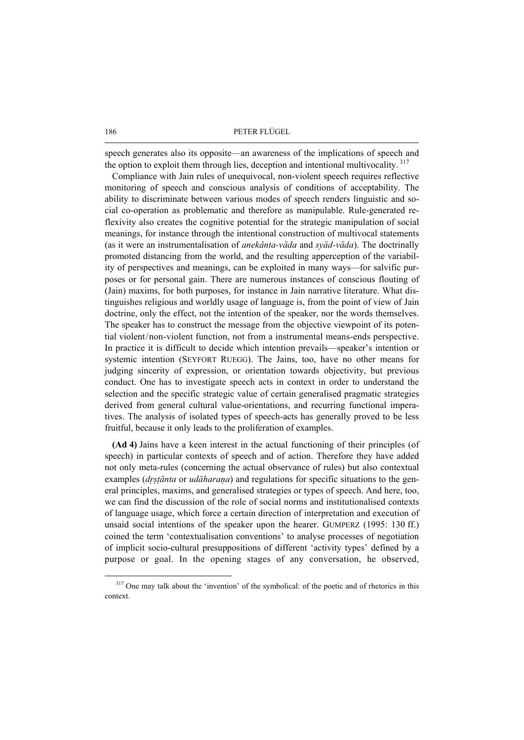speech generates also its opposite—an awareness of the implications of speech and the option to exploit them through lies, deception and intentional multivocality.[317]

Compliance with Jain rules of unequivocal, non-violent speech requires reflective monitoring of speech and conscious analysis of conditions of acceptability. The ability to discriminate between various modes of speech renders linguistic and social co-operation as problematic and therefore as manipulable. Rule-generated reflexivity also creates the cognitive potential for the strategic manipulation of social meanings, for instance through the intentional construction of multivocal statements (as it were an instrumentalisation of *anekânta-vāda* and *syād-vāda*). The doctrinally promoted distancing from the world, and the resulting apperception of the variability of perspectives and meanings, can be exploited in many ways—for salvific purposes or for personal gain. There are numerous instances of conscious flouting of (Jain) maxims, for both purposes, for instance in Jain narrative literature. What distinguishes religious and worldly usage of language is, from the point of view of Jain doctrine, only the effect, not the intention of the speaker, nor the words themselves. The speaker has to construct the message from the objective viewpoint of its potential violent/non-violent function, not from a instrumental means-ends perspective. In practice it is difficult to decide which intention prevails—speaker's intention or systemic intention (SEYFORT RUEGG). The Jains, too, have no other means for judging sincerity of expression, or orientation towards objectivity, but previous conduct. One has to investigate speech acts in context in order to understand the selection and the specific strategic value of certain generalised pragmatic strategies derived from general cultural value-orientations, and recurring functional imperatives. The analysis of isolated types of speech-acts has generally proved to be less fruitful, because it only leads to the proliferation of examples.

**(Ad 4)** Jains have a keen interest in the actual functioning of their principles (of speech) in particular contexts of speech and of action. Therefore they have added not only meta-rules (concerning the actual observance of rules) but also contextual examples (*dṛṣṭānta* or *udāharaṇa*) and regulations for specific situations to the general principles, maxims, and generalised strategies or types of speech. And here, too, we can find the discussion of the role of social norms and institutionalised contexts of language usage, which force a certain direction of interpretation and execution of unsaid social intentions of the speaker upon the hearer. GUMPERZ (1995: 130 ff.) coined the term 'contextualisation conventions' to analyse processes of negotiation of implicit socio-cultural presuppositions of different 'activity types' defined by a purpose or goal. In the opening stages of any conversation, he observed,

[317] One may talk about the 'invention' of the symbolical: of the poetic and of rhetorics in this context.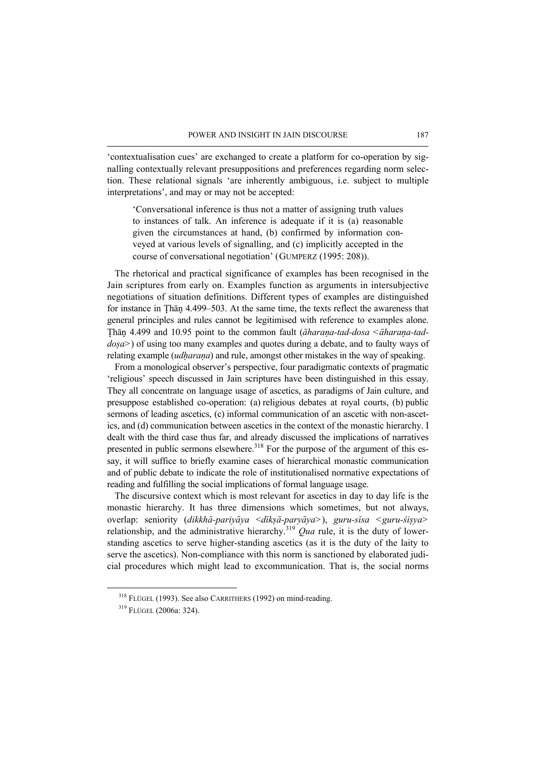'contextualisation cues' are exchanged to create a platform for co-operation by signalling contextually relevant presuppositions and preferences regarding norm selection. These relational signals 'are inherently ambiguous, i.e. subject to multiple interpretations', and may or may not be accepted:

> 'Conversational inference is thus not a matter of assigning truth values to instances of talk. An inference is adequate if it is (a) reasonable given the circumstances at hand, (b) confirmed by information conveyed at various levels of signalling, and (c) implicitly accepted in the course of conversational negotiation' (GUMPERZ (1995: 208)).

The rhetorical and practical significance of examples has been recognised in the Jain scriptures from early on. Examples function as arguments in intersubjective negotiations of situation definitions. Different types of examples are distinguished for instance in Ṭhāṇ 4.499–503. At the same time, the texts reflect the awareness that general principles and rules cannot be legitimised with reference to examples alone. Ṭhāṇ 4.499 and 10.95 point to the common fault (*āharaṇa-tad-dosa* <*āharaṇa-tad-doṣa*>) of using too many examples and quotes during a debate, and to faulty ways of relating example (*udḥaraṇa*) and rule, amongst other mistakes in the way of speaking.

From a monological observer's perspective, four paradigmatic contexts of pragmatic 'religious' speech discussed in Jain scriptures have been distinguished in this essay. They all concentrate on language usage of ascetics, as paradigms of Jain culture, and presuppose established co-operation: (a) religious debates at royal courts, (b) public sermons of leading ascetics, (c) informal communication of an ascetic with non-ascetics, and (d) communication between ascetics in the context of the monastic hierarchy. I dealt with the third case thus far, and already discussed the implications of narratives presented in public sermons elsewhere.[318] For the purpose of the argument of this essay, it will suffice to briefly examine cases of hierarchical monastic communication and of public debate to indicate the role of institutionalised normative expectations of reading and fulfilling the social implications of formal language usage.

The discursive context which is most relevant for ascetics in day to day life is the monastic hierarchy. It has three dimensions which sometimes, but not always, overlap: seniority (*dikkhā-pariyāya* <*dīkṣā-paryāya*>), *guru-sīsa* <*guru-śiṣya*> relationship, and the administrative hierarchy.[319] *Qua* rule, it is the duty of lower-standing ascetics to serve higher-standing ascetics (as it is the duty of the laity to serve the ascetics). Non-compliance with this norm is sanctioned by elaborated judicial procedures which might lead to excommunication. That is, the social norms

---

[318] FLÜGEL (1993). See also CARRITHERS (1992) on mind-reading.

[319] FLÜGEL (2006a: 324).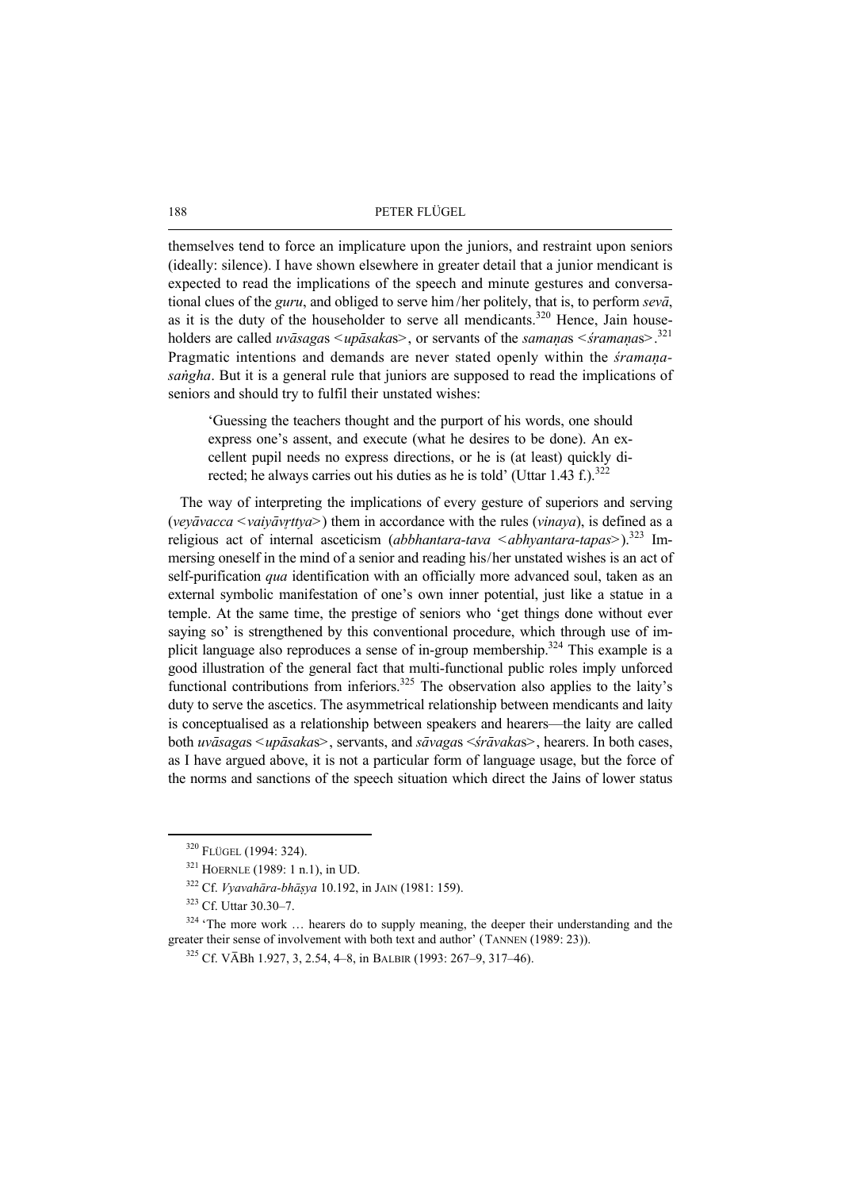themselves tend to force an implicature upon the juniors, and restraint upon seniors (ideally: silence). I have shown elsewhere in greater detail that a junior mendicant is expected to read the implications of the speech and minute gestures and conversational clues of the *guru*, and obliged to serve him/her politely, that is, to perform *sevā*, as it is the duty of the householder to serve all mendicants.[320] Hence, Jain householders are called *uvāsaga*s <*upāsaka*s>, or servants of the *samaṇa*s <*śramaṇa*s>.[321] Pragmatic intentions and demands are never stated openly within the *śramaṇa-saṅgha*. But it is a general rule that juniors are supposed to read the implications of seniors and should try to fulfil their unstated wishes:

> 'Guessing the teachers thought and the purport of his words, one should express one's assent, and execute (what he desires to be done). An excellent pupil needs no express directions, or he is (at least) quickly directed; he always carries out his duties as he is told' (Uttar 1.43 f.).[322]

The way of interpreting the implications of every gesture of superiors and serving (*veyāvacca* <*vaiyāvṛttya*>) them in accordance with the rules (*vinaya*), is defined as a religious act of internal asceticism (*abbhantara-tava* <*abhyantara-tapas*>).[323] Immersing oneself in the mind of a senior and reading his/her unstated wishes is an act of self-purification *qua* identification with an officially more advanced soul, taken as an external symbolic manifestation of one's own inner potential, just like a statue in a temple. At the same time, the prestige of seniors who 'get things done without ever saying so' is strengthened by this conventional procedure, which through use of implicit language also reproduces a sense of in-group membership.[324] This example is a good illustration of the general fact that multi-functional public roles imply unforced functional contributions from inferiors.[325] The observation also applies to the laity's duty to serve the ascetics. The asymmetrical relationship between mendicants and laity is conceptualised as a relationship between speakers and hearers—the laity are called both *uvāsaga*s <*upāsaka*s>, servants, and *sāvaga*s <*śrāvaka*s>, hearers. In both cases, as I have argued above, it is not a particular form of language usage, but the force of the norms and sanctions of the speech situation which direct the Jains of lower status

---

[320] FLÜGEL (1994: 324).

[321] HOERNLE (1989: 1 n.1), in UD.

[322] Cf. *Vyavahāra-bhāṣya* 10.192, in JAIN (1981: 159).

[323] Cf. Uttar 30.30–7.

[324] 'The more work … hearers do to supply meaning, the deeper their understanding and the greater their sense of involvement with both text and author' (TANNEN (1989: 23)).

[325] Cf. VĀBh 1.927, 3, 2.54, 4–8, in BALBIR (1993: 267–9, 317–46).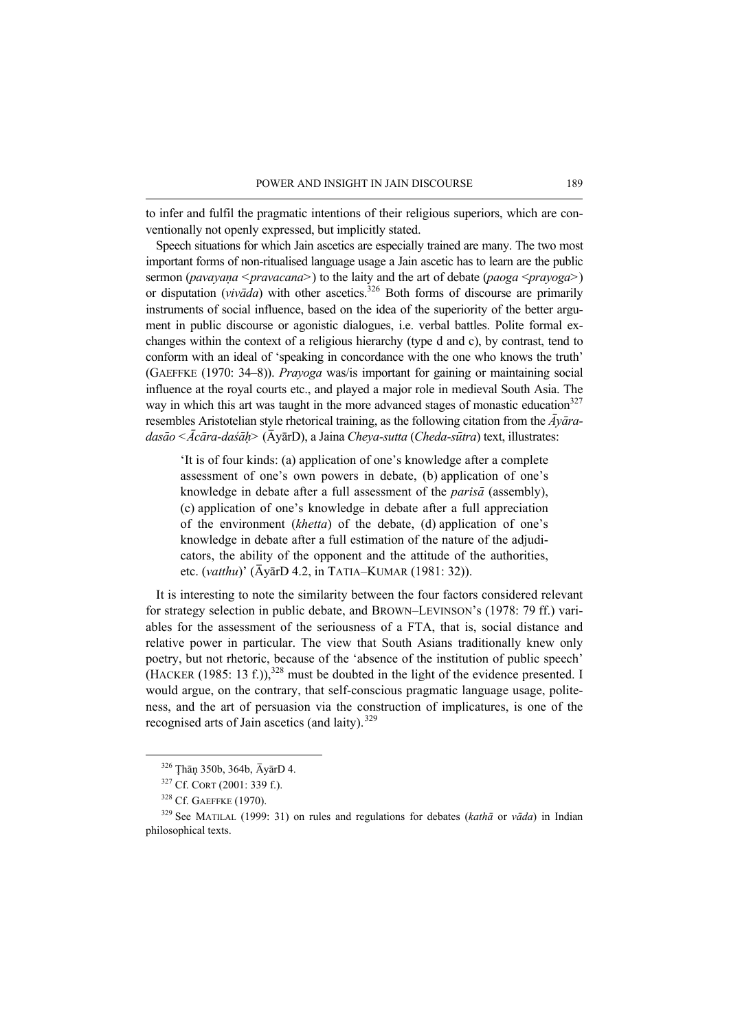to infer and fulfil the pragmatic intentions of their religious superiors, which are conventionally not openly expressed, but implicitly stated.

Speech situations for which Jain ascetics are especially trained are many. The two most important forms of non-ritualised language usage a Jain ascetic has to learn are the public sermon (*pavayaṇa* <*pravacana*>) to the laity and the art of debate (*paoga* <*prayoga*>) or disputation (*vivāda*) with other ascetics.[326] Both forms of discourse are primarily instruments of social influence, based on the idea of the superiority of the better argument in public discourse or agonistic dialogues, i.e. verbal battles. Polite formal exchanges within the context of a religious hierarchy (type d and c), by contrast, tend to conform with an ideal of 'speaking in concordance with the one who knows the truth' (GAEFFKE (1970: 34–8)). *Prayoga* was/is important for gaining or maintaining social influence at the royal courts etc., and played a major role in medieval South Asia. The way in which this art was taught in the more advanced stages of monastic education[327] resembles Aristotelian style rhetorical training, as the following citation from the *Āyāradasāo* <*Ācāra-daśāḥ*> (ĀyārD), a Jaina *Cheya-sutta* (*Cheda-sūtra*) text, illustrates:

> 'It is of four kinds: (a) application of one's knowledge after a complete assessment of one's own powers in debate, (b) application of one's knowledge in debate after a full assessment of the *parisā* (assembly), (c) application of one's knowledge in debate after a full appreciation of the environment (*khetta*) of the debate, (d) application of one's knowledge in debate after a full estimation of the nature of the adjudicators, the ability of the opponent and the attitude of the authorities, etc. (*vatthu*)' (ĀyārD 4.2, in TATIA–KUMAR (1981: 32)).

It is interesting to note the similarity between the four factors considered relevant for strategy selection in public debate, and BROWN–LEVINSON's (1978: 79 ff.) variables for the assessment of the seriousness of a FTA, that is, social distance and relative power in particular. The view that South Asians traditionally knew only poetry, but not rhetoric, because of the 'absence of the institution of public speech' (HACKER (1985: 13 f.)),[328] must be doubted in the light of the evidence presented. I would argue, on the contrary, that self-conscious pragmatic language usage, politeness, and the art of persuasion via the construction of implicatures, is one of the recognised arts of Jain ascetics (and laity).[329]

---

[326] Ṭhāṇ 350b, 364b, ĀyārD 4.

[327] Cf. CORT (2001: 339 f.).

[328] Cf. GAEFFKE (1970).

[329] See MATILAL (1999: 31) on rules and regulations for debates (*kathā* or *vāda*) in Indian philosophical texts.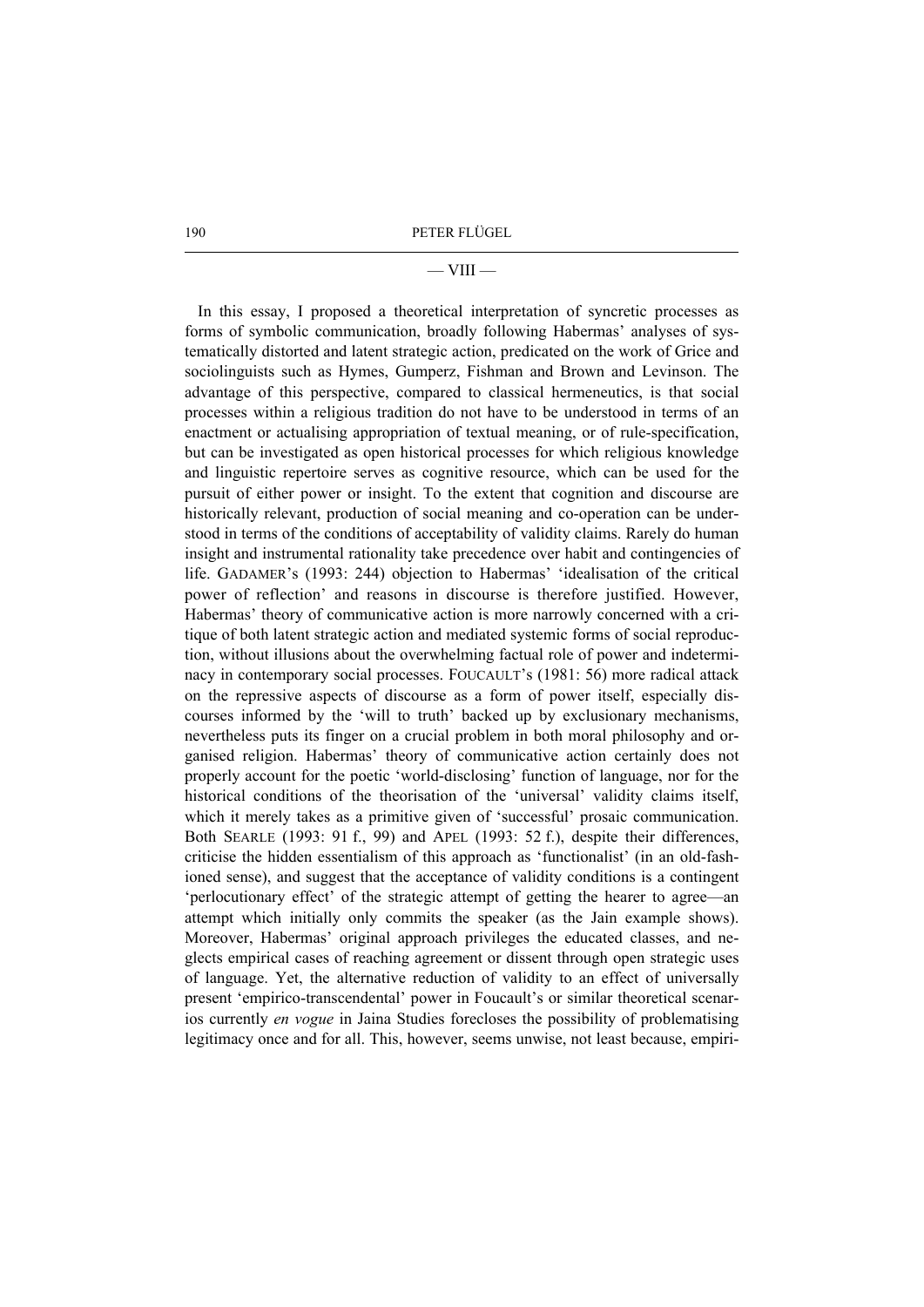## — VIII —

In this essay, I proposed a theoretical interpretation of syncretic processes as forms of symbolic communication, broadly following Habermas' analyses of systematically distorted and latent strategic action, predicated on the work of Grice and sociolinguists such as Hymes, Gumperz, Fishman and Brown and Levinson. The advantage of this perspective, compared to classical hermeneutics, is that social processes within a religious tradition do not have to be understood in terms of an enactment or actualising appropriation of textual meaning, or of rule-specification, but can be investigated as open historical processes for which religious knowledge and linguistic repertoire serves as cognitive resource, which can be used for the pursuit of either power or insight. To the extent that cognition and discourse are historically relevant, production of social meaning and co-operation can be understood in terms of the conditions of acceptability of validity claims. Rarely do human insight and instrumental rationality take precedence over habit and contingencies of life. GADAMER's (1993: 244) objection to Habermas' 'idealisation of the critical power of reflection' and reasons in discourse is therefore justified. However, Habermas' theory of communicative action is more narrowly concerned with a critique of both latent strategic action and mediated systemic forms of social reproduction, without illusions about the overwhelming factual role of power and indeterminacy in contemporary social processes. FOUCAULT's (1981: 56) more radical attack on the repressive aspects of discourse as a form of power itself, especially discourses informed by the 'will to truth' backed up by exclusionary mechanisms, nevertheless puts its finger on a crucial problem in both moral philosophy and organised religion. Habermas' theory of communicative action certainly does not properly account for the poetic 'world-disclosing' function of language, nor for the historical conditions of the theorisation of the 'universal' validity claims itself, which it merely takes as a primitive given of 'successful' prosaic communication. Both SEARLE (1993: 91 f., 99) and APEL (1993: 52 f.), despite their differences, criticise the hidden essentialism of this approach as 'functionalist' (in an old-fashioned sense), and suggest that the acceptance of validity conditions is a contingent 'perlocutionary effect' of the strategic attempt of getting the hearer to agree—an attempt which initially only commits the speaker (as the Jain example shows). Moreover, Habermas' original approach privileges the educated classes, and neglects empirical cases of reaching agreement or dissent through open strategic uses of language. Yet, the alternative reduction of validity to an effect of universally present 'empirico-transcendental' power in Foucault's or similar theoretical scenarios currently *en vogue* in Jaina Studies forecloses the possibility of problematising legitimacy once and for all. This, however, seems unwise, not least because, empiri-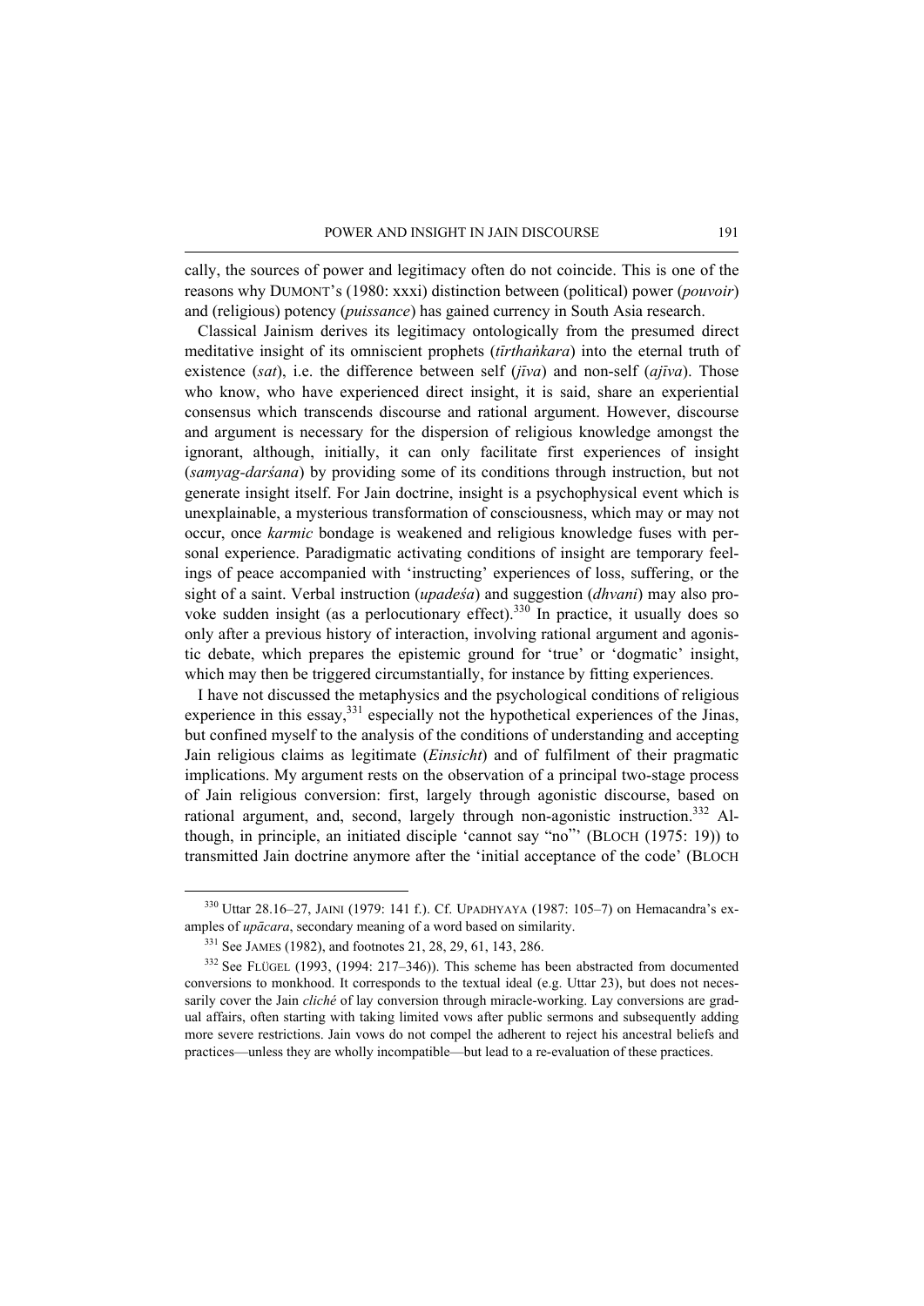cally, the sources of power and legitimacy often do not coincide. This is one of the reasons why DUMONT's (1980: xxxi) distinction between (political) power (*pouvoir*) and (religious) potency (*puissance*) has gained currency in South Asia research.

Classical Jainism derives its legitimacy ontologically from the presumed direct meditative insight of its omniscient prophets (*tīrthaṅkara*) into the eternal truth of existence (*sat*), i.e. the difference between self (*jīva*) and non-self (*ajīva*). Those who know, who have experienced direct insight, it is said, share an experiential consensus which transcends discourse and rational argument. However, discourse and argument is necessary for the dispersion of religious knowledge amongst the ignorant, although, initially, it can only facilitate first experiences of insight (*samyag-darśana*) by providing some of its conditions through instruction, but not generate insight itself. For Jain doctrine, insight is a psychophysical event which is unexplainable, a mysterious transformation of consciousness, which may or may not occur, once *karmic* bondage is weakened and religious knowledge fuses with personal experience. Paradigmatic activating conditions of insight are temporary feelings of peace accompanied with 'instructing' experiences of loss, suffering, or the sight of a saint. Verbal instruction (*upadeśa*) and suggestion (*dhvani*) may also provoke sudden insight (as a perlocutionary effect).[330] In practice, it usually does so only after a previous history of interaction, involving rational argument and agonistic debate, which prepares the epistemic ground for 'true' or 'dogmatic' insight, which may then be triggered circumstantially, for instance by fitting experiences.

I have not discussed the metaphysics and the psychological conditions of religious experience in this essay,[331] especially not the hypothetical experiences of the Jinas, but confined myself to the analysis of the conditions of understanding and accepting Jain religious claims as legitimate (*Einsicht*) and of fulfilment of their pragmatic implications. My argument rests on the observation of a principal two-stage process of Jain religious conversion: first, largely through agonistic discourse, based on rational argument, and, second, largely through non-agonistic instruction.[332] Although, in principle, an initiated disciple 'cannot say "no"' (BLOCH (1975: 19)) to transmitted Jain doctrine anymore after the 'initial acceptance of the code' (BLOCH

---

[330] Uttar 28.16–27, JAINI (1979: 141 f.). Cf. UPADHYAYA (1987: 105–7) on Hemacandra's examples of *upācara*, secondary meaning of a word based on similarity.

[331] See JAMES (1982), and footnotes 21, 28, 29, 61, 143, 286.

[332] See FLÜGEL (1993, (1994: 217–346)). This scheme has been abstracted from documented conversions to monkhood. It corresponds to the textual ideal (e.g. Uttar 23), but does not necessarily cover the Jain *cliché* of lay conversion through miracle-working. Lay conversions are gradual affairs, often starting with taking limited vows after public sermons and subsequently adding more severe restrictions. Jain vows do not compel the adherent to reject his ancestral beliefs and practices—unless they are wholly incompatible—but lead to a re-evaluation of these practices.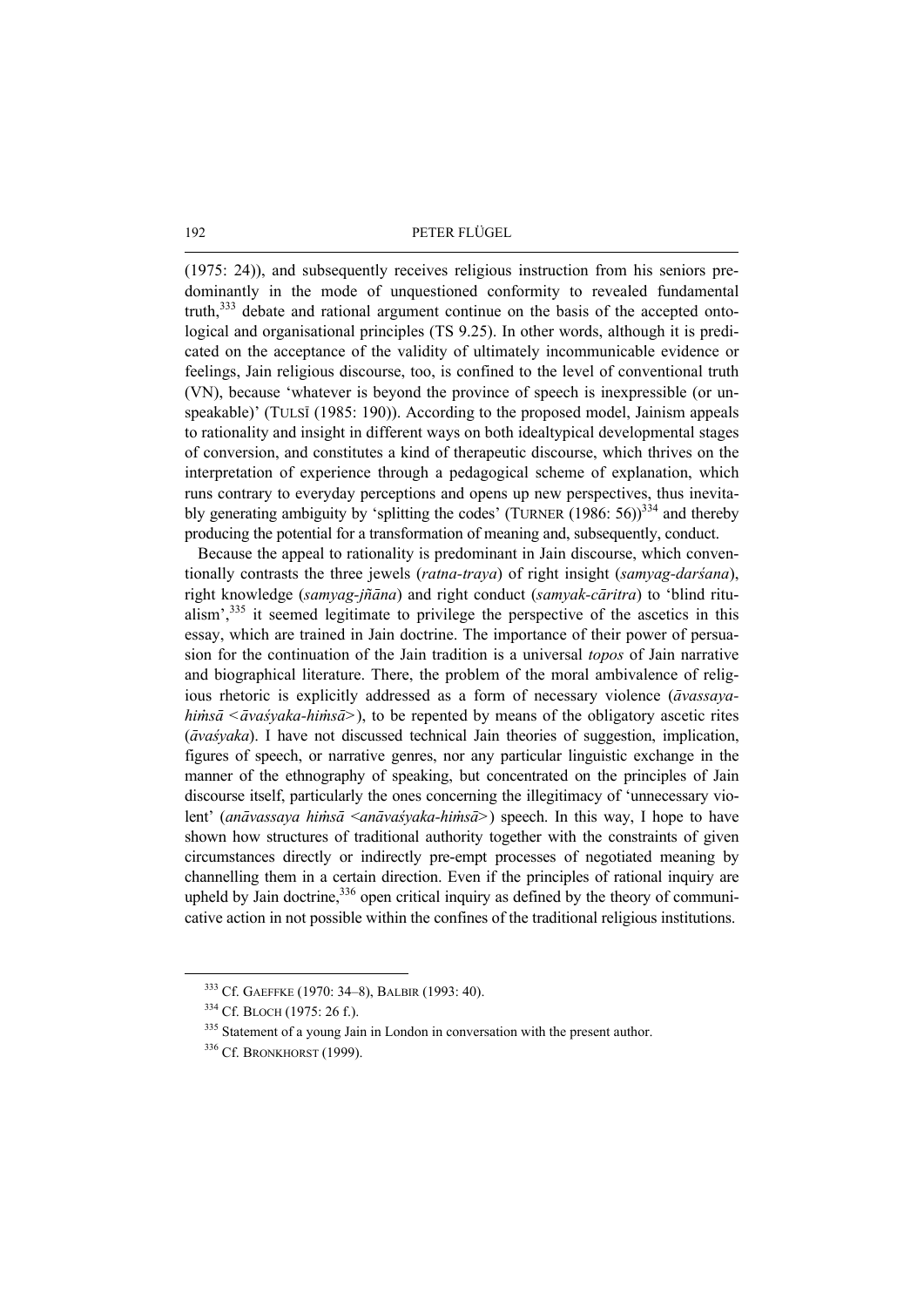(1975: 24)), and subsequently receives religious instruction from his seniors predominantly in the mode of unquestioned conformity to revealed fundamental truth,[333] debate and rational argument continue on the basis of the accepted ontological and organisational principles (TS 9.25). In other words, although it is predicated on the acceptance of the validity of ultimately incommunicable evidence or feelings, Jain religious discourse, too, is confined to the level of conventional truth (VN), because 'whatever is beyond the province of speech is inexpressible (or unspeakable)' (TULSĪ (1985: 190)). According to the proposed model, Jainism appeals to rationality and insight in different ways on both idealtypical developmental stages of conversion, and constitutes a kind of therapeutic discourse, which thrives on the interpretation of experience through a pedagogical scheme of explanation, which runs contrary to everyday perceptions and opens up new perspectives, thus inevitably generating ambiguity by 'splitting the codes' (TURNER (1986: 56))[334] and thereby producing the potential for a transformation of meaning and, subsequently, conduct.

Because the appeal to rationality is predominant in Jain discourse, which conventionally contrasts the three jewels (*ratna-traya*) of right insight (*samyag-darśana*), right knowledge (*samyag-jñāna*) and right conduct (*samyak-cāritra*) to 'blind ritualism',[335] it seemed legitimate to privilege the perspective of the ascetics in this essay, which are trained in Jain doctrine. The importance of their power of persuasion for the continuation of the Jain tradition is a universal *topos* of Jain narrative and biographical literature. There, the problem of the moral ambivalence of religious rhetoric is explicitly addressed as a form of necessary violence (*āvassaya-hiṁsā* <*āvaśyaka-hiṁsā*>), to be repented by means of the obligatory ascetic rites (*āvaśyaka*). I have not discussed technical Jain theories of suggestion, implication, figures of speech, or narrative genres, nor any particular linguistic exchange in the manner of the ethnography of speaking, but concentrated on the principles of Jain discourse itself, particularly the ones concerning the illegitimacy of 'unnecessary violent' (*anāvassaya hiṁsā* <*anāvaśyaka-hiṁsā*>) speech. In this way, I hope to have shown how structures of traditional authority together with the constraints of given circumstances directly or indirectly pre-empt processes of negotiated meaning by channelling them in a certain direction. Even if the principles of rational inquiry are upheld by Jain doctrine,[336] open critical inquiry as defined by the theory of communicative action in not possible within the confines of the traditional religious institutions.

---

[333] Cf. GAEFFKE (1970: 34–8), BALBIR (1993: 40).

[334] Cf. BLOCH (1975: 26 f.).

[335] Statement of a young Jain in London in conversation with the present author.

[336] Cf. BRONKHORST (1999).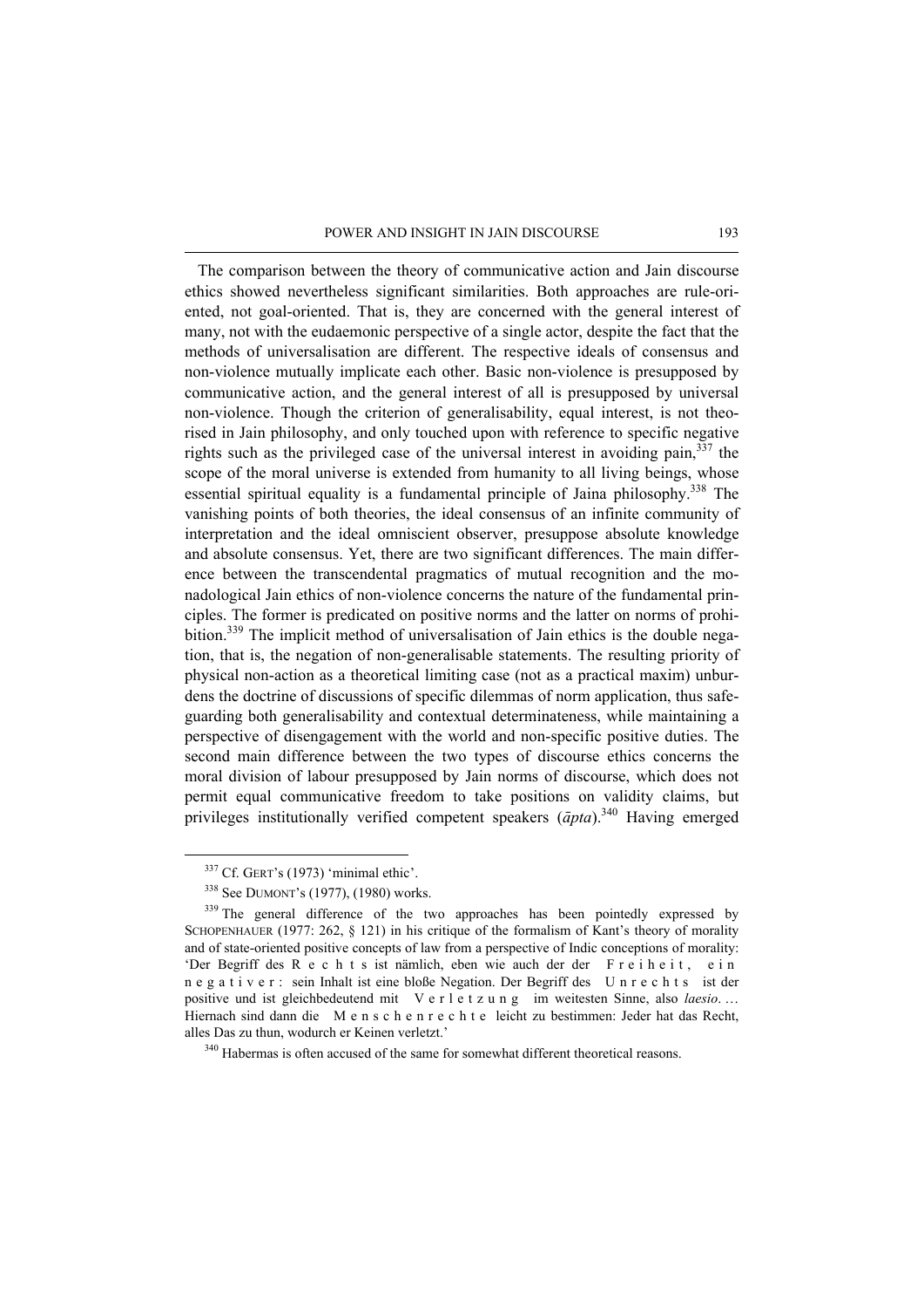The comparison between the theory of communicative action and Jain discourse ethics showed nevertheless significant similarities. Both approaches are rule-oriented, not goal-oriented. That is, they are concerned with the general interest of many, not with the eudaemonic perspective of a single actor, despite the fact that the methods of universalisation are different. The respective ideals of consensus and non-violence mutually implicate each other. Basic non-violence is presupposed by communicative action, and the general interest of all is presupposed by universal non-violence. Though the criterion of generalisability, equal interest, is not theorised in Jain philosophy, and only touched upon with reference to specific negative rights such as the privileged case of the universal interest in avoiding pain,[337] the scope of the moral universe is extended from humanity to all living beings, whose essential spiritual equality is a fundamental principle of Jaina philosophy.[338] The vanishing points of both theories, the ideal consensus of an infinite community of interpretation and the ideal omniscient observer, presuppose absolute knowledge and absolute consensus. Yet, there are two significant differences. The main difference between the transcendental pragmatics of mutual recognition and the monadological Jain ethics of non-violence concerns the nature of the fundamental principles. The former is predicated on positive norms and the latter on norms of prohibition.[339] The implicit method of universalisation of Jain ethics is the double negation, that is, the negation of non-generalisable statements. The resulting priority of physical non-action as a theoretical limiting case (not as a practical maxim) unburdens the doctrine of discussions of specific dilemmas of norm application, thus safeguarding both generalisability and contextual determinateness, while maintaining a perspective of disengagement with the world and non-specific positive duties. The second main difference between the two types of discourse ethics concerns the moral division of labour presupposed by Jain norms of discourse, which does not permit equal communicative freedom to take positions on validity claims, but privileges institutionally verified competent speakers (*āpta*).[340] Having emerged

---

[337] Cf. Gert's (1973) 'minimal ethic'.

[338] See Dumont's (1977), (1980) works.

[339] The general difference of the two approaches has been pointedly expressed by Schopenhauer (1977: 262, § 121) in his critique of the formalism of Kant's theory of morality and of state-oriented positive concepts of law from a perspective of Indic conceptions of morality: 'Der Begriff des R e c h t s ist nämlich, eben wie auch der der F r e i h e i t, e i n n e g a t i v e r: sein Inhalt ist eine bloße Negation. Der Begriff des U n r e c h t s ist der positive und ist gleichbedeutend mit V e r l e t z u n g im weitesten Sinne, also *laesio*. … Hiernach sind dann die M e n s c h e n r e c h t e leicht zu bestimmen: Jeder hat das Recht, alles Das zu thun, wodurch er Keinen verletzt.'

[340] Habermas is often accused of the same for somewhat different theoretical reasons.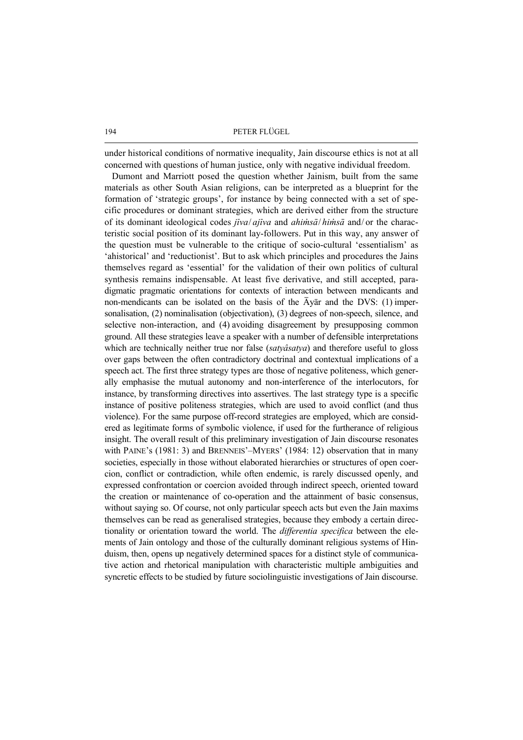under historical conditions of normative inequality, Jain discourse ethics is not at all concerned with questions of human justice, only with negative individual freedom.

Dumont and Marriott posed the question whether Jainism, built from the same materials as other South Asian religions, can be interpreted as a blueprint for the formation of 'strategic groups', for instance by being connected with a set of specific procedures or dominant strategies, which are derived either from the structure of its dominant ideological codes *jīva*/*ajīva* and *ahiṁsā*/*hiṁsā* and/or the characteristic social position of its dominant lay-followers. Put in this way, any answer of the question must be vulnerable to the critique of socio-cultural 'essentialism' as 'ahistorical' and 'reductionist'. But to ask which principles and procedures the Jains themselves regard as 'essential' for the validation of their own politics of cultural synthesis remains indispensable. At least five derivative, and still accepted, paradigmatic pragmatic orientations for contexts of interaction between mendicants and non-mendicants can be isolated on the basis of the Āyār and the DVS: (1) impersonalisation, (2) nominalisation (objectivation), (3) degrees of non-speech, silence, and selective non-interaction, and (4) avoiding disagreement by presupposing common ground. All these strategies leave a speaker with a number of defensible interpretations which are technically neither true nor false (*satyâsatya*) and therefore useful to gloss over gaps between the often contradictory doctrinal and contextual implications of a speech act. The first three strategy types are those of negative politeness, which generally emphasise the mutual autonomy and non-interference of the interlocutors, for instance, by transforming directives into assertives. The last strategy type is a specific instance of positive politeness strategies, which are used to avoid conflict (and thus violence). For the same purpose off-record strategies are employed, which are considered as legitimate forms of symbolic violence, if used for the furtherance of religious insight. The overall result of this preliminary investigation of Jain discourse resonates with PAINE's (1981: 3) and BRENNEIS'–MYERS' (1984: 12) observation that in many societies, especially in those without elaborated hierarchies or structures of open coercion, conflict or contradiction, while often endemic, is rarely discussed openly, and expressed confrontation or coercion avoided through indirect speech, oriented toward the creation or maintenance of co-operation and the attainment of basic consensus, without saying so. Of course, not only particular speech acts but even the Jain maxims themselves can be read as generalised strategies, because they embody a certain directionality or orientation toward the world. The *differentia specifica* between the elements of Jain ontology and those of the culturally dominant religious systems of Hinduism, then, opens up negatively determined spaces for a distinct style of communicative action and rhetorical manipulation with characteristic multiple ambiguities and syncretic effects to be studied by future sociolinguistic investigations of Jain discourse.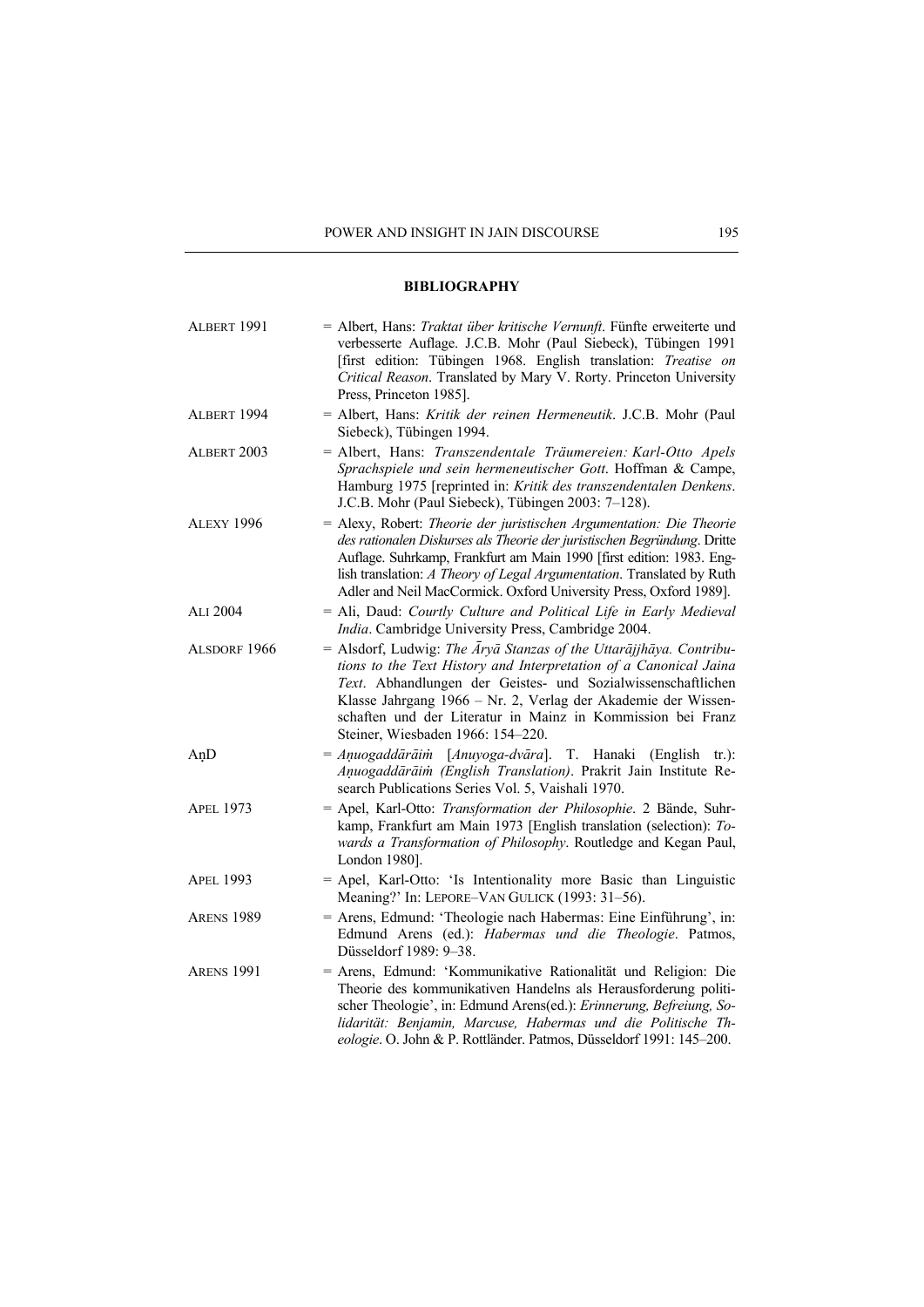## BIBLIOGRAPHY

ALBERT 1991 = Albert, Hans: *Traktat über kritische Vernunft*. Fünfte erweiterte und verbesserte Auflage. J.C.B. Mohr (Paul Siebeck), Tübingen 1991 [first edition: Tübingen 1968. English translation: *Treatise on Critical Reason*. Translated by Mary V. Rorty. Princeton University Press, Princeton 1985].

ALBERT 1994 = Albert, Hans: *Kritik der reinen Hermeneutik*. J.C.B. Mohr (Paul Siebeck), Tübingen 1994.

ALBERT 2003 = Albert, Hans: *Transzendentale Träumereien: Karl-Otto Apels Sprachspiele und sein hermeneutischer Gott*. Hoffman & Campe, Hamburg 1975 [reprinted in: *Kritik des transzendentalen Denkens*. J.C.B. Mohr (Paul Siebeck), Tübingen 2003: 7–128).

ALEXY 1996 = Alexy, Robert: *Theorie der juristischen Argumentation: Die Theorie des rationalen Diskurses als Theorie der juristischen Begründung*. Dritte Auflage. Suhrkamp, Frankfurt am Main 1990 [first edition: 1983. English translation: *A Theory of Legal Argumentation*. Translated by Ruth Adler and Neil MacCormick. Oxford University Press, Oxford 1989].

ALI 2004 = Ali, Daud: *Courtly Culture and Political Life in Early Medieval India*. Cambridge University Press, Cambridge 2004.

ALSDORF 1966 = Alsdorf, Ludwig: *The Āryā Stanzas of the Uttarājjhāya. Contributions to the Text History and Interpretation of a Canonical Jaina Text*. Abhandlungen der Geistes- und Sozialwissenschaftlichen Klasse Jahrgang 1966 – Nr. 2, Verlag der Akademie der Wissenschaften und der Literatur in Mainz in Kommission bei Franz Steiner, Wiesbaden 1966: 154–220.

AṇD = *Aṇuogaddārāiṁ* [*Anuyoga-dvāra*]. T. Hanaki (English tr.): *Aṇuogaddārāiṁ (English Translation)*. Prakrit Jain Institute Research Publications Series Vol. 5, Vaishali 1970.

APEL 1973 = Apel, Karl-Otto: *Transformation der Philosophie*. 2 Bände, Suhrkamp, Frankfurt am Main 1973 [English translation (selection): *Towards a Transformation of Philosophy*. Routledge and Kegan Paul, London 1980].

APEL 1993 = Apel, Karl-Otto: 'Is Intentionality more Basic than Linguistic Meaning?' In: LEPORE–VAN GULICK (1993: 31–56).

ARENS 1989 = Arens, Edmund: 'Theologie nach Habermas: Eine Einführung', in: Edmund Arens (ed.): *Habermas und die Theologie*. Patmos, Düsseldorf 1989: 9–38.

ARENS 1991 = Arens, Edmund: 'Kommunikative Rationalität und Religion: Die Theorie des kommunikativen Handelns als Herausforderung politischer Theologie', in: Edmund Arens(ed.): *Erinnerung, Befreiung, Solidarität: Benjamin, Marcuse, Habermas und die Politische Theologie*. O. John & P. Rottländer. Patmos, Düsseldorf 1991: 145–200.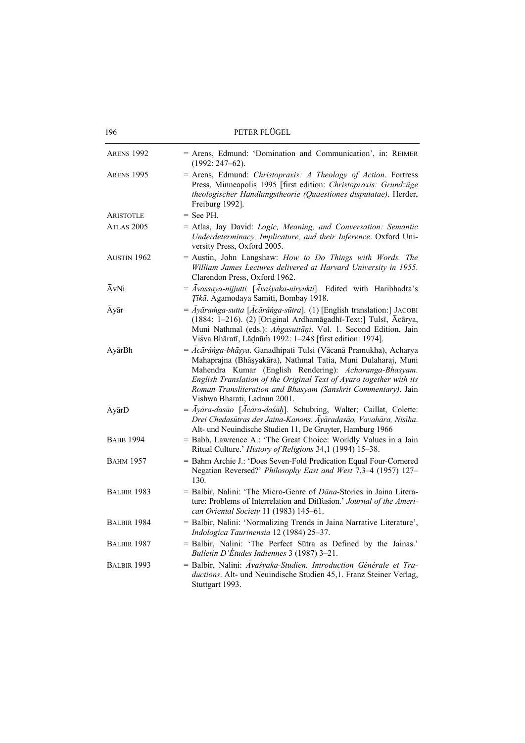| | |
|---|---|
| ARENS 1992 | = Arens, Edmund: 'Domination and Communication', in: REIMER (1992: 247–62). |
| ARENS 1995 | = Arens, Edmund: *Christopraxis: A Theology of Action*. Fortress Press, Minneapolis 1995 [first edition: *Christopraxis: Grundzüge theologischer Handlungstheorie (Quaestiones disputatae)*. Herder, Freiburg 1992]. |
| ARISTOTLE | = See PH. |
| ATLAS 2005 | = Atlas, Jay David: *Logic, Meaning, and Conversation: Semantic Underdeterminacy, Implicature, and their Inference*. Oxford University Press, Oxford 2005. |
| AUSTIN 1962 | = Austin, John Langshaw: *How to Do Things with Words. The William James Lectures delivered at Harvard University in 1955*. Clarendon Press, Oxford 1962. |
| ĀvNi | = *Āvassaya-nijjutti* [*Āvaśyaka-niryukti*]. Edited with Haribhadra's *Ṭīkā*. Agamodaya Samiti, Bombay 1918. |
| Āyār | = *Āyāraṁga-sutta* [*Ācārâṅga-sūtra*]. (1) [English translation:] JACOBI (1884: 1–216). (2) [Original Ardhamāgadhī-Text:] Tulsī, Ācārya, Muni Nathmal (eds.): *Aṅgasuttāṇi*. Vol. 1. Second Edition. Jain Viśva Bhāratī, Lāḍnūṁ 1992: 1–248 [first edition: 1974]. |
| ĀyārBh | = *Ācārâṅga-bhāṣya*. Ganadhipati Tulsi (Vācanā Pramukha), Acharya Mahaprajna (Bhāṣyakāra), Nathmal Tatia, Muni Dulaharaj, Muni Mahendra Kumar (English Rendering): *Acharanga-Bhasyam. English Translation of the Original Text of Ayaro together with its Roman Transliteration and Bhasyam (Sanskrit Commentary)*. Jain Vishwa Bharati, Ladnun 2001. |
| ĀyārD | = *Āyāra-dasāo* [*Ācāra-daśāḥ*]. Schubring, Walter; Caillat, Colette: *Drei Chedasūtras des Jaina-Kanons. Āyāradasāo, Vavahāra, Nisīha*. Alt- und Neuindische Studien 11, De Gruyter, Hamburg 1966 |
| BABB 1994 | = Babb, Lawrence A.: 'The Great Choice: Worldly Values in a Jain Ritual Culture.' *History of Religions* 34,1 (1994) 15–38. |
| BAHM 1957 | = Bahm Archie J.: 'Does Seven-Fold Predication Equal Four-Cornered Negation Reversed?' *Philosophy East and West* 7,3–4 (1957) 127–130. |
| BALBIR 1983 | = Balbir, Nalini: 'The Micro-Genre of *Dāna*-Stories in Jaina Literature: Problems of Interrelation and Diffusion.' *Journal of the American Oriental Society* 11 (1983) 145–61. |
| BALBIR 1984 | = Balbir, Nalini: 'Normalizing Trends in Jaina Narrative Literature', *Indologica Taurinensia* 12 (1984) 25–37. |
| BALBIR 1987 | = Balbir, Nalini: 'The Perfect Sūtra as Defined by the Jainas.' *Bulletin D'Études Indiennes* 3 (1987) 3–21. |
| BALBIR 1993 | = Balbir, Nalini: *Āvaśyaka-Studien. Introduction Générale et Traductions*. Alt- und Neuindische Studien 45,1. Franz Steiner Verlag, Stuttgart 1993. |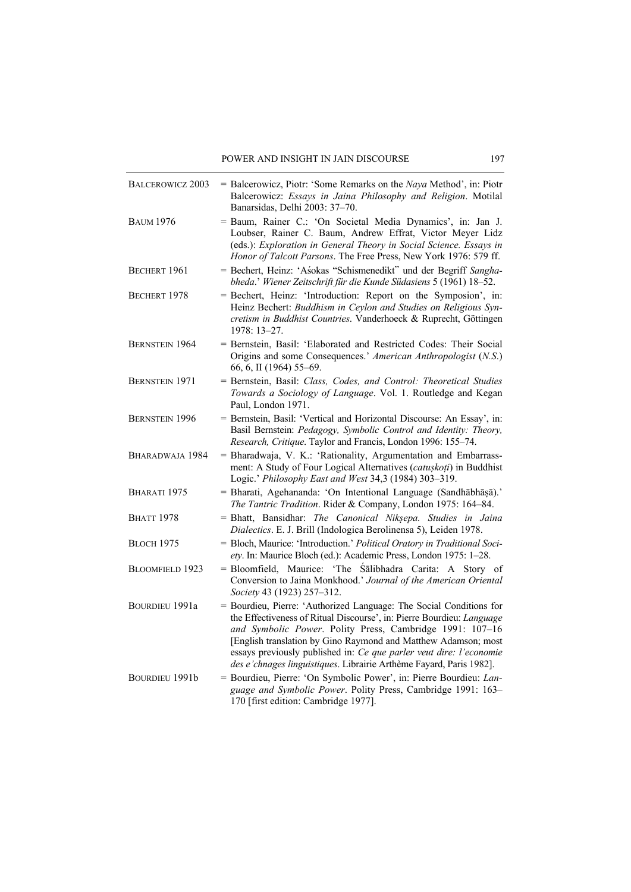BALCEROWICZ 2003 = Balcerowicz, Piotr: 'Some Remarks on the *Naya* Method', in: Piotr Balcerowicz: *Essays in Jaina Philosophy and Religion*. Motilal Banarsidas, Delhi 2003: 37–70.

BAUM 1976 = Baum, Rainer C.: 'On Societal Media Dynamics', in: Jan J. Loubser, Rainer C. Baum, Andrew Effrat, Victor Meyer Lidz (eds.): *Exploration in General Theory in Social Science. Essays in Honor of Talcott Parsons*. The Free Press, New York 1976: 579 ff.

BECHERT 1961 = Bechert, Heinz: 'Aśokas "Schismenedikt" und der Begriff *Saṅghabheda*.' *Wiener Zeitschrift für die Kunde Südasiens* 5 (1961) 18–52.

BECHERT 1978 = Bechert, Heinz: 'Introduction: Report on the Symposion', in: Heinz Bechert: *Buddhism in Ceylon and Studies on Religious Syncretism in Buddhist Countries*. Vanderhoeck & Ruprecht, Göttingen 1978: 13–27.

BERNSTEIN 1964 = Bernstein, Basil: 'Elaborated and Restricted Codes: Their Social Origins and some Consequences.' *American Anthropologist* (*N.S.*) 66, 6, II (1964) 55–69.

BERNSTEIN 1971 = Bernstein, Basil: *Class, Codes, and Control: Theoretical Studies Towards a Sociology of Language*. Vol. 1. Routledge and Kegan Paul, London 1971.

BERNSTEIN 1996 = Bernstein, Basil: 'Vertical and Horizontal Discourse: An Essay', in: Basil Bernstein: *Pedagogy, Symbolic Control and Identity: Theory, Research, Critique*. Taylor and Francis, London 1996: 155–74.

BHARADWAJA 1984 = Bharadwaja, V. K.: 'Rationality, Argumentation and Embarrassment: A Study of Four Logical Alternatives (*catuṣkoṭi*) in Buddhist Logic.' *Philosophy East and West* 34,3 (1984) 303–319.

BHARATI 1975 = Bharati, Agehananda: 'On Intentional Language (Sandhābhāṣā).' *The Tantric Tradition*. Rider & Company, London 1975: 164–84.

BHATT 1978 = Bhatt, Bansidhar: *The Canonical Nikṣepa. Studies in Jaina Dialectics*. E. J. Brill (Indologica Berolinensa 5), Leiden 1978.

BLOCH 1975 = Bloch, Maurice: 'Introduction.' *Political Oratory in Traditional Society*. In: Maurice Bloch (ed.): Academic Press, London 1975: 1–28.

BLOOMFIELD 1923 = Bloomfield, Maurice: 'The Śālibhadra Carita: A Story of Conversion to Jaina Monkhood.' *Journal of the American Oriental Society* 43 (1923) 257–312.

BOURDIEU 1991a = Bourdieu, Pierre: 'Authorized Language: The Social Conditions for the Effectiveness of Ritual Discourse', in: Pierre Bourdieu: *Language and Symbolic Power*. Polity Press, Cambridge 1991: 107–16 [English translation by Gino Raymond and Matthew Adamson; most essays previously published in: *Ce que parler veut dire: l'economie des e'chnages linguistiques*. Librairie Arthème Fayard, Paris 1982].

BOURDIEU 1991b = Bourdieu, Pierre: 'On Symbolic Power', in: Pierre Bourdieu: *Language and Symbolic Power*. Polity Press, Cambridge 1991: 163–170 [first edition: Cambridge 1977].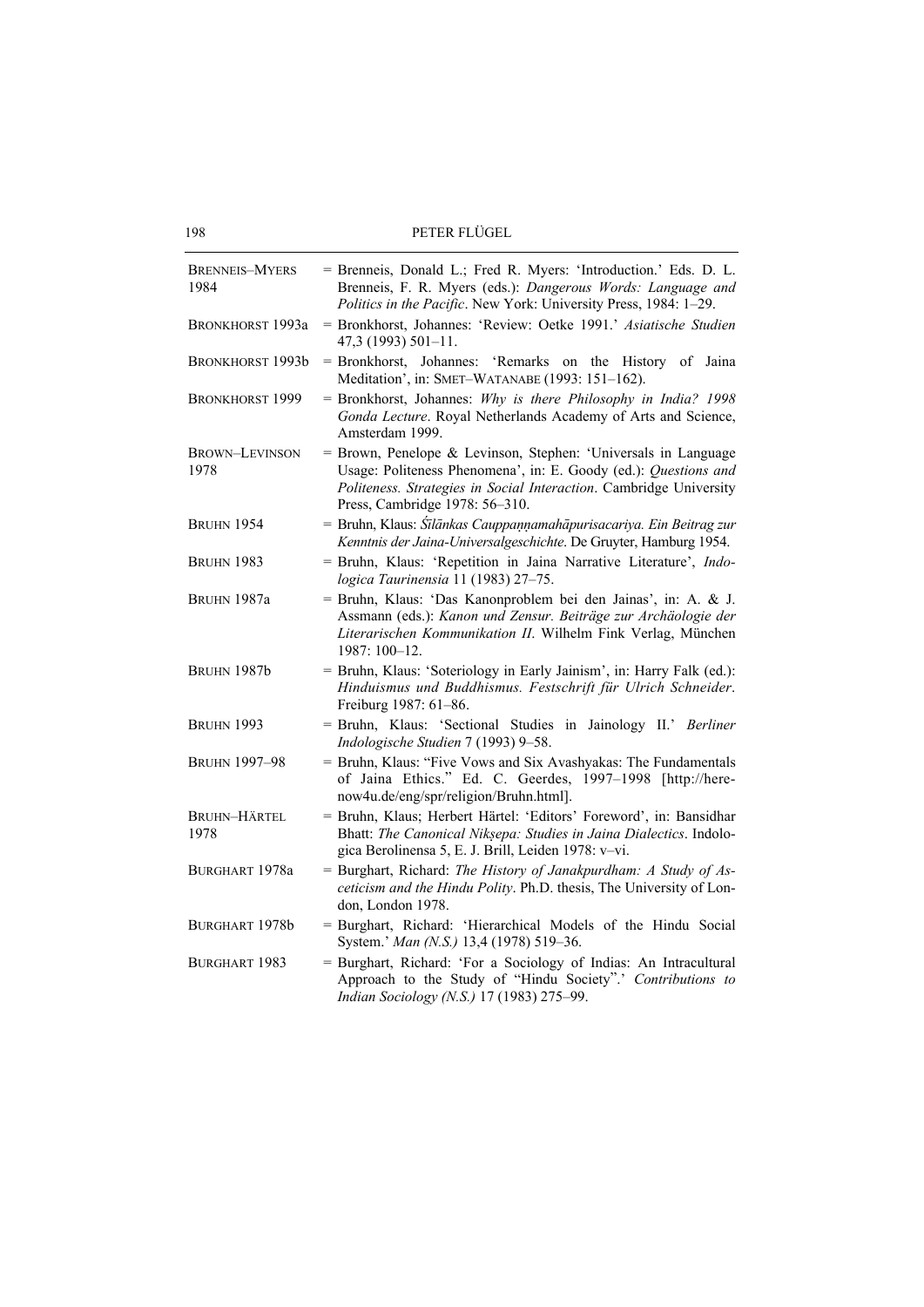| | |
|---|---|
| BRENNEIS–MYERS 1984 | = Brenneis, Donald L.; Fred R. Myers: 'Introduction.' Eds. D. L. Brenneis, F. R. Myers (eds.): *Dangerous Words: Language and Politics in the Pacific*. New York: University Press, 1984: 1–29. |
| BRONKHORST 1993a | = Bronkhorst, Johannes: 'Review: Oetke 1991.' *Asiatische Studien* 47,3 (1993) 501–11. |
| BRONKHORST 1993b | = Bronkhorst, Johannes: 'Remarks on the History of Jaina Meditation', in: SMET–WATANABE (1993: 151–162). |
| BRONKHORST 1999 | = Bronkhorst, Johannes: *Why is there Philosophy in India? 1998 Gonda Lecture*. Royal Netherlands Academy of Arts and Science, Amsterdam 1999. |
| BROWN–LEVINSON 1978 | = Brown, Penelope & Levinson, Stephen: 'Universals in Language Usage: Politeness Phenomena', in: E. Goody (ed.): *Questions and Politeness. Strategies in Social Interaction*. Cambridge University Press, Cambridge 1978: 56–310. |
| BRUHN 1954 | = Bruhn, Klaus: *Śīlānkas Cauppaṇṇamahāpurisacariya. Ein Beitrag zur Kenntnis der Jaina-Universalgeschichte*. De Gruyter, Hamburg 1954. |
| BRUHN 1983 | = Bruhn, Klaus: 'Repetition in Jaina Narrative Literature', *Indologica Taurinensia* 11 (1983) 27–75. |
| BRUHN 1987a | = Bruhn, Klaus: 'Das Kanonproblem bei den Jainas', in: A. & J. Assmann (eds.): *Kanon und Zensur. Beiträge zur Archäologie der Literarischen Kommunikation II*. Wilhelm Fink Verlag, München 1987: 100–12. |
| BRUHN 1987b | = Bruhn, Klaus: 'Soteriology in Early Jainism', in: Harry Falk (ed.): *Hinduismus und Buddhismus. Festschrift für Ulrich Schneider*. Freiburg 1987: 61–86. |
| BRUHN 1993 | = Bruhn, Klaus: 'Sectional Studies in Jainology II.' *Berliner Indologische Studien* 7 (1993) 9–58. |
| BRUHN 1997–98 | = Bruhn, Klaus: "Five Vows and Six Avashyakas: The Fundamentals of Jaina Ethics." Ed. C. Geerdes, 1997–1998 [http://here-now4u.de/eng/spr/religion/Bruhn.html]. |
| BRUHN–HÄRTEL 1978 | = Bruhn, Klaus; Herbert Härtel: 'Editors' Foreword', in: Bansidhar Bhatt: *The Canonical Nikṣepa: Studies in Jaina Dialectics*. Indologica Berolinensa 5, E. J. Brill, Leiden 1978: v–vi. |
| BURGHART 1978a | = Burghart, Richard: *The History of Janakpurdham: A Study of Asceticism and the Hindu Polity*. Ph.D. thesis, The University of London, London 1978. |
| BURGHART 1978b | = Burghart, Richard: 'Hierarchical Models of the Hindu Social System.' *Man (N.S.)* 13,4 (1978) 519–36. |
| BURGHART 1983 | = Burghart, Richard: 'For a Sociology of Indias: An Intracultural Approach to the Study of "Hindu Society".' *Contributions to Indian Sociology (N.S.)* 17 (1983) 275–99. |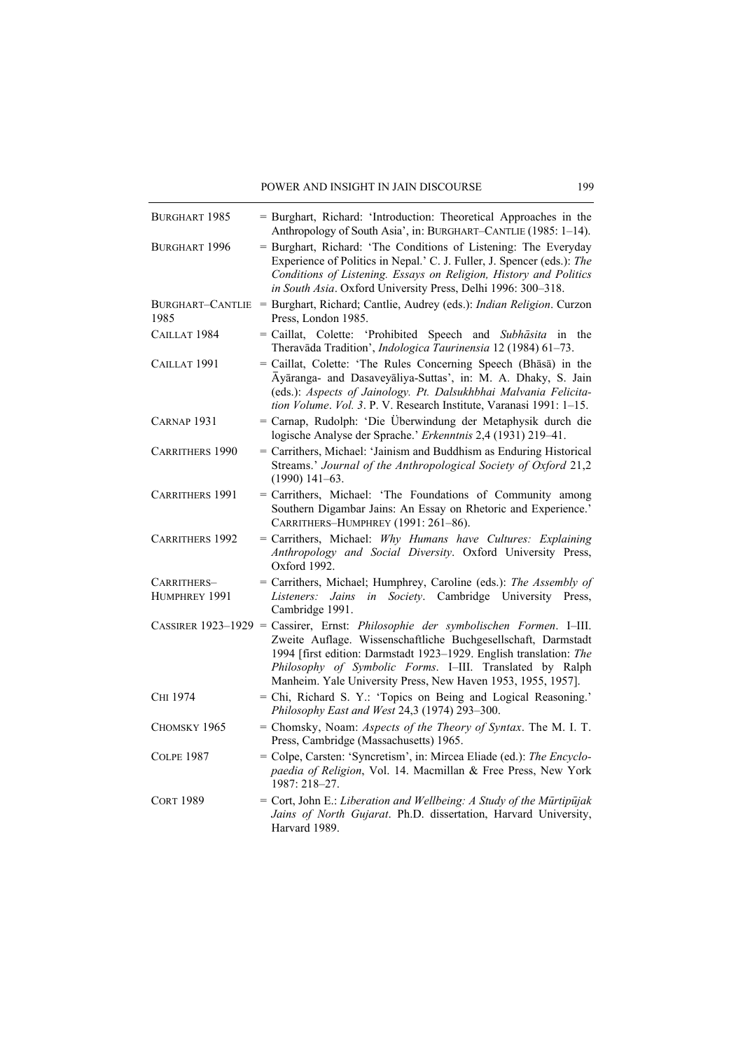| | |
|---|---|
| BURGHART 1985 | = Burghart, Richard: 'Introduction: Theoretical Approaches in the Anthropology of South Asia', in: BURGHART–CANTLIE (1985: 1–14). |
| BURGHART 1996 | = Burghart, Richard: 'The Conditions of Listening: The Everyday Experience of Politics in Nepal.' C. J. Fuller, J. Spencer (eds.): *The Conditions of Listening. Essays on Religion, History and Politics in South Asia*. Oxford University Press, Delhi 1996: 300–318. |
| BURGHART–CANTLIE 1985 | = Burghart, Richard; Cantlie, Audrey (eds.): *Indian Religion*. Curzon Press, London 1985. |
| CAILLAT 1984 | = Caillat, Colette: 'Prohibited Speech and *Subhāsita* in the Theravāda Tradition', *Indologica Taurinensia* 12 (1984) 61–73. |
| CAILLAT 1991 | = Caillat, Colette: 'The Rules Concerning Speech (Bhāsā) in the Āyāranga- and Dasaveyāliya-Suttas', in: M. A. Dhaky, S. Jain (eds.): *Aspects of Jainology. Pt. Dalsukhbhai Malvania Felicitation Volume*. *Vol. 3*. P. V. Research Institute, Varanasi 1991: 1–15. |
| CARNAP 1931 | = Carnap, Rudolph: 'Die Überwindung der Metaphysik durch die logische Analyse der Sprache.' *Erkenntnis* 2,4 (1931) 219–41. |
| CARRITHERS 1990 | = Carrithers, Michael: 'Jainism and Buddhism as Enduring Historical Streams.' *Journal of the Anthropological Society of Oxford* 21,2 (1990) 141–63. |
| CARRITHERS 1991 | = Carrithers, Michael: 'The Foundations of Community among Southern Digambar Jains: An Essay on Rhetoric and Experience.' CARRITHERS–HUMPHREY (1991: 261–86). |
| CARRITHERS 1992 | = Carrithers, Michael: *Why Humans have Cultures: Explaining Anthropology and Social Diversity*. Oxford University Press, Oxford 1992. |
| CARRITHERS–HUMPHREY 1991 | = Carrithers, Michael; Humphrey, Caroline (eds.): *The Assembly of Listeners: Jains in Society*. Cambridge University Press, Cambridge 1991. |
| CASSIRER 1923–1929 | = Cassirer, Ernst: *Philosophie der symbolischen Formen*. I–III. Zweite Auflage. Wissenschaftliche Buchgesellschaft, Darmstadt 1994 [first edition: Darmstadt 1923–1929. English translation: *The Philosophy of Symbolic Forms*. I–III. Translated by Ralph Manheim. Yale University Press, New Haven 1953, 1955, 1957]. |
| CHI 1974 | = Chi, Richard S. Y.: 'Topics on Being and Logical Reasoning.' *Philosophy East and West* 24,3 (1974) 293–300. |
| CHOMSKY 1965 | = Chomsky, Noam: *Aspects of the Theory of Syntax*. The M. I. T. Press, Cambridge (Massachusetts) 1965. |
| COLPE 1987 | = Colpe, Carsten: 'Syncretism', in: Mircea Eliade (ed.): *The Encyclopaedia of Religion*, Vol. 14. Macmillan & Free Press, New York 1987: 218–27. |
| CORT 1989 | = Cort, John E.: *Liberation and Wellbeing: A Study of the Mūrtipūjak Jains of North Gujarat*. Ph.D. dissertation, Harvard University, Harvard 1989. |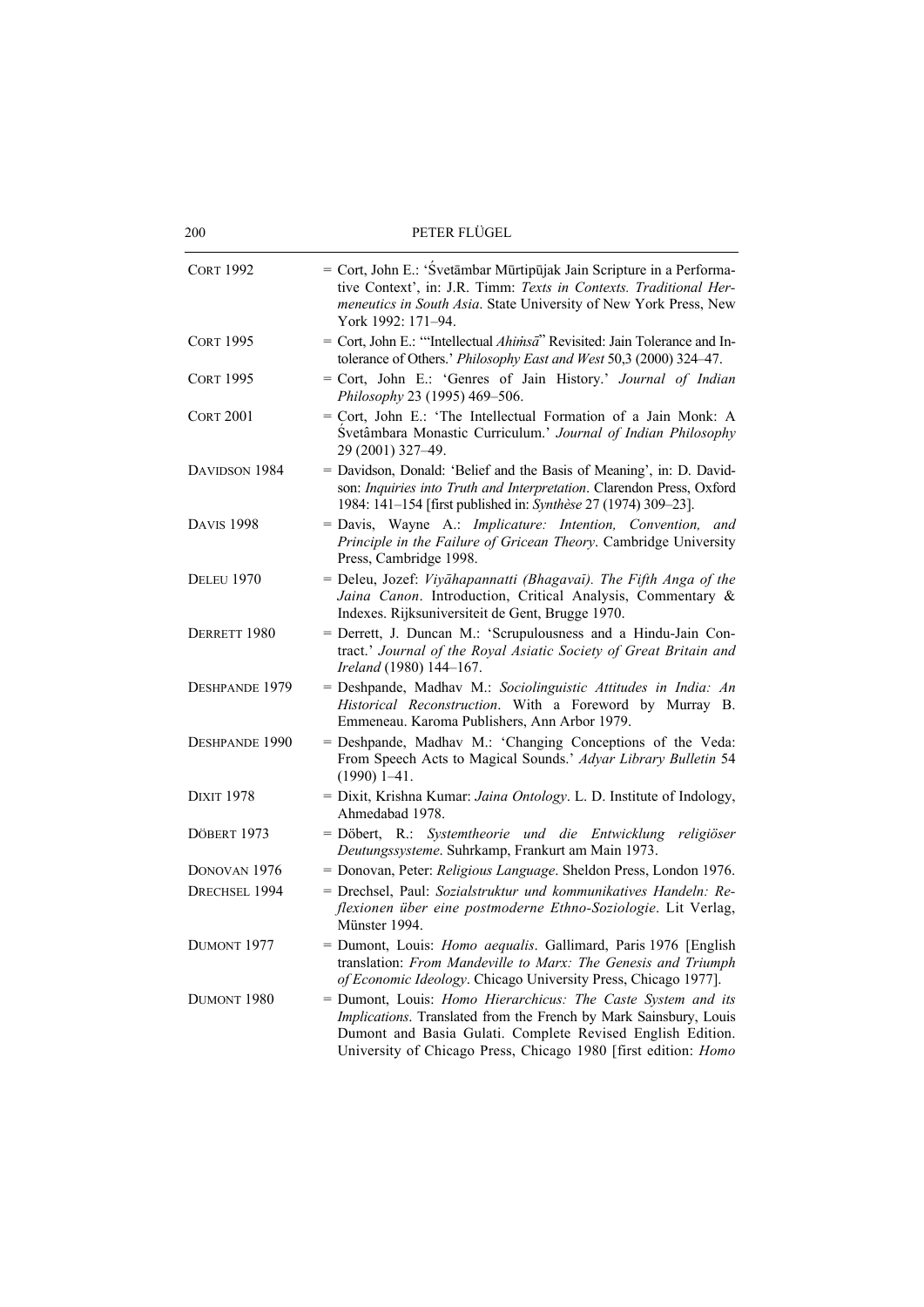| | |
|---|---|
| CORT 1992 | = Cort, John E.: 'Śvetāmbar Mūrtipūjak Jain Scripture in a Performative Context', in: J.R. Timm: *Texts in Contexts. Traditional Hermeneutics in South Asia*. State University of New York Press, New York 1992: 171–94. |
| CORT 1995 | = Cort, John E.: '"Intellectual *Ahiṁsā*" Revisited: Jain Tolerance and Intolerance of Others.' *Philosophy East and West* 50,3 (2000) 324–47. |
| CORT 1995 | = Cort, John E.: 'Genres of Jain History.' *Journal of Indian Philosophy* 23 (1995) 469–506. |
| CORT 2001 | = Cort, John E.: 'The Intellectual Formation of a Jain Monk: A Śvetâmbara Monastic Curriculum.' *Journal of Indian Philosophy* 29 (2001) 327–49. |
| DAVIDSON 1984 | = Davidson, Donald: 'Belief and the Basis of Meaning', in: D. Davidson: *Inquiries into Truth and Interpretation*. Clarendon Press, Oxford 1984: 141–154 [first published in: *Synthèse* 27 (1974) 309–23]. |
| DAVIS 1998 | = Davis, Wayne A.: *Implicature: Intention, Convention, and Principle in the Failure of Gricean Theory*. Cambridge University Press, Cambridge 1998. |
| DELEU 1970 | = Deleu, Jozef: *Viyāhapannatti (Bhagavaī). The Fifth Anga of the Jaina Canon*. Introduction, Critical Analysis, Commentary & Indexes. Rijksuniversiteit de Gent, Brugge 1970. |
| DERRETT 1980 | = Derrett, J. Duncan M.: 'Scrupulousness and a Hindu-Jain Contract.' *Journal of the Royal Asiatic Society of Great Britain and Ireland* (1980) 144–167. |
| DESHPANDE 1979 | = Deshpande, Madhav M.: *Sociolinguistic Attitudes in India: An Historical Reconstruction*. With a Foreword by Murray B. Emmeneau. Karoma Publishers, Ann Arbor 1979. |
| DESHPANDE 1990 | = Deshpande, Madhav M.: 'Changing Conceptions of the Veda: From Speech Acts to Magical Sounds.' *Adyar Library Bulletin* 54 (1990) 1–41. |
| DIXIT 1978 | = Dixit, Krishna Kumar: *Jaina Ontology*. L. D. Institute of Indology, Ahmedabad 1978. |
| DÖBERT 1973 | = Döbert, R.: *Systemtheorie und die Entwicklung religiöser Deutungssysteme*. Suhrkamp, Frankurt am Main 1973. |
| DONOVAN 1976 | = Donovan, Peter: *Religious Language*. Sheldon Press, London 1976. |
| DRECHSEL 1994 | = Drechsel, Paul: *Sozialstruktur und kommunikatives Handeln: Reflexionen über eine postmoderne Ethno-Soziologie*. Lit Verlag, Münster 1994. |
| DUMONT 1977 | = Dumont, Louis: *Homo aequalis*. Gallimard, Paris 1976 [English translation: *From Mandeville to Marx: The Genesis and Triumph of Economic Ideology*. Chicago University Press, Chicago 1977]. |
| DUMONT 1980 | = Dumont, Louis: *Homo Hierarchicus: The Caste System and its Implications*. Translated from the French by Mark Sainsbury, Louis Dumont and Basia Gulati. Complete Revised English Edition. University of Chicago Press, Chicago 1980 [first edition: *Homo* |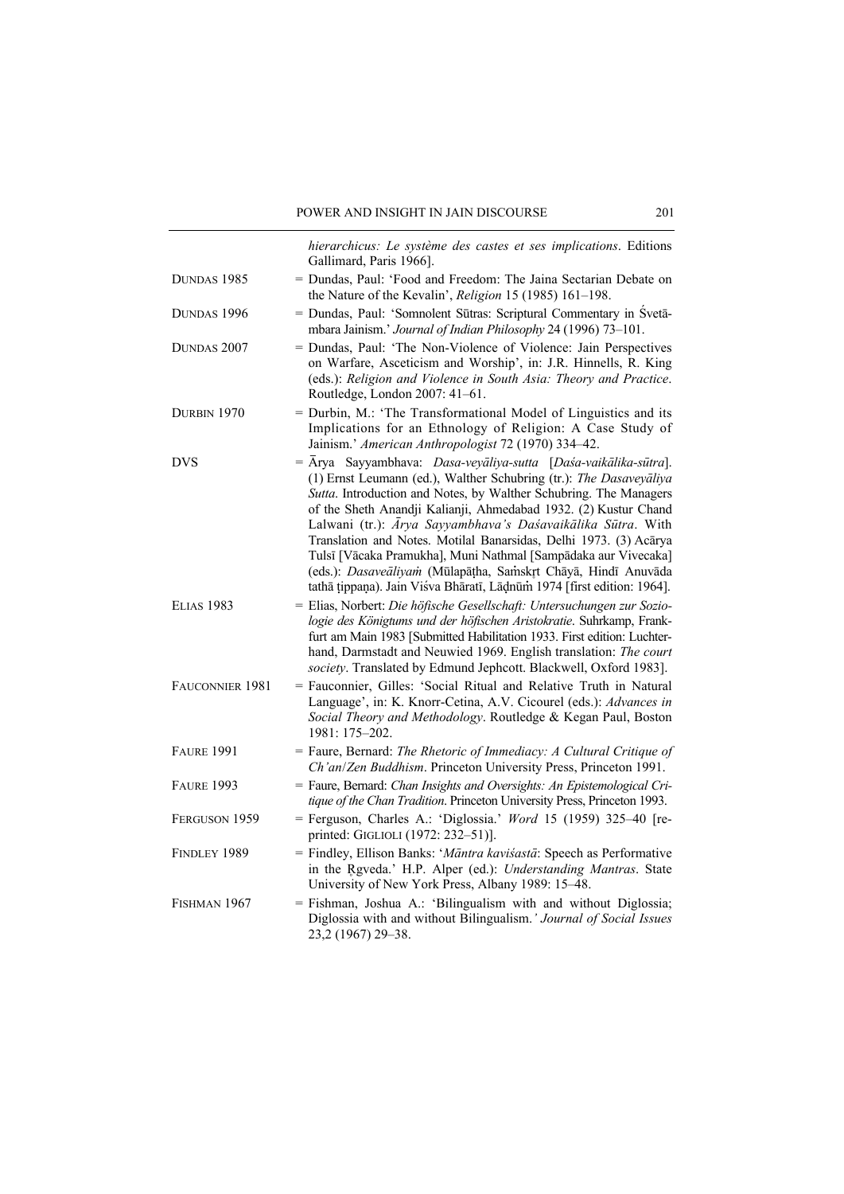*hierarchicus: Le système des castes et ses implications*. Editions Gallimard, Paris 1966].

DUNDAS 1985 = Dundas, Paul: 'Food and Freedom: The Jaina Sectarian Debate on the Nature of the Kevalin', *Religion* 15 (1985) 161–198.

DUNDAS 1996 = Dundas, Paul: 'Somnolent Sūtras: Scriptural Commentary in Śvetāmbara Jainism.' *Journal of Indian Philosophy* 24 (1996) 73–101.

DUNDAS 2007 = Dundas, Paul: 'The Non-Violence of Violence: Jain Perspectives on Warfare, Asceticism and Worship', in: J.R. Hinnells, R. King (eds.): *Religion and Violence in South Asia: Theory and Practice*. Routledge, London 2007: 41–61.

DURBIN 1970 = Durbin, M.: 'The Transformational Model of Linguistics and its Implications for an Ethnology of Religion: A Case Study of Jainism.' *American Anthropologist* 72 (1970) 334–42.

DVS = Ārya Sayyambhava: *Dasa-veyāliya-sutta* [*Daśa-vaikālika-sūtra*]. (1) Ernst Leumann (ed.), Walther Schubring (tr.): *The Dasaveyāliya Sutta*. Introduction and Notes, by Walther Schubring. The Managers of the Sheth Anandji Kalianji, Ahmedabad 1932. (2) Kustur Chand Lalwani (tr.): *Ārya Sayyambhava's Daśavaikālika Sūtra*. With Translation and Notes. Motilal Banarsidas, Delhi 1973. (3) Acārya Tulsī [Vācaka Pramukha], Muni Nathmal [Sampādaka aur Vivecaka] (eds.): *Dasaveāliyaṁ* (Mūlapāṭha, Saṁskṛt Chāyā, Hindī Anuvāda tathā ṭippaṇa). Jain Viśva Bhāratī, Lāḍnūṁ 1974 [first edition: 1964].

ELIAS 1983 = Elias, Norbert: *Die höfische Gesellschaft: Untersuchungen zur Soziologie des Königtums und der höfischen Aristokratie*. Suhrkamp, Frankfurt am Main 1983 [Submitted Habilitation 1933. First edition: Luchterhand, Darmstadt and Neuwied 1969. English translation: *The court society*. Translated by Edmund Jephcott. Blackwell, Oxford 1983].

FAUCONNIER 1981 = Fauconnier, Gilles: 'Social Ritual and Relative Truth in Natural Language', in: K. Knorr-Cetina, A.V. Cicourel (eds.): *Advances in Social Theory and Methodology*. Routledge & Kegan Paul, Boston 1981: 175–202.

FAURE 1991 = Faure, Bernard: *The Rhetoric of Immediacy: A Cultural Critique of Ch'an/Zen Buddhism*. Princeton University Press, Princeton 1991.

FAURE 1993 = Faure, Bernard: *Chan Insights and Oversights: An Epistemological Critique of the Chan Tradition*. Princeton University Press, Princeton 1993.

FERGUSON 1959 = Ferguson, Charles A.: 'Diglossia.' *Word* 15 (1959) 325–40 [reprinted: GIGLIOLI (1972: 232–51)].

FINDLEY 1989 = Findley, Ellison Banks: '*Māntra kaviśastā*: Speech as Performative in the Ṛgveda.' H.P. Alper (ed.): *Understanding Mantras*. State University of New York Press, Albany 1989: 15–48.

FISHMAN 1967 = Fishman, Joshua A.: 'Bilingualism with and without Diglossia; Diglossia with and without Bilingualism.' *Journal of Social Issues* 23,2 (1967) 29–38.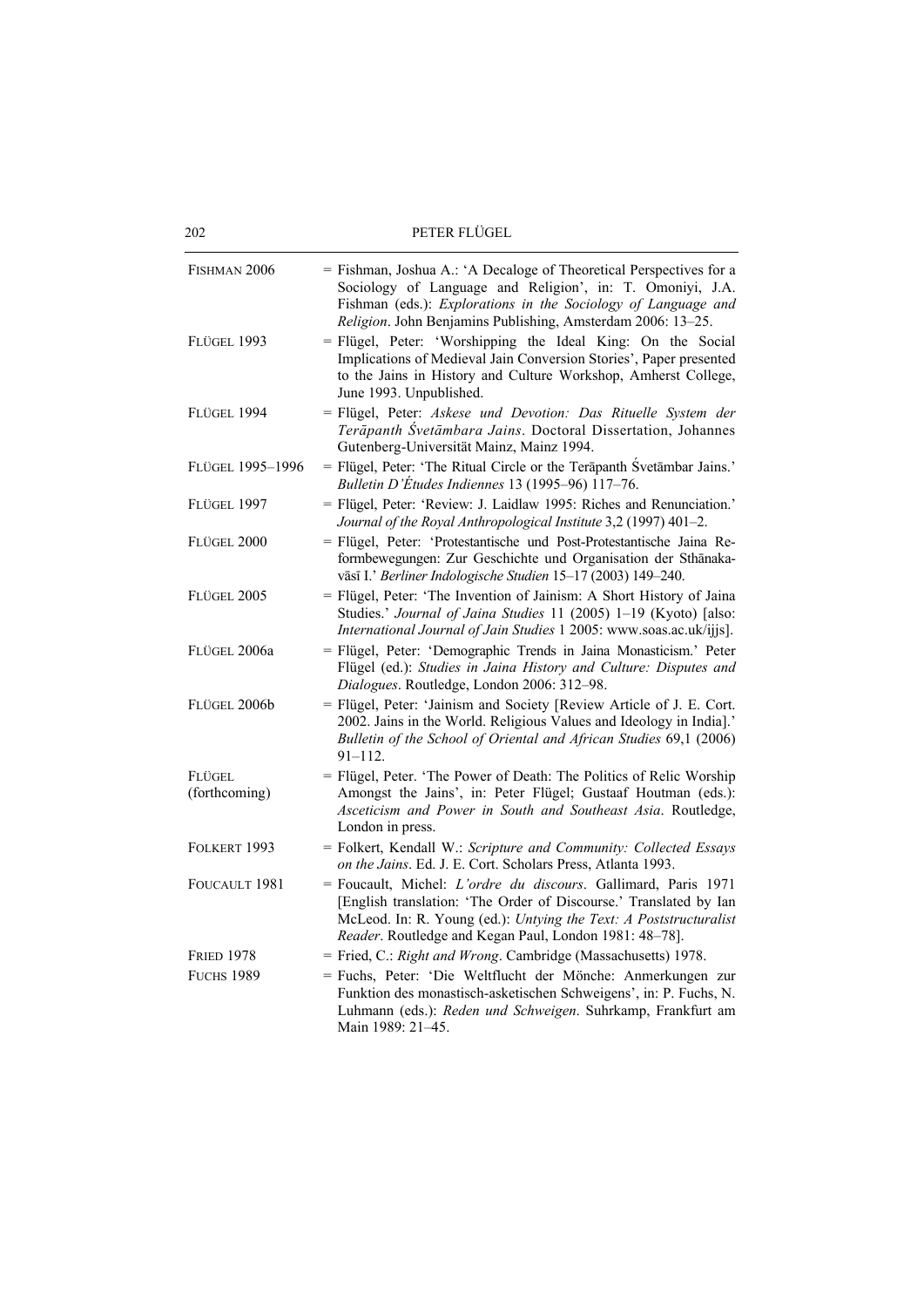FISHMAN 2006 = Fishman, Joshua A.: 'A Decaloge of Theoretical Perspectives for a Sociology of Language and Religion', in: T. Omoniyi, J.A. Fishman (eds.): *Explorations in the Sociology of Language and Religion*. John Benjamins Publishing, Amsterdam 2006: 13–25.

FLÜGEL 1993 = Flügel, Peter: 'Worshipping the Ideal King: On the Social Implications of Medieval Jain Conversion Stories', Paper presented to the Jains in History and Culture Workshop, Amherst College, June 1993. Unpublished.

FLÜGEL 1994 = Flügel, Peter: *Askese und Devotion: Das Rituelle System der Terāpanth Śvetāmbara Jains*. Doctoral Dissertation, Johannes Gutenberg-Universität Mainz, Mainz 1994.

FLÜGEL 1995–1996 = Flügel, Peter: 'The Ritual Circle or the Terāpanth Śvetāmbar Jains.' *Bulletin D'Études Indiennes* 13 (1995–96) 117–76.

FLÜGEL 1997 = Flügel, Peter: 'Review: J. Laidlaw 1995: Riches and Renunciation.' *Journal of the Royal Anthropological Institute* 3,2 (1997) 401–2.

FLÜGEL 2000 = Flügel, Peter: 'Protestantische und Post-Protestantische Jaina Reformbewegungen: Zur Geschichte und Organisation der Sthānakavāsī I.' *Berliner Indologische Studien* 15–17 (2003) 149–240.

FLÜGEL 2005 = Flügel, Peter: 'The Invention of Jainism: A Short History of Jaina Studies.' *Journal of Jaina Studies* 11 (2005) 1–19 (Kyoto) [also: *International Journal of Jain Studies* 1 2005: www.soas.ac.uk/ijjs].

FLÜGEL 2006a = Flügel, Peter: 'Demographic Trends in Jaina Monasticism.' Peter Flügel (ed.): *Studies in Jaina History and Culture: Disputes and Dialogues*. Routledge, London 2006: 312–98.

FLÜGEL 2006b = Flügel, Peter: 'Jainism and Society [Review Article of J. E. Cort. 2002. Jains in the World. Religious Values and Ideology in India].' *Bulletin of the School of Oriental and African Studies* 69,1 (2006) 91–112.

FLÜGEL (forthcoming) = Flügel, Peter. 'The Power of Death: The Politics of Relic Worship Amongst the Jains', in: Peter Flügel; Gustaaf Houtman (eds.): *Asceticism and Power in South and Southeast Asia*. Routledge, London in press.

FOLKERT 1993 = Folkert, Kendall W.: *Scripture and Community: Collected Essays on the Jains*. Ed. J. E. Cort. Scholars Press, Atlanta 1993.

FOUCAULT 1981 = Foucault, Michel: *L'ordre du discours*. Gallimard, Paris 1971 [English translation: 'The Order of Discourse.' Translated by Ian McLeod. In: R. Young (ed.): *Untying the Text: A Poststructuralist Reader*. Routledge and Kegan Paul, London 1981: 48–78].

FRIED 1978 = Fried, C.: *Right and Wrong*. Cambridge (Massachusetts) 1978.

FUCHS 1989 = Fuchs, Peter: 'Die Weltflucht der Mönche: Anmerkungen zur Funktion des monastisch-asketischen Schweigens', in: P. Fuchs, N. Luhmann (eds.): *Reden und Schweigen*. Suhrkamp, Frankfurt am Main 1989: 21–45.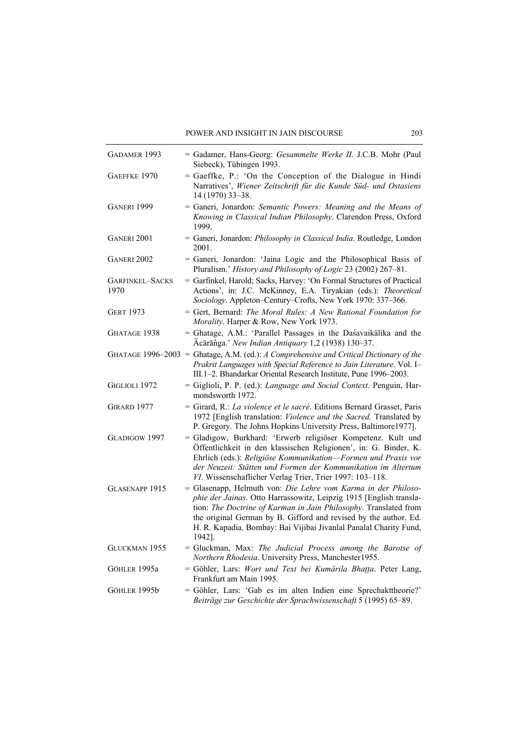GADAMER 1993 = Gadamer, Hans-Georg: *Gesammelte Werke II*. J.C.B. Mohr (Paul Siebeck), Tübingen 1993.

GAEFFKE 1970 = Gaeffke, P.: 'On the Conception of the Dialogue in Hindi Narratives', *Wiener Zeitschrift für die Kunde Süd- und Ostasiens* 14 (1970) 33–38.

GANERI 1999 = Ganeri, Jonardon: *Semantic Powers: Meaning and the Means of Knowing in Classical Indian Philosophy*. Clarendon Press, Oxford 1999.

GANERI 2001 = Ganeri, Jonardon: *Philosophy in Classical India*. Routledge, London 2001.

GANERI 2002 = Ganeri, Jonardon: 'Jaina Logic and the Philosophical Basis of Pluralism.' *History and Philosophy of Logic* 23 (2002) 267–81.

GARFINKEL–SACKS 1970 = Garfinkel, Harold; Sacks, Harvey: 'On Formal Structures of Practical Actions', in: J.C. McKinney, E.A. Tiryakian (eds.): *Theoretical Sociology*. Appleton–Century–Crofts, New York 1970: 337–366.

GERT 1973 = Gert, Bernard: *The Moral Rules: A New Rational Foundation for Morality*. Harper & Row, New York 1973.

GHATAGE 1938 = Ghatage, A.M.: 'Parallel Passages in the Daśavaikālika and the Ācārāṅga.' *New Indian Antiquary* 1,2 (1938) 130–37.

GHATAGE 1996–2003 = Ghatage, A.M. (ed.): *A Comprehensive and Critical Dictionary of the Prakrit Languages with Special Reference to Jain Literature*. Vol. I–III.1–2. Bhandarkar Oriental Research Institute, Pune 1996–2003.

GIGLIOLI 1972 = Giglioli, P. P. (ed.): *Language and Social Context*. Penguin, Harmondsworth 1972.

GIRARD 1977 = Girard, R.: *La violence et le sacré*. Editions Bernard Grasset, Paris 1972 [English translation: *Violence and the Sacred.* Translated by P. Gregory. The Johns Hopkins University Press, Baltimore1977].

GLADIGOW 1997 = Gladigow, Burkhard: 'Erwerb religiöser Kompetenz. Kult und Öffentlichkeit in den klassischen Religionen', in: G. Binder, K. Ehrlich (eds.): *Religiöse Kommunikation—Formen und Praxis vor der Neuzeit: Stätten und Formen der Kommunikation im Altertum VI*. Wissenschaflicher Verlag Trier, Trier 1997: 103–118.

GLASENAPP 1915 = Glasenapp, Helmuth von: *Die Lehre vom Karma in der Philosophie der Jainas*. Otto Harrassowitz, Leipzig 1915 [English translation: *The Doctrine of Karman in Jain Philosophy*. Translated from the original German by B. Gifford and revised by the author. Ed. H. R. Kapadia. Bombay: Bai Vijibai Jivanlal Panalal Charity Fund, 1942].

GLUCKMAN 1955 = Gluckman, Max: *The Judicial Process among the Barotse of Northern Rhodesia*. University Press, Manchester1955.

GÖHLER 1995a = Göhler, Lars: *Wort und Text bei Kumārila Bhaṭṭa*. Peter Lang, Frankfurt am Main 1995.

GÖHLER 1995b = Göhler, Lars: 'Gab es im alten Indien eine Sprechakttheorie?' *Beiträge zur Geschichte der Sprachwissenschaft* 5 (1995) 65–89.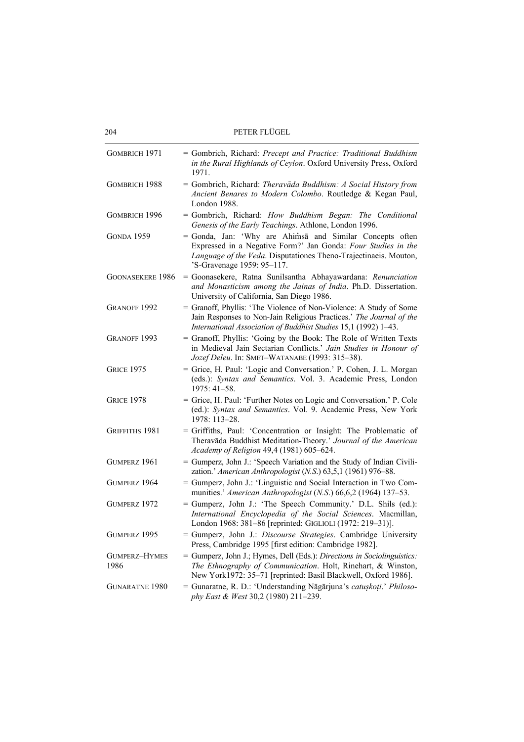| | |
|---|---|
| GOMBRICH 1971 | = Gombrich, Richard: *Precept and Practice: Traditional Buddhism in the Rural Highlands of Ceylon*. Oxford University Press, Oxford 1971. |
| GOMBRICH 1988 | = Gombrich, Richard: *Theravāda Buddhism: A Social History from Ancient Benares to Modern Colombo*. Routledge & Kegan Paul, London 1988. |
| GOMBRICH 1996 | = Gombrich, Richard: *How Buddhism Began: The Conditional Genesis of the Early Teachings*. Athlone, London 1996. |
| GONDA 1959 | = Gonda, Jan: 'Why are Ahiṁsā and Similar Concepts often Expressed in a Negative Form?' Jan Gonda: *Four Studies in the Language of the Veda*. Disputationes Theno-Trajectinaeis. Mouton, 'S-Gravenage 1959: 95–117. |
| GOONASEKERE 1986 | = Goonasekere, Ratna Sunilsantha Abhayawardana: *Renunciation and Monasticism among the Jainas of India*. Ph.D. Dissertation. University of California, San Diego 1986. |
| GRANOFF 1992 | = Granoff, Phyllis: 'The Violence of Non-Violence: A Study of Some Jain Responses to Non-Jain Religious Practices.' *The Journal of the International Association of Buddhist Studies* 15,1 (1992) 1–43. |
| GRANOFF 1993 | = Granoff, Phyllis: 'Going by the Book: The Role of Written Texts in Medieval Jain Sectarian Conflicts.' *Jain Studies in Honour of Jozef Deleu*. In: SMET–WATANABE (1993: 315–38). |
| GRICE 1975 | = Grice, H. Paul: 'Logic and Conversation.' P. Cohen, J. L. Morgan (eds.): *Syntax and Semantics*. Vol. 3. Academic Press, London 1975: 41–58. |
| GRICE 1978 | = Grice, H. Paul: 'Further Notes on Logic and Conversation.' P. Cole (ed.): *Syntax and Semantics*. Vol. 9. Academic Press, New York 1978: 113–28. |
| GRIFFITHS 1981 | = Griffiths, Paul: 'Concentration or Insight: The Problematic of Theravāda Buddhist Meditation-Theory.' *Journal of the American Academy of Religion* 49,4 (1981) 605–624. |
| GUMPERZ 1961 | = Gumperz, John J.: 'Speech Variation and the Study of Indian Civilization.' *American Anthropologist* (*N.S.*) 63,5,1 (1961) 976–88. |
| GUMPERZ 1964 | = Gumperz, John J.: 'Linguistic and Social Interaction in Two Communities.' *American Anthropologist* (*N.S.*) 66,6,2 (1964) 137–53. |
| GUMPERZ 1972 | = Gumperz, John J.: 'The Speech Community.' D.L. Shils (ed.): *International Encyclopedia of the Social Sciences*. Macmillan, London 1968: 381–86 [reprinted: GIGLIOLI (1972: 219–31)]. |
| GUMPERZ 1995 | = Gumperz, John J.: *Discourse Strategies*. Cambridge University Press, Cambridge 1995 [first edition: Cambridge 1982]. |
| GUMPERZ–HYMES 1986 | = Gumperz, John J.; Hymes, Dell (Eds.): *Directions in Sociolinguistics: The Ethnography of Communication*. Holt, Rinehart, & Winston, New York1972: 35–71 [reprinted: Basil Blackwell, Oxford 1986]. |
| GUNARATNE 1980 | = Gunaratne, R. D.: 'Understanding Nāgārjuna's *catuṣkoṭi*.' *Philosophy East & West* 30,2 (1980) 211–239. |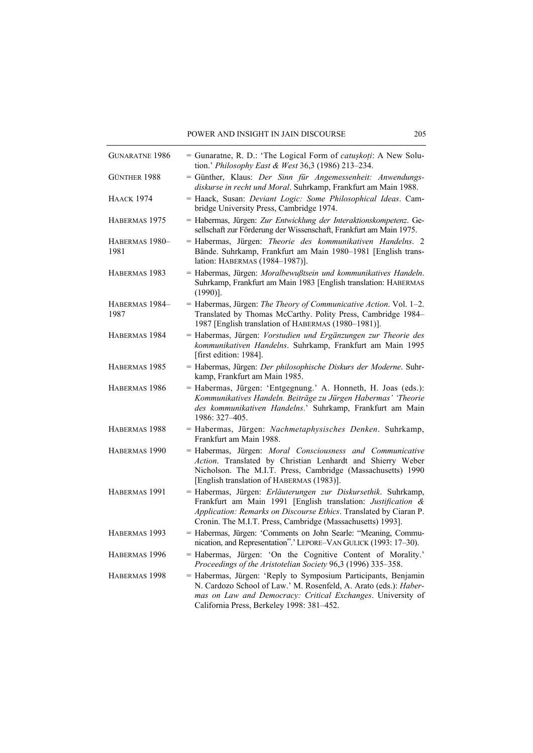GUNARATNE 1986 = Gunaratne, R. D.: 'The Logical Form of *catuṣkoṭi*: A New Solution.' *Philosophy East & West* 36,3 (1986) 213–234.

GÜNTHER 1988 = Günther, Klaus: *Der Sinn für Angemessenheit: Anwendungsdiskurse in recht und Moral*. Suhrkamp, Frankfurt am Main 1988.

HAACK 1974 = Haack, Susan: *Deviant Logic: Some Philosophical Ideas*. Cambridge University Press, Cambridge 1974.

HABERMAS 1975 = Habermas, Jürgen: *Zur Entwicklung der Interaktionskompetenz*. Gesellschaft zur Förderung der Wissenschaft, Frankfurt am Main 1975.

HABERMAS 1980–1981 = Habermas, Jürgen: *Theorie des kommunikativen Handelns*. 2 Bände. Suhrkamp, Frankfurt am Main 1980–1981 [English translation: HABERMAS (1984–1987)].

HABERMAS 1983 = Habermas, Jürgen: *Moralbewußtsein und kommunikatives Handeln*. Suhrkamp, Frankfurt am Main 1983 [English translation: HABERMAS (1990)].

HABERMAS 1984–1987 = Habermas, Jürgen: *The Theory of Communicative Action*. Vol. 1–2. Translated by Thomas McCarthy. Polity Press, Cambridge 1984–1987 [English translation of HABERMAS (1980–1981)].

HABERMAS 1984 = Habermas, Jürgen: *Vorstudien und Ergänzungen zur Theorie des kommunikativen Handelns*. Suhrkamp, Frankfurt am Main 1995 [first edition: 1984].

HABERMAS 1985 = Habermas, Jürgen: *Der philosophische Diskurs der Moderne*. Suhrkamp, Frankfurt am Main 1985.

HABERMAS 1986 = Habermas, Jürgen: 'Entgegnung.' A. Honneth, H. Joas (eds.): *Kommunikatives Handeln. Beiträge zu Jürgen Habermas' 'Theorie des kommunikativen Handelns*.' Suhrkamp, Frankfurt am Main 1986: 327–405.

HABERMAS 1988 = Habermas, Jürgen: *Nachmetaphysisches Denken*. Suhrkamp, Frankfurt am Main 1988.

HABERMAS 1990 = Habermas, Jürgen: *Moral Consciousness and Communicative Action*. Translated by Christian Lenhardt and Shierry Weber Nicholson. The M.I.T. Press, Cambridge (Massachusetts) 1990 [English translation of HABERMAS (1983)].

HABERMAS 1991 = Habermas, Jürgen: *Erläuterungen zur Diskursethik*. Suhrkamp, Frankfurt am Main 1991 [English translation: *Justification & Application: Remarks on Discourse Ethics*. Translated by Ciaran P. Cronin. The M.I.T. Press, Cambridge (Massachusetts) 1993].

HABERMAS 1993 = Habermas, Jürgen: 'Comments on John Searle: "Meaning, Communication, and Representation".' LEPORE–VAN GULICK (1993: 17–30).

HABERMAS 1996 = Habermas, Jürgen: 'On the Cognitive Content of Morality.' *Proceedings of the Aristotelian Society* 96,3 (1996) 335–358.

HABERMAS 1998 = Habermas, Jürgen: 'Reply to Symposium Participants, Benjamin N. Cardozo School of Law.' M. Rosenfeld, A. Arato (eds.): *Habermas on Law and Democracy: Critical Exchanges*. University of California Press, Berkeley 1998: 381–452.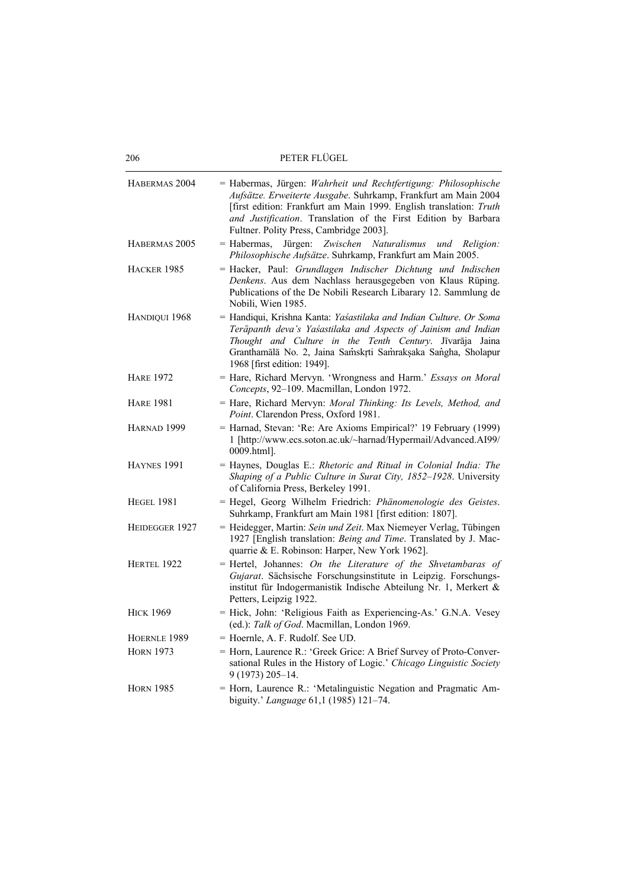HABERMAS 2004 = Habermas, Jürgen: *Wahrheit und Rechtfertigung: Philosophische Aufsätze. Erweiterte Ausgabe*. Suhrkamp, Frankfurt am Main 2004 [first edition: Frankfurt am Main 1999. English translation: *Truth and Justification*. Translation of the First Edition by Barbara Fultner. Polity Press, Cambridge 2003].

HABERMAS 2005 = Habermas, Jürgen: *Zwischen Naturalismus und Religion: Philosophische Aufsätze*. Suhrkamp, Frankfurt am Main 2005.

HACKER 1985 = Hacker, Paul: *Grundlagen Indischer Dichtung und Indischen Denkens*. Aus dem Nachlass herausgegeben von Klaus Rüping. Publications of the De Nobili Research Libarary 12. Sammlung de Nobili, Wien 1985.

HANDIQUI 1968 = Handiqui, Krishna Kanta: *Yaśastilaka and Indian Culture. Or Soma Terāpanth deva's Yaśastilaka and Aspects of Jainism and Indian Thought and Culture in the Tenth Century*. Jīvarāja Jaina Granthamālā No. 2, Jaina Saṁskṛti Saṁrakṣaka Saṅgha, Sholapur 1968 [first edition: 1949].

HARE 1972 = Hare, Richard Mervyn. 'Wrongness and Harm.' *Essays on Moral Concepts*, 92–109. Macmillan, London 1972.

HARE 1981 = Hare, Richard Mervyn: *Moral Thinking: Its Levels, Method, and Point*. Clarendon Press, Oxford 1981.

HARNAD 1999 = Harnad, Stevan: 'Re: Are Axioms Empirical?' 19 February (1999) 1 [http://www.ecs.soton.ac.uk/~harnad/Hypermail/Advanced.AI99/0009.html].

HAYNES 1991 = Haynes, Douglas E.: *Rhetoric and Ritual in Colonial India: The Shaping of a Public Culture in Surat City, 1852–1928*. University of California Press, Berkeley 1991.

HEGEL 1981 = Hegel, Georg Wilhelm Friedrich: *Phänomenologie des Geistes*. Suhrkamp, Frankfurt am Main 1981 [first edition: 1807].

HEIDEGGER 1927 = Heidegger, Martin: *Sein und Zeit*. Max Niemeyer Verlag, Tübingen 1927 [English translation: *Being and Time*. Translated by J. Macquarrie & E. Robinson: Harper, New York 1962].

HERTEL 1922 = Hertel, Johannes: *On the Literature of the Shvetambaras of Gujarat*. Sächsische Forschungsinstitute in Leipzig. Forschungsinstitut für Indogermanistik Indische Abteilung Nr. 1, Merkert & Petters, Leipzig 1922.

HICK 1969 = Hick, John: 'Religious Faith as Experiencing-As.' G.N.A. Vesey (ed.): *Talk of God*. Macmillan, London 1969.

HOERNLE 1989 = Hoernle, A. F. Rudolf. See UD.

HORN 1973 = Horn, Laurence R.: 'Greek Grice: A Brief Survey of Proto-Conversational Rules in the History of Logic.' *Chicago Linguistic Society* 9 (1973) 205–14.

HORN 1985 = Horn, Laurence R.: 'Metalinguistic Negation and Pragmatic Ambiguity.' *Language* 61,1 (1985) 121–74.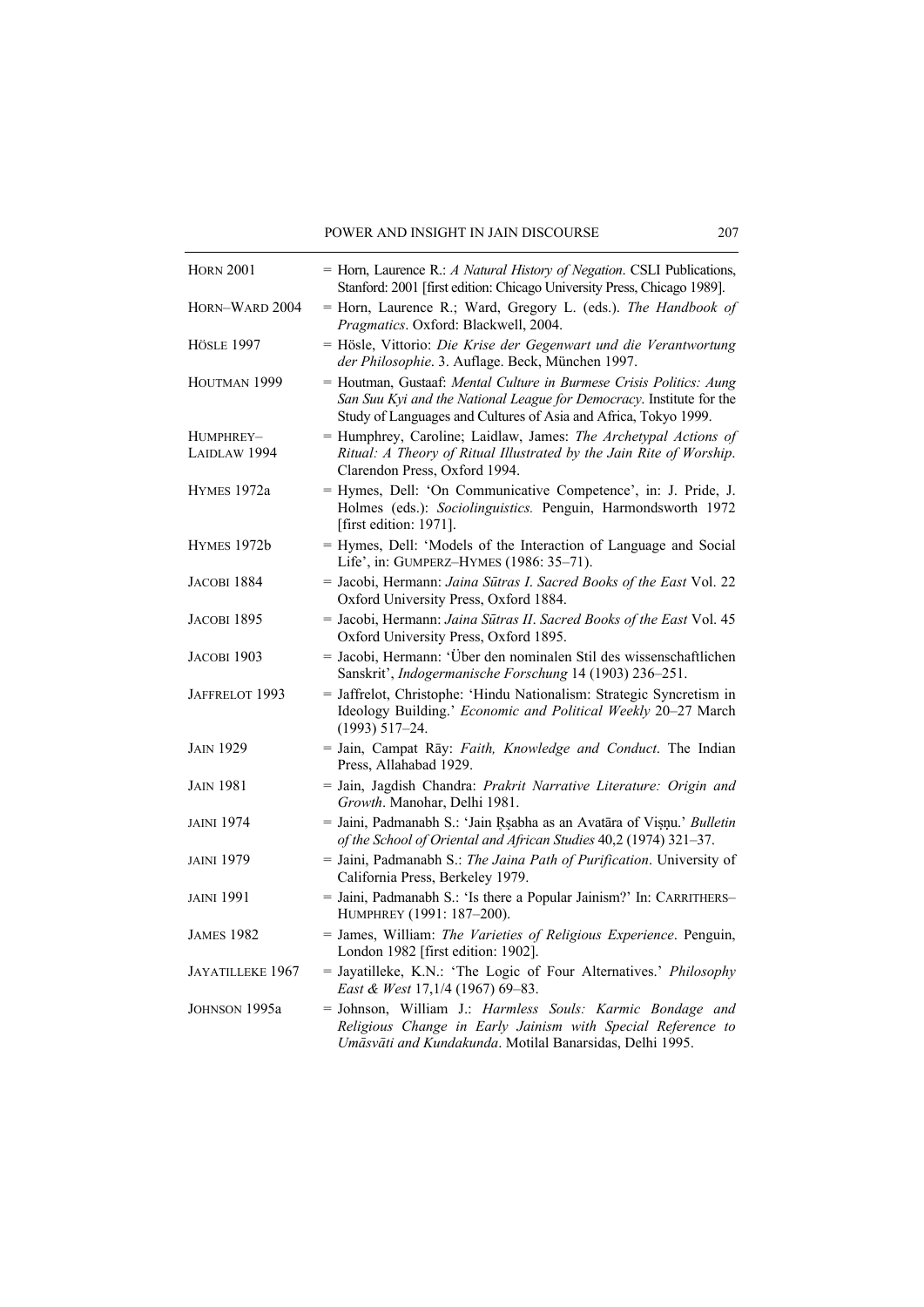| | |
|---|---|
| HORN 2001 | = Horn, Laurence R.: *A Natural History of Negation*. CSLI Publications, Stanford: 2001 [first edition: Chicago University Press, Chicago 1989]. |
| HORN–WARD 2004 | = Horn, Laurence R.; Ward, Gregory L. (eds.). *The Handbook of Pragmatics*. Oxford: Blackwell, 2004. |
| HÖSLE 1997 | = Hösle, Vittorio: *Die Krise der Gegenwart und die Verantwortung der Philosophie*. 3. Auflage. Beck, München 1997. |
| HOUTMAN 1999 | = Houtman, Gustaaf: *Mental Culture in Burmese Crisis Politics: Aung San Suu Kyi and the National League for Democracy*. Institute for the Study of Languages and Cultures of Asia and Africa, Tokyo 1999. |
| HUMPHREY–LAIDLAW 1994 | = Humphrey, Caroline; Laidlaw, James: *The Archetypal Actions of Ritual: A Theory of Ritual Illustrated by the Jain Rite of Worship*. Clarendon Press, Oxford 1994. |
| HYMES 1972a | = Hymes, Dell: 'On Communicative Competence', in: J. Pride, J. Holmes (eds.): *Sociolinguistics.* Penguin, Harmondsworth 1972 [first edition: 1971]. |
| HYMES 1972b | = Hymes, Dell: 'Models of the Interaction of Language and Social Life', in: GUMPERZ–HYMES (1986: 35–71). |
| JACOBI 1884 | = Jacobi, Hermann: *Jaina Sūtras I*. *Sacred Books of the East* Vol. 22 Oxford University Press, Oxford 1884. |
| JACOBI 1895 | = Jacobi, Hermann: *Jaina Sūtras II*. *Sacred Books of the East* Vol. 45 Oxford University Press, Oxford 1895. |
| JACOBI 1903 | = Jacobi, Hermann: 'Über den nominalen Stil des wissenschaftlichen Sanskrit', *Indogermanische Forschung* 14 (1903) 236–251. |
| JAFFRELOT 1993 | = Jaffrelot, Christophe: 'Hindu Nationalism: Strategic Syncretism in Ideology Building.' *Economic and Political Weekly* 20–27 March (1993) 517–24. |
| JAIN 1929 | = Jain, Campat Rāy: *Faith, Knowledge and Conduct*. The Indian Press, Allahabad 1929. |
| JAIN 1981 | = Jain, Jagdish Chandra: *Prakrit Narrative Literature: Origin and Growth*. Manohar, Delhi 1981. |
| JAINI 1974 | = Jaini, Padmanabh S.: 'Jain Ṛṣabha as an Avatāra of Viṣṇu.' *Bulletin of the School of Oriental and African Studies* 40,2 (1974) 321–37. |
| JAINI 1979 | = Jaini, Padmanabh S.: *The Jaina Path of Purification*. University of California Press, Berkeley 1979. |
| JAINI 1991 | = Jaini, Padmanabh S.: 'Is there a Popular Jainism?' In: CARRITHERS–HUMPHREY (1991: 187–200). |
| JAMES 1982 | = James, William: *The Varieties of Religious Experience*. Penguin, London 1982 [first edition: 1902]. |
| JAYATILLEKE 1967 | = Jayatilleke, K.N.: 'The Logic of Four Alternatives.' *Philosophy East & West* 17,1/4 (1967) 69–83. |
| JOHNSON 1995a | = Johnson, William J.: *Harmless Souls: Karmic Bondage and Religious Change in Early Jainism with Special Reference to Umāsvāti and Kundakunda*. Motilal Banarsidas, Delhi 1995. |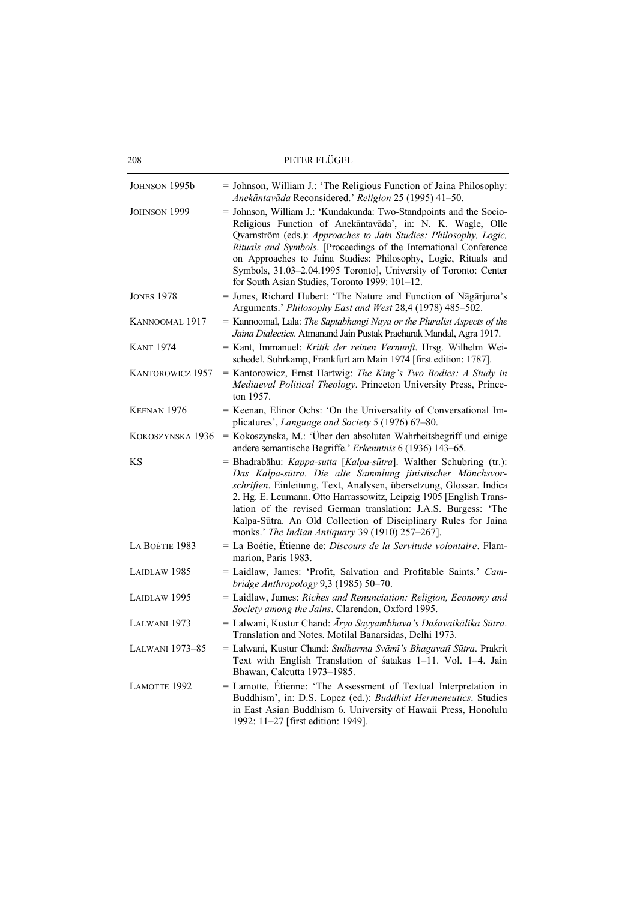JOHNSON 1995b = Johnson, William J.: 'The Religious Function of Jaina Philosophy: *Anekāntavāda* Reconsidered.' *Religion* 25 (1995) 41–50.

JOHNSON 1999 = Johnson, William J.: 'Kundakunda: Two-Standpoints and the Socio-Religious Function of Anekāntavāda', in: N. K. Wagle, Olle Qvarnström (eds.): *Approaches to Jain Studies: Philosophy, Logic, Rituals and Symbols*. [Proceedings of the International Conference on Approaches to Jaina Studies: Philosophy, Logic, Rituals and Symbols, 31.03–2.04.1995 Toronto], University of Toronto: Center for South Asian Studies, Toronto 1999: 101–12.

JONES 1978 = Jones, Richard Hubert: 'The Nature and Function of Nāgārjuna's Arguments.' *Philosophy East and West* 28,4 (1978) 485–502.

KANNOOMAL 1917 = Kannoomal, Lala: *The Saptabhangi Naya or the Pluralist Aspects of the Jaina Dialectics*. Atmanand Jain Pustak Pracharak Mandal, Agra 1917.

KANT 1974 = Kant, Immanuel: *Kritik der reinen Vernunft*. Hrsg. Wilhelm Weischedel. Suhrkamp, Frankfurt am Main 1974 [first edition: 1787].

KANTOROWICZ 1957 = Kantorowicz, Ernst Hartwig: *The King's Two Bodies: A Study in Mediaeval Political Theology*. Princeton University Press, Princeton 1957.

KEENAN 1976 = Keenan, Elinor Ochs: 'On the Universality of Conversational Implicatures', *Language and Society* 5 (1976) 67–80.

KOKOSZYNSKA 1936 = Kokoszynska, M.: 'Über den absoluten Wahrheitsbegriff und einige andere semantische Begriffe.' *Erkenntnis* 6 (1936) 143–65.

KS = Bhadrabāhu: *Kappa-sutta* [*Kalpa-sūtra*]. Walther Schubring (tr.): *Das Kalpa-sūtra. Die alte Sammlung jinistischer Mönchsvorschriften*. Einleitung, Text, Analysen, übersetzung, Glossar. Indica 2. Hg. E. Leumann. Otto Harrassowitz, Leipzig 1905 [English Translation of the revised German translation: J.A.S. Burgess: 'The Kalpa-Sūtra. An Old Collection of Disciplinary Rules for Jaina monks.' *The Indian Antiquary* 39 (1910) 257–267].

LA BOÉTIE 1983 = La Boétie, Étienne de: *Discours de la Servitude volontaire*. Flammarion, Paris 1983.

LAIDLAW 1985 = Laidlaw, James: 'Profit, Salvation and Profitable Saints.' *Cambridge Anthropology* 9,3 (1985) 50–70.

LAIDLAW 1995 = Laidlaw, James: *Riches and Renunciation: Religion, Economy and Society among the Jains*. Clarendon, Oxford 1995.

LALWANI 1973 = Lalwani, Kustur Chand: *Ārya Sayyambhava's Daśavaikālika Sūtra*. Translation and Notes. Motilal Banarsidas, Delhi 1973.

LALWANI 1973–85 = Lalwani, Kustur Chand: *Sudharma Svāmī's Bhagavatī Sūtra*. Prakrit Text with English Translation of śatakas 1–11. Vol. 1–4. Jain Bhawan, Calcutta 1973–1985.

LAMOTTE 1992 = Lamotte, Étienne: 'The Assessment of Textual Interpretation in Buddhism', in: D.S. Lopez (ed.): *Buddhist Hermeneutics*. Studies in East Asian Buddhism 6. University of Hawaii Press, Honolulu 1992: 11–27 [first edition: 1949].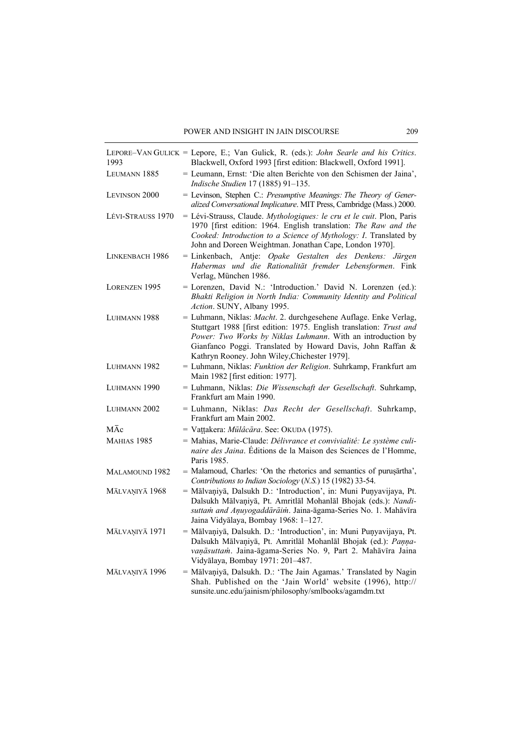LEPORE–VAN GULICK 1993 = Lepore, E.; Van Gulick, R. (eds.): *John Searle and his Critics*. Blackwell, Oxford 1993 [first edition: Blackwell, Oxford 1991].

LEUMANN 1885 = Leumann, Ernst: 'Die alten Berichte von den Schismen der Jaina', *Indische Studien* 17 (1885) 91–135.

LEVINSON 2000 = Levinson, Stephen C.: *Presumptive Meanings: The Theory of Generalized Conversational Implicature*. MIT Press, Cambridge (Mass.) 2000.

LÉVI-STRAUSS 1970 = Lévi-Strauss, Claude. *Mythologiques: le cru et le cuit*. Plon, Paris 1970 [first edition: 1964. English translation: *The Raw and the Cooked: Introduction to a Science of Mythology: I*. Translated by John and Doreen Weightman. Jonathan Cape, London 1970].

LINKENBACH 1986 = Linkenbach, Antje: *Opake Gestalten des Denkens: Jürgen Habermas und die Rationalität fremder Lebensformen*. Fink Verlag, München 1986.

LORENZEN 1995 = Lorenzen, David N.: 'Introduction.' David N. Lorenzen (ed.): *Bhakti Religion in North India: Community Identity and Political Action*. SUNY, Albany 1995.

LUHMANN 1988 = Luhmann, Niklas: *Macht*. 2. durchgesehene Auflage. Enke Verlag, Stuttgart 1988 [first edition: 1975. English translation: *Trust and Power: Two Works by Niklas Luhmann*. With an introduction by Gianfanco Poggi. Translated by Howard Davis, John Raffan & Kathryn Rooney. John Wiley,Chichester 1979].

LUHMANN 1982 = Luhmann, Niklas: *Funktion der Religion*. Suhrkamp, Frankfurt am Main 1982 [first edition: 1977].

LUHMANN 1990 = Luhmann, Niklas: *Die Wissenschaft der Gesellschaft*. Suhrkamp, Frankfurt am Main 1990.

LUHMANN 2002 = Luhmann, Niklas: *Das Recht der Gesellschaft*. Suhrkamp, Frankfurt am Main 2002.

MĀc = Vaṭṭakera: *Mūlâcāra*. See: OKUDA (1975).

MAHIAS 1985 = Mahias, Marie-Claude: *Délivrance et convivialité: Le système culinaire des Jaina*. Éditions de la Maison des Sciences de l'Homme, Paris 1985.

MALAMOUND 1982 = Malamoud, Charles: 'On the rhetorics and semantics of puruṣārtha', *Contributions to Indian Sociology* (*N.S.*) 15 (1982) 33-54.

MĀLVAṆIYĀ 1968 = Mālvaṇiyā, Dalsukh D.: 'Introduction', in: Muni Puṇyavijaya, Pt. Dalsukh Mālvaṇiyā, Pt. Amritlāl Mohanlāl Bhojak (eds.): *Nandisuttaṁ and Aṇuyogaddārāiṁ*. Jaina-āgama-Series No. 1. Mahāvīra Jaina Vidyālaya, Bombay 1968: 1–127.

MĀLVAṆIYĀ 1971 = Mālvaṇiyā, Dalsukh. D.: 'Introduction', in: Muni Puṇyavijaya, Pt. Dalsukh Mālvaṇiyā, Pt. Amritlāl Mohanlāl Bhojak (ed.): *Paṇṇavaṇāsuttaṁ*. Jaina-āgama-Series No. 9, Part 2. Mahāvīra Jaina Vidyālaya, Bombay 1971: 201–487.

MĀLVAṆIYĀ 1996 = Mālvaṇiyā, Dalsukh. D.: 'The Jain Agamas.' Translated by Nagin Shah. Published on the 'Jain World' website (1996), http://sunsite.unc.edu/jainism/philosophy/smlbooks/agamdm.txt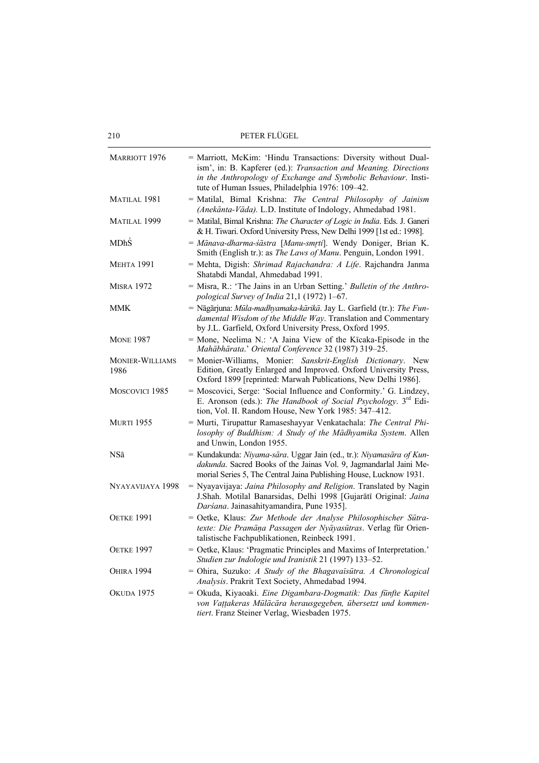| | |
|---|---|
| MARRIOTT 1976 | = Marriott, McKim: 'Hindu Transactions: Diversity without Dualism', in: B. Kapferer (ed.): *Transaction and Meaning. Directions in the Anthropology of Exchange and Symbolic Behaviour*. Institute of Human Issues, Philadelphia 1976: 109–42. |
| MATILAL 1981 | = Matilal, Bimal Krishna: *The Central Philosophy of Jainism (Anekānta-Vāda).* L.D. Institute of Indology, Ahmedabad 1981. |
| MATILAL 1999 | = Matilal, Bimal Krishna: *The Character of Logic in India*. Eds. J. Ganeri & H. Tiwari. Oxford University Press, New Delhi 1999 [1st ed.: 1998]. |
| MDhŚ | = *Mānava-dharma-śāstra* [*Manu-smṛti*]. Wendy Doniger, Brian K. Smith (English tr.): as *The Laws of Manu*. Penguin, London 1991. |
| MEHTA 1991 | = Mehta, Digish: *Shrimad Rajachandra: A Life*. Rajchandra Janma Shatabdi Mandal, Ahmedabad 1991. |
| MISRA 1972 | = Misra, R.: 'The Jains in an Urban Setting.' *Bulletin of the Anthropological Survey of India* 21,1 (1972) 1–67. |
| MMK | = Nāgārjuna: *Mūla-madhyamaka-kārikā*. Jay L. Garfield (tr.): *The Fundamental Wisdom of the Middle Way*. Translation and Commentary by J.L. Garfield, Oxford University Press, Oxford 1995. |
| MONE 1987 | = Mone, Neelima N.: 'A Jaina View of the Kīcaka-Episode in the *Mahābhārata*.' *Oriental Conference* 32 (1987) 319–25. |
| MONIER-WILLIAMS 1986 | = Monier-Williams, Monier: *Sanskrit-English Dictionary*. New Edition, Greatly Enlarged and Improved. Oxford University Press, Oxford 1899 [reprinted: Marwah Publications, New Delhi 1986]. |
| MOSCOVICI 1985 | = Moscovici, Serge: 'Social Influence and Conformity.' G. Lindzey, E. Aronson (eds.): *The Handbook of Social Psychology*. 3rd Edition, Vol. II. Random House, New York 1985: 347–412. |
| MURTI 1955 | = Murti, Tirupattur Ramaseshayyar Venkatachala: *The Central Philosophy of Buddhism: A Study of the Mādhyamika System*. Allen and Unwin, London 1955. |
| NSā | = Kundakunda: *Niyama-sāra*. Uggar Jain (ed., tr.): *Niyamasāra of Kundakunda*. Sacred Books of the Jainas Vol. 9, Jagmandarlal Jaini Memorial Series 5, The Central Jaina Publishing House, Lucknow 1931. |
| NYAYAVIJAYA 1998 | = Nyayavijaya: *Jaina Philosophy and Religion*. Translated by Nagin J.Shah. Motilal Banarsidas, Delhi 1998 [Gujarātī Original: *Jaina Darśana*. Jainasahityamandira, Pune 1935]. |
| OETKE 1991 | = Oetke, Klaus: *Zur Methode der Analyse Philosophischer Sūtratexte: Die Pramāṇa Passagen der Nyāyasūtras*. Verlag für Orientalistische Fachpublikationen, Reinbeck 1991. |
| OETKE 1997 | = Oetke, Klaus: 'Pragmatic Principles and Maxims of Interpretation.' *Studien zur Indologie und Iranistik* 21 (1997) 133–52. |
| OHIRA 1994 | = Ohira, Suzuko: *A Study of the Bhagavaīsūtra. A Chronological Analysis*. Prakrit Text Society, Ahmedabad 1994. |
| OKUDA 1975 | = Okuda, Kiyaoaki. *Eine Digambara-Dogmatik: Das fünfte Kapitel von Vaṭṭakeras Mūlācāra herausgegeben, übersetzt und kommentiert*. Franz Steiner Verlag, Wiesbaden 1975. |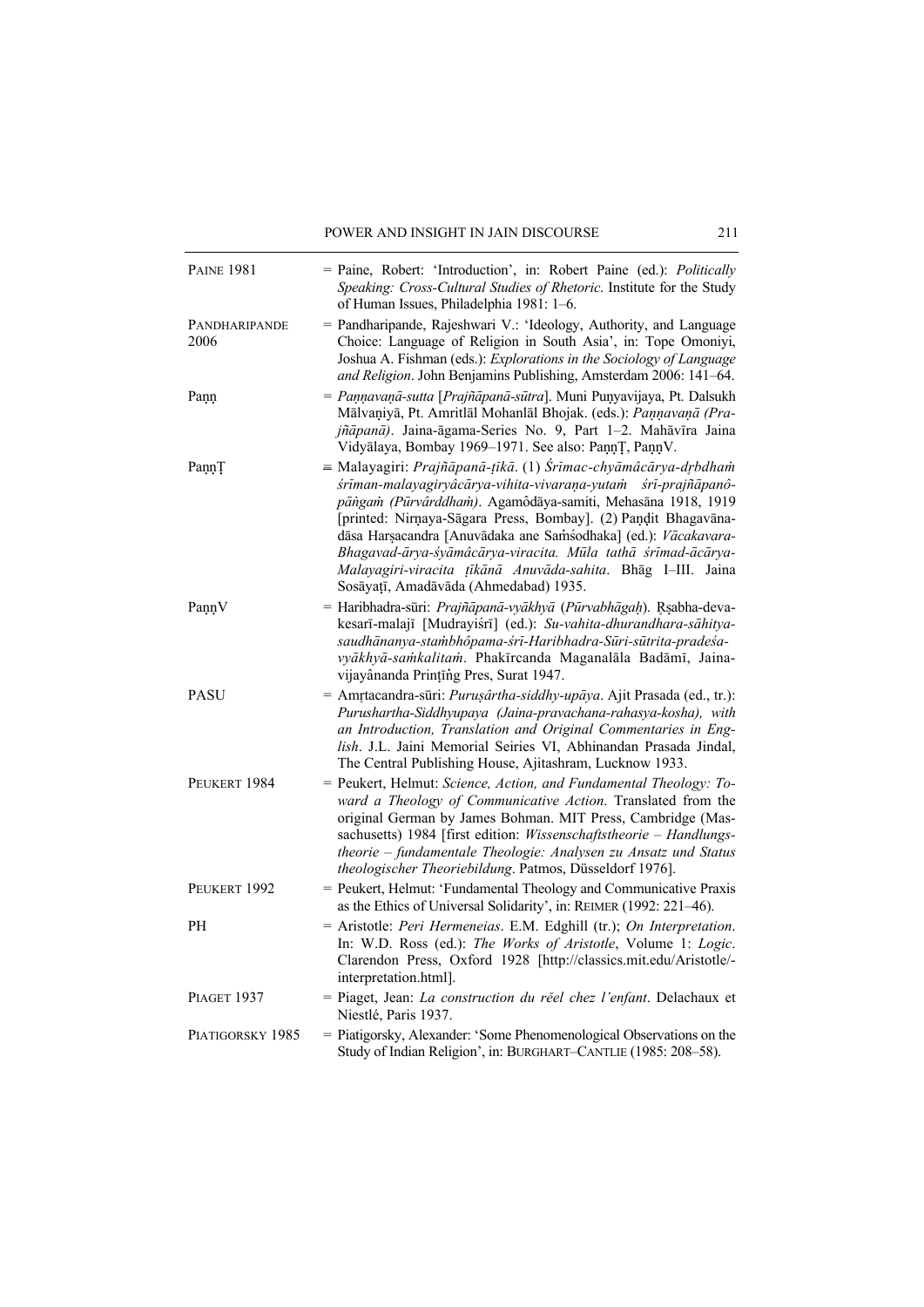PAINE 1981 = Paine, Robert: 'Introduction', in: Robert Paine (ed.): *Politically Speaking: Cross-Cultural Studies of Rhetoric*. Institute for the Study of Human Issues, Philadelphia 1981: 1–6.

PANDHARIPANDE 2006 = Pandharipande, Rajeshwari V.: 'Ideology, Authority, and Language Choice: Language of Religion in South Asia', in: Tope Omoniyi, Joshua A. Fishman (eds.): *Explorations in the Sociology of Language and Religion*. John Benjamins Publishing, Amsterdam 2006: 141–64.

Paṇṇ = *Paṇṇavaṇā-sutta* [*Prajñāpanā-sūtra*]. Muni Puṇyavijaya, Pt. Dalsukh Mālvaṇiyā, Pt. Amritlāl Mohanlāl Bhojak. (eds.): *Paṇṇavaṇā (Prajñāpanā)*. Jaina-āgama-Series No. 9, Part 1–2. Mahāvīra Jaina Vidyālaya, Bombay 1969–1971. See also: PaṇṇṬ, PaṇṇV.

PaṇṇṬ = Malayagiri: *Prajñāpanā-ṭīkā*. (1) *Śrīmac-chyāmâcārya-dṛbdhaṁ śrīman-malayagiryâcārya-vihita-vivaraṇa-yutaṁ śrī-prajñāpanôpāṅgaṁ (Pūrvârddhaṁ)*. Agamôdāya-samiti, Mehasāna 1918, 1919 [printed: Nirṇaya-Sāgara Press, Bombay]. (2) Paṇḍit Bhagavānadāsa Harṣacandra [Anuvādaka ane Saṁśodhaka] (ed.): *Vācakavara-Bhagavad-ārya-śyāmâcārya-viracita. Mūla tathā śrīmad-ācārya-Malayagiri-viracita ṭīkānā Anuvāda-sahita*. Bhāg I–III. Jaina Sosāyaṭī, Amadāvāda (Ahmedabad) 1935.

PaṇṇV = Haribhadra-sūri: *Prajñāpanā-vyākhyā* (*Pūrvabhāgaḥ*). Ṛṣabha-deva-kesarī-malajī [Mudrayiśrī] (ed.): *Su-vahita-dhurandhara-sāhitya-saudhānanya-staṁbhôpama-śrī-Haribhadra-Sūri-sūtrita-pradeśa-vyākhyā-saṁkalitaṁ*. Phakīrcanda Maganalāla Badāmī, Jaina-vijayânanda Prinṭiṅg Pres, Surat 1947.

PASU = Amṛtacandra-sūri: *Puruṣârtha-siddhy-upāya*. Ajit Prasada (ed., tr.): *Purushartha-Siddhyupaya (Jaina-pravachana-rahasya-kosha), with an Introduction, Translation and Original Commentaries in English*. J.L. Jaini Memorial Seiries VI, Abhinandan Prasada Jindal, The Central Publishing House, Ajitashram, Lucknow 1933.

PEUKERT 1984 = Peukert, Helmut: *Science, Action, and Fundamental Theology: Toward a Theology of Communicative Action*. Translated from the original German by James Bohman. MIT Press, Cambridge (Massachusetts) 1984 [first edition: *Wissenschaftstheorie – Handlungstheorie – fundamentale Theologie: Analysen zu Ansatz und Status theologischer Theoriebildung*. Patmos, Düsseldorf 1976].

PEUKERT 1992 = Peukert, Helmut: 'Fundamental Theology and Communicative Praxis as the Ethics of Universal Solidarity', in: REIMER (1992: 221–46).

PH = Aristotle: *Peri Hermeneias*. E.M. Edghill (tr.); *On Interpretation*. In: W.D. Ross (ed.): *The Works of Aristotle*, Volume 1: *Logic*. Clarendon Press, Oxford 1928 [http://classics.mit.edu/Aristotle/-interpretation.html].

PIAGET 1937 = Piaget, Jean: *La construction du rëel chez l'enfant*. Delachaux et Niestlé, Paris 1937.

PIATIGORSKY 1985 = Piatigorsky, Alexander: 'Some Phenomenological Observations on the Study of Indian Religion', in: BURGHART–CANTLIE (1985: 208–58).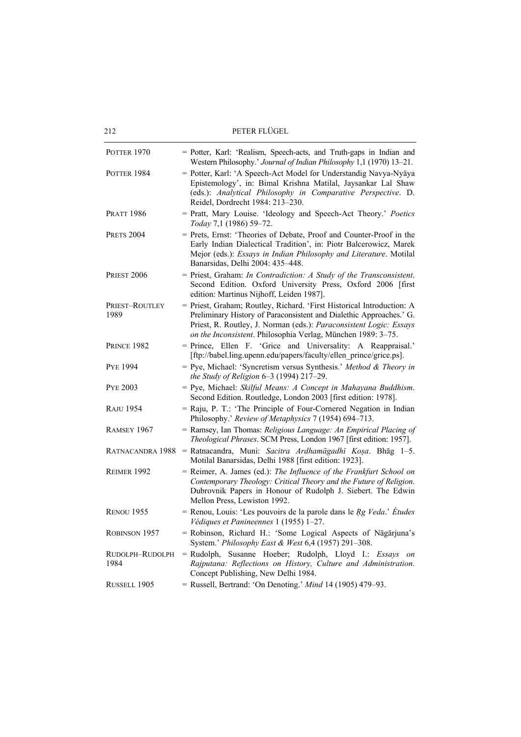| | |
|---|---|
| POTTER 1970 | = Potter, Karl: 'Realism, Speech-acts, and Truth-gaps in Indian and Western Philosophy.' *Journal of Indian Philosophy* 1,1 (1970) 13–21. |
| POTTER 1984 | = Potter, Karl: 'A Speech-Act Model for Understandig Navya-Nyāya Epistemology', in: Bimal Krishna Matilal, Jaysankar Lal Shaw (eds.): *Analytical Philosophy in Comparative Perspective*. D. Reidel, Dordrecht 1984: 213–230. |
| PRATT 1986 | = Pratt, Mary Louise. 'Ideology and Speech-Act Theory.' *Poetics Today* 7,1 (1986) 59–72. |
| PRETS 2004 | = Prets, Ernst: 'Theories of Debate, Proof and Counter-Proof in the Early Indian Dialectical Tradition', in: Piotr Balcerowicz, Marek Mejor (eds.): *Essays in Indian Philosophy and Literature*. Motilal Banarsidas, Delhi 2004: 435–448. |
| PRIEST 2006 | = Priest, Graham: *In Contradiction: A Study of the Transconsistent*. Second Edition. Oxford University Press, Oxford 2006 [first edition: Martinus Nijhoff, Leiden 1987]. |
| PRIEST–ROUTLEY 1989 | = Priest, Graham; Routley, Richard. 'First Historical Introduction: A Preliminary History of Paraconsistent and Dialethic Approaches.' G. Priest, R. Routley, J. Norman (eds.): *Paraconsistent Logic: Essays on the Inconsistent*. Philosophia Verlag, München 1989: 3–75. |
| PRINCE 1982 | = Prince, Ellen F. 'Grice and Universality: A Reappraisal.' [ftp://babel.ling.upenn.edu/papers/faculty/ellen_prince/grice.ps]. |
| PYE 1994 | = Pye, Michael: 'Syncretism versus Synthesis.' *Method & Theory in the Study of Religion* 6–3 (1994) 217–29. |
| PYE 2003 | = Pye, Michael: *Skilful Means: A Concept in Mahayana Buddhism*. Second Edition. Routledge, London 2003 [first edition: 1978]. |
| RAJU 1954 | = Raju, P. T.: 'The Principle of Four-Cornered Negation in Indian Philosophy.' *Review of Metaphysics* 7 (1954) 694–713. |
| RAMSEY 1967 | = Ramsey, Ian Thomas: *Religious Language: An Empirical Placing of Theological Phrases*. SCM Press, London 1967 [first edition: 1957]. |
| RATNACANDRA 1988 | = Ratnacandra, Muni: *Sacitra Ardhamāgadhī Koṣa*. Bhāg 1–5. Motilal Banarsidas, Delhi 1988 [first edition: 1923]. |
| REIMER 1992 | = Reimer, A. James (ed.): *The Influence of the Frankfurt School on Contemporary Theology: Critical Theory and the Future of Religion*. Dubrovnik Papers in Honour of Rudolph J. Siebert. The Edwin Mellon Press, Lewiston 1992. |
| RENOU 1955 | = Renou, Louis: 'Les pouvoirs de la parole dans le *Ṛg Veda*.' *Études Védiques et Panineennes* 1 (1955) 1–27. |
| ROBINSON 1957 | = Robinson, Richard H.: 'Some Logical Aspects of Nāgārjuna's System.' *Philosophy East & West* 6,4 (1957) 291–308. |
| RUDOLPH–RUDOLPH 1984 | = Rudolph, Susanne Hoeber; Rudolph, Lloyd I.: *Essays on Rajputana: Reflections on History, Culture and Administration*. Concept Publishing, New Delhi 1984. |
| RUSSELL 1905 | = Russell, Bertrand: 'On Denoting.' *Mind* 14 (1905) 479–93. |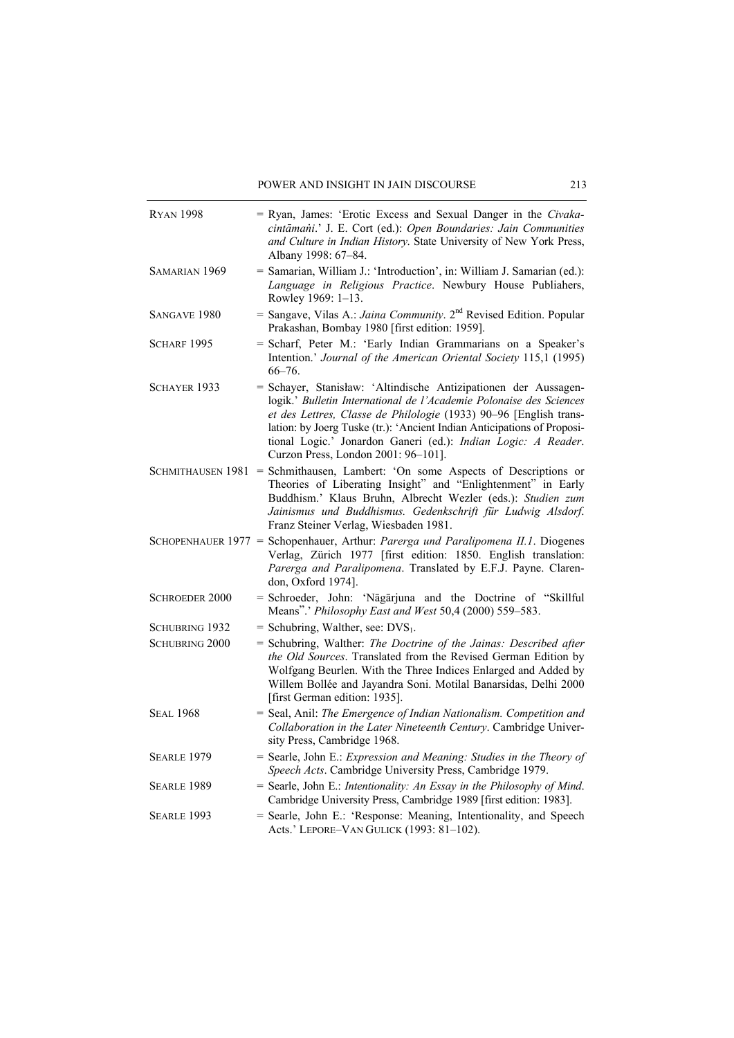RYAN 1998 = Ryan, James: 'Erotic Excess and Sexual Danger in the *Civakacintāmaṅi*.' J. E. Cort (ed.): *Open Boundaries: Jain Communities and Culture in Indian History*. State University of New York Press, Albany 1998: 67–84.

SAMARIAN 1969 = Samarian, William J.: 'Introduction', in: William J. Samarian (ed.): *Language in Religious Practice*. Newbury House Publiahers, Rowley 1969: 1–13.

SANGAVE 1980 = Sangave, Vilas A.: *Jaina Community*. 2nd Revised Edition. Popular Prakashan, Bombay 1980 [first edition: 1959].

SCHARF 1995 = Scharf, Peter M.: 'Early Indian Grammarians on a Speaker's Intention.' *Journal of the American Oriental Society* 115,1 (1995) 66–76.

SCHAYER 1933 = Schayer, Stanisław: 'Altindische Antizipationen der Aussagenlogik.' *Bulletin International de l'Academie Polonaise des Sciences et des Lettres, Classe de Philologie* (1933) 90–96 [English translation: by Joerg Tuske (tr.): 'Ancient Indian Anticipations of Propositional Logic.' Jonardon Ganeri (ed.): *Indian Logic: A Reader*. Curzon Press, London 2001: 96–101].

SCHMITHAUSEN 1981 = Schmithausen, Lambert: 'On some Aspects of Descriptions or Theories of Liberating Insight" and "Enlightenment" in Early Buddhism.' Klaus Bruhn, Albrecht Wezler (eds.): *Studien zum Jainismus und Buddhismus. Gedenkschrift für Ludwig Alsdorf*. Franz Steiner Verlag, Wiesbaden 1981.

SCHOPENHAUER 1977 = Schopenhauer, Arthur: *Parerga und Paralipomena II.1*. Diogenes Verlag, Zürich 1977 [first edition: 1850. English translation: *Parerga and Paralipomena*. Translated by E.F.J. Payne. Clarendon, Oxford 1974].

SCHROEDER 2000 = Schroeder, John: 'Nāgārjuna and the Doctrine of "Skillful Means".' *Philosophy East and West* 50,4 (2000) 559–583.

SCHUBRING 1932 = Schubring, Walther, see: $DVS_1$.

SCHUBRING 2000 = Schubring, Walther: *The Doctrine of the Jainas: Described after the Old Sources*. Translated from the Revised German Edition by Wolfgang Beurlen. With the Three Indices Enlarged and Added by Willem Bollée and Jayandra Soni. Motilal Banarsidas, Delhi 2000 [first German edition: 1935].

SEAL 1968 = Seal, Anil: *The Emergence of Indian Nationalism. Competition and Collaboration in the Later Nineteenth Century*. Cambridge University Press, Cambridge 1968.

SEARLE 1979 = Searle, John E.: *Expression and Meaning: Studies in the Theory of Speech Acts*. Cambridge University Press, Cambridge 1979.

SEARLE 1989 = Searle, John E.: *Intentionality: An Essay in the Philosophy of Mind*. Cambridge University Press, Cambridge 1989 [first edition: 1983].

SEARLE 1993 = Searle, John E.: 'Response: Meaning, Intentionality, and Speech Acts.' LEPORE–VAN GULICK (1993: 81–102).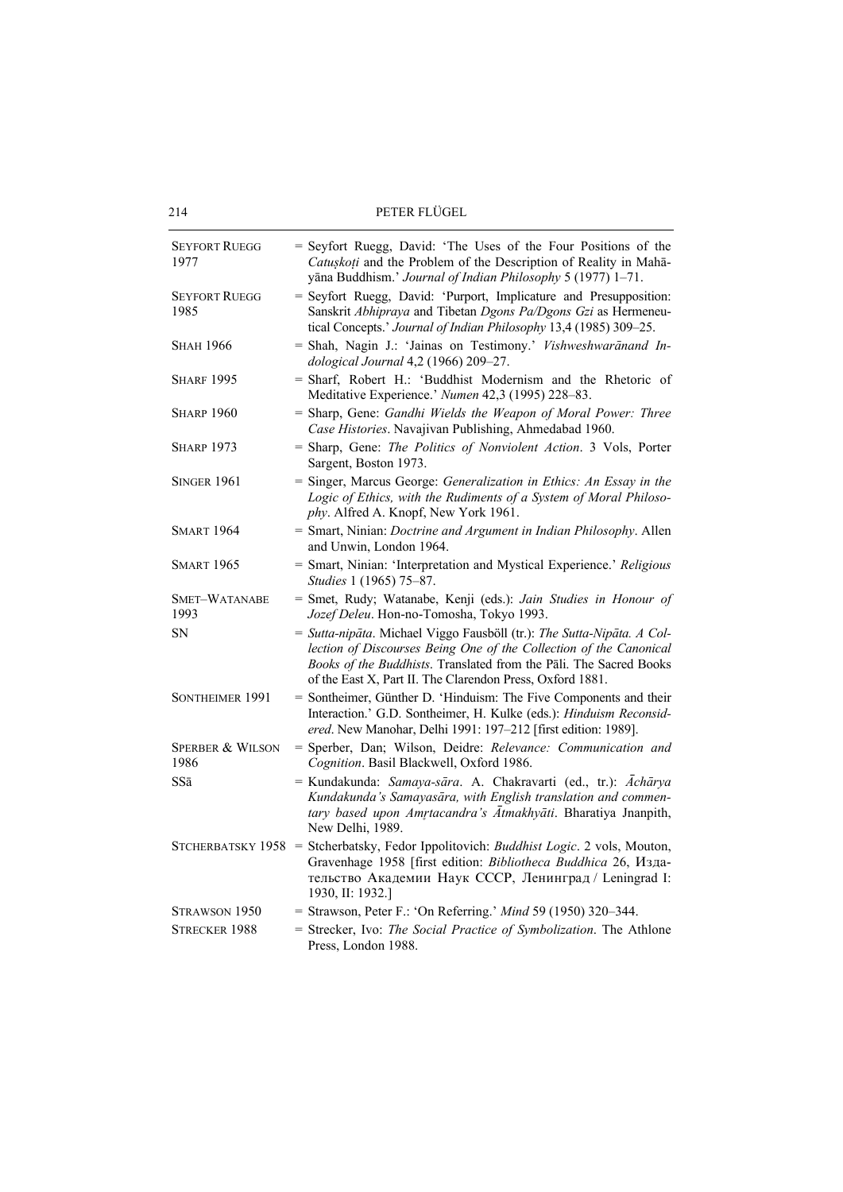| | |
|---|---|
| SEYFORT RUEGG 1977 | = Seyfort Ruegg, David: 'The Uses of the Four Positions of the *Catuṣkoṭi* and the Problem of the Description of Reality in Mahāyāna Buddhism.' *Journal of Indian Philosophy* 5 (1977) 1–71. |
| SEYFORT RUEGG 1985 | = Seyfort Ruegg, David: 'Purport, Implicature and Presupposition: Sanskrit *Abhipraya* and Tibetan *Dgons Pa/Dgons Gzi* as Hermeneutical Concepts.' *Journal of Indian Philosophy* 13,4 (1985) 309–25. |
| SHAH 1966 | = Shah, Nagin J.: 'Jainas on Testimony.' *Vishweshwarānand Indological Journal* 4,2 (1966) 209–27. |
| SHARF 1995 | = Sharf, Robert H.: 'Buddhist Modernism and the Rhetoric of Meditative Experience.' *Numen* 42,3 (1995) 228–83. |
| SHARP 1960 | = Sharp, Gene: *Gandhi Wields the Weapon of Moral Power: Three Case Histories*. Navajivan Publishing, Ahmedabad 1960. |
| SHARP 1973 | = Sharp, Gene: *The Politics of Nonviolent Action*. 3 Vols, Porter Sargent, Boston 1973. |
| SINGER 1961 | = Singer, Marcus George: *Generalization in Ethics: An Essay in the Logic of Ethics, with the Rudiments of a System of Moral Philosophy*. Alfred A. Knopf, New York 1961. |
| SMART 1964 | = Smart, Ninian: *Doctrine and Argument in Indian Philosophy*. Allen and Unwin, London 1964. |
| SMART 1965 | = Smart, Ninian: 'Interpretation and Mystical Experience.' *Religious Studies* 1 (1965) 75–87. |
| SMET–WATANABE 1993 | = Smet, Rudy; Watanabe, Kenji (eds.): *Jain Studies in Honour of Jozef Deleu*. Hon-no-Tomosha, Tokyo 1993. |
| SN | = *Sutta-nipāta*. Michael Viggo Fausböll (tr.): *The Sutta-Nipāta. A Collection of Discourses Being One of the Collection of the Canonical Books of the Buddhists*. Translated from the Pāli. The Sacred Books of the East X, Part II. The Clarendon Press, Oxford 1881. |
| SONTHEIMER 1991 | = Sontheimer, Günther D. 'Hinduism: The Five Components and their Interaction.' G.D. Sontheimer, H. Kulke (eds.): *Hinduism Reconsidered*. New Manohar, Delhi 1991: 197–212 [first edition: 1989]. |
| SPERBER & WILSON 1986 | = Sperber, Dan; Wilson, Deidre: *Relevance: Communication and Cognition*. Basil Blackwell, Oxford 1986. |
| SSā | = Kundakunda: *Samaya-sāra*. A. Chakravarti (ed., tr.): *Āchārya Kundakunda's Samayasāra, with English translation and commentary based upon Amṛtacandra's Ātmakhyāti*. Bharatiya Jnanpith, New Delhi, 1989. |
| STCHERBATSKY 1958 | = Stcherbatsky, Fedor Ippolitovich: *Buddhist Logic*. 2 vols, Mouton, Gravenhage 1958 [first edition: *Bibliotheca Buddhica* 26, Издательство Академии Наук СССР, Ленинград / Leningrad I: 1930, II: 1932.] |
| STRAWSON 1950 | = Strawson, Peter F.: 'On Referring.' *Mind* 59 (1950) 320–344. |
| STRECKER 1988 | = Strecker, Ivo: *The Social Practice of Symbolization*. The Athlone Press, London 1988. |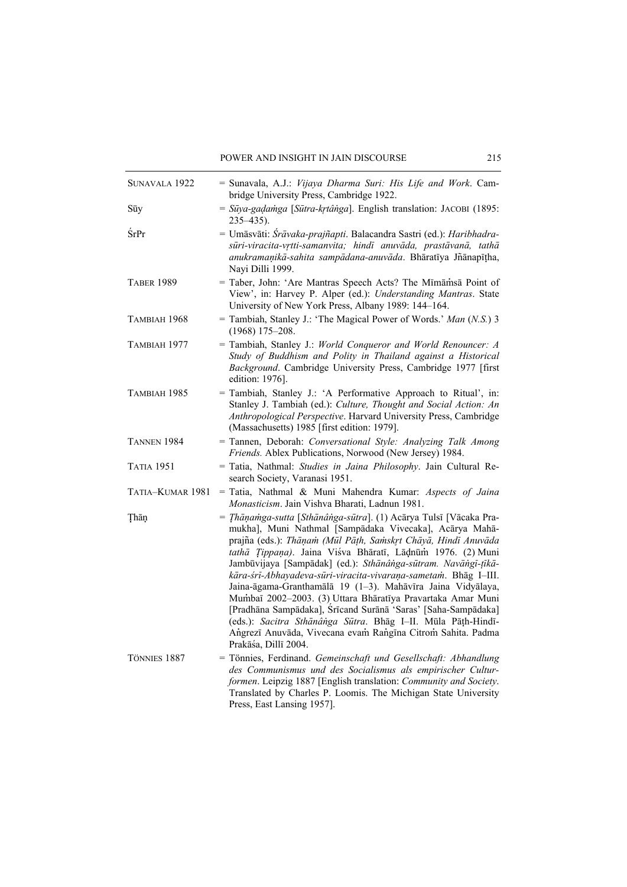SUNAVALA 1922 = Sunavala, A.J.: *Vijaya Dharma Suri: His Life and Work*. Cambridge University Press, Cambridge 1922.

Sūy = *Sūya-gaḍaṁga* [*Sūtra-kṛtâṅga*]. English translation: JACOBI (1895: 235–435).

ŚrPr = Umāsvāti: *Śrāvaka-prajñapti*. Balacandra Sastri (ed.): *Haribhadra-sūri-viracita-vṛtti-samanvita; hindī anuvāda, prastāvanā, tathā anukramaṇikā-sahita sampādana-anuvāda*. Bhāratīya Jñānapīṭha, Nayi Dilli 1999.

TABER 1989 = Taber, John: 'Are Mantras Speech Acts? The Mīmāṁsā Point of View', in: Harvey P. Alper (ed.): *Understanding Mantras*. State University of New York Press, Albany 1989: 144–164.

TAMBIAH 1968 = Tambiah, Stanley J.: 'The Magical Power of Words.' *Man* (*N.S.*) 3 (1968) 175–208.

TAMBIAH 1977 = Tambiah, Stanley J.: *World Conqueror and World Renouncer: A Study of Buddhism and Polity in Thailand against a Historical Background*. Cambridge University Press, Cambridge 1977 [first edition: 1976].

TAMBIAH 1985 = Tambiah, Stanley J.: 'A Performative Approach to Ritual', in: Stanley J. Tambiah (ed.): *Culture, Thought and Social Action: An Anthropological Perspective*. Harvard University Press, Cambridge (Massachusetts) 1985 [first edition: 1979].

TANNEN 1984 = Tannen, Deborah: *Conversational Style: Analyzing Talk Among Friends.* Ablex Publications, Norwood (New Jersey) 1984.

TATIA 1951 = Tatia, Nathmal: *Studies in Jaina Philosophy*. Jain Cultural Research Society, Varanasi 1951.

TATIA–KUMAR 1981 = Tatia, Nathmal & Muni Mahendra Kumar: *Aspects of Jaina Monasticism*. Jain Vishva Bharati, Ladnun 1981.

Ṭhāṇ = *Ṭhāṇaṁga-sutta* [*Sthānâṅga-sūtra*]. (1) Acārya Tulsī [Vācaka Pramukha], Muni Nathmal [Sampādaka Vivecaka], Acārya Mahāprajña (eds.): *Thāṇaṁ (Mūl Pāṭh, Saṁskṛt Chāyā, Hindī Anuvāda tathā Ṭippaṇa)*. Jaina Viśva Bhāratī, Lāḍnūṁ 1976. (2) Muni Jambūvijaya [Sampādak] (ed.): *Sthānâṅga-sūtram. Navāṅgī-ṭīkā-kāra-śrī-Abhayadeva-sūri-viracita-vivaraṇa-sametaṁ*. Bhāg I–III. Jaina-āgama-Granthamālā 19 (1–3). Mahāvīra Jaina Vidyālaya, Muṁbaī 2002–2003. (3) Uttara Bhāratīya Pravartaka Amar Muni [Pradhāna Sampādaka], Śrīcand Surānā 'Saras' [Saha-Sampādaka] (eds.): *Sacitra Sthānâṅga Sūtra*. Bhāg I–II. Mūla Pāṭh-Hindī-Aṅgrezī Anuvāda, Vivecana evaṁ Raṅgīna Citroṁ Sahita. Padma Prakāśa, Dillī 2004.

TÖNNIES 1887 = Tönnies, Ferdinand. *Gemeinschaft und Gesellschaft: Abhandlung des Communismus und des Socialismus als empirischer Culturformen*. Leipzig 1887 [English translation: *Community and Society*. Translated by Charles P. Loomis. The Michigan State University Press, East Lansing 1957].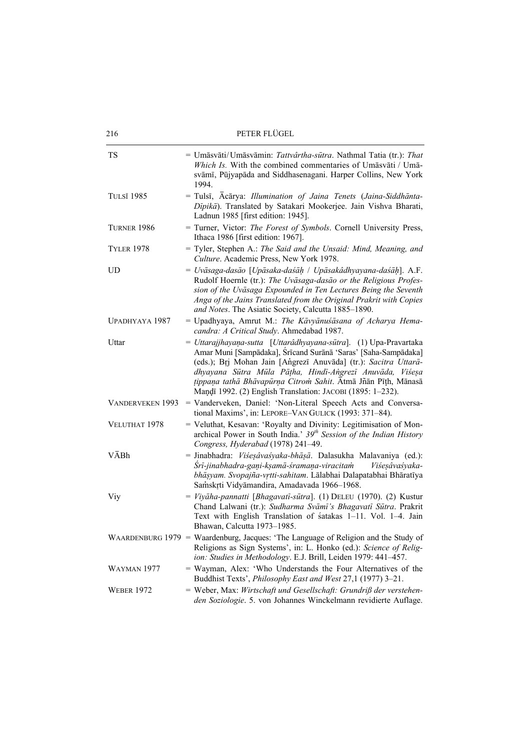| | |
|---|---|
| TS | = Umāsvāti/Umāsvāmin: *Tattvârtha-sūtra*. Nathmal Tatia (tr.): *That Which Is.* With the combined commentaries of Umāsvāti / Umāsvāmī, Pūjyapāda and Siddhasenagani. Harper Collins, New York 1994. |
| TULSĪ 1985 | = Tulsī, Ācārya: *Illumination of Jaina Tenets* (*Jaina-Siddhānta-Dīpikā*). Translated by Satakari Mookerjee. Jain Vishva Bharati, Ladnun 1985 [first edition: 1945]. |
| TURNER 1986 | = Turner, Victor: *The Forest of Symbols*. Cornell University Press, Ithaca 1986 [first edition: 1967]. |
| TYLER 1978 | = Tyler, Stephen A.: *The Said and the Unsaid: Mind, Meaning, and Culture*. Academic Press, New York 1978. |
| UD | = *Uvāsaga-dasāo* [*Upāsaka-daśāḥ* / *Upāsakâdhyayana-daśāḥ*]. A.F. Rudolf Hoernle (tr.): *The Uvāsaga-dasāo or the Religious Profession of the Uvāsaga Expounded in Ten Lectures Being the Seventh Anga of the Jains Translated from the Original Prakrit with Copies and Notes*. The Asiatic Society, Calcutta 1885–1890. |
| UPADHYAYA 1987 | = Upadhyaya, Amrut M.: *The Kāvyānuśāsana of Acharya Hemacandra: A Critical Study*. Ahmedabad 1987. |
| Uttar | = *Uttarajjhayaṇa-sutta* [*Uttarâdhyayana-sūtra*]. (1) Upa-Pravartaka Amar Muni [Sampādaka], Śrīcand Surānā 'Saras' [Saha-Sampādaka] (eds.); Bṛj Mohan Jain [Aṅgrezī Anuvāda] (tr.): *Sacitra Uttarādhyayana Sūtra Mūla Pāṭha, Hindī-Aṅgrezī Anuvāda, Viśeṣa ṭippaṇa tathā Bhāvapūrṇa Citroṁ Sahit*. Ātmā Jñān Pīṭh, Mānasā Maṇḍī 1992. (2) English Translation: JACOBI (1895: 1–232). |
| VANDERVEKEN 1993 | = Vanderveken, Daniel: 'Non-Literal Speech Acts and Conversational Maxims', in: LEPORE–VAN GULICK (1993: 371–84). |
| VELUTHAT 1978 | = Veluthat, Kesavan: 'Royalty and Divinity: Legitimisation of Monarchical Power in South India.' *39th Session of the Indian History Congress, Hyderabad* (1978) 241–49. |
| VĀBh | = Jinabhadra: *Viśeṣâvaśyaka-bhāṣā*. Dalasukha Malavaniya (ed.): *Śrī-jinabhadra-gaṇi-kṣamā-śramaṇa-viracitaṁ Viśeṣâvaśyaka-bhāṣyam. Svopajña-vṛtti-sahitam*. Lālabhai Dalapatabhai Bhāratīya Saṁskṛti Vidyāmandira, Amadavada 1966–1968. |
| Viy | = *Viyāha-pannatti* [*Bhagavatī-sūtra*]. (1) DELEU (1970). (2) Kustur Chand Lalwani (tr.): *Sudharma Svāmī's Bhagavatī Sūtra*. Prakrit Text with English Translation of śatakas 1–11. Vol. 1–4. Jain Bhawan, Calcutta 1973–1985. |
| WAARDENBURG 1979 | = Waardenburg, Jacques: 'The Language of Religion and the Study of Religions as Sign Systems', in: L. Honko (ed.): *Science of Religion: Studies in Methodology*. E.J. Brill, Leiden 1979: 441–457. |
| WAYMAN 1977 | = Wayman, Alex: 'Who Understands the Four Alternatives of the Buddhist Texts', *Philosophy East and West* 27,1 (1977) 3–21. |
| WEBER 1972 | = Weber, Max: *Wirtschaft und Gesellschaft: Grundriß der verstehenden Soziologie*. 5. von Johannes Winckelmann revidierte Auflage. |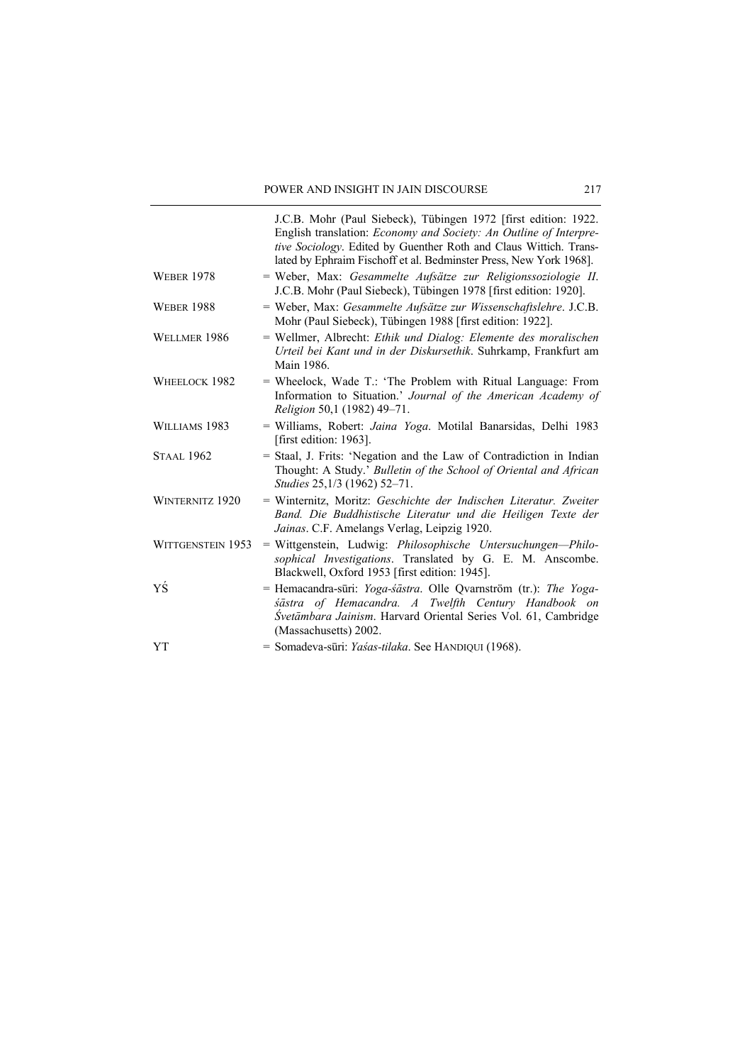J.C.B. Mohr (Paul Siebeck), Tübingen 1972 [first edition: 1922. English translation: *Economy and Society: An Outline of Interpretive Sociology*. Edited by Guenther Roth and Claus Wittich. Translated by Ephraim Fischoff et al. Bedminster Press, New York 1968].

WEBER 1978 = Weber, Max: *Gesammelte Aufsätze zur Religionssoziologie II*. J.C.B. Mohr (Paul Siebeck), Tübingen 1978 [first edition: 1920].

WEBER 1988 = Weber, Max: *Gesammelte Aufsätze zur Wissenschaftslehre*. J.C.B. Mohr (Paul Siebeck), Tübingen 1988 [first edition: 1922].

WELLMER 1986 = Wellmer, Albrecht: *Ethik und Dialog: Elemente des moralischen Urteil bei Kant und in der Diskursethik*. Suhrkamp, Frankfurt am Main 1986.

WHEELOCK 1982 = Wheelock, Wade T.: 'The Problem with Ritual Language: From Information to Situation.' *Journal of the American Academy of Religion* 50,1 (1982) 49–71.

WILLIAMS 1983 = Williams, Robert: *Jaina Yoga*. Motilal Banarsidas, Delhi 1983 [first edition: 1963].

STAAL 1962 = Staal, J. Frits: 'Negation and the Law of Contradiction in Indian Thought: A Study.' *Bulletin of the School of Oriental and African Studies* 25,1/3 (1962) 52–71.

WINTERNITZ 1920 = Winternitz, Moritz: *Geschichte der Indischen Literatur. Zweiter Band. Die Buddhistische Literatur und die Heiligen Texte der Jainas*. C.F. Amelangs Verlag, Leipzig 1920.

WITTGENSTEIN 1953 = Wittgenstein, Ludwig: *Philosophische Untersuchungen—Philosophical Investigations*. Translated by G. E. M. Anscombe. Blackwell, Oxford 1953 [first edition: 1945].

YŚ = Hemacandra-sūri: *Yoga-śāstra*. Olle Qvarnström (tr.): *The Yoga-śāstra of Hemacandra. A Twelfth Century Handbook on Śvetāmbara Jainism*. Harvard Oriental Series Vol. 61, Cambridge (Massachusetts) 2002.

YT = Somadeva-sūri: *Yaśas-tilaka*. See HANDIQUI (1968).